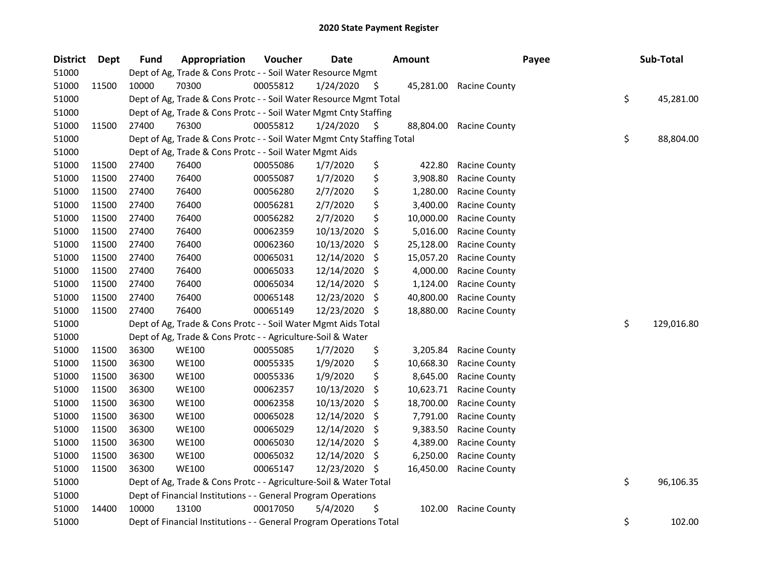# 2020 State Payment Register

| District | Dept | Fund | Appropriation | Voucher | Date | Amount | Payee | Sub-Total |
|---|---|---|---|---|---|---|---|---|
| 51000 | | Dept of Ag, Trade & Cons Protc - - Soil Water Resource Mgmt | | | | | | |
| 51000 | 11500 | 10000 | 70300 | 00055812 | 1/24/2020 | $ 45,281.00 | Racine County | |
| 51000 | | Dept of Ag, Trade & Cons Protc - - Soil Water Resource Mgmt Total | | | | | | $ 45,281.00 |
| 51000 | | Dept of Ag, Trade & Cons Protc - - Soil Water Mgmt Cnty Staffing | | | | | | |
| 51000 | 11500 | 27400 | 76300 | 00055812 | 1/24/2020 | $ 88,804.00 | Racine County | |
| 51000 | | Dept of Ag, Trade & Cons Protc - - Soil Water Mgmt Cnty Staffing Total | | | | | | $ 88,804.00 |
| 51000 | | Dept of Ag, Trade & Cons Protc - - Soil Water Mgmt Aids | | | | | | |
| 51000 | 11500 | 27400 | 76400 | 00055086 | 1/7/2020 | $ 422.80 | Racine County | |
| 51000 | 11500 | 27400 | 76400 | 00055087 | 1/7/2020 | $ 3,908.80 | Racine County | |
| 51000 | 11500 | 27400 | 76400 | 00056280 | 2/7/2020 | $ 1,280.00 | Racine County | |
| 51000 | 11500 | 27400 | 76400 | 00056281 | 2/7/2020 | $ 3,400.00 | Racine County | |
| 51000 | 11500 | 27400 | 76400 | 00056282 | 2/7/2020 | $ 10,000.00 | Racine County | |
| 51000 | 11500 | 27400 | 76400 | 00062359 | 10/13/2020 | $ 5,016.00 | Racine County | |
| 51000 | 11500 | 27400 | 76400 | 00062360 | 10/13/2020 | $ 25,128.00 | Racine County | |
| 51000 | 11500 | 27400 | 76400 | 00065031 | 12/14/2020 | $ 15,057.20 | Racine County | |
| 51000 | 11500 | 27400 | 76400 | 00065033 | 12/14/2020 | $ 4,000.00 | Racine County | |
| 51000 | 11500 | 27400 | 76400 | 00065034 | 12/14/2020 | $ 1,124.00 | Racine County | |
| 51000 | 11500 | 27400 | 76400 | 00065148 | 12/23/2020 | $ 40,800.00 | Racine County | |
| 51000 | 11500 | 27400 | 76400 | 00065149 | 12/23/2020 | $ 18,880.00 | Racine County | |
| 51000 | | Dept of Ag, Trade & Cons Protc - - Soil Water Mgmt Aids Total | | | | | | $ 129,016.80 |
| 51000 | | Dept of Ag, Trade & Cons Protc - - Agriculture-Soil & Water | | | | | | |
| 51000 | 11500 | 36300 | WE100 | 00055085 | 1/7/2020 | $ 3,205.84 | Racine County | |
| 51000 | 11500 | 36300 | WE100 | 00055335 | 1/9/2020 | $ 10,668.30 | Racine County | |
| 51000 | 11500 | 36300 | WE100 | 00055336 | 1/9/2020 | $ 8,645.00 | Racine County | |
| 51000 | 11500 | 36300 | WE100 | 00062357 | 10/13/2020 | $ 10,623.71 | Racine County | |
| 51000 | 11500 | 36300 | WE100 | 00062358 | 10/13/2020 | $ 18,700.00 | Racine County | |
| 51000 | 11500 | 36300 | WE100 | 00065028 | 12/14/2020 | $ 7,791.00 | Racine County | |
| 51000 | 11500 | 36300 | WE100 | 00065029 | 12/14/2020 | $ 9,383.50 | Racine County | |
| 51000 | 11500 | 36300 | WE100 | 00065030 | 12/14/2020 | $ 4,389.00 | Racine County | |
| 51000 | 11500 | 36300 | WE100 | 00065032 | 12/14/2020 | $ 6,250.00 | Racine County | |
| 51000 | 11500 | 36300 | WE100 | 00065147 | 12/23/2020 | $ 16,450.00 | Racine County | |
| 51000 | | Dept of Ag, Trade & Cons Protc - - Agriculture-Soil & Water Total | | | | | | $ 96,106.35 |
| 51000 | | Dept of Financial Institutions - - General Program Operations | | | | | | |
| 51000 | 14400 | 10000 | 13100 | 00017050 | 5/4/2020 | $ 102.00 | Racine County | |
| 51000 | | Dept of Financial Institutions - - General Program Operations Total | | | | | | $ 102.00 |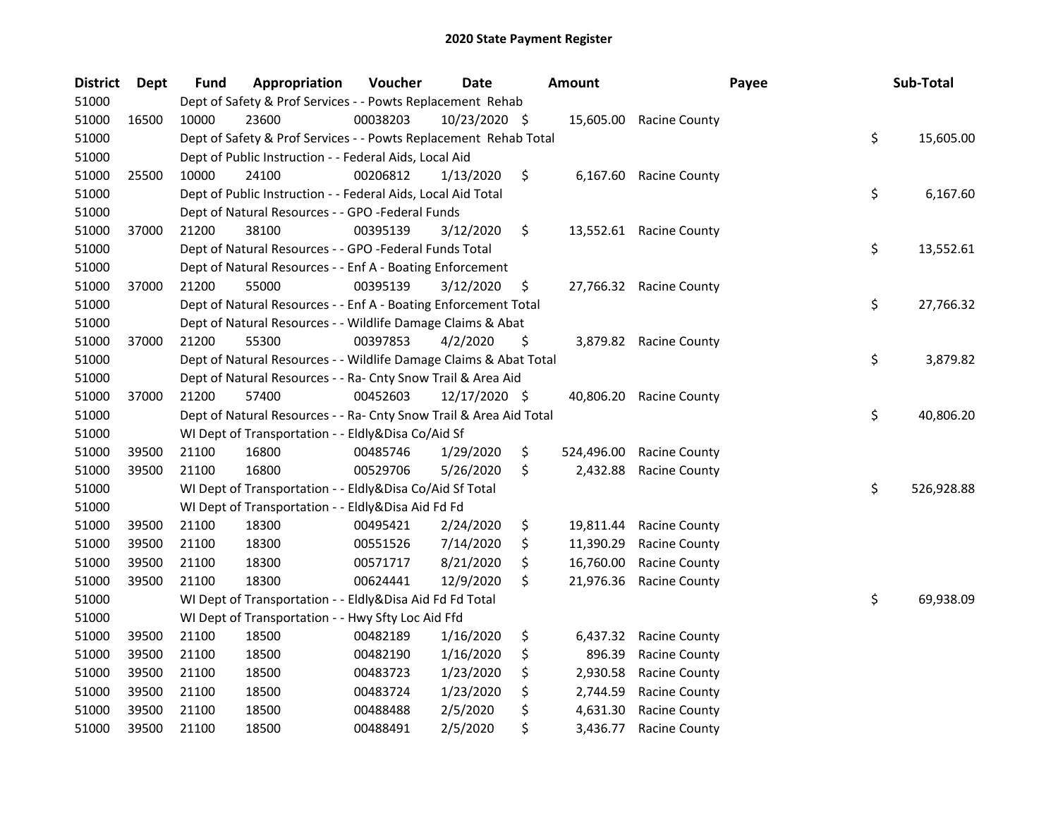# 2020 State Payment Register

| District | Dept | Fund | Appropriation | Voucher | Date | Amount | Payee | Sub-Total |
|---|---|---|---|---|---|---|---|---|
| 51000 | | Dept of Safety & Prof Services - - Powts Replacement Rehab | | | | | | |
| 51000 | 16500 | 10000 | 23600 | 00038203 | 10/23/2020 | $ 15,605.00 | Racine County | |
| 51000 | | Dept of Safety & Prof Services - - Powts Replacement Rehab Total | | | | | | $ 15,605.00 |
| 51000 | | Dept of Public Instruction - - Federal Aids, Local Aid | | | | | | |
| 51000 | 25500 | 10000 | 24100 | 00206812 | 1/13/2020 | $ 6,167.60 | Racine County | |
| 51000 | | Dept of Public Instruction - - Federal Aids, Local Aid Total | | | | | | $ 6,167.60 |
| 51000 | | Dept of Natural Resources - - GPO -Federal Funds | | | | | | |
| 51000 | 37000 | 21200 | 38100 | 00395139 | 3/12/2020 | $ 13,552.61 | Racine County | |
| 51000 | | Dept of Natural Resources - - GPO -Federal Funds Total | | | | | | $ 13,552.61 |
| 51000 | | Dept of Natural Resources - - Enf A - Boating Enforcement | | | | | | |
| 51000 | 37000 | 21200 | 55000 | 00395139 | 3/12/2020 | $ 27,766.32 | Racine County | |
| 51000 | | Dept of Natural Resources - - Enf A - Boating Enforcement Total | | | | | | $ 27,766.32 |
| 51000 | | Dept of Natural Resources - - Wildlife Damage Claims & Abat | | | | | | |
| 51000 | 37000 | 21200 | 55300 | 00397853 | 4/2/2020 | $ 3,879.82 | Racine County | |
| 51000 | | Dept of Natural Resources - - Wildlife Damage Claims & Abat Total | | | | | | $ 3,879.82 |
| 51000 | | Dept of Natural Resources - - Ra- Cnty Snow Trail & Area Aid | | | | | | |
| 51000 | 37000 | 21200 | 57400 | 00452603 | 12/17/2020 | $ 40,806.20 | Racine County | |
| 51000 | | Dept of Natural Resources - - Ra- Cnty Snow Trail & Area Aid Total | | | | | | $ 40,806.20 |
| 51000 | | WI Dept of Transportation - - Eldly&Disa Co/Aid Sf | | | | | | |
| 51000 | 39500 | 21100 | 16800 | 00485746 | 1/29/2020 | $ 524,496.00 | Racine County | |
| 51000 | 39500 | 21100 | 16800 | 00529706 | 5/26/2020 | $ 2,432.88 | Racine County | |
| 51000 | | WI Dept of Transportation - - Eldly&Disa Co/Aid Sf Total | | | | | | $ 526,928.88 |
| 51000 | | WI Dept of Transportation - - Eldly&Disa Aid Fd Fd | | | | | | |
| 51000 | 39500 | 21100 | 18300 | 00495421 | 2/24/2020 | $ 19,811.44 | Racine County | |
| 51000 | 39500 | 21100 | 18300 | 00551526 | 7/14/2020 | $ 11,390.29 | Racine County | |
| 51000 | 39500 | 21100 | 18300 | 00571717 | 8/21/2020 | $ 16,760.00 | Racine County | |
| 51000 | 39500 | 21100 | 18300 | 00624441 | 12/9/2020 | $ 21,976.36 | Racine County | |
| 51000 | | WI Dept of Transportation - - Eldly&Disa Aid Fd Fd Total | | | | | | $ 69,938.09 |
| 51000 | | WI Dept of Transportation - - Hwy Sfty Loc Aid Ffd | | | | | | |
| 51000 | 39500 | 21100 | 18500 | 00482189 | 1/16/2020 | $ 6,437.32 | Racine County | |
| 51000 | 39500 | 21100 | 18500 | 00482190 | 1/16/2020 | $ 896.39 | Racine County | |
| 51000 | 39500 | 21100 | 18500 | 00483723 | 1/23/2020 | $ 2,930.58 | Racine County | |
| 51000 | 39500 | 21100 | 18500 | 00483724 | 1/23/2020 | $ 2,744.59 | Racine County | |
| 51000 | 39500 | 21100 | 18500 | 00488488 | 2/5/2020 | $ 4,631.30 | Racine County | |
| 51000 | 39500 | 21100 | 18500 | 00488491 | 2/5/2020 | $ 3,436.77 | Racine County | |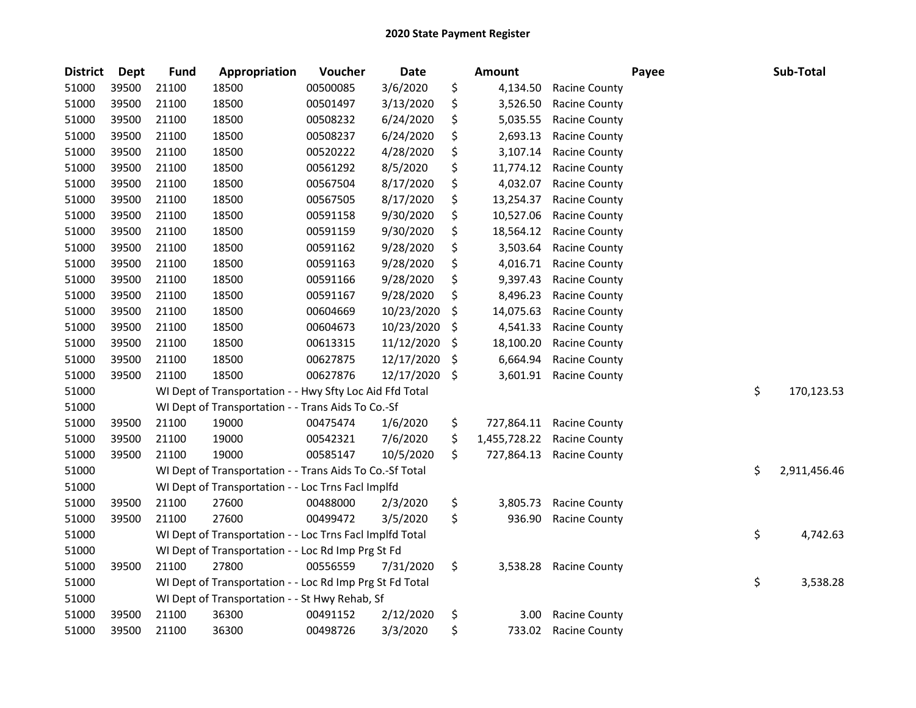# 2020 State Payment Register

| District | Dept | Fund | Appropriation | Voucher | Date | Amount | Payee | Sub-Total |
|---|---|---|---|---|---|---|---|---|
| 51000 | 39500 | 21100 | 18500 | 00500085 | 3/6/2020 | $ 4,134.50 | Racine County | |
| 51000 | 39500 | 21100 | 18500 | 00501497 | 3/13/2020 | $ 3,526.50 | Racine County | |
| 51000 | 39500 | 21100 | 18500 | 00508232 | 6/24/2020 | $ 5,035.55 | Racine County | |
| 51000 | 39500 | 21100 | 18500 | 00508237 | 6/24/2020 | $ 2,693.13 | Racine County | |
| 51000 | 39500 | 21100 | 18500 | 00520222 | 4/28/2020 | $ 3,107.14 | Racine County | |
| 51000 | 39500 | 21100 | 18500 | 00561292 | 8/5/2020 | $ 11,774.12 | Racine County | |
| 51000 | 39500 | 21100 | 18500 | 00567504 | 8/17/2020 | $ 4,032.07 | Racine County | |
| 51000 | 39500 | 21100 | 18500 | 00567505 | 8/17/2020 | $ 13,254.37 | Racine County | |
| 51000 | 39500 | 21100 | 18500 | 00591158 | 9/30/2020 | $ 10,527.06 | Racine County | |
| 51000 | 39500 | 21100 | 18500 | 00591159 | 9/30/2020 | $ 18,564.12 | Racine County | |
| 51000 | 39500 | 21100 | 18500 | 00591162 | 9/28/2020 | $ 3,503.64 | Racine County | |
| 51000 | 39500 | 21100 | 18500 | 00591163 | 9/28/2020 | $ 4,016.71 | Racine County | |
| 51000 | 39500 | 21100 | 18500 | 00591166 | 9/28/2020 | $ 9,397.43 | Racine County | |
| 51000 | 39500 | 21100 | 18500 | 00591167 | 9/28/2020 | $ 8,496.23 | Racine County | |
| 51000 | 39500 | 21100 | 18500 | 00604669 | 10/23/2020 | $ 14,075.63 | Racine County | |
| 51000 | 39500 | 21100 | 18500 | 00604673 | 10/23/2020 | $ 4,541.33 | Racine County | |
| 51000 | 39500 | 21100 | 18500 | 00613315 | 11/12/2020 | $ 18,100.20 | Racine County | |
| 51000 | 39500 | 21100 | 18500 | 00627875 | 12/17/2020 | $ 6,664.94 | Racine County | |
| 51000 | 39500 | 21100 | 18500 | 00627876 | 12/17/2020 | $ 3,601.91 | Racine County | |
| 51000 | | WI Dept of Transportation - - Hwy Sfty Loc Aid Ffd Total | | | | | | $ 170,123.53 |
| 51000 | | WI Dept of Transportation - - Trans Aids To Co.-Sf | | | | | | |
| 51000 | 39500 | 21100 | 19000 | 00475474 | 1/6/2020 | $ 727,864.11 | Racine County | |
| 51000 | 39500 | 21100 | 19000 | 00542321 | 7/6/2020 | $ 1,455,728.22 | Racine County | |
| 51000 | 39500 | 21100 | 19000 | 00585147 | 10/5/2020 | $ 727,864.13 | Racine County | |
| 51000 | | WI Dept of Transportation - - Trans Aids To Co.-Sf Total | | | | | | $ 2,911,456.46 |
| 51000 | | WI Dept of Transportation - - Loc Trns Facl Implfd | | | | | | |
| 51000 | 39500 | 21100 | 27600 | 00488000 | 2/3/2020 | $ 3,805.73 | Racine County | |
| 51000 | 39500 | 21100 | 27600 | 00499472 | 3/5/2020 | $ 936.90 | Racine County | |
| 51000 | | WI Dept of Transportation - - Loc Trns Facl Implfd Total | | | | | | $ 4,742.63 |
| 51000 | | WI Dept of Transportation - - Loc Rd Imp Prg St Fd | | | | | | |
| 51000 | 39500 | 21100 | 27800 | 00556559 | 7/31/2020 | $ 3,538.28 | Racine County | |
| 51000 | | WI Dept of Transportation - - Loc Rd Imp Prg St Fd Total | | | | | | $ 3,538.28 |
| 51000 | | WI Dept of Transportation - - St Hwy Rehab, Sf | | | | | | |
| 51000 | 39500 | 21100 | 36300 | 00491152 | 2/12/2020 | $ 3.00 | Racine County | |
| 51000 | 39500 | 21100 | 36300 | 00498726 | 3/3/2020 | $ 733.02 | Racine County | |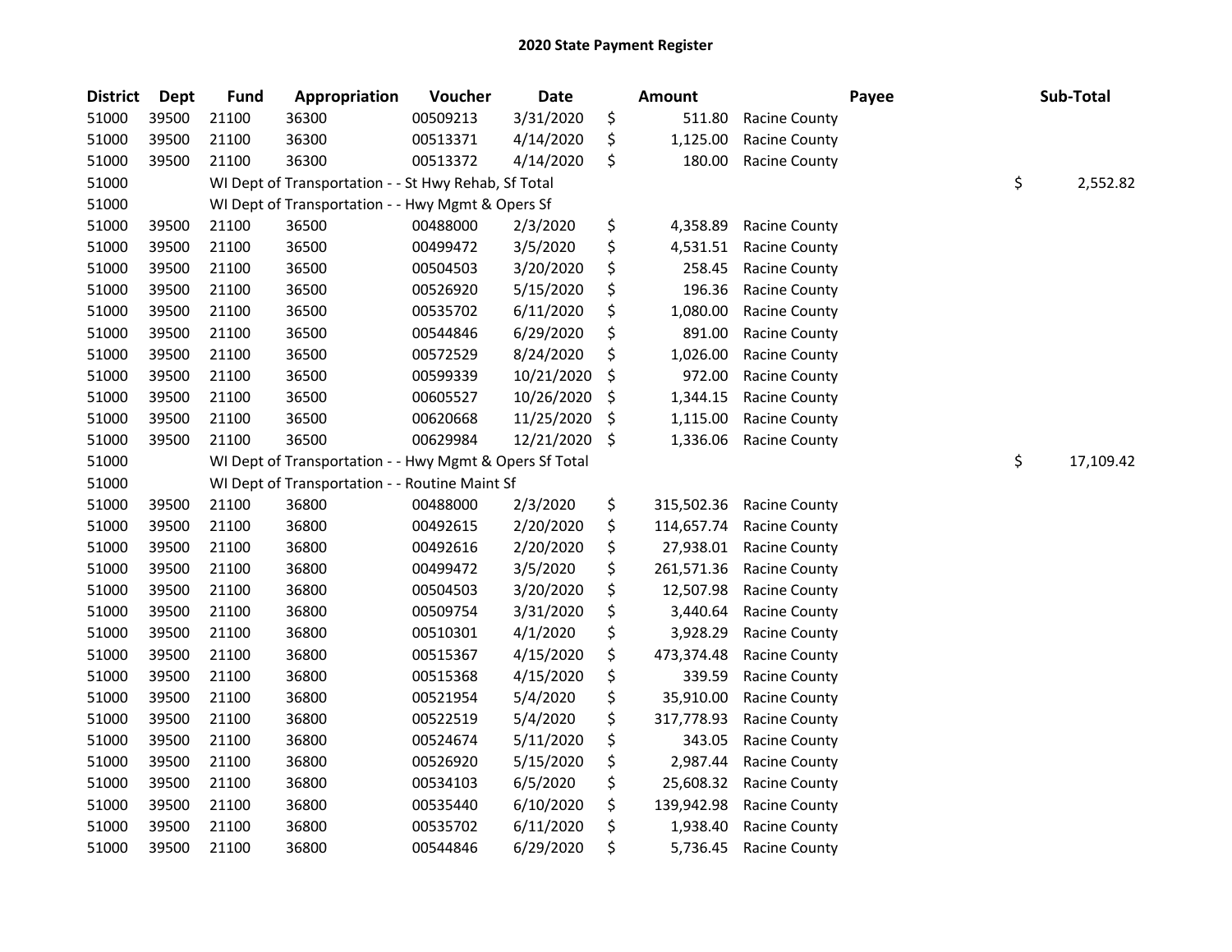# 2020 State Payment Register

| District | Dept | Fund | Appropriation | Voucher | Date | Amount | Payee | Sub-Total |
|---|---|---|---|---|---|---|---|---|
| 51000 | 39500 | 21100 | 36300 | 00509213 | 3/31/2020 | $ 511.80 | Racine County | |
| 51000 | 39500 | 21100 | 36300 | 00513371 | 4/14/2020 | $ 1,125.00 | Racine County | |
| 51000 | 39500 | 21100 | 36300 | 00513372 | 4/14/2020 | $ 180.00 | Racine County | |
| 51000 | | WI Dept of Transportation - - St Hwy Rehab, Sf Total | | | | | | $ 2,552.82 |
| 51000 | | WI Dept of Transportation - - Hwy Mgmt & Opers Sf | | | | | | |
| 51000 | 39500 | 21100 | 36500 | 00488000 | 2/3/2020 | $ 4,358.89 | Racine County | |
| 51000 | 39500 | 21100 | 36500 | 00499472 | 3/5/2020 | $ 4,531.51 | Racine County | |
| 51000 | 39500 | 21100 | 36500 | 00504503 | 3/20/2020 | $ 258.45 | Racine County | |
| 51000 | 39500 | 21100 | 36500 | 00526920 | 5/15/2020 | $ 196.36 | Racine County | |
| 51000 | 39500 | 21100 | 36500 | 00535702 | 6/11/2020 | $ 1,080.00 | Racine County | |
| 51000 | 39500 | 21100 | 36500 | 00544846 | 6/29/2020 | $ 891.00 | Racine County | |
| 51000 | 39500 | 21100 | 36500 | 00572529 | 8/24/2020 | $ 1,026.00 | Racine County | |
| 51000 | 39500 | 21100 | 36500 | 00599339 | 10/21/2020 | $ 972.00 | Racine County | |
| 51000 | 39500 | 21100 | 36500 | 00605527 | 10/26/2020 | $ 1,344.15 | Racine County | |
| 51000 | 39500 | 21100 | 36500 | 00620668 | 11/25/2020 | $ 1,115.00 | Racine County | |
| 51000 | 39500 | 21100 | 36500 | 00629984 | 12/21/2020 | $ 1,336.06 | Racine County | |
| 51000 | | WI Dept of Transportation - - Hwy Mgmt & Opers Sf Total | | | | | | $ 17,109.42 |
| 51000 | | WI Dept of Transportation - - Routine Maint Sf | | | | | | |
| 51000 | 39500 | 21100 | 36800 | 00488000 | 2/3/2020 | $ 315,502.36 | Racine County | |
| 51000 | 39500 | 21100 | 36800 | 00492615 | 2/20/2020 | $ 114,657.74 | Racine County | |
| 51000 | 39500 | 21100 | 36800 | 00492616 | 2/20/2020 | $ 27,938.01 | Racine County | |
| 51000 | 39500 | 21100 | 36800 | 00499472 | 3/5/2020 | $ 261,571.36 | Racine County | |
| 51000 | 39500 | 21100 | 36800 | 00504503 | 3/20/2020 | $ 12,507.98 | Racine County | |
| 51000 | 39500 | 21100 | 36800 | 00509754 | 3/31/2020 | $ 3,440.64 | Racine County | |
| 51000 | 39500 | 21100 | 36800 | 00510301 | 4/1/2020 | $ 3,928.29 | Racine County | |
| 51000 | 39500 | 21100 | 36800 | 00515367 | 4/15/2020 | $ 473,374.48 | Racine County | |
| 51000 | 39500 | 21100 | 36800 | 00515368 | 4/15/2020 | $ 339.59 | Racine County | |
| 51000 | 39500 | 21100 | 36800 | 00521954 | 5/4/2020 | $ 35,910.00 | Racine County | |
| 51000 | 39500 | 21100 | 36800 | 00522519 | 5/4/2020 | $ 317,778.93 | Racine County | |
| 51000 | 39500 | 21100 | 36800 | 00524674 | 5/11/2020 | $ 343.05 | Racine County | |
| 51000 | 39500 | 21100 | 36800 | 00526920 | 5/15/2020 | $ 2,987.44 | Racine County | |
| 51000 | 39500 | 21100 | 36800 | 00534103 | 6/5/2020 | $ 25,608.32 | Racine County | |
| 51000 | 39500 | 21100 | 36800 | 00535440 | 6/10/2020 | $ 139,942.98 | Racine County | |
| 51000 | 39500 | 21100 | 36800 | 00535702 | 6/11/2020 | $ 1,938.40 | Racine County | |
| 51000 | 39500 | 21100 | 36800 | 00544846 | 6/29/2020 | $ 5,736.45 | Racine County | |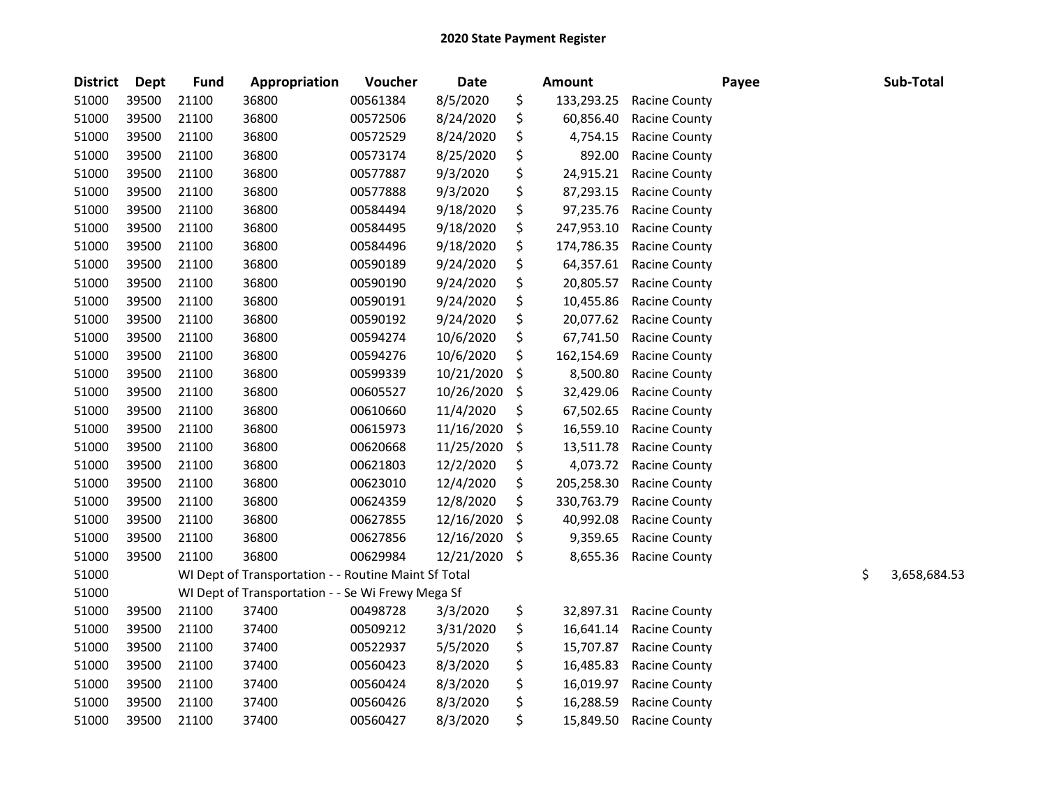## 2020 State Payment Register

| District | Dept | Fund | Appropriation | Voucher | Date | Amount | Payee | Sub-Total |
|---|---|---|---|---|---|---|---|---|
| 51000 | 39500 | 21100 | 36800 | 00561384 | 8/5/2020 | $ 133,293.25 | Racine County | |
| 51000 | 39500 | 21100 | 36800 | 00572506 | 8/24/2020 | $ 60,856.40 | Racine County | |
| 51000 | 39500 | 21100 | 36800 | 00572529 | 8/24/2020 | $ 4,754.15 | Racine County | |
| 51000 | 39500 | 21100 | 36800 | 00573174 | 8/25/2020 | $ 892.00 | Racine County | |
| 51000 | 39500 | 21100 | 36800 | 00577887 | 9/3/2020 | $ 24,915.21 | Racine County | |
| 51000 | 39500 | 21100 | 36800 | 00577888 | 9/3/2020 | $ 87,293.15 | Racine County | |
| 51000 | 39500 | 21100 | 36800 | 00584494 | 9/18/2020 | $ 97,235.76 | Racine County | |
| 51000 | 39500 | 21100 | 36800 | 00584495 | 9/18/2020 | $ 247,953.10 | Racine County | |
| 51000 | 39500 | 21100 | 36800 | 00584496 | 9/18/2020 | $ 174,786.35 | Racine County | |
| 51000 | 39500 | 21100 | 36800 | 00590189 | 9/24/2020 | $ 64,357.61 | Racine County | |
| 51000 | 39500 | 21100 | 36800 | 00590190 | 9/24/2020 | $ 20,805.57 | Racine County | |
| 51000 | 39500 | 21100 | 36800 | 00590191 | 9/24/2020 | $ 10,455.86 | Racine County | |
| 51000 | 39500 | 21100 | 36800 | 00590192 | 9/24/2020 | $ 20,077.62 | Racine County | |
| 51000 | 39500 | 21100 | 36800 | 00594274 | 10/6/2020 | $ 67,741.50 | Racine County | |
| 51000 | 39500 | 21100 | 36800 | 00594276 | 10/6/2020 | $ 162,154.69 | Racine County | |
| 51000 | 39500 | 21100 | 36800 | 00599339 | 10/21/2020 | $ 8,500.80 | Racine County | |
| 51000 | 39500 | 21100 | 36800 | 00605527 | 10/26/2020 | $ 32,429.06 | Racine County | |
| 51000 | 39500 | 21100 | 36800 | 00610660 | 11/4/2020 | $ 67,502.65 | Racine County | |
| 51000 | 39500 | 21100 | 36800 | 00615973 | 11/16/2020 | $ 16,559.10 | Racine County | |
| 51000 | 39500 | 21100 | 36800 | 00620668 | 11/25/2020 | $ 13,511.78 | Racine County | |
| 51000 | 39500 | 21100 | 36800 | 00621803 | 12/2/2020 | $ 4,073.72 | Racine County | |
| 51000 | 39500 | 21100 | 36800 | 00623010 | 12/4/2020 | $ 205,258.30 | Racine County | |
| 51000 | 39500 | 21100 | 36800 | 00624359 | 12/8/2020 | $ 330,763.79 | Racine County | |
| 51000 | 39500 | 21100 | 36800 | 00627855 | 12/16/2020 | $ 40,992.08 | Racine County | |
| 51000 | 39500 | 21100 | 36800 | 00627856 | 12/16/2020 | $ 9,359.65 | Racine County | |
| 51000 | 39500 | 21100 | 36800 | 00629984 | 12/21/2020 | $ 8,655.36 | Racine County | |
| 51000 | | WI Dept of Transportation - - Routine Maint Sf Total | | | | | | $ 3,658,684.53 |
| 51000 | | WI Dept of Transportation - - Se Wi Frewy Mega Sf | | | | | | |
| 51000 | 39500 | 21100 | 37400 | 00498728 | 3/3/2020 | $ 32,897.31 | Racine County | |
| 51000 | 39500 | 21100 | 37400 | 00509212 | 3/31/2020 | $ 16,641.14 | Racine County | |
| 51000 | 39500 | 21100 | 37400 | 00522937 | 5/5/2020 | $ 15,707.87 | Racine County | |
| 51000 | 39500 | 21100 | 37400 | 00560423 | 8/3/2020 | $ 16,485.83 | Racine County | |
| 51000 | 39500 | 21100 | 37400 | 00560424 | 8/3/2020 | $ 16,019.97 | Racine County | |
| 51000 | 39500 | 21100 | 37400 | 00560426 | 8/3/2020 | $ 16,288.59 | Racine County | |
| 51000 | 39500 | 21100 | 37400 | 00560427 | 8/3/2020 | $ 15,849.50 | Racine County | |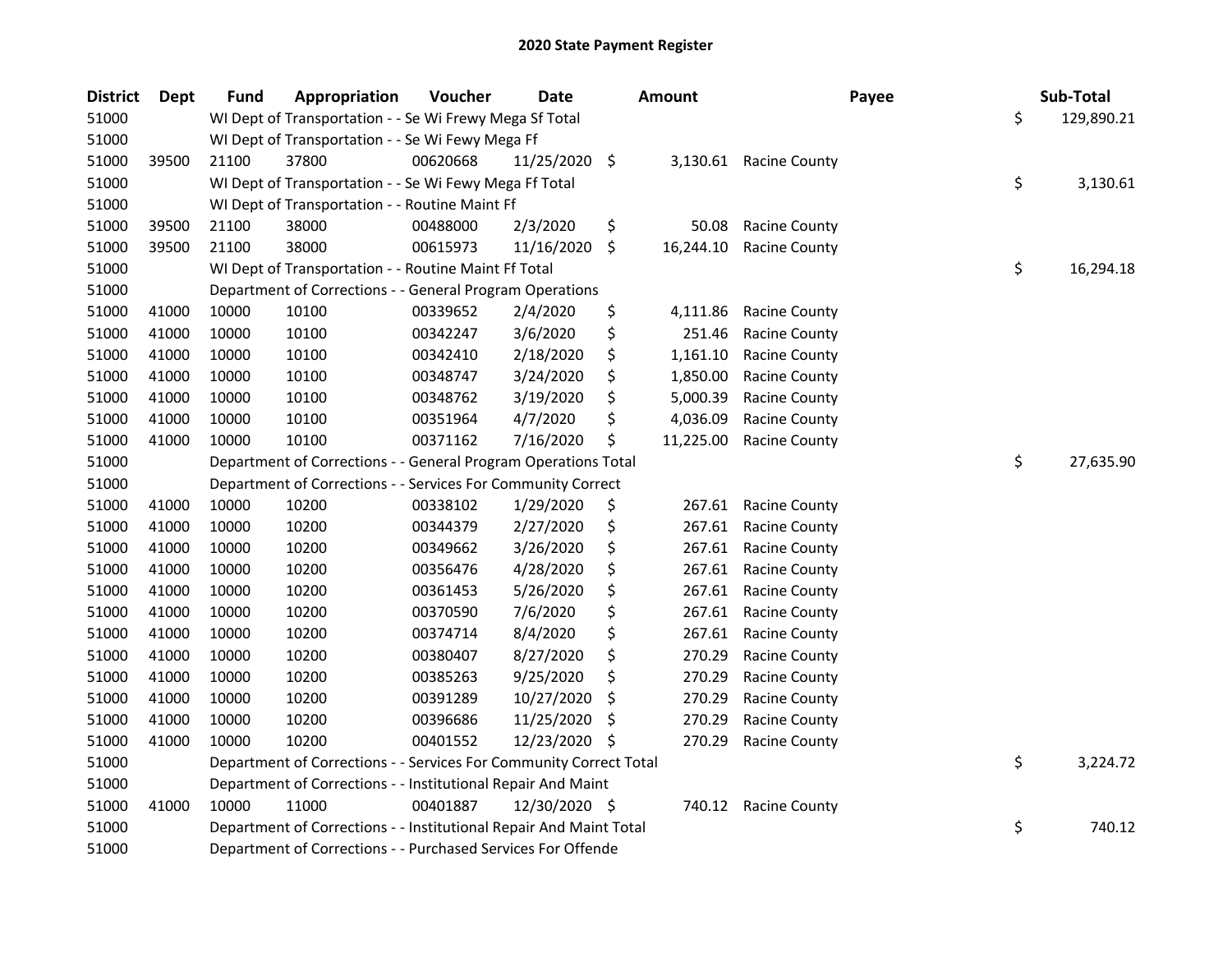# 2020 State Payment Register

| District | Dept | Fund | Appropriation | Voucher | Date | Amount | Payee | Sub-Total |
|---|---|---|---|---|---|---|---|---|
| 51000 | | WI Dept of Transportation - - Se Wi Frewy Mega Sf Total | | | | | | $ 129,890.21 |
| 51000 | | WI Dept of Transportation - - Se Wi Fewy Mega Ff | | | | | | |
| 51000 | 39500 | 21100 | 37800 | 00620668 | 11/25/2020 | $ 3,130.61 | Racine County | |
| 51000 | | WI Dept of Transportation - - Se Wi Fewy Mega Ff Total | | | | | | $ 3,130.61 |
| 51000 | | WI Dept of Transportation - - Routine Maint Ff | | | | | | |
| 51000 | 39500 | 21100 | 38000 | 00488000 | 2/3/2020 | $ 50.08 | Racine County | |
| 51000 | 39500 | 21100 | 38000 | 00615973 | 11/16/2020 | $ 16,244.10 | Racine County | |
| 51000 | | WI Dept of Transportation - - Routine Maint Ff Total | | | | | | $ 16,294.18 |
| 51000 | | Department of Corrections - - General Program Operations | | | | | | |
| 51000 | 41000 | 10000 | 10100 | 00339652 | 2/4/2020 | $ 4,111.86 | Racine County | |
| 51000 | 41000 | 10000 | 10100 | 00342247 | 3/6/2020 | $ 251.46 | Racine County | |
| 51000 | 41000 | 10000 | 10100 | 00342410 | 2/18/2020 | $ 1,161.10 | Racine County | |
| 51000 | 41000 | 10000 | 10100 | 00348747 | 3/24/2020 | $ 1,850.00 | Racine County | |
| 51000 | 41000 | 10000 | 10100 | 00348762 | 3/19/2020 | $ 5,000.39 | Racine County | |
| 51000 | 41000 | 10000 | 10100 | 00351964 | 4/7/2020 | $ 4,036.09 | Racine County | |
| 51000 | 41000 | 10000 | 10100 | 00371162 | 7/16/2020 | $ 11,225.00 | Racine County | |
| 51000 | | Department of Corrections - - General Program Operations Total | | | | | | $ 27,635.90 |
| 51000 | | Department of Corrections - - Services For Community Correct | | | | | | |
| 51000 | 41000 | 10000 | 10200 | 00338102 | 1/29/2020 | $ 267.61 | Racine County | |
| 51000 | 41000 | 10000 | 10200 | 00344379 | 2/27/2020 | $ 267.61 | Racine County | |
| 51000 | 41000 | 10000 | 10200 | 00349662 | 3/26/2020 | $ 267.61 | Racine County | |
| 51000 | 41000 | 10000 | 10200 | 00356476 | 4/28/2020 | $ 267.61 | Racine County | |
| 51000 | 41000 | 10000 | 10200 | 00361453 | 5/26/2020 | $ 267.61 | Racine County | |
| 51000 | 41000 | 10000 | 10200 | 00370590 | 7/6/2020 | $ 267.61 | Racine County | |
| 51000 | 41000 | 10000 | 10200 | 00374714 | 8/4/2020 | $ 267.61 | Racine County | |
| 51000 | 41000 | 10000 | 10200 | 00380407 | 8/27/2020 | $ 270.29 | Racine County | |
| 51000 | 41000 | 10000 | 10200 | 00385263 | 9/25/2020 | $ 270.29 | Racine County | |
| 51000 | 41000 | 10000 | 10200 | 00391289 | 10/27/2020 | $ 270.29 | Racine County | |
| 51000 | 41000 | 10000 | 10200 | 00396686 | 11/25/2020 | $ 270.29 | Racine County | |
| 51000 | 41000 | 10000 | 10200 | 00401552 | 12/23/2020 | $ 270.29 | Racine County | |
| 51000 | | Department of Corrections - - Services For Community Correct Total | | | | | | $ 3,224.72 |
| 51000 | | Department of Corrections - - Institutional Repair And Maint | | | | | | |
| 51000 | 41000 | 10000 | 11000 | 00401887 | 12/30/2020 | $ 740.12 | Racine County | |
| 51000 | | Department of Corrections - - Institutional Repair And Maint Total | | | | | | $ 740.12 |
| 51000 | | Department of Corrections - - Purchased Services For Offende | | | | | | |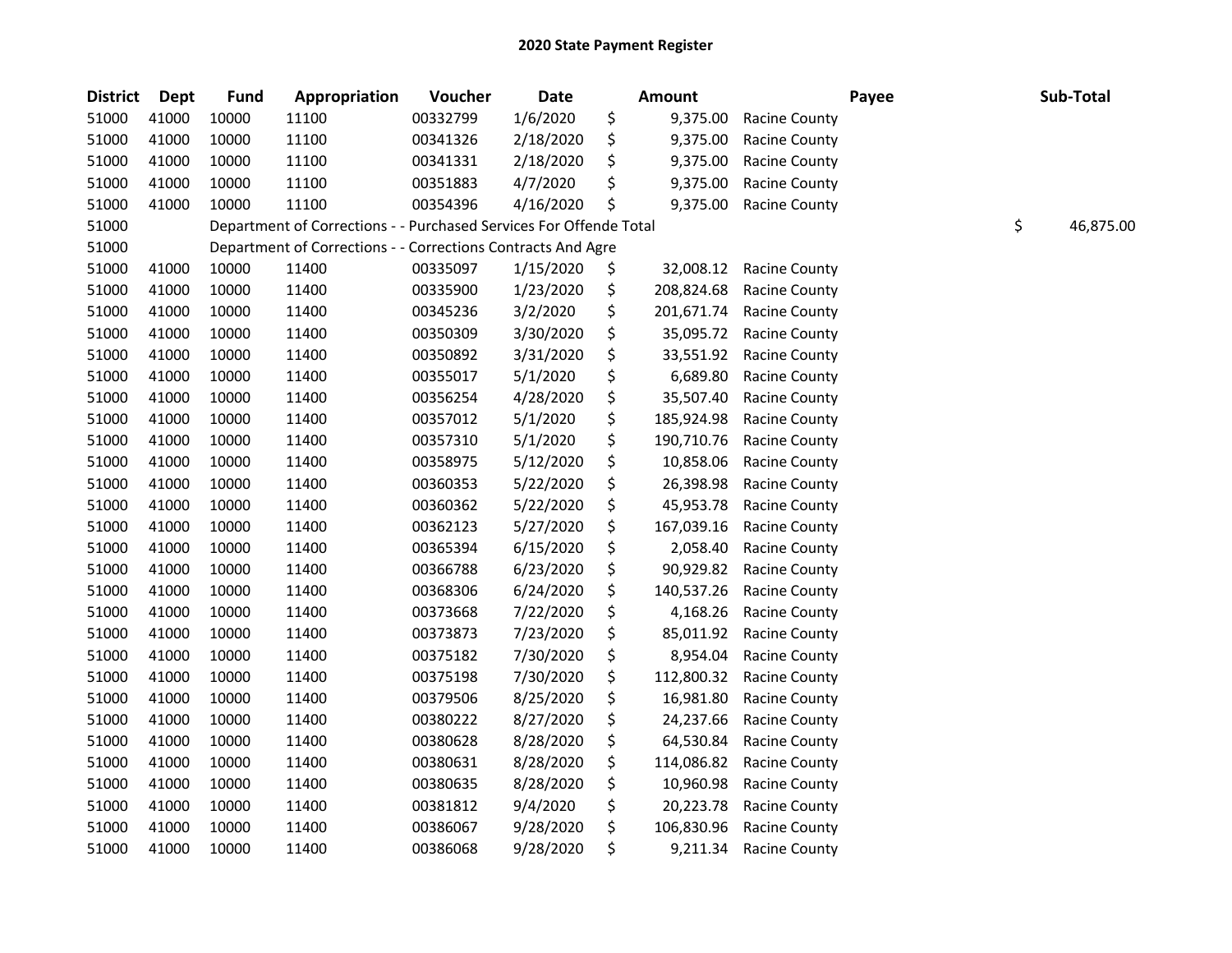# 2020 State Payment Register

| District | Dept | Fund | Appropriation | Voucher | Date | Amount | Payee | Sub-Total |
|---|---|---|---|---|---|---|---|---|
| 51000 | 41000 | 10000 | 11100 | 00332799 | 1/6/2020 | $ 9,375.00 | Racine County | |
| 51000 | 41000 | 10000 | 11100 | 00341326 | 2/18/2020 | $ 9,375.00 | Racine County | |
| 51000 | 41000 | 10000 | 11100 | 00341331 | 2/18/2020 | $ 9,375.00 | Racine County | |
| 51000 | 41000 | 10000 | 11100 | 00351883 | 4/7/2020 | $ 9,375.00 | Racine County | |
| 51000 | 41000 | 10000 | 11100 | 00354396 | 4/16/2020 | $ 9,375.00 | Racine County | |
| 51000 | | Department of Corrections - - Purchased Services For Offende Total | | | | | | $ 46,875.00 |
| 51000 | | Department of Corrections - - Corrections Contracts And Agre | | | | | | |
| 51000 | 41000 | 10000 | 11400 | 00335097 | 1/15/2020 | $ 32,008.12 | Racine County | |
| 51000 | 41000 | 10000 | 11400 | 00335900 | 1/23/2020 | $ 208,824.68 | Racine County | |
| 51000 | 41000 | 10000 | 11400 | 00345236 | 3/2/2020 | $ 201,671.74 | Racine County | |
| 51000 | 41000 | 10000 | 11400 | 00350309 | 3/30/2020 | $ 35,095.72 | Racine County | |
| 51000 | 41000 | 10000 | 11400 | 00350892 | 3/31/2020 | $ 33,551.92 | Racine County | |
| 51000 | 41000 | 10000 | 11400 | 00355017 | 5/1/2020 | $ 6,689.80 | Racine County | |
| 51000 | 41000 | 10000 | 11400 | 00356254 | 4/28/2020 | $ 35,507.40 | Racine County | |
| 51000 | 41000 | 10000 | 11400 | 00357012 | 5/1/2020 | $ 185,924.98 | Racine County | |
| 51000 | 41000 | 10000 | 11400 | 00357310 | 5/1/2020 | $ 190,710.76 | Racine County | |
| 51000 | 41000 | 10000 | 11400 | 00358975 | 5/12/2020 | $ 10,858.06 | Racine County | |
| 51000 | 41000 | 10000 | 11400 | 00360353 | 5/22/2020 | $ 26,398.98 | Racine County | |
| 51000 | 41000 | 10000 | 11400 | 00360362 | 5/22/2020 | $ 45,953.78 | Racine County | |
| 51000 | 41000 | 10000 | 11400 | 00362123 | 5/27/2020 | $ 167,039.16 | Racine County | |
| 51000 | 41000 | 10000 | 11400 | 00365394 | 6/15/2020 | $ 2,058.40 | Racine County | |
| 51000 | 41000 | 10000 | 11400 | 00366788 | 6/23/2020 | $ 90,929.82 | Racine County | |
| 51000 | 41000 | 10000 | 11400 | 00368306 | 6/24/2020 | $ 140,537.26 | Racine County | |
| 51000 | 41000 | 10000 | 11400 | 00373668 | 7/22/2020 | $ 4,168.26 | Racine County | |
| 51000 | 41000 | 10000 | 11400 | 00373873 | 7/23/2020 | $ 85,011.92 | Racine County | |
| 51000 | 41000 | 10000 | 11400 | 00375182 | 7/30/2020 | $ 8,954.04 | Racine County | |
| 51000 | 41000 | 10000 | 11400 | 00375198 | 7/30/2020 | $ 112,800.32 | Racine County | |
| 51000 | 41000 | 10000 | 11400 | 00379506 | 8/25/2020 | $ 16,981.80 | Racine County | |
| 51000 | 41000 | 10000 | 11400 | 00380222 | 8/27/2020 | $ 24,237.66 | Racine County | |
| 51000 | 41000 | 10000 | 11400 | 00380628 | 8/28/2020 | $ 64,530.84 | Racine County | |
| 51000 | 41000 | 10000 | 11400 | 00380631 | 8/28/2020 | $ 114,086.82 | Racine County | |
| 51000 | 41000 | 10000 | 11400 | 00380635 | 8/28/2020 | $ 10,960.98 | Racine County | |
| 51000 | 41000 | 10000 | 11400 | 00381812 | 9/4/2020 | $ 20,223.78 | Racine County | |
| 51000 | 41000 | 10000 | 11400 | 00386067 | 9/28/2020 | $ 106,830.96 | Racine County | |
| 51000 | 41000 | 10000 | 11400 | 00386068 | 9/28/2020 | $ 9,211.34 | Racine County | |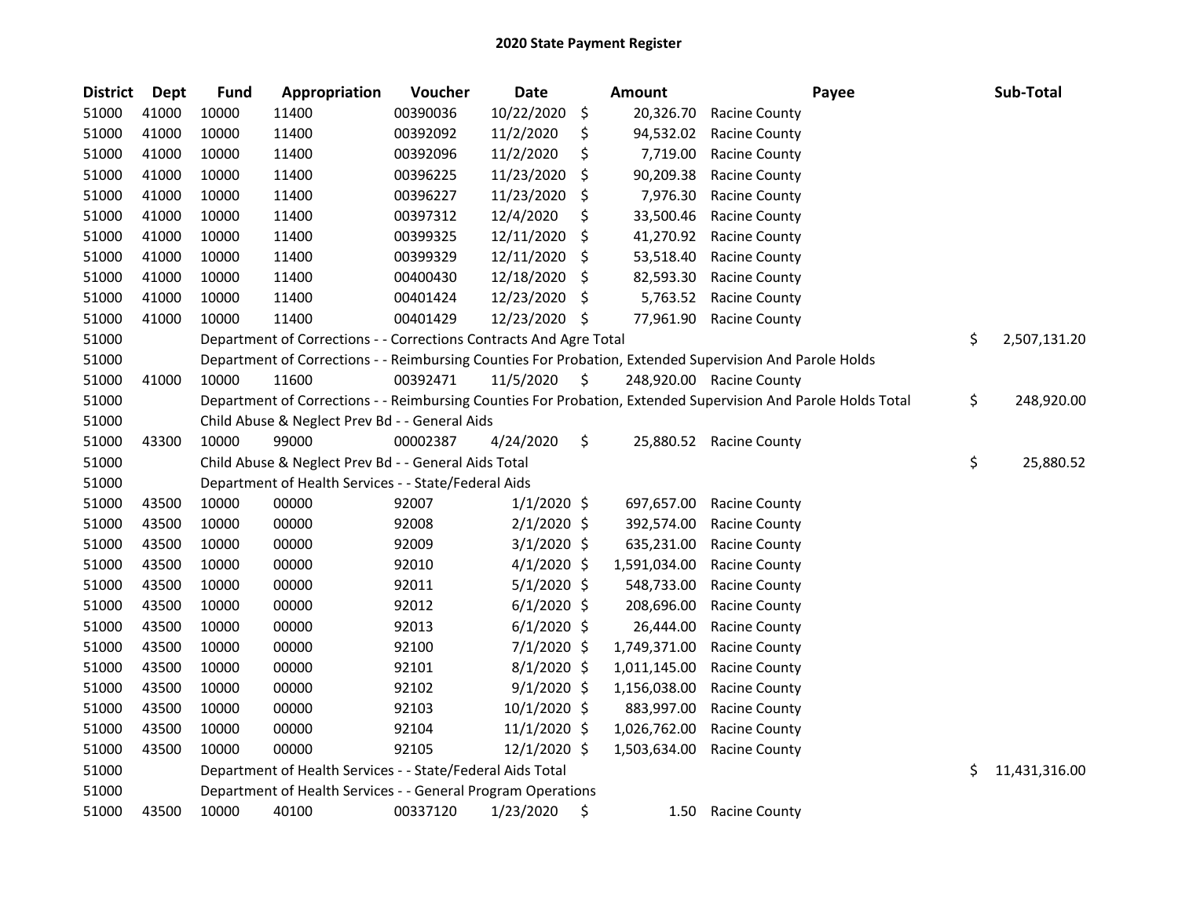## 2020 State Payment Register

| District | Dept | Fund | Appropriation | Voucher | Date | Amount | Payee | Sub-Total |
|---|---|---|---|---|---|---|---|---|
| 51000 | 41000 | 10000 | 11400 | 00390036 | 10/22/2020 | $ 20,326.70 | Racine County | |
| 51000 | 41000 | 10000 | 11400 | 00392092 | 11/2/2020 | $ 94,532.02 | Racine County | |
| 51000 | 41000 | 10000 | 11400 | 00392096 | 11/2/2020 | $ 7,719.00 | Racine County | |
| 51000 | 41000 | 10000 | 11400 | 00396225 | 11/23/2020 | $ 90,209.38 | Racine County | |
| 51000 | 41000 | 10000 | 11400 | 00396227 | 11/23/2020 | $ 7,976.30 | Racine County | |
| 51000 | 41000 | 10000 | 11400 | 00397312 | 12/4/2020 | $ 33,500.46 | Racine County | |
| 51000 | 41000 | 10000 | 11400 | 00399325 | 12/11/2020 | $ 41,270.92 | Racine County | |
| 51000 | 41000 | 10000 | 11400 | 00399329 | 12/11/2020 | $ 53,518.40 | Racine County | |
| 51000 | 41000 | 10000 | 11400 | 00400430 | 12/18/2020 | $ 82,593.30 | Racine County | |
| 51000 | 41000 | 10000 | 11400 | 00401424 | 12/23/2020 | $ 5,763.52 | Racine County | |
| 51000 | 41000 | 10000 | 11400 | 00401429 | 12/23/2020 | $ 77,961.90 | Racine County | |
| 51000 | | Department of Corrections - - Corrections Contracts And Agre Total | | | | | | $ 2,507,131.20 |
| 51000 | | Department of Corrections - - Reimbursing Counties For Probation, Extended Supervision And Parole Holds | | | | | | |
| 51000 | 41000 | 10000 | 11600 | 00392471 | 11/5/2020 | $ 248,920.00 | Racine County | |
| 51000 | | Department of Corrections - - Reimbursing Counties For Probation, Extended Supervision And Parole Holds Total | | | | | | $ 248,920.00 |
| 51000 | | Child Abuse & Neglect Prev Bd - - General Aids | | | | | | |
| 51000 | 43300 | 10000 | 99000 | 00002387 | 4/24/2020 | $ 25,880.52 | Racine County | |
| 51000 | | Child Abuse & Neglect Prev Bd - - General Aids Total | | | | | | $ 25,880.52 |
| 51000 | | Department of Health Services - - State/Federal Aids | | | | | | |
| 51000 | 43500 | 10000 | 00000 | 92007 | 1/1/2020 | $ 697,657.00 | Racine County | |
| 51000 | 43500 | 10000 | 00000 | 92008 | 2/1/2020 | $ 392,574.00 | Racine County | |
| 51000 | 43500 | 10000 | 00000 | 92009 | 3/1/2020 | $ 635,231.00 | Racine County | |
| 51000 | 43500 | 10000 | 00000 | 92010 | 4/1/2020 | $ 1,591,034.00 | Racine County | |
| 51000 | 43500 | 10000 | 00000 | 92011 | 5/1/2020 | $ 548,733.00 | Racine County | |
| 51000 | 43500 | 10000 | 00000 | 92012 | 6/1/2020 | $ 208,696.00 | Racine County | |
| 51000 | 43500 | 10000 | 00000 | 92013 | 6/1/2020 | $ 26,444.00 | Racine County | |
| 51000 | 43500 | 10000 | 00000 | 92100 | 7/1/2020 | $ 1,749,371.00 | Racine County | |
| 51000 | 43500 | 10000 | 00000 | 92101 | 8/1/2020 | $ 1,011,145.00 | Racine County | |
| 51000 | 43500 | 10000 | 00000 | 92102 | 9/1/2020 | $ 1,156,038.00 | Racine County | |
| 51000 | 43500 | 10000 | 00000 | 92103 | 10/1/2020 | $ 883,997.00 | Racine County | |
| 51000 | 43500 | 10000 | 00000 | 92104 | 11/1/2020 | $ 1,026,762.00 | Racine County | |
| 51000 | 43500 | 10000 | 00000 | 92105 | 12/1/2020 | $ 1,503,634.00 | Racine County | |
| 51000 | | Department of Health Services - - State/Federal Aids Total | | | | | | $ 11,431,316.00 |
| 51000 | | Department of Health Services - - General Program Operations | | | | | | |
| 51000 | 43500 | 10000 | 40100 | 00337120 | 1/23/2020 | $ 1.50 | Racine County | |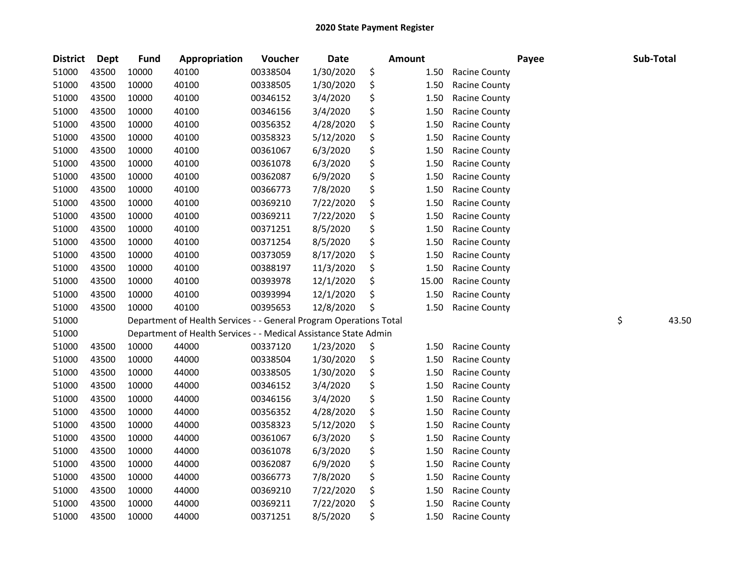# 2020 State Payment Register

| District | Dept | Fund | Appropriation | Voucher | Date | Amount | Payee | Sub-Total |
|---|---|---|---|---|---|---|---|---|
| 51000 | 43500 | 10000 | 40100 | 00338504 | 1/30/2020 | $ 1.50 | Racine County | |
| 51000 | 43500 | 10000 | 40100 | 00338505 | 1/30/2020 | $ 1.50 | Racine County | |
| 51000 | 43500 | 10000 | 40100 | 00346152 | 3/4/2020 | $ 1.50 | Racine County | |
| 51000 | 43500 | 10000 | 40100 | 00346156 | 3/4/2020 | $ 1.50 | Racine County | |
| 51000 | 43500 | 10000 | 40100 | 00356352 | 4/28/2020 | $ 1.50 | Racine County | |
| 51000 | 43500 | 10000 | 40100 | 00358323 | 5/12/2020 | $ 1.50 | Racine County | |
| 51000 | 43500 | 10000 | 40100 | 00361067 | 6/3/2020 | $ 1.50 | Racine County | |
| 51000 | 43500 | 10000 | 40100 | 00361078 | 6/3/2020 | $ 1.50 | Racine County | |
| 51000 | 43500 | 10000 | 40100 | 00362087 | 6/9/2020 | $ 1.50 | Racine County | |
| 51000 | 43500 | 10000 | 40100 | 00366773 | 7/8/2020 | $ 1.50 | Racine County | |
| 51000 | 43500 | 10000 | 40100 | 00369210 | 7/22/2020 | $ 1.50 | Racine County | |
| 51000 | 43500 | 10000 | 40100 | 00369211 | 7/22/2020 | $ 1.50 | Racine County | |
| 51000 | 43500 | 10000 | 40100 | 00371251 | 8/5/2020 | $ 1.50 | Racine County | |
| 51000 | 43500 | 10000 | 40100 | 00371254 | 8/5/2020 | $ 1.50 | Racine County | |
| 51000 | 43500 | 10000 | 40100 | 00373059 | 8/17/2020 | $ 1.50 | Racine County | |
| 51000 | 43500 | 10000 | 40100 | 00388197 | 11/3/2020 | $ 1.50 | Racine County | |
| 51000 | 43500 | 10000 | 40100 | 00393978 | 12/1/2020 | $ 15.00 | Racine County | |
| 51000 | 43500 | 10000 | 40100 | 00393994 | 12/1/2020 | $ 1.50 | Racine County | |
| 51000 | 43500 | 10000 | 40100 | 00395653 | 12/8/2020 | $ 1.50 | Racine County | |
| 51000 | | Department of Health Services - - General Program Operations Total | | | | | | $ 43.50 |
| 51000 | | Department of Health Services - - Medical Assistance State Admin | | | | | | |
| 51000 | 43500 | 10000 | 44000 | 00337120 | 1/23/2020 | $ 1.50 | Racine County | |
| 51000 | 43500 | 10000 | 44000 | 00338504 | 1/30/2020 | $ 1.50 | Racine County | |
| 51000 | 43500 | 10000 | 44000 | 00338505 | 1/30/2020 | $ 1.50 | Racine County | |
| 51000 | 43500 | 10000 | 44000 | 00346152 | 3/4/2020 | $ 1.50 | Racine County | |
| 51000 | 43500 | 10000 | 44000 | 00346156 | 3/4/2020 | $ 1.50 | Racine County | |
| 51000 | 43500 | 10000 | 44000 | 00356352 | 4/28/2020 | $ 1.50 | Racine County | |
| 51000 | 43500 | 10000 | 44000 | 00358323 | 5/12/2020 | $ 1.50 | Racine County | |
| 51000 | 43500 | 10000 | 44000 | 00361067 | 6/3/2020 | $ 1.50 | Racine County | |
| 51000 | 43500 | 10000 | 44000 | 00361078 | 6/3/2020 | $ 1.50 | Racine County | |
| 51000 | 43500 | 10000 | 44000 | 00362087 | 6/9/2020 | $ 1.50 | Racine County | |
| 51000 | 43500 | 10000 | 44000 | 00366773 | 7/8/2020 | $ 1.50 | Racine County | |
| 51000 | 43500 | 10000 | 44000 | 00369210 | 7/22/2020 | $ 1.50 | Racine County | |
| 51000 | 43500 | 10000 | 44000 | 00369211 | 7/22/2020 | $ 1.50 | Racine County | |
| 51000 | 43500 | 10000 | 44000 | 00371251 | 8/5/2020 | $ 1.50 | Racine County | |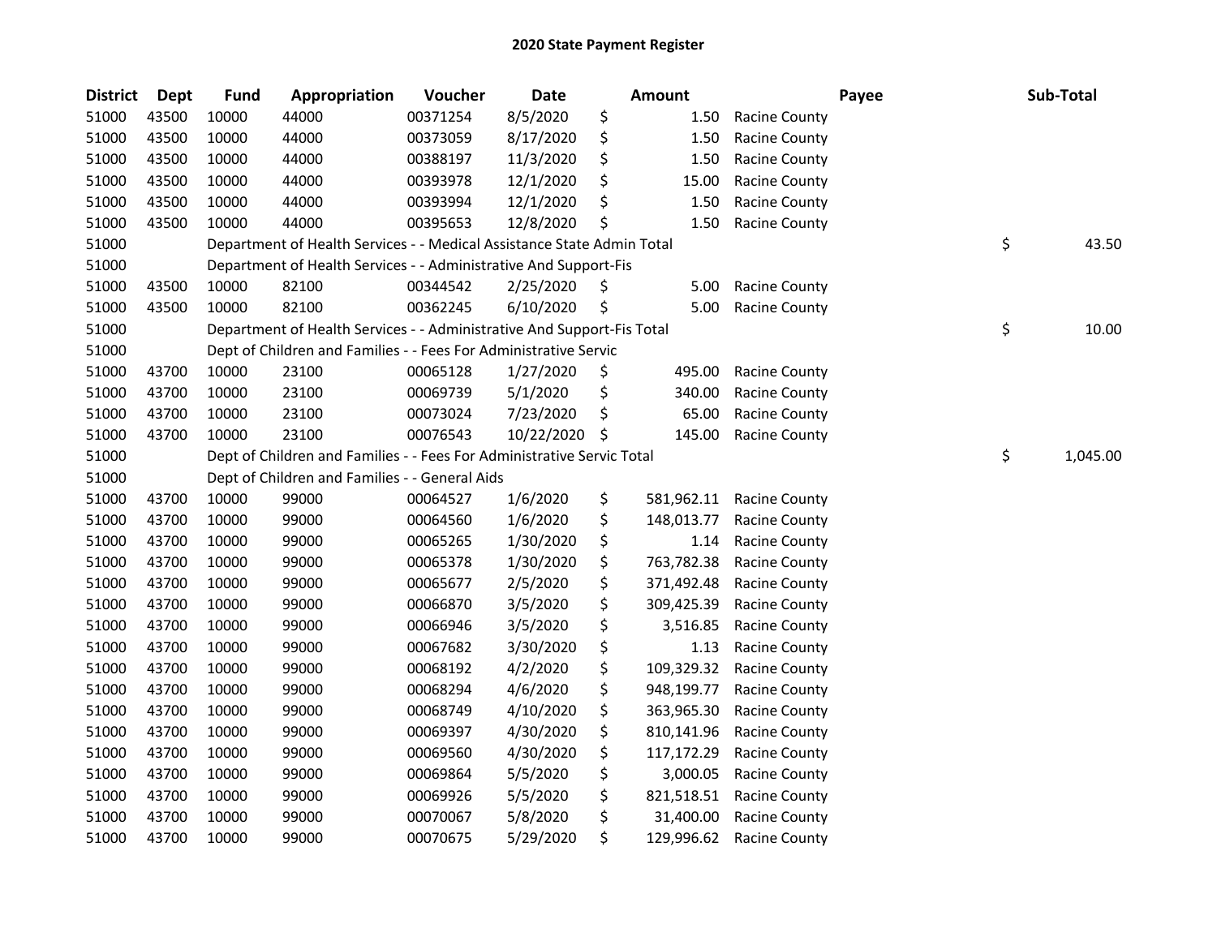# 2020 State Payment Register

| District | Dept | Fund | Appropriation | Voucher | Date | Amount | Payee | Sub-Total |
|---|---|---|---|---|---|---|---|---|
| 51000 | 43500 | 10000 | 44000 | 00371254 | 8/5/2020 | $ 1.50 | Racine County | |
| 51000 | 43500 | 10000 | 44000 | 00373059 | 8/17/2020 | $ 1.50 | Racine County | |
| 51000 | 43500 | 10000 | 44000 | 00388197 | 11/3/2020 | $ 1.50 | Racine County | |
| 51000 | 43500 | 10000 | 44000 | 00393978 | 12/1/2020 | $ 15.00 | Racine County | |
| 51000 | 43500 | 10000 | 44000 | 00393994 | 12/1/2020 | $ 1.50 | Racine County | |
| 51000 | 43500 | 10000 | 44000 | 00395653 | 12/8/2020 | $ 1.50 | Racine County | |
| 51000 | | Department of Health Services - - Medical Assistance State Admin Total | | | | | | $ 43.50 |
| 51000 | | Department of Health Services - - Administrative And Support-Fis | | | | | | |
| 51000 | 43500 | 10000 | 82100 | 00344542 | 2/25/2020 | $ 5.00 | Racine County | |
| 51000 | 43500 | 10000 | 82100 | 00362245 | 6/10/2020 | $ 5.00 | Racine County | |
| 51000 | | Department of Health Services - - Administrative And Support-Fis Total | | | | | | $ 10.00 |
| 51000 | | Dept of Children and Families - - Fees For Administrative Servic | | | | | | |
| 51000 | 43700 | 10000 | 23100 | 00065128 | 1/27/2020 | $ 495.00 | Racine County | |
| 51000 | 43700 | 10000 | 23100 | 00069739 | 5/1/2020 | $ 340.00 | Racine County | |
| 51000 | 43700 | 10000 | 23100 | 00073024 | 7/23/2020 | $ 65.00 | Racine County | |
| 51000 | 43700 | 10000 | 23100 | 00076543 | 10/22/2020 | $ 145.00 | Racine County | |
| 51000 | | Dept of Children and Families - - Fees For Administrative Servic Total | | | | | | $ 1,045.00 |
| 51000 | | Dept of Children and Families - - General Aids | | | | | | |
| 51000 | 43700 | 10000 | 99000 | 00064527 | 1/6/2020 | $ 581,962.11 | Racine County | |
| 51000 | 43700 | 10000 | 99000 | 00064560 | 1/6/2020 | $ 148,013.77 | Racine County | |
| 51000 | 43700 | 10000 | 99000 | 00065265 | 1/30/2020 | $ 1.14 | Racine County | |
| 51000 | 43700 | 10000 | 99000 | 00065378 | 1/30/2020 | $ 763,782.38 | Racine County | |
| 51000 | 43700 | 10000 | 99000 | 00065677 | 2/5/2020 | $ 371,492.48 | Racine County | |
| 51000 | 43700 | 10000 | 99000 | 00066870 | 3/5/2020 | $ 309,425.39 | Racine County | |
| 51000 | 43700 | 10000 | 99000 | 00066946 | 3/5/2020 | $ 3,516.85 | Racine County | |
| 51000 | 43700 | 10000 | 99000 | 00067682 | 3/30/2020 | $ 1.13 | Racine County | |
| 51000 | 43700 | 10000 | 99000 | 00068192 | 4/2/2020 | $ 109,329.32 | Racine County | |
| 51000 | 43700 | 10000 | 99000 | 00068294 | 4/6/2020 | $ 948,199.77 | Racine County | |
| 51000 | 43700 | 10000 | 99000 | 00068749 | 4/10/2020 | $ 363,965.30 | Racine County | |
| 51000 | 43700 | 10000 | 99000 | 00069397 | 4/30/2020 | $ 810,141.96 | Racine County | |
| 51000 | 43700 | 10000 | 99000 | 00069560 | 4/30/2020 | $ 117,172.29 | Racine County | |
| 51000 | 43700 | 10000 | 99000 | 00069864 | 5/5/2020 | $ 3,000.05 | Racine County | |
| 51000 | 43700 | 10000 | 99000 | 00069926 | 5/5/2020 | $ 821,518.51 | Racine County | |
| 51000 | 43700 | 10000 | 99000 | 00070067 | 5/8/2020 | $ 31,400.00 | Racine County | |
| 51000 | 43700 | 10000 | 99000 | 00070675 | 5/29/2020 | $ 129,996.62 | Racine County | |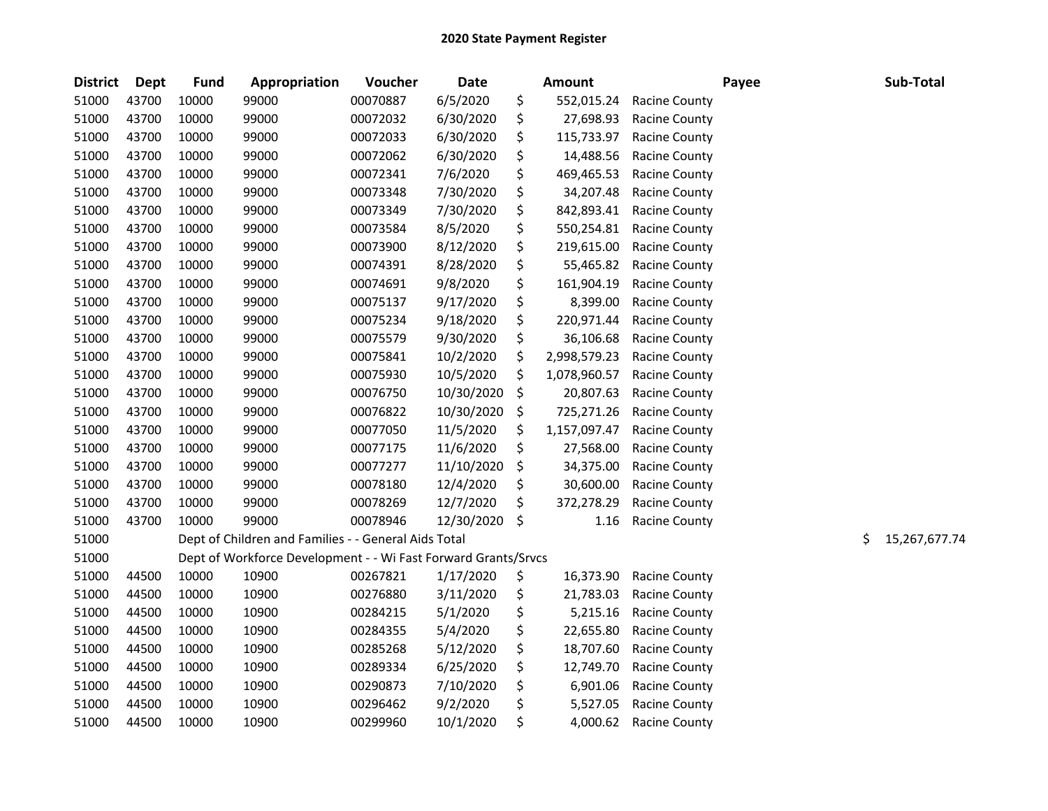## 2020 State Payment Register

| District | Dept | Fund | Appropriation | Voucher | Date | Amount | Payee | Sub-Total |
|---|---|---|---|---|---|---|---|---|
| 51000 | 43700 | 10000 | 99000 | 00070887 | 6/5/2020 | $ 552,015.24 | Racine County | |
| 51000 | 43700 | 10000 | 99000 | 00072032 | 6/30/2020 | $ 27,698.93 | Racine County | |
| 51000 | 43700 | 10000 | 99000 | 00072033 | 6/30/2020 | $ 115,733.97 | Racine County | |
| 51000 | 43700 | 10000 | 99000 | 00072062 | 6/30/2020 | $ 14,488.56 | Racine County | |
| 51000 | 43700 | 10000 | 99000 | 00072341 | 7/6/2020 | $ 469,465.53 | Racine County | |
| 51000 | 43700 | 10000 | 99000 | 00073348 | 7/30/2020 | $ 34,207.48 | Racine County | |
| 51000 | 43700 | 10000 | 99000 | 00073349 | 7/30/2020 | $ 842,893.41 | Racine County | |
| 51000 | 43700 | 10000 | 99000 | 00073584 | 8/5/2020 | $ 550,254.81 | Racine County | |
| 51000 | 43700 | 10000 | 99000 | 00073900 | 8/12/2020 | $ 219,615.00 | Racine County | |
| 51000 | 43700 | 10000 | 99000 | 00074391 | 8/28/2020 | $ 55,465.82 | Racine County | |
| 51000 | 43700 | 10000 | 99000 | 00074691 | 9/8/2020 | $ 161,904.19 | Racine County | |
| 51000 | 43700 | 10000 | 99000 | 00075137 | 9/17/2020 | $ 8,399.00 | Racine County | |
| 51000 | 43700 | 10000 | 99000 | 00075234 | 9/18/2020 | $ 220,971.44 | Racine County | |
| 51000 | 43700 | 10000 | 99000 | 00075579 | 9/30/2020 | $ 36,106.68 | Racine County | |
| 51000 | 43700 | 10000 | 99000 | 00075841 | 10/2/2020 | $ 2,998,579.23 | Racine County | |
| 51000 | 43700 | 10000 | 99000 | 00075930 | 10/5/2020 | $ 1,078,960.57 | Racine County | |
| 51000 | 43700 | 10000 | 99000 | 00076750 | 10/30/2020 | $ 20,807.63 | Racine County | |
| 51000 | 43700 | 10000 | 99000 | 00076822 | 10/30/2020 | $ 725,271.26 | Racine County | |
| 51000 | 43700 | 10000 | 99000 | 00077050 | 11/5/2020 | $ 1,157,097.47 | Racine County | |
| 51000 | 43700 | 10000 | 99000 | 00077175 | 11/6/2020 | $ 27,568.00 | Racine County | |
| 51000 | 43700 | 10000 | 99000 | 00077277 | 11/10/2020 | $ 34,375.00 | Racine County | |
| 51000 | 43700 | 10000 | 99000 | 00078180 | 12/4/2020 | $ 30,600.00 | Racine County | |
| 51000 | 43700 | 10000 | 99000 | 00078269 | 12/7/2020 | $ 372,278.29 | Racine County | |
| 51000 | 43700 | 10000 | 99000 | 00078946 | 12/30/2020 | $ 1.16 | Racine County | |
| 51000 | | Dept of Children and Families - - General Aids Total | | | | | | $ 15,267,677.74 |
| 51000 | | Dept of Workforce Development - - Wi Fast Forward Grants/Srvcs | | | | | | |
| 51000 | 44500 | 10000 | 10900 | 00267821 | 1/17/2020 | $ 16,373.90 | Racine County | |
| 51000 | 44500 | 10000 | 10900 | 00276880 | 3/11/2020 | $ 21,783.03 | Racine County | |
| 51000 | 44500 | 10000 | 10900 | 00284215 | 5/1/2020 | $ 5,215.16 | Racine County | |
| 51000 | 44500 | 10000 | 10900 | 00284355 | 5/4/2020 | $ 22,655.80 | Racine County | |
| 51000 | 44500 | 10000 | 10900 | 00285268 | 5/12/2020 | $ 18,707.60 | Racine County | |
| 51000 | 44500 | 10000 | 10900 | 00289334 | 6/25/2020 | $ 12,749.70 | Racine County | |
| 51000 | 44500 | 10000 | 10900 | 00290873 | 7/10/2020 | $ 6,901.06 | Racine County | |
| 51000 | 44500 | 10000 | 10900 | 00296462 | 9/2/2020 | $ 5,527.05 | Racine County | |
| 51000 | 44500 | 10000 | 10900 | 00299960 | 10/1/2020 | $ 4,000.62 | Racine County | |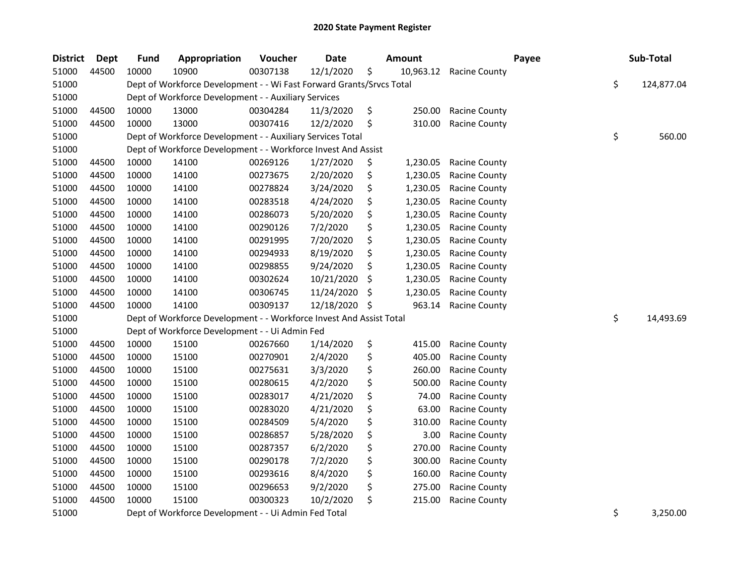# 2020 State Payment Register

| District | Dept | Fund | Appropriation | Voucher | Date | Amount | Payee | Sub-Total |
|---|---|---|---|---|---|---|---|---|
| 51000 | 44500 | 10000 | 10900 | 00307138 | 12/1/2020 | $ 10,963.12 | Racine County | |
| 51000 | | Dept of Workforce Development - - Wi Fast Forward Grants/Srvcs Total | | | | | | $ 124,877.04 |
| 51000 | | Dept of Workforce Development - - Auxiliary Services | | | | | | |
| 51000 | 44500 | 10000 | 13000 | 00304284 | 11/3/2020 | $ 250.00 | Racine County | |
| 51000 | 44500 | 10000 | 13000 | 00307416 | 12/2/2020 | $ 310.00 | Racine County | |
| 51000 | | Dept of Workforce Development - - Auxiliary Services Total | | | | | | $ 560.00 |
| 51000 | | Dept of Workforce Development - - Workforce Invest And Assist | | | | | | |
| 51000 | 44500 | 10000 | 14100 | 00269126 | 1/27/2020 | $ 1,230.05 | Racine County | |
| 51000 | 44500 | 10000 | 14100 | 00273675 | 2/20/2020 | $ 1,230.05 | Racine County | |
| 51000 | 44500 | 10000 | 14100 | 00278824 | 3/24/2020 | $ 1,230.05 | Racine County | |
| 51000 | 44500 | 10000 | 14100 | 00283518 | 4/24/2020 | $ 1,230.05 | Racine County | |
| 51000 | 44500 | 10000 | 14100 | 00286073 | 5/20/2020 | $ 1,230.05 | Racine County | |
| 51000 | 44500 | 10000 | 14100 | 00290126 | 7/2/2020 | $ 1,230.05 | Racine County | |
| 51000 | 44500 | 10000 | 14100 | 00291995 | 7/20/2020 | $ 1,230.05 | Racine County | |
| 51000 | 44500 | 10000 | 14100 | 00294933 | 8/19/2020 | $ 1,230.05 | Racine County | |
| 51000 | 44500 | 10000 | 14100 | 00298855 | 9/24/2020 | $ 1,230.05 | Racine County | |
| 51000 | 44500 | 10000 | 14100 | 00302624 | 10/21/2020 | $ 1,230.05 | Racine County | |
| 51000 | 44500 | 10000 | 14100 | 00306745 | 11/24/2020 | $ 1,230.05 | Racine County | |
| 51000 | 44500 | 10000 | 14100 | 00309137 | 12/18/2020 | $ 963.14 | Racine County | |
| 51000 | | Dept of Workforce Development - - Workforce Invest And Assist Total | | | | | | $ 14,493.69 |
| 51000 | | Dept of Workforce Development - - Ui Admin Fed | | | | | | |
| 51000 | 44500 | 10000 | 15100 | 00267660 | 1/14/2020 | $ 415.00 | Racine County | |
| 51000 | 44500 | 10000 | 15100 | 00270901 | 2/4/2020 | $ 405.00 | Racine County | |
| 51000 | 44500 | 10000 | 15100 | 00275631 | 3/3/2020 | $ 260.00 | Racine County | |
| 51000 | 44500 | 10000 | 15100 | 00280615 | 4/2/2020 | $ 500.00 | Racine County | |
| 51000 | 44500 | 10000 | 15100 | 00283017 | 4/21/2020 | $ 74.00 | Racine County | |
| 51000 | 44500 | 10000 | 15100 | 00283020 | 4/21/2020 | $ 63.00 | Racine County | |
| 51000 | 44500 | 10000 | 15100 | 00284509 | 5/4/2020 | $ 310.00 | Racine County | |
| 51000 | 44500 | 10000 | 15100 | 00286857 | 5/28/2020 | $ 3.00 | Racine County | |
| 51000 | 44500 | 10000 | 15100 | 00287357 | 6/2/2020 | $ 270.00 | Racine County | |
| 51000 | 44500 | 10000 | 15100 | 00290178 | 7/2/2020 | $ 300.00 | Racine County | |
| 51000 | 44500 | 10000 | 15100 | 00293616 | 8/4/2020 | $ 160.00 | Racine County | |
| 51000 | 44500 | 10000 | 15100 | 00296653 | 9/2/2020 | $ 275.00 | Racine County | |
| 51000 | 44500 | 10000 | 15100 | 00300323 | 10/2/2020 | $ 215.00 | Racine County | |
| 51000 | | Dept of Workforce Development - - Ui Admin Fed Total | | | | | | $ 3,250.00 |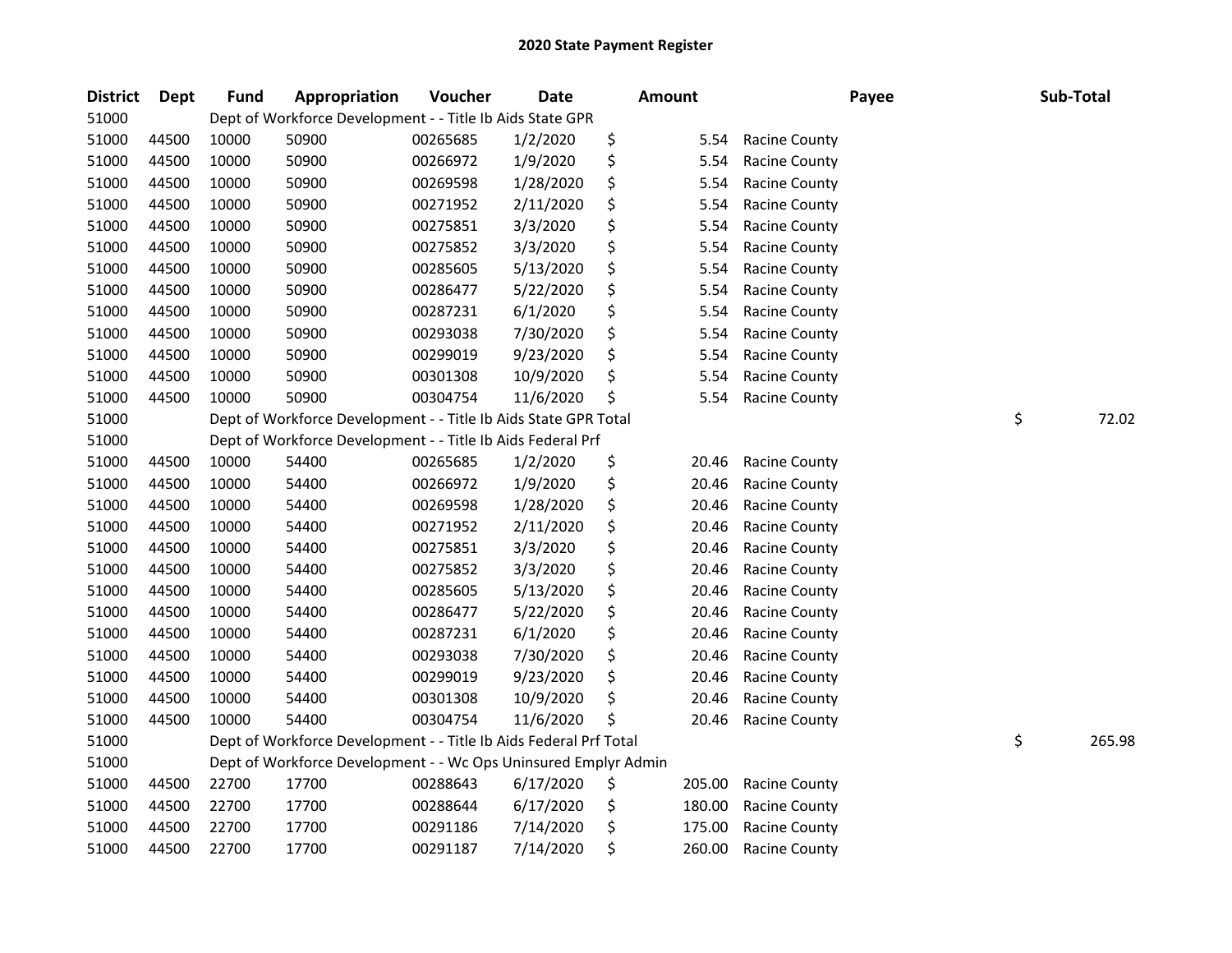# 2020 State Payment Register

| District | Dept | Fund | Appropriation | Voucher | Date | Amount | Payee | Sub-Total |
|---|---|---|---|---|---|---|---|---|
| 51000 | | Dept of Workforce Development - - Title Ib Aids State GPR | | | | | | |
| 51000 | 44500 | 10000 | 50900 | 00265685 | 1/2/2020 | $ 5.54 | Racine County | |
| 51000 | 44500 | 10000 | 50900 | 00266972 | 1/9/2020 | $ 5.54 | Racine County | |
| 51000 | 44500 | 10000 | 50900 | 00269598 | 1/28/2020 | $ 5.54 | Racine County | |
| 51000 | 44500 | 10000 | 50900 | 00271952 | 2/11/2020 | $ 5.54 | Racine County | |
| 51000 | 44500 | 10000 | 50900 | 00275851 | 3/3/2020 | $ 5.54 | Racine County | |
| 51000 | 44500 | 10000 | 50900 | 00275852 | 3/3/2020 | $ 5.54 | Racine County | |
| 51000 | 44500 | 10000 | 50900 | 00285605 | 5/13/2020 | $ 5.54 | Racine County | |
| 51000 | 44500 | 10000 | 50900 | 00286477 | 5/22/2020 | $ 5.54 | Racine County | |
| 51000 | 44500 | 10000 | 50900 | 00287231 | 6/1/2020 | $ 5.54 | Racine County | |
| 51000 | 44500 | 10000 | 50900 | 00293038 | 7/30/2020 | $ 5.54 | Racine County | |
| 51000 | 44500 | 10000 | 50900 | 00299019 | 9/23/2020 | $ 5.54 | Racine County | |
| 51000 | 44500 | 10000 | 50900 | 00301308 | 10/9/2020 | $ 5.54 | Racine County | |
| 51000 | 44500 | 10000 | 50900 | 00304754 | 11/6/2020 | $ 5.54 | Racine County | |
| 51000 | | Dept of Workforce Development - - Title Ib Aids State GPR Total | | | | | | $ 72.02 |
| 51000 | | Dept of Workforce Development - - Title Ib Aids Federal Prf | | | | | | |
| 51000 | 44500 | 10000 | 54400 | 00265685 | 1/2/2020 | $ 20.46 | Racine County | |
| 51000 | 44500 | 10000 | 54400 | 00266972 | 1/9/2020 | $ 20.46 | Racine County | |
| 51000 | 44500 | 10000 | 54400 | 00269598 | 1/28/2020 | $ 20.46 | Racine County | |
| 51000 | 44500 | 10000 | 54400 | 00271952 | 2/11/2020 | $ 20.46 | Racine County | |
| 51000 | 44500 | 10000 | 54400 | 00275851 | 3/3/2020 | $ 20.46 | Racine County | |
| 51000 | 44500 | 10000 | 54400 | 00275852 | 3/3/2020 | $ 20.46 | Racine County | |
| 51000 | 44500 | 10000 | 54400 | 00285605 | 5/13/2020 | $ 20.46 | Racine County | |
| 51000 | 44500 | 10000 | 54400 | 00286477 | 5/22/2020 | $ 20.46 | Racine County | |
| 51000 | 44500 | 10000 | 54400 | 00287231 | 6/1/2020 | $ 20.46 | Racine County | |
| 51000 | 44500 | 10000 | 54400 | 00293038 | 7/30/2020 | $ 20.46 | Racine County | |
| 51000 | 44500 | 10000 | 54400 | 00299019 | 9/23/2020 | $ 20.46 | Racine County | |
| 51000 | 44500 | 10000 | 54400 | 00301308 | 10/9/2020 | $ 20.46 | Racine County | |
| 51000 | 44500 | 10000 | 54400 | 00304754 | 11/6/2020 | $ 20.46 | Racine County | |
| 51000 | | Dept of Workforce Development - - Title Ib Aids Federal Prf Total | | | | | | $ 265.98 |
| 51000 | | Dept of Workforce Development - - Wc Ops Uninsured Emplyr Admin | | | | | | |
| 51000 | 44500 | 22700 | 17700 | 00288643 | 6/17/2020 | $ 205.00 | Racine County | |
| 51000 | 44500 | 22700 | 17700 | 00288644 | 6/17/2020 | $ 180.00 | Racine County | |
| 51000 | 44500 | 22700 | 17700 | 00291186 | 7/14/2020 | $ 175.00 | Racine County | |
| 51000 | 44500 | 22700 | 17700 | 00291187 | 7/14/2020 | $ 260.00 | Racine County | |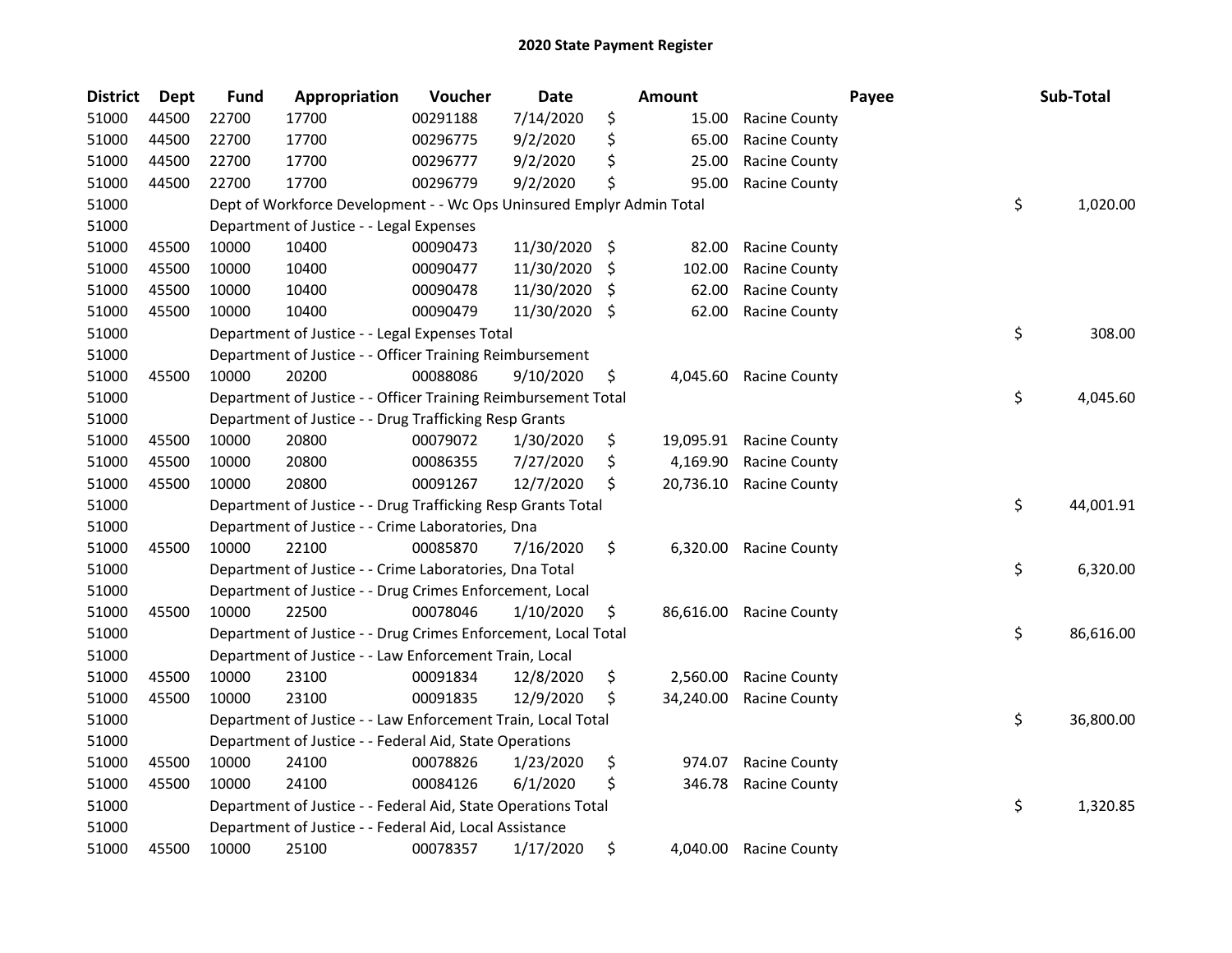# 2020 State Payment Register

| District | Dept | Fund | Appropriation | Voucher | Date | Amount | Payee | Sub-Total |
|---|---|---|---|---|---|---|---|---|
| 51000 | 44500 | 22700 | 17700 | 00291188 | 7/14/2020 | $ 15.00 | Racine County | |
| 51000 | 44500 | 22700 | 17700 | 00296775 | 9/2/2020 | $ 65.00 | Racine County | |
| 51000 | 44500 | 22700 | 17700 | 00296777 | 9/2/2020 | $ 25.00 | Racine County | |
| 51000 | 44500 | 22700 | 17700 | 00296779 | 9/2/2020 | $ 95.00 | Racine County | |
| 51000 | | Dept of Workforce Development - - Wc Ops Uninsured Emplyr Admin Total | | | | | | $ 1,020.00 |
| 51000 | | Department of Justice - - Legal Expenses | | | | | | |
| 51000 | 45500 | 10000 | 10400 | 00090473 | 11/30/2020 | $ 82.00 | Racine County | |
| 51000 | 45500 | 10000 | 10400 | 00090477 | 11/30/2020 | $ 102.00 | Racine County | |
| 51000 | 45500 | 10000 | 10400 | 00090478 | 11/30/2020 | $ 62.00 | Racine County | |
| 51000 | 45500 | 10000 | 10400 | 00090479 | 11/30/2020 | $ 62.00 | Racine County | |
| 51000 | | Department of Justice - - Legal Expenses Total | | | | | | $ 308.00 |
| 51000 | | Department of Justice - - Officer Training Reimbursement | | | | | | |
| 51000 | 45500 | 10000 | 20200 | 00088086 | 9/10/2020 | $ 4,045.60 | Racine County | |
| 51000 | | Department of Justice - - Officer Training Reimbursement Total | | | | | | $ 4,045.60 |
| 51000 | | Department of Justice - - Drug Trafficking Resp Grants | | | | | | |
| 51000 | 45500 | 10000 | 20800 | 00079072 | 1/30/2020 | $ 19,095.91 | Racine County | |
| 51000 | 45500 | 10000 | 20800 | 00086355 | 7/27/2020 | $ 4,169.90 | Racine County | |
| 51000 | 45500 | 10000 | 20800 | 00091267 | 12/7/2020 | $ 20,736.10 | Racine County | |
| 51000 | | Department of Justice - - Drug Trafficking Resp Grants Total | | | | | | $ 44,001.91 |
| 51000 | | Department of Justice - - Crime Laboratories, Dna | | | | | | |
| 51000 | 45500 | 10000 | 22100 | 00085870 | 7/16/2020 | $ 6,320.00 | Racine County | |
| 51000 | | Department of Justice - - Crime Laboratories, Dna Total | | | | | | $ 6,320.00 |
| 51000 | | Department of Justice - - Drug Crimes Enforcement, Local | | | | | | |
| 51000 | 45500 | 10000 | 22500 | 00078046 | 1/10/2020 | $ 86,616.00 | Racine County | |
| 51000 | | Department of Justice - - Drug Crimes Enforcement, Local Total | | | | | | $ 86,616.00 |
| 51000 | | Department of Justice - - Law Enforcement Train, Local | | | | | | |
| 51000 | 45500 | 10000 | 23100 | 00091834 | 12/8/2020 | $ 2,560.00 | Racine County | |
| 51000 | 45500 | 10000 | 23100 | 00091835 | 12/9/2020 | $ 34,240.00 | Racine County | |
| 51000 | | Department of Justice - - Law Enforcement Train, Local Total | | | | | | $ 36,800.00 |
| 51000 | | Department of Justice - - Federal Aid, State Operations | | | | | | |
| 51000 | 45500 | 10000 | 24100 | 00078826 | 1/23/2020 | $ 974.07 | Racine County | |
| 51000 | 45500 | 10000 | 24100 | 00084126 | 6/1/2020 | $ 346.78 | Racine County | |
| 51000 | | Department of Justice - - Federal Aid, State Operations Total | | | | | | $ 1,320.85 |
| 51000 | | Department of Justice - - Federal Aid, Local Assistance | | | | | | |
| 51000 | 45500 | 10000 | 25100 | 00078357 | 1/17/2020 | $ 4,040.00 | Racine County | |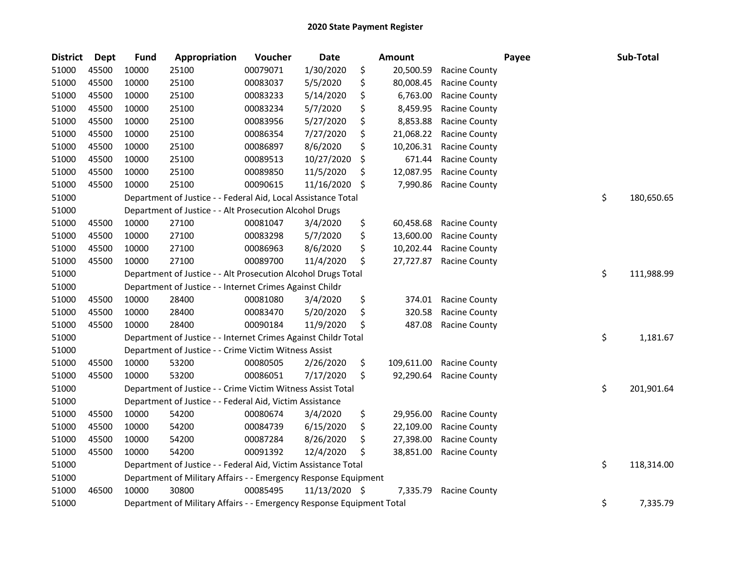## 2020 State Payment Register

| District | Dept | Fund | Appropriation | Voucher | Date | Amount | Payee | Sub-Total |
|---|---|---|---|---|---|---|---|---|
| 51000 | 45500 | 10000 | 25100 | 00079071 | 1/30/2020 | $ 20,500.59 | Racine County | |
| 51000 | 45500 | 10000 | 25100 | 00083037 | 5/5/2020 | $ 80,008.45 | Racine County | |
| 51000 | 45500 | 10000 | 25100 | 00083233 | 5/14/2020 | $ 6,763.00 | Racine County | |
| 51000 | 45500 | 10000 | 25100 | 00083234 | 5/7/2020 | $ 8,459.95 | Racine County | |
| 51000 | 45500 | 10000 | 25100 | 00083956 | 5/27/2020 | $ 8,853.88 | Racine County | |
| 51000 | 45500 | 10000 | 25100 | 00086354 | 7/27/2020 | $ 21,068.22 | Racine County | |
| 51000 | 45500 | 10000 | 25100 | 00086897 | 8/6/2020 | $ 10,206.31 | Racine County | |
| 51000 | 45500 | 10000 | 25100 | 00089513 | 10/27/2020 | $ 671.44 | Racine County | |
| 51000 | 45500 | 10000 | 25100 | 00089850 | 11/5/2020 | $ 12,087.95 | Racine County | |
| 51000 | 45500 | 10000 | 25100 | 00090615 | 11/16/2020 | $ 7,990.86 | Racine County | |
| 51000 | | Department of Justice - - Federal Aid, Local Assistance Total | | | | | | $ 180,650.65 |
| 51000 | | Department of Justice - - Alt Prosecution Alcohol Drugs | | | | | | |
| 51000 | 45500 | 10000 | 27100 | 00081047 | 3/4/2020 | $ 60,458.68 | Racine County | |
| 51000 | 45500 | 10000 | 27100 | 00083298 | 5/7/2020 | $ 13,600.00 | Racine County | |
| 51000 | 45500 | 10000 | 27100 | 00086963 | 8/6/2020 | $ 10,202.44 | Racine County | |
| 51000 | 45500 | 10000 | 27100 | 00089700 | 11/4/2020 | $ 27,727.87 | Racine County | |
| 51000 | | Department of Justice - - Alt Prosecution Alcohol Drugs Total | | | | | | $ 111,988.99 |
| 51000 | | Department of Justice - - Internet Crimes Against Childr | | | | | | |
| 51000 | 45500 | 10000 | 28400 | 00081080 | 3/4/2020 | $ 374.01 | Racine County | |
| 51000 | 45500 | 10000 | 28400 | 00083470 | 5/20/2020 | $ 320.58 | Racine County | |
| 51000 | 45500 | 10000 | 28400 | 00090184 | 11/9/2020 | $ 487.08 | Racine County | |
| 51000 | | Department of Justice - - Internet Crimes Against Childr Total | | | | | | $ 1,181.67 |
| 51000 | | Department of Justice - - Crime Victim Witness Assist | | | | | | |
| 51000 | 45500 | 10000 | 53200 | 00080505 | 2/26/2020 | $ 109,611.00 | Racine County | |
| 51000 | 45500 | 10000 | 53200 | 00086051 | 7/17/2020 | $ 92,290.64 | Racine County | |
| 51000 | | Department of Justice - - Crime Victim Witness Assist Total | | | | | | $ 201,901.64 |
| 51000 | | Department of Justice - - Federal Aid, Victim Assistance | | | | | | |
| 51000 | 45500 | 10000 | 54200 | 00080674 | 3/4/2020 | $ 29,956.00 | Racine County | |
| 51000 | 45500 | 10000 | 54200 | 00084739 | 6/15/2020 | $ 22,109.00 | Racine County | |
| 51000 | 45500 | 10000 | 54200 | 00087284 | 8/26/2020 | $ 27,398.00 | Racine County | |
| 51000 | 45500 | 10000 | 54200 | 00091392 | 12/4/2020 | $ 38,851.00 | Racine County | |
| 51000 | | Department of Justice - - Federal Aid, Victim Assistance Total | | | | | | $ 118,314.00 |
| 51000 | | Department of Military Affairs - - Emergency Response Equipment | | | | | | |
| 51000 | 46500 | 10000 | 30800 | 00085495 | 11/13/2020 | $ 7,335.79 | Racine County | |
| 51000 | | Department of Military Affairs - - Emergency Response Equipment Total | | | | | | $ 7,335.79 |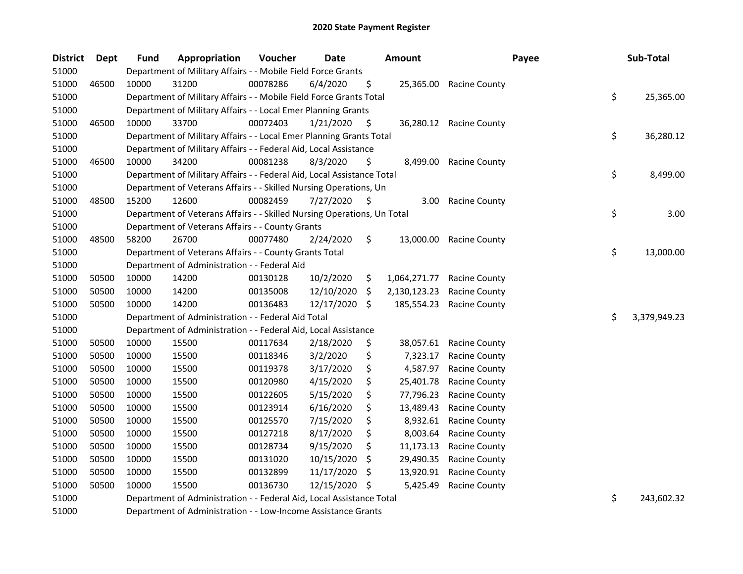# 2020 State Payment Register

| District | Dept | Fund | Appropriation | Voucher | Date | Amount | Payee | Sub-Total |
|---|---|---|---|---|---|---|---|---|
| 51000 | | Department of Military Affairs - - Mobile Field Force Grants | | | | | | |
| 51000 | 46500 | 10000 | 31200 | 00078286 | 6/4/2020 | $ 25,365.00 | Racine County | |
| 51000 | | Department of Military Affairs - - Mobile Field Force Grants Total | | | | | | $ 25,365.00 |
| 51000 | | Department of Military Affairs - - Local Emer Planning Grants | | | | | | |
| 51000 | 46500 | 10000 | 33700 | 00072403 | 1/21/2020 | $ 36,280.12 | Racine County | |
| 51000 | | Department of Military Affairs - - Local Emer Planning Grants Total | | | | | | $ 36,280.12 |
| 51000 | | Department of Military Affairs - - Federal Aid, Local Assistance | | | | | | |
| 51000 | 46500 | 10000 | 34200 | 00081238 | 8/3/2020 | $ 8,499.00 | Racine County | |
| 51000 | | Department of Military Affairs - - Federal Aid, Local Assistance Total | | | | | | $ 8,499.00 |
| 51000 | | Department of Veterans Affairs - - Skilled Nursing Operations, Un | | | | | | |
| 51000 | 48500 | 15200 | 12600 | 00082459 | 7/27/2020 | $ 3.00 | Racine County | |
| 51000 | | Department of Veterans Affairs - - Skilled Nursing Operations, Un Total | | | | | | $ 3.00 |
| 51000 | | Department of Veterans Affairs - - County Grants | | | | | | |
| 51000 | 48500 | 58200 | 26700 | 00077480 | 2/24/2020 | $ 13,000.00 | Racine County | |
| 51000 | | Department of Veterans Affairs - - County Grants Total | | | | | | $ 13,000.00 |
| 51000 | | Department of Administration - - Federal Aid | | | | | | |
| 51000 | 50500 | 10000 | 14200 | 00130128 | 10/2/2020 | $ 1,064,271.77 | Racine County | |
| 51000 | 50500 | 10000 | 14200 | 00135008 | 12/10/2020 | $ 2,130,123.23 | Racine County | |
| 51000 | 50500 | 10000 | 14200 | 00136483 | 12/17/2020 | $ 185,554.23 | Racine County | |
| 51000 | | Department of Administration - - Federal Aid Total | | | | | | $ 3,379,949.23 |
| 51000 | | Department of Administration - - Federal Aid, Local Assistance | | | | | | |
| 51000 | 50500 | 10000 | 15500 | 00117634 | 2/18/2020 | $ 38,057.61 | Racine County | |
| 51000 | 50500 | 10000 | 15500 | 00118346 | 3/2/2020 | $ 7,323.17 | Racine County | |
| 51000 | 50500 | 10000 | 15500 | 00119378 | 3/17/2020 | $ 4,587.97 | Racine County | |
| 51000 | 50500 | 10000 | 15500 | 00120980 | 4/15/2020 | $ 25,401.78 | Racine County | |
| 51000 | 50500 | 10000 | 15500 | 00122605 | 5/15/2020 | $ 77,796.23 | Racine County | |
| 51000 | 50500 | 10000 | 15500 | 00123914 | 6/16/2020 | $ 13,489.43 | Racine County | |
| 51000 | 50500 | 10000 | 15500 | 00125570 | 7/15/2020 | $ 8,932.61 | Racine County | |
| 51000 | 50500 | 10000 | 15500 | 00127218 | 8/17/2020 | $ 8,003.64 | Racine County | |
| 51000 | 50500 | 10000 | 15500 | 00128734 | 9/15/2020 | $ 11,173.13 | Racine County | |
| 51000 | 50500 | 10000 | 15500 | 00131020 | 10/15/2020 | $ 29,490.35 | Racine County | |
| 51000 | 50500 | 10000 | 15500 | 00132899 | 11/17/2020 | $ 13,920.91 | Racine County | |
| 51000 | 50500 | 10000 | 15500 | 00136730 | 12/15/2020 | $ 5,425.49 | Racine County | |
| 51000 | | Department of Administration - - Federal Aid, Local Assistance Total | | | | | | $ 243,602.32 |
| 51000 | | Department of Administration - - Low-Income Assistance Grants | | | | | | |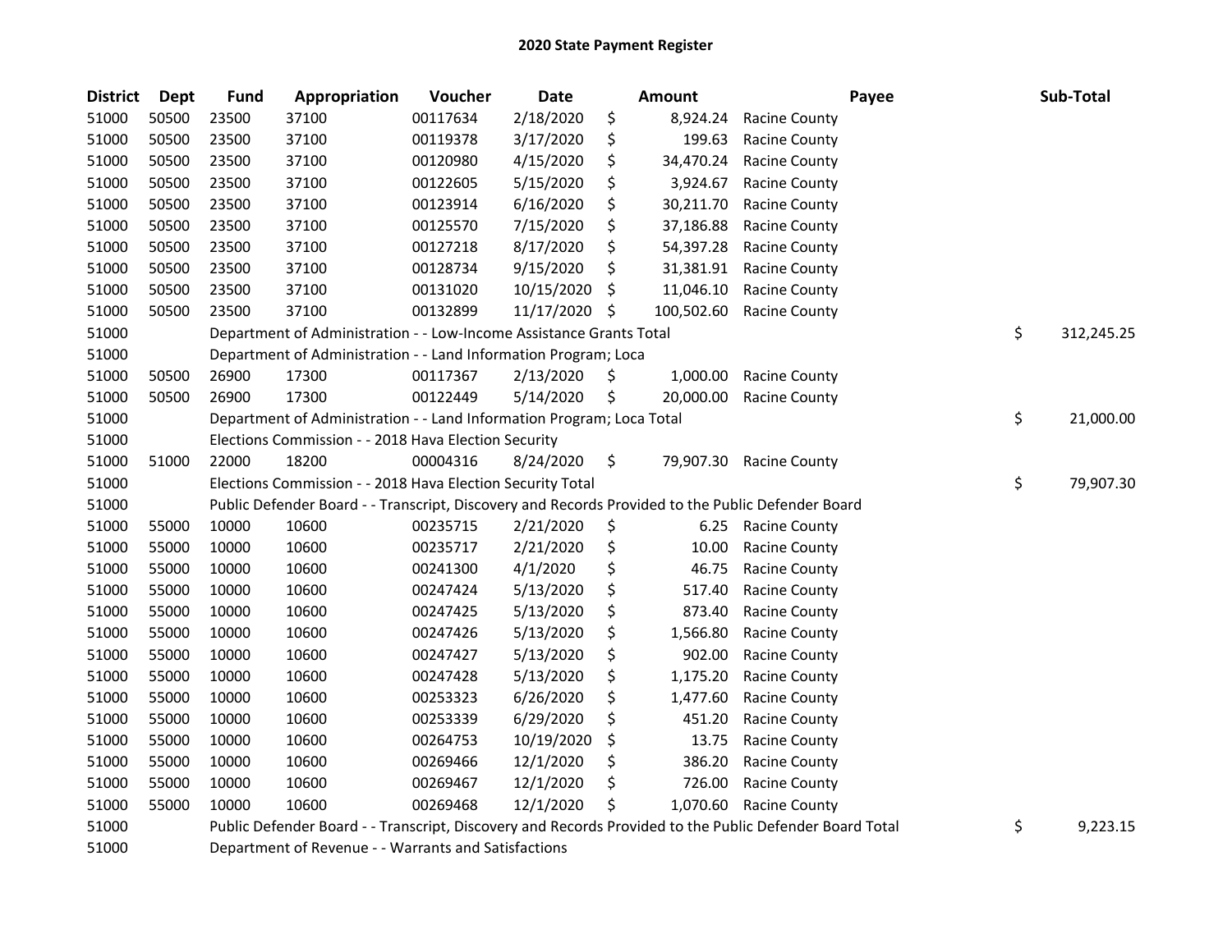# 2020 State Payment Register

| District | Dept | Fund | Appropriation | Voucher | Date | Amount | Payee | Sub-Total |
|---|---|---|---|---|---|---|---|---|
| 51000 | 50500 | 23500 | 37100 | 00117634 | 2/18/2020 | $ 8,924.24 | Racine County | |
| 51000 | 50500 | 23500 | 37100 | 00119378 | 3/17/2020 | $ 199.63 | Racine County | |
| 51000 | 50500 | 23500 | 37100 | 00120980 | 4/15/2020 | $ 34,470.24 | Racine County | |
| 51000 | 50500 | 23500 | 37100 | 00122605 | 5/15/2020 | $ 3,924.67 | Racine County | |
| 51000 | 50500 | 23500 | 37100 | 00123914 | 6/16/2020 | $ 30,211.70 | Racine County | |
| 51000 | 50500 | 23500 | 37100 | 00125570 | 7/15/2020 | $ 37,186.88 | Racine County | |
| 51000 | 50500 | 23500 | 37100 | 00127218 | 8/17/2020 | $ 54,397.28 | Racine County | |
| 51000 | 50500 | 23500 | 37100 | 00128734 | 9/15/2020 | $ 31,381.91 | Racine County | |
| 51000 | 50500 | 23500 | 37100 | 00131020 | 10/15/2020 | $ 11,046.10 | Racine County | |
| 51000 | 50500 | 23500 | 37100 | 00132899 | 11/17/2020 | $ 100,502.60 | Racine County | |
| 51000 | | Department of Administration - - Low-Income Assistance Grants Total | | | | | | $ 312,245.25 |
| 51000 | | Department of Administration - - Land Information Program; Loca | | | | | | |
| 51000 | 50500 | 26900 | 17300 | 00117367 | 2/13/2020 | $ 1,000.00 | Racine County | |
| 51000 | 50500 | 26900 | 17300 | 00122449 | 5/14/2020 | $ 20,000.00 | Racine County | |
| 51000 | | Department of Administration - - Land Information Program; Loca Total | | | | | | $ 21,000.00 |
| 51000 | | Elections Commission - - 2018 Hava Election Security | | | | | | |
| 51000 | 51000 | 22000 | 18200 | 00004316 | 8/24/2020 | $ 79,907.30 | Racine County | |
| 51000 | | Elections Commission - - 2018 Hava Election Security Total | | | | | | $ 79,907.30 |
| 51000 | | Public Defender Board - - Transcript, Discovery and Records Provided to the Public Defender Board | | | | | | |
| 51000 | 55000 | 10000 | 10600 | 00235715 | 2/21/2020 | $ 6.25 | Racine County | |
| 51000 | 55000 | 10000 | 10600 | 00235717 | 2/21/2020 | $ 10.00 | Racine County | |
| 51000 | 55000 | 10000 | 10600 | 00241300 | 4/1/2020 | $ 46.75 | Racine County | |
| 51000 | 55000 | 10000 | 10600 | 00247424 | 5/13/2020 | $ 517.40 | Racine County | |
| 51000 | 55000 | 10000 | 10600 | 00247425 | 5/13/2020 | $ 873.40 | Racine County | |
| 51000 | 55000 | 10000 | 10600 | 00247426 | 5/13/2020 | $ 1,566.80 | Racine County | |
| 51000 | 55000 | 10000 | 10600 | 00247427 | 5/13/2020 | $ 902.00 | Racine County | |
| 51000 | 55000 | 10000 | 10600 | 00247428 | 5/13/2020 | $ 1,175.20 | Racine County | |
| 51000 | 55000 | 10000 | 10600 | 00253323 | 6/26/2020 | $ 1,477.60 | Racine County | |
| 51000 | 55000 | 10000 | 10600 | 00253339 | 6/29/2020 | $ 451.20 | Racine County | |
| 51000 | 55000 | 10000 | 10600 | 00264753 | 10/19/2020 | $ 13.75 | Racine County | |
| 51000 | 55000 | 10000 | 10600 | 00269466 | 12/1/2020 | $ 386.20 | Racine County | |
| 51000 | 55000 | 10000 | 10600 | 00269467 | 12/1/2020 | $ 726.00 | Racine County | |
| 51000 | 55000 | 10000 | 10600 | 00269468 | 12/1/2020 | $ 1,070.60 | Racine County | |
| 51000 | | Public Defender Board - - Transcript, Discovery and Records Provided to the Public Defender Board Total | | | | | | $ 9,223.15 |
| 51000 | | Department of Revenue - - Warrants and Satisfactions | | | | | | |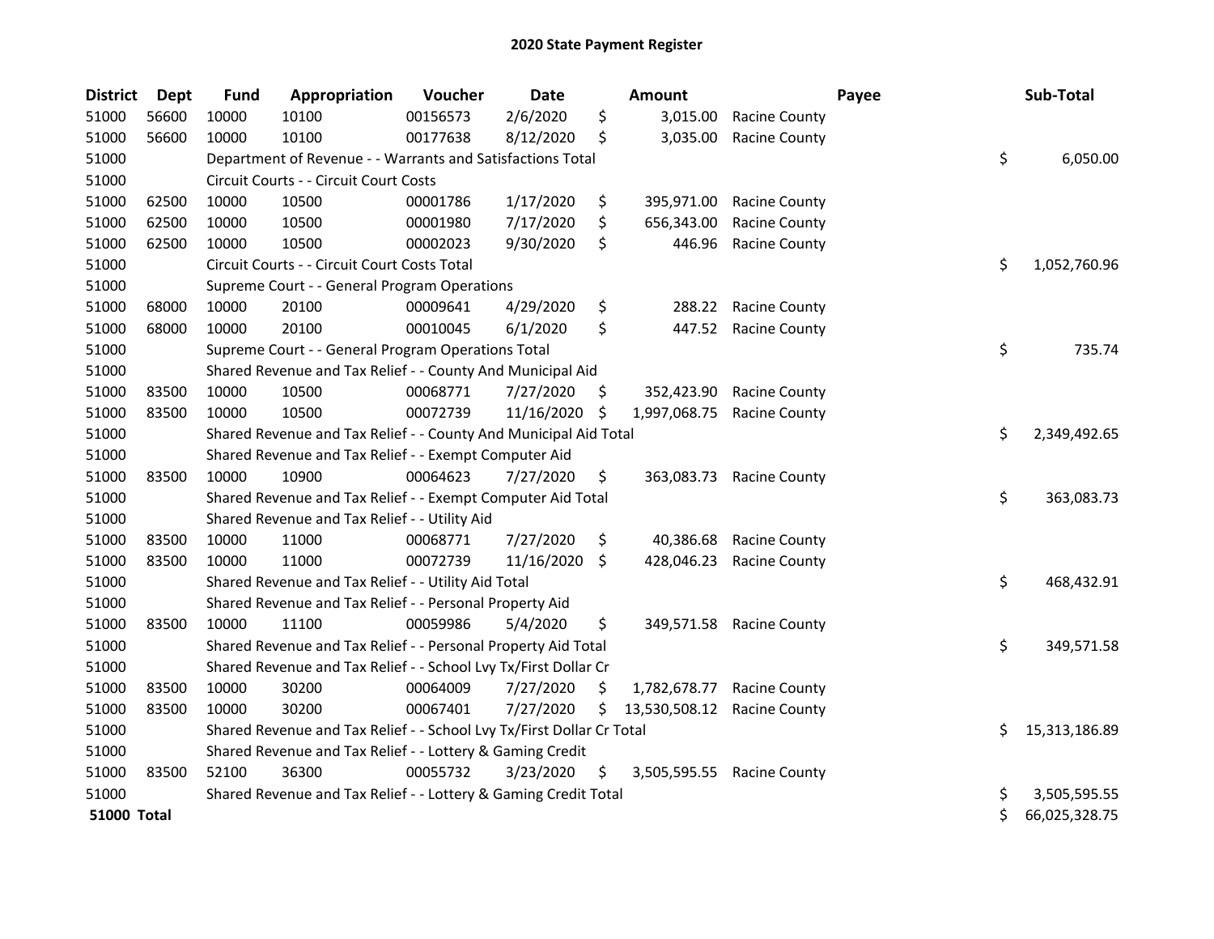# 2020 State Payment Register

| District | Dept | Fund | Appropriation | Voucher | Date | Amount | Payee | Sub-Total |
|---|---|---|---|---|---|---|---|---|
| 51000 | 56600 | 10000 | 10100 | 00156573 | 2/6/2020 | $ 3,015.00 | Racine County | |
| 51000 | 56600 | 10000 | 10100 | 00177638 | 8/12/2020 | $ 3,035.00 | Racine County | |
| 51000 | | Department of Revenue - - Warrants and Satisfactions Total | | | | | | $ 6,050.00 |
| 51000 | | Circuit Courts - - Circuit Court Costs | | | | | | |
| 51000 | 62500 | 10000 | 10500 | 00001786 | 1/17/2020 | $ 395,971.00 | Racine County | |
| 51000 | 62500 | 10000 | 10500 | 00001980 | 7/17/2020 | $ 656,343.00 | Racine County | |
| 51000 | 62500 | 10000 | 10500 | 00002023 | 9/30/2020 | $ 446.96 | Racine County | |
| 51000 | | Circuit Courts - - Circuit Court Costs Total | | | | | | $ 1,052,760.96 |
| 51000 | | Supreme Court - - General Program Operations | | | | | | |
| 51000 | 68000 | 10000 | 20100 | 00009641 | 4/29/2020 | $ 288.22 | Racine County | |
| 51000 | 68000 | 10000 | 20100 | 00010045 | 6/1/2020 | $ 447.52 | Racine County | |
| 51000 | | Supreme Court - - General Program Operations Total | | | | | | $ 735.74 |
| 51000 | | Shared Revenue and Tax Relief - - County And Municipal Aid | | | | | | |
| 51000 | 83500 | 10000 | 10500 | 00068771 | 7/27/2020 | $ 352,423.90 | Racine County | |
| 51000 | 83500 | 10000 | 10500 | 00072739 | 11/16/2020 | $ 1,997,068.75 | Racine County | |
| 51000 | | Shared Revenue and Tax Relief - - County And Municipal Aid Total | | | | | | $ 2,349,492.65 |
| 51000 | | Shared Revenue and Tax Relief - - Exempt Computer Aid | | | | | | |
| 51000 | 83500 | 10000 | 10900 | 00064623 | 7/27/2020 | $ 363,083.73 | Racine County | |
| 51000 | | Shared Revenue and Tax Relief - - Exempt Computer Aid Total | | | | | | $ 363,083.73 |
| 51000 | | Shared Revenue and Tax Relief - - Utility Aid | | | | | | |
| 51000 | 83500 | 10000 | 11000 | 00068771 | 7/27/2020 | $ 40,386.68 | Racine County | |
| 51000 | 83500 | 10000 | 11000 | 00072739 | 11/16/2020 | $ 428,046.23 | Racine County | |
| 51000 | | Shared Revenue and Tax Relief - - Utility Aid Total | | | | | | $ 468,432.91 |
| 51000 | | Shared Revenue and Tax Relief - - Personal Property Aid | | | | | | |
| 51000 | 83500 | 10000 | 11100 | 00059986 | 5/4/2020 | $ 349,571.58 | Racine County | |
| 51000 | | Shared Revenue and Tax Relief - - Personal Property Aid Total | | | | | | $ 349,571.58 |
| 51000 | | Shared Revenue and Tax Relief - - School Lvy Tx/First Dollar Cr | | | | | | |
| 51000 | 83500 | 10000 | 30200 | 00064009 | 7/27/2020 | $ 1,782,678.77 | Racine County | |
| 51000 | 83500 | 10000 | 30200 | 00067401 | 7/27/2020 | $ 13,530,508.12 | Racine County | |
| 51000 | | Shared Revenue and Tax Relief - - School Lvy Tx/First Dollar Cr Total | | | | | | $ 15,313,186.89 |
| 51000 | | Shared Revenue and Tax Relief - - Lottery & Gaming Credit | | | | | | |
| 51000 | 83500 | 52100 | 36300 | 00055732 | 3/23/2020 | $ 3,505,595.55 | Racine County | |
| 51000 | | Shared Revenue and Tax Relief - - Lottery & Gaming Credit Total | | | | | | $ 3,505,595.55 |
| **51000 Total** | | | | | | | | $ 66,025,328.75 |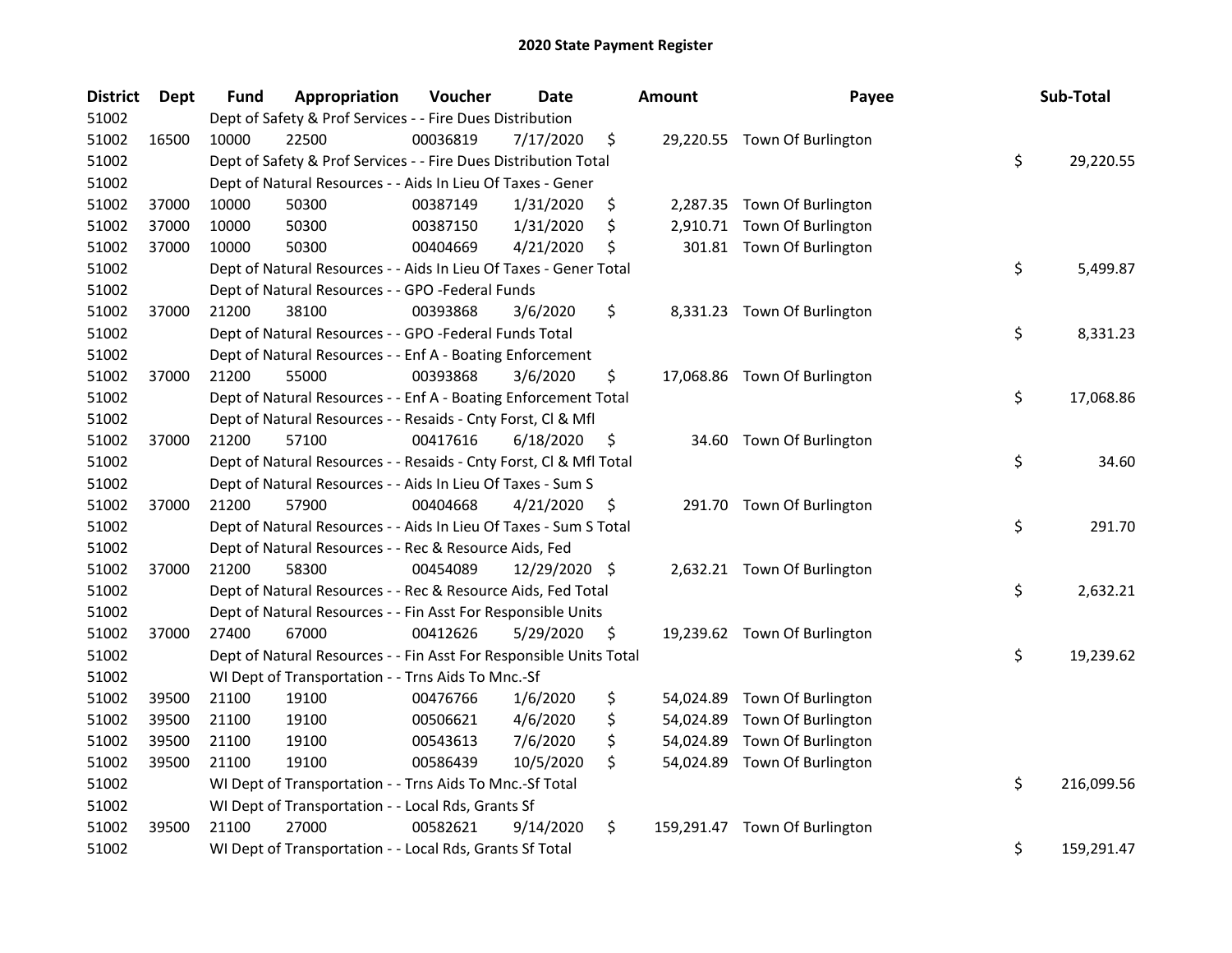## 2020 State Payment Register

| District | Dept | Fund | Appropriation | Voucher | Date | Amount | Payee | Sub-Total |
|---|---|---|---|---|---|---|---|---|
| 51002 | | Dept of Safety & Prof Services - - Fire Dues Distribution | | | | | | |
| 51002 | 16500 | 10000 | 22500 | 00036819 | 7/17/2020 | $ 29,220.55 | Town Of Burlington | |
| 51002 | | Dept of Safety & Prof Services - - Fire Dues Distribution Total | | | | | | $ 29,220.55 |
| 51002 | | Dept of Natural Resources - - Aids In Lieu Of Taxes - Gener | | | | | | |
| 51002 | 37000 | 10000 | 50300 | 00387149 | 1/31/2020 | $ 2,287.35 | Town Of Burlington | |
| 51002 | 37000 | 10000 | 50300 | 00387150 | 1/31/2020 | $ 2,910.71 | Town Of Burlington | |
| 51002 | 37000 | 10000 | 50300 | 00404669 | 4/21/2020 | $ 301.81 | Town Of Burlington | |
| 51002 | | Dept of Natural Resources - - Aids In Lieu Of Taxes - Gener Total | | | | | | $ 5,499.87 |
| 51002 | | Dept of Natural Resources - - GPO -Federal Funds | | | | | | |
| 51002 | 37000 | 21200 | 38100 | 00393868 | 3/6/2020 | $ 8,331.23 | Town Of Burlington | |
| 51002 | | Dept of Natural Resources - - GPO -Federal Funds Total | | | | | | $ 8,331.23 |
| 51002 | | Dept of Natural Resources - - Enf A - Boating Enforcement | | | | | | |
| 51002 | 37000 | 21200 | 55000 | 00393868 | 3/6/2020 | $ 17,068.86 | Town Of Burlington | |
| 51002 | | Dept of Natural Resources - - Enf A - Boating Enforcement Total | | | | | | $ 17,068.86 |
| 51002 | | Dept of Natural Resources - - Resaids - Cnty Forst, Cl & Mfl | | | | | | |
| 51002 | 37000 | 21200 | 57100 | 00417616 | 6/18/2020 | $ 34.60 | Town Of Burlington | |
| 51002 | | Dept of Natural Resources - - Resaids - Cnty Forst, Cl & Mfl Total | | | | | | $ 34.60 |
| 51002 | | Dept of Natural Resources - - Aids In Lieu Of Taxes - Sum S | | | | | | |
| 51002 | 37000 | 21200 | 57900 | 00404668 | 4/21/2020 | $ 291.70 | Town Of Burlington | |
| 51002 | | Dept of Natural Resources - - Aids In Lieu Of Taxes - Sum S Total | | | | | | $ 291.70 |
| 51002 | | Dept of Natural Resources - - Rec & Resource Aids, Fed | | | | | | |
| 51002 | 37000 | 21200 | 58300 | 00454089 | 12/29/2020 | $ 2,632.21 | Town Of Burlington | |
| 51002 | | Dept of Natural Resources - - Rec & Resource Aids, Fed Total | | | | | | $ 2,632.21 |
| 51002 | | Dept of Natural Resources - - Fin Asst For Responsible Units | | | | | | |
| 51002 | 37000 | 27400 | 67000 | 00412626 | 5/29/2020 | $ 19,239.62 | Town Of Burlington | |
| 51002 | | Dept of Natural Resources - - Fin Asst For Responsible Units Total | | | | | | $ 19,239.62 |
| 51002 | | WI Dept of Transportation - - Trns Aids To Mnc.-Sf | | | | | | |
| 51002 | 39500 | 21100 | 19100 | 00476766 | 1/6/2020 | $ 54,024.89 | Town Of Burlington | |
| 51002 | 39500 | 21100 | 19100 | 00506621 | 4/6/2020 | $ 54,024.89 | Town Of Burlington | |
| 51002 | 39500 | 21100 | 19100 | 00543613 | 7/6/2020 | $ 54,024.89 | Town Of Burlington | |
| 51002 | 39500 | 21100 | 19100 | 00586439 | 10/5/2020 | $ 54,024.89 | Town Of Burlington | |
| 51002 | | WI Dept of Transportation - - Trns Aids To Mnc.-Sf Total | | | | | | $ 216,099.56 |
| 51002 | | WI Dept of Transportation - - Local Rds, Grants Sf | | | | | | |
| 51002 | 39500 | 21100 | 27000 | 00582621 | 9/14/2020 | $ 159,291.47 | Town Of Burlington | |
| 51002 | | WI Dept of Transportation - - Local Rds, Grants Sf Total | | | | | | $ 159,291.47 |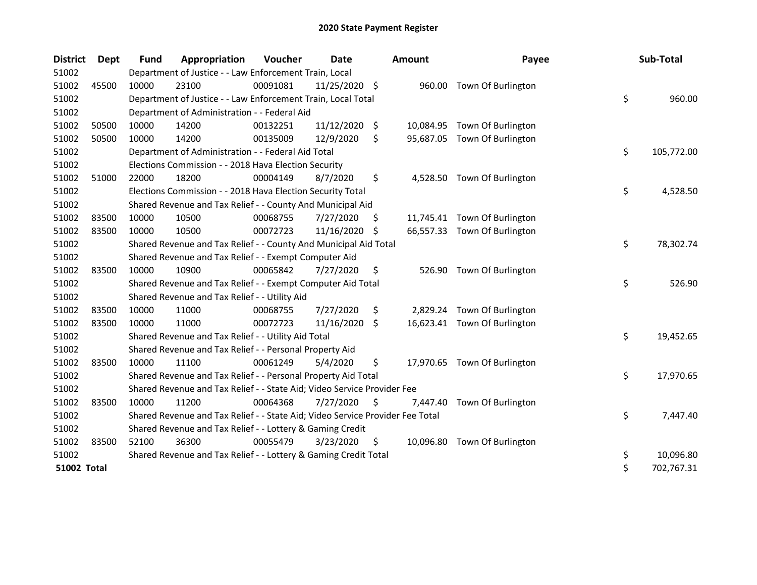# 2020 State Payment Register

| District | Dept | Fund | Appropriation | Voucher | Date | Amount | Payee | Sub-Total |
|---|---|---|---|---|---|---|---|---|
| 51002 | | Department of Justice - - Law Enforcement Train, Local | | | | | | |
| 51002 | 45500 | 10000 | 23100 | 00091081 | 11/25/2020 | $ 960.00 | Town Of Burlington | |
| 51002 | | Department of Justice - - Law Enforcement Train, Local Total | | | | | | $ 960.00 |
| 51002 | | Department of Administration - - Federal Aid | | | | | | |
| 51002 | 50500 | 10000 | 14200 | 00132251 | 11/12/2020 | $ 10,084.95 | Town Of Burlington | |
| 51002 | 50500 | 10000 | 14200 | 00135009 | 12/9/2020 | $ 95,687.05 | Town Of Burlington | |
| 51002 | | Department of Administration - - Federal Aid Total | | | | | | $ 105,772.00 |
| 51002 | | Elections Commission - - 2018 Hava Election Security | | | | | | |
| 51002 | 51000 | 22000 | 18200 | 00004149 | 8/7/2020 | $ 4,528.50 | Town Of Burlington | |
| 51002 | | Elections Commission - - 2018 Hava Election Security Total | | | | | | $ 4,528.50 |
| 51002 | | Shared Revenue and Tax Relief - - County And Municipal Aid | | | | | | |
| 51002 | 83500 | 10000 | 10500 | 00068755 | 7/27/2020 | $ 11,745.41 | Town Of Burlington | |
| 51002 | 83500 | 10000 | 10500 | 00072723 | 11/16/2020 | $ 66,557.33 | Town Of Burlington | |
| 51002 | | Shared Revenue and Tax Relief - - County And Municipal Aid Total | | | | | | $ 78,302.74 |
| 51002 | | Shared Revenue and Tax Relief - - Exempt Computer Aid | | | | | | |
| 51002 | 83500 | 10000 | 10900 | 00065842 | 7/27/2020 | $ 526.90 | Town Of Burlington | |
| 51002 | | Shared Revenue and Tax Relief - - Exempt Computer Aid Total | | | | | | $ 526.90 |
| 51002 | | Shared Revenue and Tax Relief - - Utility Aid | | | | | | |
| 51002 | 83500 | 10000 | 11000 | 00068755 | 7/27/2020 | $ 2,829.24 | Town Of Burlington | |
| 51002 | 83500 | 10000 | 11000 | 00072723 | 11/16/2020 | $ 16,623.41 | Town Of Burlington | |
| 51002 | | Shared Revenue and Tax Relief - - Utility Aid Total | | | | | | $ 19,452.65 |
| 51002 | | Shared Revenue and Tax Relief - - Personal Property Aid | | | | | | |
| 51002 | 83500 | 10000 | 11100 | 00061249 | 5/4/2020 | $ 17,970.65 | Town Of Burlington | |
| 51002 | | Shared Revenue and Tax Relief - - Personal Property Aid Total | | | | | | $ 17,970.65 |
| 51002 | | Shared Revenue and Tax Relief - - State Aid; Video Service Provider Fee | | | | | | |
| 51002 | 83500 | 10000 | 11200 | 00064368 | 7/27/2020 | $ 7,447.40 | Town Of Burlington | |
| 51002 | | Shared Revenue and Tax Relief - - State Aid; Video Service Provider Fee Total | | | | | | $ 7,447.40 |
| 51002 | | Shared Revenue and Tax Relief - - Lottery & Gaming Credit | | | | | | |
| 51002 | 83500 | 52100 | 36300 | 00055479 | 3/23/2020 | $ 10,096.80 | Town Of Burlington | |
| 51002 | | Shared Revenue and Tax Relief - - Lottery & Gaming Credit Total | | | | | | $ 10,096.80 |
| **51002 Total** | | | | | | | | $ 702,767.31 |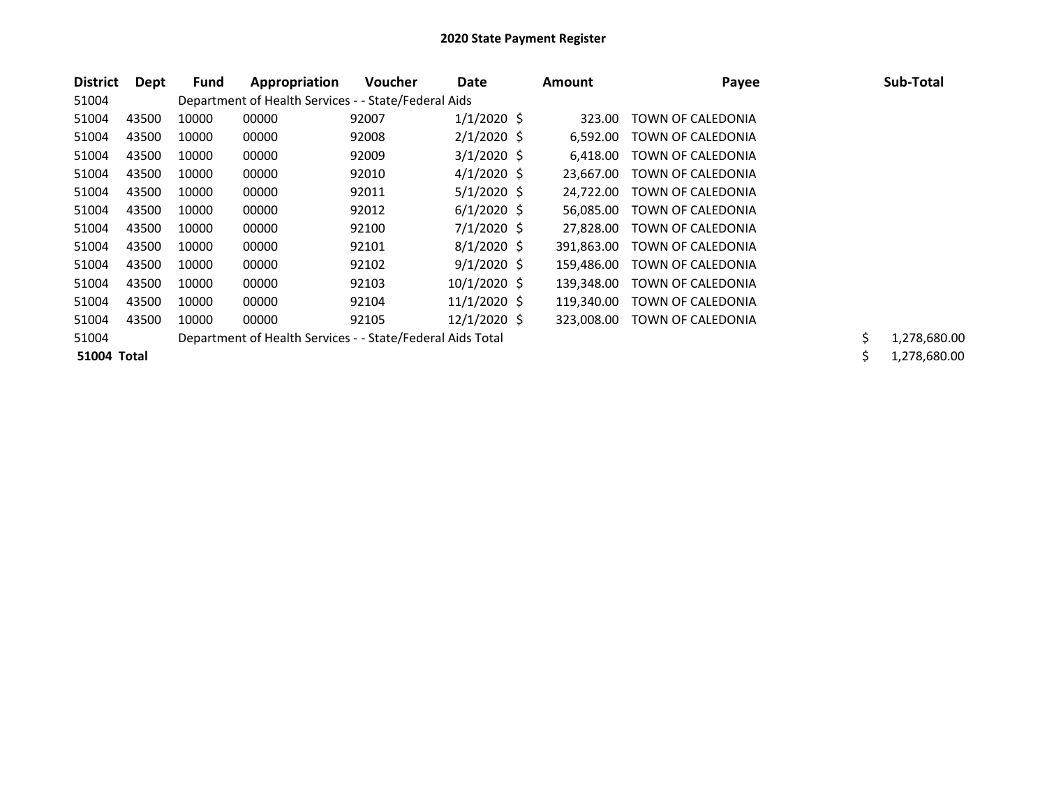# 2020 State Payment Register

| District | Dept | Fund | Appropriation | Voucher | Date | Amount | Payee | Sub-Total |
|---|---|---|---|---|---|---|---|---|
| 51004 | | Department of Health Services - - State/Federal Aids | | | | | | |
| 51004 | 43500 | 10000 | 00000 | 92007 | 1/1/2020 | $ 323.00 | TOWN OF CALEDONIA | |
| 51004 | 43500 | 10000 | 00000 | 92008 | 2/1/2020 | $ 6,592.00 | TOWN OF CALEDONIA | |
| 51004 | 43500 | 10000 | 00000 | 92009 | 3/1/2020 | $ 6,418.00 | TOWN OF CALEDONIA | |
| 51004 | 43500 | 10000 | 00000 | 92010 | 4/1/2020 | $ 23,667.00 | TOWN OF CALEDONIA | |
| 51004 | 43500 | 10000 | 00000 | 92011 | 5/1/2020 | $ 24,722.00 | TOWN OF CALEDONIA | |
| 51004 | 43500 | 10000 | 00000 | 92012 | 6/1/2020 | $ 56,085.00 | TOWN OF CALEDONIA | |
| 51004 | 43500 | 10000 | 00000 | 92100 | 7/1/2020 | $ 27,828.00 | TOWN OF CALEDONIA | |
| 51004 | 43500 | 10000 | 00000 | 92101 | 8/1/2020 | $ 391,863.00 | TOWN OF CALEDONIA | |
| 51004 | 43500 | 10000 | 00000 | 92102 | 9/1/2020 | $ 159,486.00 | TOWN OF CALEDONIA | |
| 51004 | 43500 | 10000 | 00000 | 92103 | 10/1/2020 | $ 139,348.00 | TOWN OF CALEDONIA | |
| 51004 | 43500 | 10000 | 00000 | 92104 | 11/1/2020 | $ 119,340.00 | TOWN OF CALEDONIA | |
| 51004 | 43500 | 10000 | 00000 | 92105 | 12/1/2020 | $ 323,008.00 | TOWN OF CALEDONIA | |
| 51004 | | Department of Health Services - - State/Federal Aids Total | | | | | | $ 1,278,680.00 |
| **51004 Total** | | | | | | | | $ 1,278,680.00 |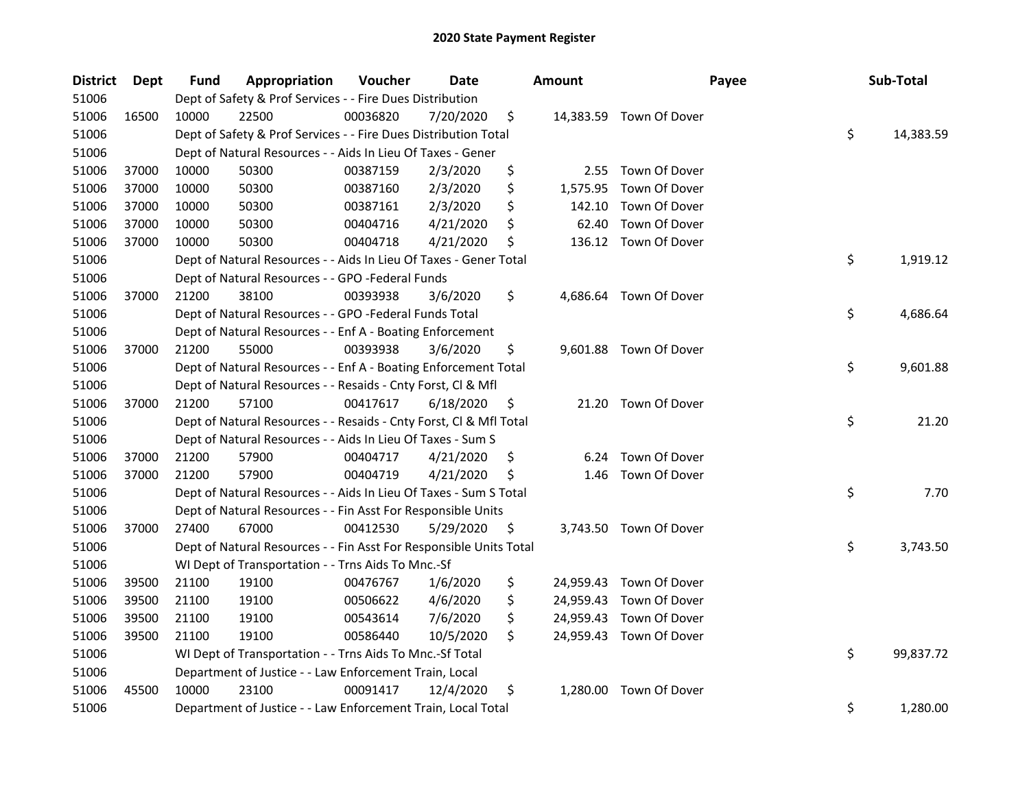# 2020 State Payment Register

| District | Dept | Fund | Appropriation | Voucher | Date | Amount | Payee | Sub-Total |
|---|---|---|---|---|---|---|---|---|
| 51006 | | Dept of Safety & Prof Services - - Fire Dues Distribution | | | | | | |
| 51006 | 16500 | 10000 | 22500 | 00036820 | 7/20/2020 | $ 14,383.59 | Town Of Dover | |
| 51006 | | Dept of Safety & Prof Services - - Fire Dues Distribution Total | | | | | | $ 14,383.59 |
| 51006 | | Dept of Natural Resources - - Aids In Lieu Of Taxes - Gener | | | | | | |
| 51006 | 37000 | 10000 | 50300 | 00387159 | 2/3/2020 | $ 2.55 | Town Of Dover | |
| 51006 | 37000 | 10000 | 50300 | 00387160 | 2/3/2020 | $ 1,575.95 | Town Of Dover | |
| 51006 | 37000 | 10000 | 50300 | 00387161 | 2/3/2020 | $ 142.10 | Town Of Dover | |
| 51006 | 37000 | 10000 | 50300 | 00404716 | 4/21/2020 | $ 62.40 | Town Of Dover | |
| 51006 | 37000 | 10000 | 50300 | 00404718 | 4/21/2020 | $ 136.12 | Town Of Dover | |
| 51006 | | Dept of Natural Resources - - Aids In Lieu Of Taxes - Gener Total | | | | | | $ 1,919.12 |
| 51006 | | Dept of Natural Resources - - GPO -Federal Funds | | | | | | |
| 51006 | 37000 | 21200 | 38100 | 00393938 | 3/6/2020 | $ 4,686.64 | Town Of Dover | |
| 51006 | | Dept of Natural Resources - - GPO -Federal Funds Total | | | | | | $ 4,686.64 |
| 51006 | | Dept of Natural Resources - - Enf A - Boating Enforcement | | | | | | |
| 51006 | 37000 | 21200 | 55000 | 00393938 | 3/6/2020 | $ 9,601.88 | Town Of Dover | |
| 51006 | | Dept of Natural Resources - - Enf A - Boating Enforcement Total | | | | | | $ 9,601.88 |
| 51006 | | Dept of Natural Resources - - Resaids - Cnty Forst, Cl & Mfl | | | | | | |
| 51006 | 37000 | 21200 | 57100 | 00417617 | 6/18/2020 | $ 21.20 | Town Of Dover | |
| 51006 | | Dept of Natural Resources - - Resaids - Cnty Forst, Cl & Mfl Total | | | | | | $ 21.20 |
| 51006 | | Dept of Natural Resources - - Aids In Lieu Of Taxes - Sum S | | | | | | |
| 51006 | 37000 | 21200 | 57900 | 00404717 | 4/21/2020 | $ 6.24 | Town Of Dover | |
| 51006 | 37000 | 21200 | 57900 | 00404719 | 4/21/2020 | $ 1.46 | Town Of Dover | |
| 51006 | | Dept of Natural Resources - - Aids In Lieu Of Taxes - Sum S Total | | | | | | $ 7.70 |
| 51006 | | Dept of Natural Resources - - Fin Asst For Responsible Units | | | | | | |
| 51006 | 37000 | 27400 | 67000 | 00412530 | 5/29/2020 | $ 3,743.50 | Town Of Dover | |
| 51006 | | Dept of Natural Resources - - Fin Asst For Responsible Units Total | | | | | | $ 3,743.50 |
| 51006 | | WI Dept of Transportation - - Trns Aids To Mnc.-Sf | | | | | | |
| 51006 | 39500 | 21100 | 19100 | 00476767 | 1/6/2020 | $ 24,959.43 | Town Of Dover | |
| 51006 | 39500 | 21100 | 19100 | 00506622 | 4/6/2020 | $ 24,959.43 | Town Of Dover | |
| 51006 | 39500 | 21100 | 19100 | 00543614 | 7/6/2020 | $ 24,959.43 | Town Of Dover | |
| 51006 | 39500 | 21100 | 19100 | 00586440 | 10/5/2020 | $ 24,959.43 | Town Of Dover | |
| 51006 | | WI Dept of Transportation - - Trns Aids To Mnc.-Sf Total | | | | | | $ 99,837.72 |
| 51006 | | Department of Justice - - Law Enforcement Train, Local | | | | | | |
| 51006 | 45500 | 10000 | 23100 | 00091417 | 12/4/2020 | $ 1,280.00 | Town Of Dover | |
| 51006 | | Department of Justice - - Law Enforcement Train, Local Total | | | | | | $ 1,280.00 |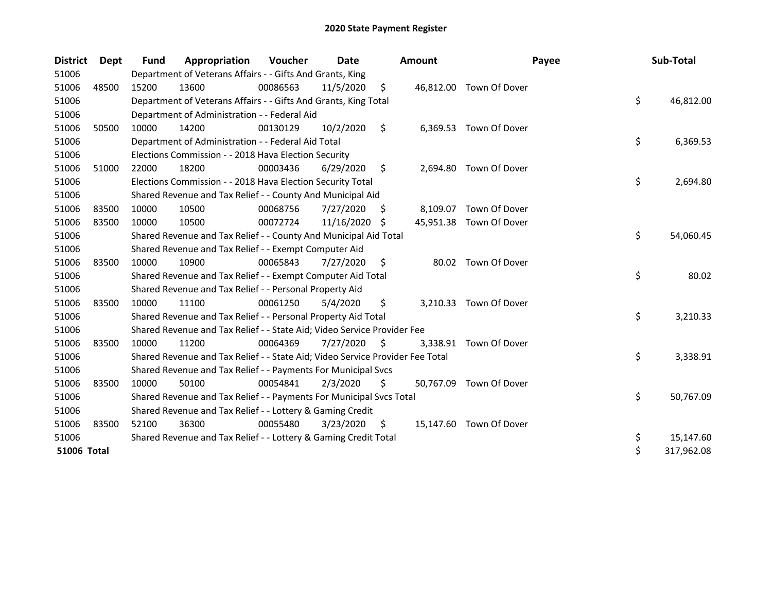# 2020 State Payment Register

| District | Dept | Fund | Appropriation | Voucher | Date | Amount | Payee | Sub-Total |
|---|---|---|---|---|---|---|---|---|
| 51006 | | Department of Veterans Affairs - - Gifts And Grants, King | | | | | | |
| 51006 | 48500 | 15200 | 13600 | 00086563 | 11/5/2020 | $ 46,812.00 | Town Of Dover | |
| 51006 | | Department of Veterans Affairs - - Gifts And Grants, King Total | | | | | | $ 46,812.00 |
| 51006 | | Department of Administration - - Federal Aid | | | | | | |
| 51006 | 50500 | 10000 | 14200 | 00130129 | 10/2/2020 | $ 6,369.53 | Town Of Dover | |
| 51006 | | Department of Administration - - Federal Aid Total | | | | | | $ 6,369.53 |
| 51006 | | Elections Commission - - 2018 Hava Election Security | | | | | | |
| 51006 | 51000 | 22000 | 18200 | 00003436 | 6/29/2020 | $ 2,694.80 | Town Of Dover | |
| 51006 | | Elections Commission - - 2018 Hava Election Security Total | | | | | | $ 2,694.80 |
| 51006 | | Shared Revenue and Tax Relief - - County And Municipal Aid | | | | | | |
| 51006 | 83500 | 10000 | 10500 | 00068756 | 7/27/2020 | $ 8,109.07 | Town Of Dover | |
| 51006 | 83500 | 10000 | 10500 | 00072724 | 11/16/2020 | $ 45,951.38 | Town Of Dover | |
| 51006 | | Shared Revenue and Tax Relief - - County And Municipal Aid Total | | | | | | $ 54,060.45 |
| 51006 | | Shared Revenue and Tax Relief - - Exempt Computer Aid | | | | | | |
| 51006 | 83500 | 10000 | 10900 | 00065843 | 7/27/2020 | $ 80.02 | Town Of Dover | |
| 51006 | | Shared Revenue and Tax Relief - - Exempt Computer Aid Total | | | | | | $ 80.02 |
| 51006 | | Shared Revenue and Tax Relief - - Personal Property Aid | | | | | | |
| 51006 | 83500 | 10000 | 11100 | 00061250 | 5/4/2020 | $ 3,210.33 | Town Of Dover | |
| 51006 | | Shared Revenue and Tax Relief - - Personal Property Aid Total | | | | | | $ 3,210.33 |
| 51006 | | Shared Revenue and Tax Relief - - State Aid; Video Service Provider Fee | | | | | | |
| 51006 | 83500 | 10000 | 11200 | 00064369 | 7/27/2020 | $ 3,338.91 | Town Of Dover | |
| 51006 | | Shared Revenue and Tax Relief - - State Aid; Video Service Provider Fee Total | | | | | | $ 3,338.91 |
| 51006 | | Shared Revenue and Tax Relief - - Payments For Municipal Svcs | | | | | | |
| 51006 | 83500 | 10000 | 50100 | 00054841 | 2/3/2020 | $ 50,767.09 | Town Of Dover | |
| 51006 | | Shared Revenue and Tax Relief - - Payments For Municipal Svcs Total | | | | | | $ 50,767.09 |
| 51006 | | Shared Revenue and Tax Relief - - Lottery & Gaming Credit | | | | | | |
| 51006 | 83500 | 52100 | 36300 | 00055480 | 3/23/2020 | $ 15,147.60 | Town Of Dover | |
| 51006 | | Shared Revenue and Tax Relief - - Lottery & Gaming Credit Total | | | | | | $ 15,147.60 |
| **51006 Total** | | | | | | | | $ 317,962.08 |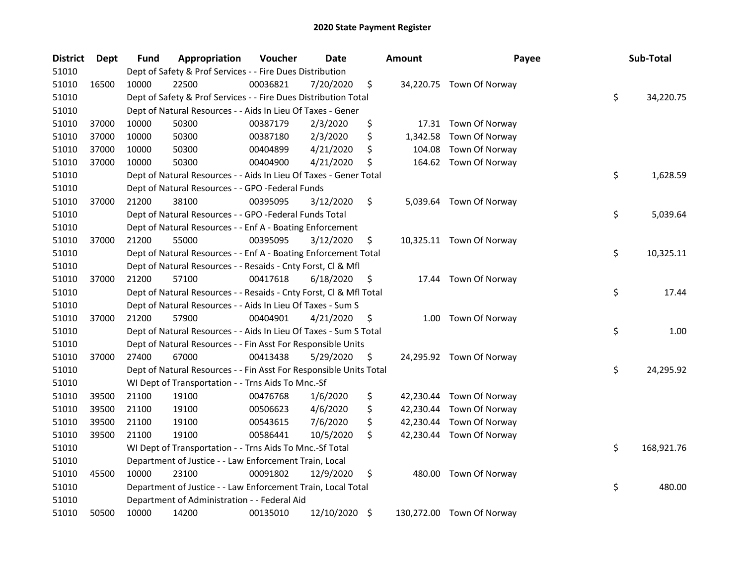# 2020 State Payment Register

| District | Dept | Fund | Appropriation | Voucher | Date | Amount | Payee | Sub-Total |
|---|---|---|---|---|---|---|---|---|
| 51010 | | Dept of Safety & Prof Services - - Fire Dues Distribution | | | | | | |
| 51010 | 16500 | 10000 | 22500 | 00036821 | 7/20/2020 | $ 34,220.75 | Town Of Norway | |
| 51010 | | Dept of Safety & Prof Services - - Fire Dues Distribution Total | | | | | | $ 34,220.75 |
| 51010 | | Dept of Natural Resources - - Aids In Lieu Of Taxes - Gener | | | | | | |
| 51010 | 37000 | 10000 | 50300 | 00387179 | 2/3/2020 | $ 17.31 | Town Of Norway | |
| 51010 | 37000 | 10000 | 50300 | 00387180 | 2/3/2020 | $ 1,342.58 | Town Of Norway | |
| 51010 | 37000 | 10000 | 50300 | 00404899 | 4/21/2020 | $ 104.08 | Town Of Norway | |
| 51010 | 37000 | 10000 | 50300 | 00404900 | 4/21/2020 | $ 164.62 | Town Of Norway | |
| 51010 | | Dept of Natural Resources - - Aids In Lieu Of Taxes - Gener Total | | | | | | $ 1,628.59 |
| 51010 | | Dept of Natural Resources - - GPO -Federal Funds | | | | | | |
| 51010 | 37000 | 21200 | 38100 | 00395095 | 3/12/2020 | $ 5,039.64 | Town Of Norway | |
| 51010 | | Dept of Natural Resources - - GPO -Federal Funds Total | | | | | | $ 5,039.64 |
| 51010 | | Dept of Natural Resources - - Enf A - Boating Enforcement | | | | | | |
| 51010 | 37000 | 21200 | 55000 | 00395095 | 3/12/2020 | $ 10,325.11 | Town Of Norway | |
| 51010 | | Dept of Natural Resources - - Enf A - Boating Enforcement Total | | | | | | $ 10,325.11 |
| 51010 | | Dept of Natural Resources - - Resaids - Cnty Forst, Cl & Mfl | | | | | | |
| 51010 | 37000 | 21200 | 57100 | 00417618 | 6/18/2020 | $ 17.44 | Town Of Norway | |
| 51010 | | Dept of Natural Resources - - Resaids - Cnty Forst, Cl & Mfl Total | | | | | | $ 17.44 |
| 51010 | | Dept of Natural Resources - - Aids In Lieu Of Taxes - Sum S | | | | | | |
| 51010 | 37000 | 21200 | 57900 | 00404901 | 4/21/2020 | $ 1.00 | Town Of Norway | |
| 51010 | | Dept of Natural Resources - - Aids In Lieu Of Taxes - Sum S Total | | | | | | $ 1.00 |
| 51010 | | Dept of Natural Resources - - Fin Asst For Responsible Units | | | | | | |
| 51010 | 37000 | 27400 | 67000 | 00413438 | 5/29/2020 | $ 24,295.92 | Town Of Norway | |
| 51010 | | Dept of Natural Resources - - Fin Asst For Responsible Units Total | | | | | | $ 24,295.92 |
| 51010 | | WI Dept of Transportation - - Trns Aids To Mnc.-Sf | | | | | | |
| 51010 | 39500 | 21100 | 19100 | 00476768 | 1/6/2020 | $ 42,230.44 | Town Of Norway | |
| 51010 | 39500 | 21100 | 19100 | 00506623 | 4/6/2020 | $ 42,230.44 | Town Of Norway | |
| 51010 | 39500 | 21100 | 19100 | 00543615 | 7/6/2020 | $ 42,230.44 | Town Of Norway | |
| 51010 | 39500 | 21100 | 19100 | 00586441 | 10/5/2020 | $ 42,230.44 | Town Of Norway | |
| 51010 | | WI Dept of Transportation - - Trns Aids To Mnc.-Sf Total | | | | | | $ 168,921.76 |
| 51010 | | Department of Justice - - Law Enforcement Train, Local | | | | | | |
| 51010 | 45500 | 10000 | 23100 | 00091802 | 12/9/2020 | $ 480.00 | Town Of Norway | |
| 51010 | | Department of Justice - - Law Enforcement Train, Local Total | | | | | | $ 480.00 |
| 51010 | | Department of Administration - - Federal Aid | | | | | | |
| 51010 | 50500 | 10000 | 14200 | 00135010 | 12/10/2020 | $ 130,272.00 | Town Of Norway | |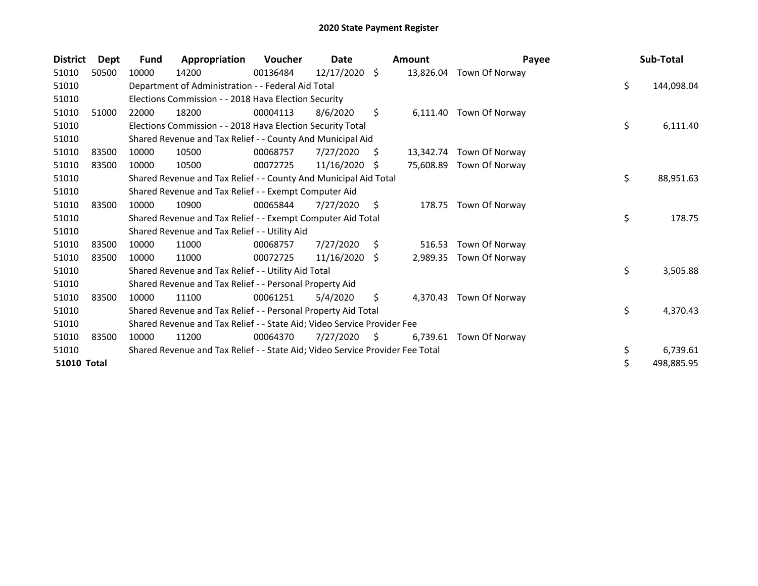# 2020 State Payment Register

| District | Dept | Fund | Appropriation | Voucher | Date | Amount | Payee | Sub-Total |
|---|---|---|---|---|---|---|---|---|
| 51010 | 50500 | 10000 | 14200 | 00136484 | 12/17/2020 | $ 13,826.04 | Town Of Norway | |
| 51010 | | Department of Administration - - Federal Aid Total | | | | | | $ 144,098.04 |
| 51010 | | Elections Commission - - 2018 Hava Election Security | | | | | | |
| 51010 | 51000 | 22000 | 18200 | 00004113 | 8/6/2020 | $ 6,111.40 | Town Of Norway | |
| 51010 | | Elections Commission - - 2018 Hava Election Security Total | | | | | | $ 6,111.40 |
| 51010 | | Shared Revenue and Tax Relief - - County And Municipal Aid | | | | | | |
| 51010 | 83500 | 10000 | 10500 | 00068757 | 7/27/2020 | $ 13,342.74 | Town Of Norway | |
| 51010 | 83500 | 10000 | 10500 | 00072725 | 11/16/2020 | $ 75,608.89 | Town Of Norway | |
| 51010 | | Shared Revenue and Tax Relief - - County And Municipal Aid Total | | | | | | $ 88,951.63 |
| 51010 | | Shared Revenue and Tax Relief - - Exempt Computer Aid | | | | | | |
| 51010 | 83500 | 10000 | 10900 | 00065844 | 7/27/2020 | $ 178.75 | Town Of Norway | |
| 51010 | | Shared Revenue and Tax Relief - - Exempt Computer Aid Total | | | | | | $ 178.75 |
| 51010 | | Shared Revenue and Tax Relief - - Utility Aid | | | | | | |
| 51010 | 83500 | 10000 | 11000 | 00068757 | 7/27/2020 | $ 516.53 | Town Of Norway | |
| 51010 | 83500 | 10000 | 11000 | 00072725 | 11/16/2020 | $ 2,989.35 | Town Of Norway | |
| 51010 | | Shared Revenue and Tax Relief - - Utility Aid Total | | | | | | $ 3,505.88 |
| 51010 | | Shared Revenue and Tax Relief - - Personal Property Aid | | | | | | |
| 51010 | 83500 | 10000 | 11100 | 00061251 | 5/4/2020 | $ 4,370.43 | Town Of Norway | |
| 51010 | | Shared Revenue and Tax Relief - - Personal Property Aid Total | | | | | | $ 4,370.43 |
| 51010 | | Shared Revenue and Tax Relief - - State Aid; Video Service Provider Fee | | | | | | |
| 51010 | 83500 | 10000 | 11200 | 00064370 | 7/27/2020 | $ 6,739.61 | Town Of Norway | |
| 51010 | | Shared Revenue and Tax Relief - - State Aid; Video Service Provider Fee Total | | | | | | $ 6,739.61 |
| **51010 Total** | | | | | | | | $ 498,885.95 |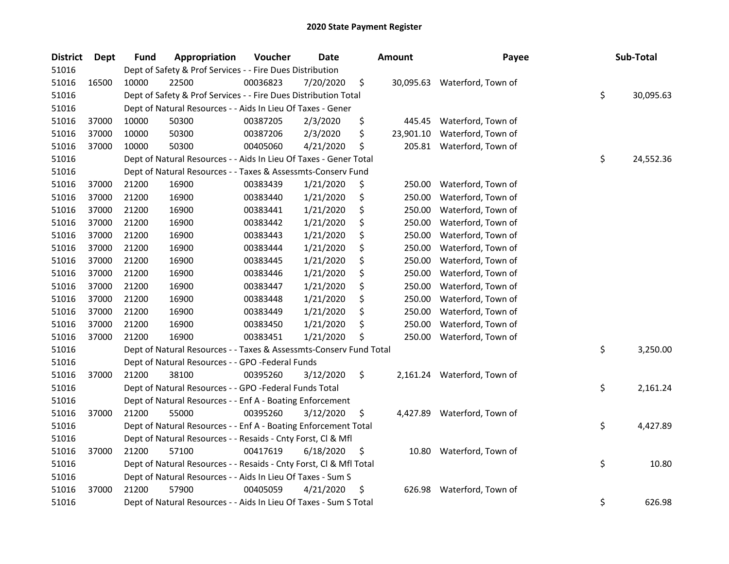# 2020 State Payment Register

| District | Dept | Fund | Appropriation | Voucher | Date | Amount | Payee | Sub-Total |
|---|---|---|---|---|---|---|---|---|
| 51016 | | Dept of Safety & Prof Services - - Fire Dues Distribution | | | | | | |
| 51016 | 16500 | 10000 | 22500 | 00036823 | 7/20/2020 | $ 30,095.63 | Waterford, Town of | |
| 51016 | | Dept of Safety & Prof Services - - Fire Dues Distribution Total | | | | | | $ 30,095.63 |
| 51016 | | Dept of Natural Resources - - Aids In Lieu Of Taxes - Gener | | | | | | |
| 51016 | 37000 | 10000 | 50300 | 00387205 | 2/3/2020 | $ 445.45 | Waterford, Town of | |
| 51016 | 37000 | 10000 | 50300 | 00387206 | 2/3/2020 | $ 23,901.10 | Waterford, Town of | |
| 51016 | 37000 | 10000 | 50300 | 00405060 | 4/21/2020 | $ 205.81 | Waterford, Town of | |
| 51016 | | Dept of Natural Resources - - Aids In Lieu Of Taxes - Gener Total | | | | | | $ 24,552.36 |
| 51016 | | Dept of Natural Resources - - Taxes & Assessmts-Conserv Fund | | | | | | |
| 51016 | 37000 | 21200 | 16900 | 00383439 | 1/21/2020 | $ 250.00 | Waterford, Town of | |
| 51016 | 37000 | 21200 | 16900 | 00383440 | 1/21/2020 | $ 250.00 | Waterford, Town of | |
| 51016 | 37000 | 21200 | 16900 | 00383441 | 1/21/2020 | $ 250.00 | Waterford, Town of | |
| 51016 | 37000 | 21200 | 16900 | 00383442 | 1/21/2020 | $ 250.00 | Waterford, Town of | |
| 51016 | 37000 | 21200 | 16900 | 00383443 | 1/21/2020 | $ 250.00 | Waterford, Town of | |
| 51016 | 37000 | 21200 | 16900 | 00383444 | 1/21/2020 | $ 250.00 | Waterford, Town of | |
| 51016 | 37000 | 21200 | 16900 | 00383445 | 1/21/2020 | $ 250.00 | Waterford, Town of | |
| 51016 | 37000 | 21200 | 16900 | 00383446 | 1/21/2020 | $ 250.00 | Waterford, Town of | |
| 51016 | 37000 | 21200 | 16900 | 00383447 | 1/21/2020 | $ 250.00 | Waterford, Town of | |
| 51016 | 37000 | 21200 | 16900 | 00383448 | 1/21/2020 | $ 250.00 | Waterford, Town of | |
| 51016 | 37000 | 21200 | 16900 | 00383449 | 1/21/2020 | $ 250.00 | Waterford, Town of | |
| 51016 | 37000 | 21200 | 16900 | 00383450 | 1/21/2020 | $ 250.00 | Waterford, Town of | |
| 51016 | 37000 | 21200 | 16900 | 00383451 | 1/21/2020 | $ 250.00 | Waterford, Town of | |
| 51016 | | Dept of Natural Resources - - Taxes & Assessmts-Conserv Fund Total | | | | | | $ 3,250.00 |
| 51016 | | Dept of Natural Resources - - GPO -Federal Funds | | | | | | |
| 51016 | 37000 | 21200 | 38100 | 00395260 | 3/12/2020 | $ 2,161.24 | Waterford, Town of | |
| 51016 | | Dept of Natural Resources - - GPO -Federal Funds Total | | | | | | $ 2,161.24 |
| 51016 | | Dept of Natural Resources - - Enf A - Boating Enforcement | | | | | | |
| 51016 | 37000 | 21200 | 55000 | 00395260 | 3/12/2020 | $ 4,427.89 | Waterford, Town of | |
| 51016 | | Dept of Natural Resources - - Enf A - Boating Enforcement Total | | | | | | $ 4,427.89 |
| 51016 | | Dept of Natural Resources - - Resaids - Cnty Forst, Cl & Mfl | | | | | | |
| 51016 | 37000 | 21200 | 57100 | 00417619 | 6/18/2020 | $ 10.80 | Waterford, Town of | |
| 51016 | | Dept of Natural Resources - - Resaids - Cnty Forst, Cl & Mfl Total | | | | | | $ 10.80 |
| 51016 | | Dept of Natural Resources - - Aids In Lieu Of Taxes - Sum S | | | | | | |
| 51016 | 37000 | 21200 | 57900 | 00405059 | 4/21/2020 | $ 626.98 | Waterford, Town of | |
| 51016 | | Dept of Natural Resources - - Aids In Lieu Of Taxes - Sum S Total | | | | | | $ 626.98 |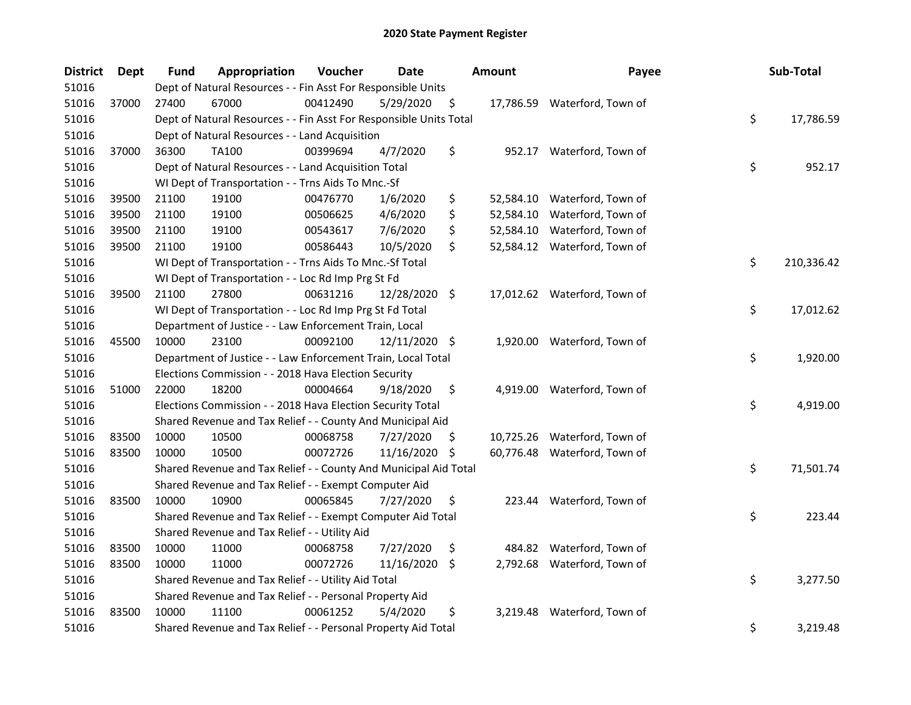# 2020 State Payment Register

| District | Dept | Fund | Appropriation | Voucher | Date | Amount | Payee | Sub-Total |
|---|---|---|---|---|---|---|---|---|
| 51016 | | Dept of Natural Resources - - Fin Asst For Responsible Units | | | | | | |
| 51016 | 37000 | 27400 | 67000 | 00412490 | 5/29/2020 | $ 17,786.59 | Waterford, Town of | |
| 51016 | | Dept of Natural Resources - - Fin Asst For Responsible Units Total | | | | | | $ 17,786.59 |
| 51016 | | Dept of Natural Resources - - Land Acquisition | | | | | | |
| 51016 | 37000 | 36300 | TA100 | 00399694 | 4/7/2020 | $ 952.17 | Waterford, Town of | |
| 51016 | | Dept of Natural Resources - - Land Acquisition Total | | | | | | $ 952.17 |
| 51016 | | WI Dept of Transportation - - Trns Aids To Mnc.-Sf | | | | | | |
| 51016 | 39500 | 21100 | 19100 | 00476770 | 1/6/2020 | $ 52,584.10 | Waterford, Town of | |
| 51016 | 39500 | 21100 | 19100 | 00506625 | 4/6/2020 | $ 52,584.10 | Waterford, Town of | |
| 51016 | 39500 | 21100 | 19100 | 00543617 | 7/6/2020 | $ 52,584.10 | Waterford, Town of | |
| 51016 | 39500 | 21100 | 19100 | 00586443 | 10/5/2020 | $ 52,584.12 | Waterford, Town of | |
| 51016 | | WI Dept of Transportation - - Trns Aids To Mnc.-Sf Total | | | | | | $ 210,336.42 |
| 51016 | | WI Dept of Transportation - - Loc Rd Imp Prg St Fd | | | | | | |
| 51016 | 39500 | 21100 | 27800 | 00631216 | 12/28/2020 | $ 17,012.62 | Waterford, Town of | |
| 51016 | | WI Dept of Transportation - - Loc Rd Imp Prg St Fd Total | | | | | | $ 17,012.62 |
| 51016 | | Department of Justice - - Law Enforcement Train, Local | | | | | | |
| 51016 | 45500 | 10000 | 23100 | 00092100 | 12/11/2020 | $ 1,920.00 | Waterford, Town of | |
| 51016 | | Department of Justice - - Law Enforcement Train, Local Total | | | | | | $ 1,920.00 |
| 51016 | | Elections Commission - - 2018 Hava Election Security | | | | | | |
| 51016 | 51000 | 22000 | 18200 | 00004664 | 9/18/2020 | $ 4,919.00 | Waterford, Town of | |
| 51016 | | Elections Commission - - 2018 Hava Election Security Total | | | | | | $ 4,919.00 |
| 51016 | | Shared Revenue and Tax Relief - - County And Municipal Aid | | | | | | |
| 51016 | 83500 | 10000 | 10500 | 00068758 | 7/27/2020 | $ 10,725.26 | Waterford, Town of | |
| 51016 | 83500 | 10000 | 10500 | 00072726 | 11/16/2020 | $ 60,776.48 | Waterford, Town of | |
| 51016 | | Shared Revenue and Tax Relief - - County And Municipal Aid Total | | | | | | $ 71,501.74 |
| 51016 | | Shared Revenue and Tax Relief - - Exempt Computer Aid | | | | | | |
| 51016 | 83500 | 10000 | 10900 | 00065845 | 7/27/2020 | $ 223.44 | Waterford, Town of | |
| 51016 | | Shared Revenue and Tax Relief - - Exempt Computer Aid Total | | | | | | $ 223.44 |
| 51016 | | Shared Revenue and Tax Relief - - Utility Aid | | | | | | |
| 51016 | 83500 | 10000 | 11000 | 00068758 | 7/27/2020 | $ 484.82 | Waterford, Town of | |
| 51016 | 83500 | 10000 | 11000 | 00072726 | 11/16/2020 | $ 2,792.68 | Waterford, Town of | |
| 51016 | | Shared Revenue and Tax Relief - - Utility Aid Total | | | | | | $ 3,277.50 |
| 51016 | | Shared Revenue and Tax Relief - - Personal Property Aid | | | | | | |
| 51016 | 83500 | 10000 | 11100 | 00061252 | 5/4/2020 | $ 3,219.48 | Waterford, Town of | |
| 51016 | | Shared Revenue and Tax Relief - - Personal Property Aid Total | | | | | | $ 3,219.48 |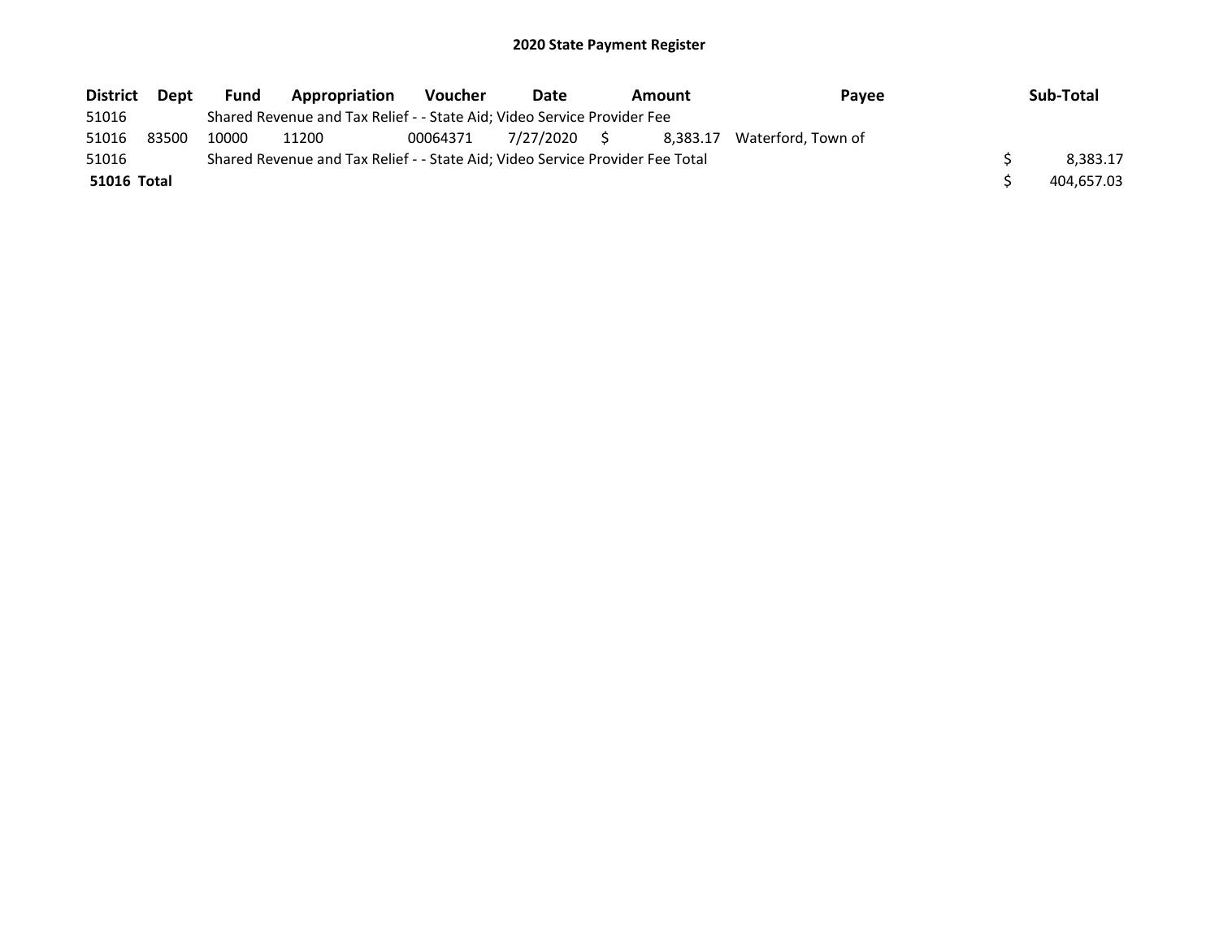# 2020 State Payment Register

| District | Dept | Fund | Appropriation | Voucher | Date | Amount | Payee | Sub-Total |
|---|---|---|---|---|---|---|---|---|
| 51016 | | Shared Revenue and Tax Relief - - State Aid; Video Service Provider Fee | | | | | | |
| 51016 | 83500 | 10000 | 11200 | 00064371 | 7/27/2020 | $ 8,383.17 | Waterford, Town of | |
| 51016 | | Shared Revenue and Tax Relief - - State Aid; Video Service Provider Fee Total | | | | | | $ 8,383.17 |
| **51016 Total** | | | | | | | | $ 404,657.03 |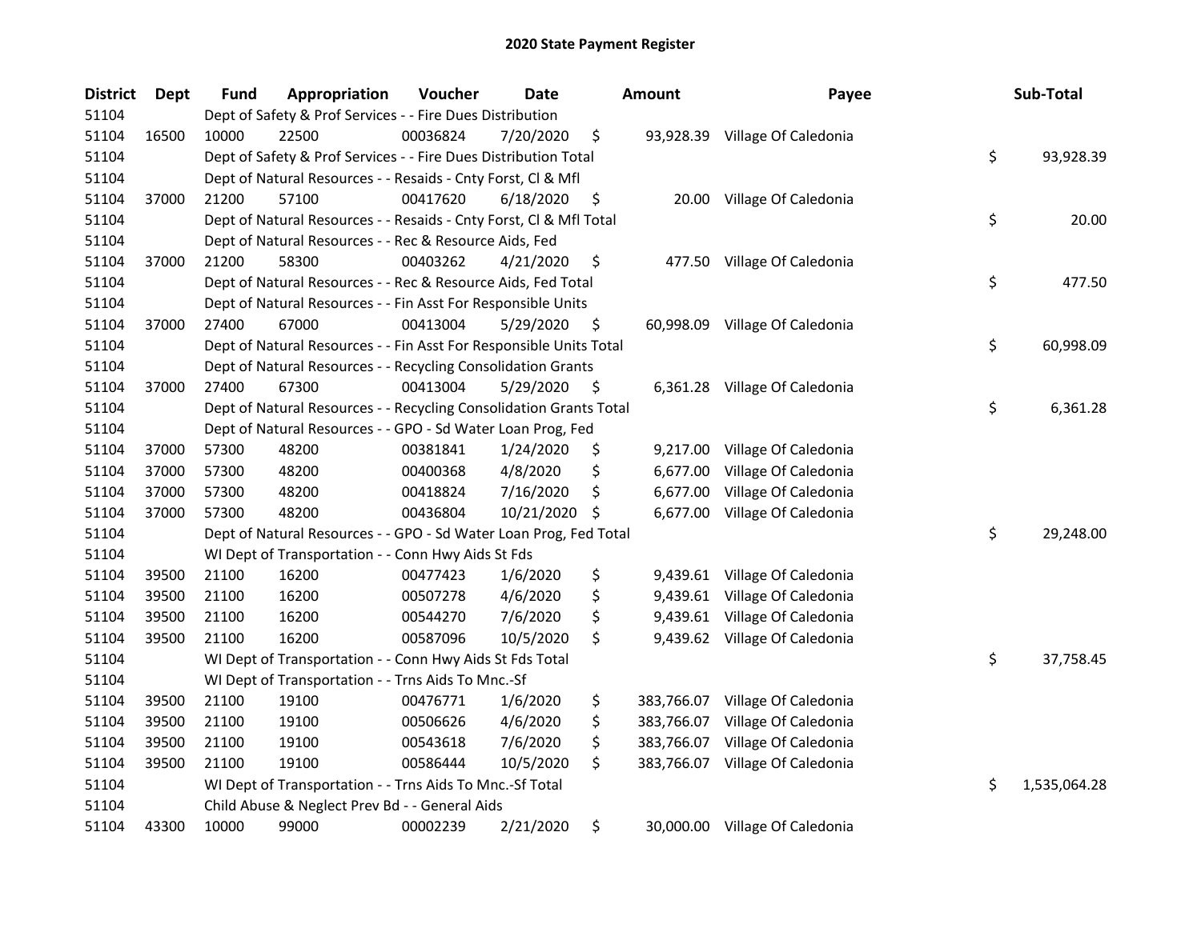# 2020 State Payment Register

| District | Dept | Fund | Appropriation | Voucher | Date | Amount | Payee | Sub-Total |
|---|---|---|---|---|---|---|---|---|
| 51104 | | Dept of Safety & Prof Services - - Fire Dues Distribution | | | | | | |
| 51104 | 16500 | 10000 | 22500 | 00036824 | 7/20/2020 | $ 93,928.39 | Village Of Caledonia | |
| 51104 | | Dept of Safety & Prof Services - - Fire Dues Distribution Total | | | | | | $ 93,928.39 |
| 51104 | | Dept of Natural Resources - - Resaids - Cnty Forst, Cl & Mfl | | | | | | |
| 51104 | 37000 | 21200 | 57100 | 00417620 | 6/18/2020 | $ 20.00 | Village Of Caledonia | |
| 51104 | | Dept of Natural Resources - - Resaids - Cnty Forst, Cl & Mfl Total | | | | | | $ 20.00 |
| 51104 | | Dept of Natural Resources - - Rec & Resource Aids, Fed | | | | | | |
| 51104 | 37000 | 21200 | 58300 | 00403262 | 4/21/2020 | $ 477.50 | Village Of Caledonia | |
| 51104 | | Dept of Natural Resources - - Rec & Resource Aids, Fed Total | | | | | | $ 477.50 |
| 51104 | | Dept of Natural Resources - - Fin Asst For Responsible Units | | | | | | |
| 51104 | 37000 | 27400 | 67000 | 00413004 | 5/29/2020 | $ 60,998.09 | Village Of Caledonia | |
| 51104 | | Dept of Natural Resources - - Fin Asst For Responsible Units Total | | | | | | $ 60,998.09 |
| 51104 | | Dept of Natural Resources - - Recycling Consolidation Grants | | | | | | |
| 51104 | 37000 | 27400 | 67300 | 00413004 | 5/29/2020 | $ 6,361.28 | Village Of Caledonia | |
| 51104 | | Dept of Natural Resources - - Recycling Consolidation Grants Total | | | | | | $ 6,361.28 |
| 51104 | | Dept of Natural Resources - - GPO - Sd Water Loan Prog, Fed | | | | | | |
| 51104 | 37000 | 57300 | 48200 | 00381841 | 1/24/2020 | $ 9,217.00 | Village Of Caledonia | |
| 51104 | 37000 | 57300 | 48200 | 00400368 | 4/8/2020 | $ 6,677.00 | Village Of Caledonia | |
| 51104 | 37000 | 57300 | 48200 | 00418824 | 7/16/2020 | $ 6,677.00 | Village Of Caledonia | |
| 51104 | 37000 | 57300 | 48200 | 00436804 | 10/21/2020 | $ 6,677.00 | Village Of Caledonia | |
| 51104 | | Dept of Natural Resources - - GPO - Sd Water Loan Prog, Fed Total | | | | | | $ 29,248.00 |
| 51104 | | WI Dept of Transportation - - Conn Hwy Aids St Fds | | | | | | |
| 51104 | 39500 | 21100 | 16200 | 00477423 | 1/6/2020 | $ 9,439.61 | Village Of Caledonia | |
| 51104 | 39500 | 21100 | 16200 | 00507278 | 4/6/2020 | $ 9,439.61 | Village Of Caledonia | |
| 51104 | 39500 | 21100 | 16200 | 00544270 | 7/6/2020 | $ 9,439.61 | Village Of Caledonia | |
| 51104 | 39500 | 21100 | 16200 | 00587096 | 10/5/2020 | $ 9,439.62 | Village Of Caledonia | |
| 51104 | | WI Dept of Transportation - - Conn Hwy Aids St Fds Total | | | | | | $ 37,758.45 |
| 51104 | | WI Dept of Transportation - - Trns Aids To Mnc.-Sf | | | | | | |
| 51104 | 39500 | 21100 | 19100 | 00476771 | 1/6/2020 | $ 383,766.07 | Village Of Caledonia | |
| 51104 | 39500 | 21100 | 19100 | 00506626 | 4/6/2020 | $ 383,766.07 | Village Of Caledonia | |
| 51104 | 39500 | 21100 | 19100 | 00543618 | 7/6/2020 | $ 383,766.07 | Village Of Caledonia | |
| 51104 | 39500 | 21100 | 19100 | 00586444 | 10/5/2020 | $ 383,766.07 | Village Of Caledonia | |
| 51104 | | WI Dept of Transportation - - Trns Aids To Mnc.-Sf Total | | | | | | $ 1,535,064.28 |
| 51104 | | Child Abuse & Neglect Prev Bd - - General Aids | | | | | | |
| 51104 | 43300 | 10000 | 99000 | 00002239 | 2/21/2020 | $ 30,000.00 | Village Of Caledonia | |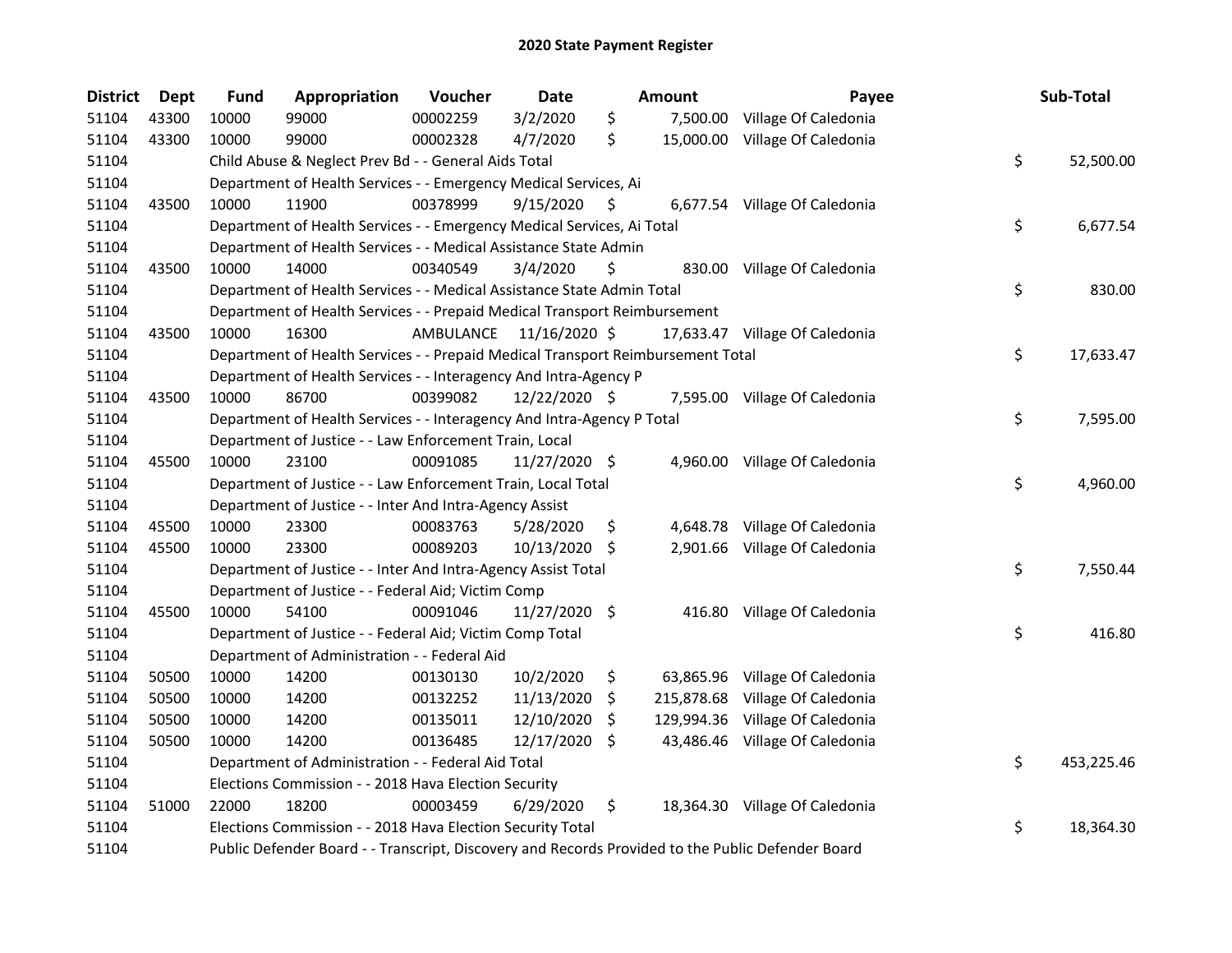## 2020 State Payment Register

| District | Dept | Fund | Appropriation | Voucher | Date | Amount | Payee | Sub-Total |
|---|---|---|---|---|---|---|---|---|
| 51104 | 43300 | 10000 | 99000 | 00002259 | 3/2/2020 | $ 7,500.00 | Village Of Caledonia | |
| 51104 | 43300 | 10000 | 99000 | 00002328 | 4/7/2020 | $ 15,000.00 | Village Of Caledonia | |
| 51104 | | Child Abuse & Neglect Prev Bd - - General Aids Total | | | | | | $ 52,500.00 |
| 51104 | | Department of Health Services - - Emergency Medical Services, Ai | | | | | | |
| 51104 | 43500 | 10000 | 11900 | 00378999 | 9/15/2020 | $ 6,677.54 | Village Of Caledonia | |
| 51104 | | Department of Health Services - - Emergency Medical Services, Ai Total | | | | | | $ 6,677.54 |
| 51104 | | Department of Health Services - - Medical Assistance State Admin | | | | | | |
| 51104 | 43500 | 10000 | 14000 | 00340549 | 3/4/2020 | $ 830.00 | Village Of Caledonia | |
| 51104 | | Department of Health Services - - Medical Assistance State Admin Total | | | | | | $ 830.00 |
| 51104 | | Department of Health Services - - Prepaid Medical Transport Reimbursement | | | | | | |
| 51104 | 43500 | 10000 | 16300 | AMBULANCE | 11/16/2020 | $ 17,633.47 | Village Of Caledonia | |
| 51104 | | Department of Health Services - - Prepaid Medical Transport Reimbursement Total | | | | | | $ 17,633.47 |
| 51104 | | Department of Health Services - - Interagency And Intra-Agency P | | | | | | |
| 51104 | 43500 | 10000 | 86700 | 00399082 | 12/22/2020 | $ 7,595.00 | Village Of Caledonia | |
| 51104 | | Department of Health Services - - Interagency And Intra-Agency P Total | | | | | | $ 7,595.00 |
| 51104 | | Department of Justice - - Law Enforcement Train, Local | | | | | | |
| 51104 | 45500 | 10000 | 23100 | 00091085 | 11/27/2020 | $ 4,960.00 | Village Of Caledonia | |
| 51104 | | Department of Justice - - Law Enforcement Train, Local Total | | | | | | $ 4,960.00 |
| 51104 | | Department of Justice - - Inter And Intra-Agency Assist | | | | | | |
| 51104 | 45500 | 10000 | 23300 | 00083763 | 5/28/2020 | $ 4,648.78 | Village Of Caledonia | |
| 51104 | 45500 | 10000 | 23300 | 00089203 | 10/13/2020 | $ 2,901.66 | Village Of Caledonia | |
| 51104 | | Department of Justice - - Inter And Intra-Agency Assist Total | | | | | | $ 7,550.44 |
| 51104 | | Department of Justice - - Federal Aid; Victim Comp | | | | | | |
| 51104 | 45500 | 10000 | 54100 | 00091046 | 11/27/2020 | $ 416.80 | Village Of Caledonia | |
| 51104 | | Department of Justice - - Federal Aid; Victim Comp Total | | | | | | $ 416.80 |
| 51104 | | Department of Administration - - Federal Aid | | | | | | |
| 51104 | 50500 | 10000 | 14200 | 00130130 | 10/2/2020 | $ 63,865.96 | Village Of Caledonia | |
| 51104 | 50500 | 10000 | 14200 | 00132252 | 11/13/2020 | $ 215,878.68 | Village Of Caledonia | |
| 51104 | 50500 | 10000 | 14200 | 00135011 | 12/10/2020 | $ 129,994.36 | Village Of Caledonia | |
| 51104 | 50500 | 10000 | 14200 | 00136485 | 12/17/2020 | $ 43,486.46 | Village Of Caledonia | |
| 51104 | | Department of Administration - - Federal Aid Total | | | | | | $ 453,225.46 |
| 51104 | | Elections Commission - - 2018 Hava Election Security | | | | | | |
| 51104 | 51000 | 22000 | 18200 | 00003459 | 6/29/2020 | $ 18,364.30 | Village Of Caledonia | |
| 51104 | | Elections Commission - - 2018 Hava Election Security Total | | | | | | $ 18,364.30 |
| 51104 | | Public Defender Board - - Transcript, Discovery and Records Provided to the Public Defender Board | | | | | | |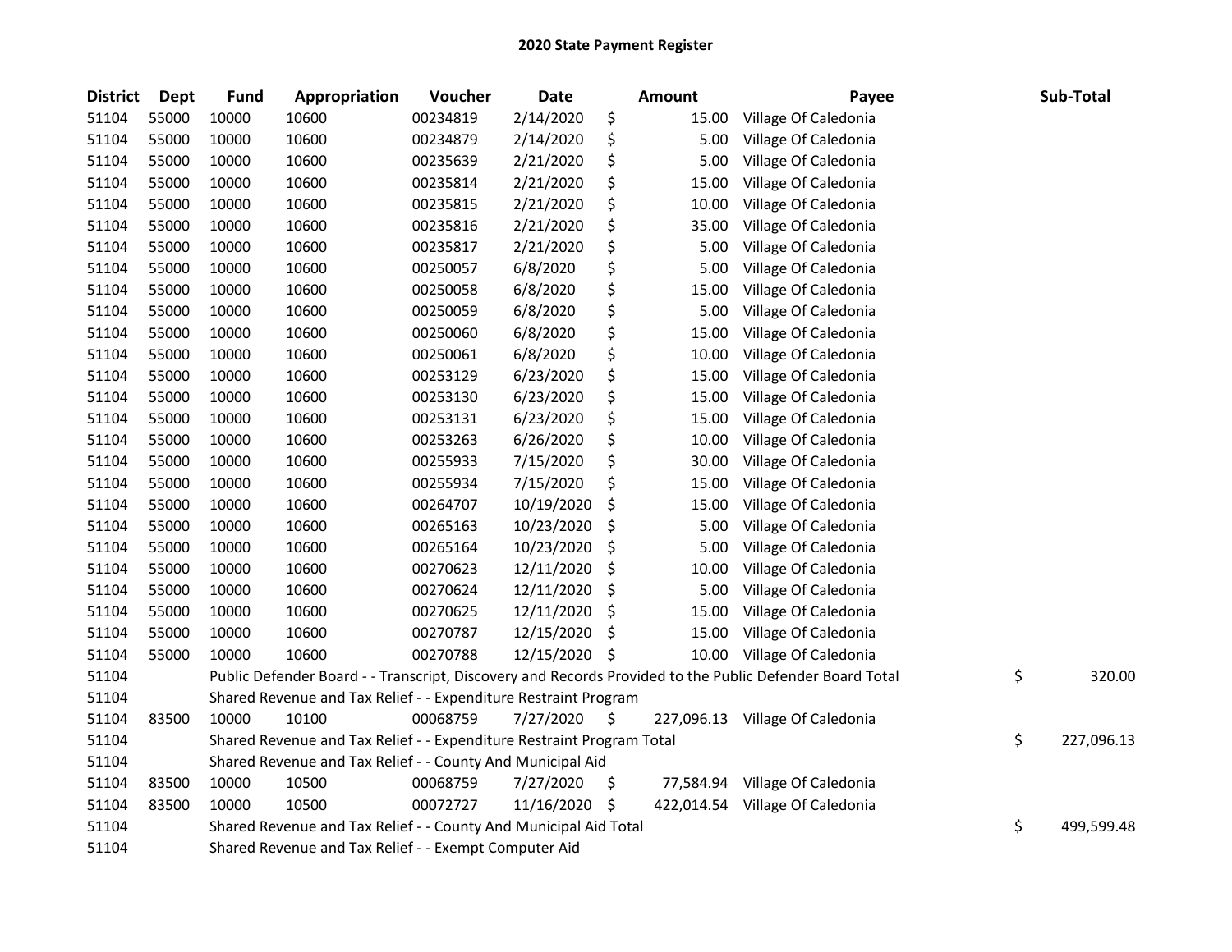# 2020 State Payment Register

| District | Dept | Fund | Appropriation | Voucher | Date | Amount | Payee | Sub-Total |
|---|---|---|---|---|---|---|---|---|
| 51104 | 55000 | 10000 | 10600 | 00234819 | 2/14/2020 | $ 15.00 | Village Of Caledonia | |
| 51104 | 55000 | 10000 | 10600 | 00234879 | 2/14/2020 | $ 5.00 | Village Of Caledonia | |
| 51104 | 55000 | 10000 | 10600 | 00235639 | 2/21/2020 | $ 5.00 | Village Of Caledonia | |
| 51104 | 55000 | 10000 | 10600 | 00235814 | 2/21/2020 | $ 15.00 | Village Of Caledonia | |
| 51104 | 55000 | 10000 | 10600 | 00235815 | 2/21/2020 | $ 10.00 | Village Of Caledonia | |
| 51104 | 55000 | 10000 | 10600 | 00235816 | 2/21/2020 | $ 35.00 | Village Of Caledonia | |
| 51104 | 55000 | 10000 | 10600 | 00235817 | 2/21/2020 | $ 5.00 | Village Of Caledonia | |
| 51104 | 55000 | 10000 | 10600 | 00250057 | 6/8/2020 | $ 5.00 | Village Of Caledonia | |
| 51104 | 55000 | 10000 | 10600 | 00250058 | 6/8/2020 | $ 15.00 | Village Of Caledonia | |
| 51104 | 55000 | 10000 | 10600 | 00250059 | 6/8/2020 | $ 5.00 | Village Of Caledonia | |
| 51104 | 55000 | 10000 | 10600 | 00250060 | 6/8/2020 | $ 15.00 | Village Of Caledonia | |
| 51104 | 55000 | 10000 | 10600 | 00250061 | 6/8/2020 | $ 10.00 | Village Of Caledonia | |
| 51104 | 55000 | 10000 | 10600 | 00253129 | 6/23/2020 | $ 15.00 | Village Of Caledonia | |
| 51104 | 55000 | 10000 | 10600 | 00253130 | 6/23/2020 | $ 15.00 | Village Of Caledonia | |
| 51104 | 55000 | 10000 | 10600 | 00253131 | 6/23/2020 | $ 15.00 | Village Of Caledonia | |
| 51104 | 55000 | 10000 | 10600 | 00253263 | 6/26/2020 | $ 10.00 | Village Of Caledonia | |
| 51104 | 55000 | 10000 | 10600 | 00255933 | 7/15/2020 | $ 30.00 | Village Of Caledonia | |
| 51104 | 55000 | 10000 | 10600 | 00255934 | 7/15/2020 | $ 15.00 | Village Of Caledonia | |
| 51104 | 55000 | 10000 | 10600 | 00264707 | 10/19/2020 | $ 15.00 | Village Of Caledonia | |
| 51104 | 55000 | 10000 | 10600 | 00265163 | 10/23/2020 | $ 5.00 | Village Of Caledonia | |
| 51104 | 55000 | 10000 | 10600 | 00265164 | 10/23/2020 | $ 5.00 | Village Of Caledonia | |
| 51104 | 55000 | 10000 | 10600 | 00270623 | 12/11/2020 | $ 10.00 | Village Of Caledonia | |
| 51104 | 55000 | 10000 | 10600 | 00270624 | 12/11/2020 | $ 5.00 | Village Of Caledonia | |
| 51104 | 55000 | 10000 | 10600 | 00270625 | 12/11/2020 | $ 15.00 | Village Of Caledonia | |
| 51104 | 55000 | 10000 | 10600 | 00270787 | 12/15/2020 | $ 15.00 | Village Of Caledonia | |
| 51104 | 55000 | 10000 | 10600 | 00270788 | 12/15/2020 | $ 10.00 | Village Of Caledonia | |
| 51104 | | Public Defender Board - - Transcript, Discovery and Records Provided to the Public Defender Board Total | | | | | | $ 320.00 |
| 51104 | | Shared Revenue and Tax Relief - - Expenditure Restraint Program | | | | | | |
| 51104 | 83500 | 10000 | 10100 | 00068759 | 7/27/2020 | $ 227,096.13 | Village Of Caledonia | |
| 51104 | | Shared Revenue and Tax Relief - - Expenditure Restraint Program Total | | | | | | $ 227,096.13 |
| 51104 | | Shared Revenue and Tax Relief - - County And Municipal Aid | | | | | | |
| 51104 | 83500 | 10000 | 10500 | 00068759 | 7/27/2020 | $ 77,584.94 | Village Of Caledonia | |
| 51104 | 83500 | 10000 | 10500 | 00072727 | 11/16/2020 | $ 422,014.54 | Village Of Caledonia | |
| 51104 | | Shared Revenue and Tax Relief - - County And Municipal Aid Total | | | | | | $ 499,599.48 |
| 51104 | | Shared Revenue and Tax Relief - - Exempt Computer Aid | | | | | | |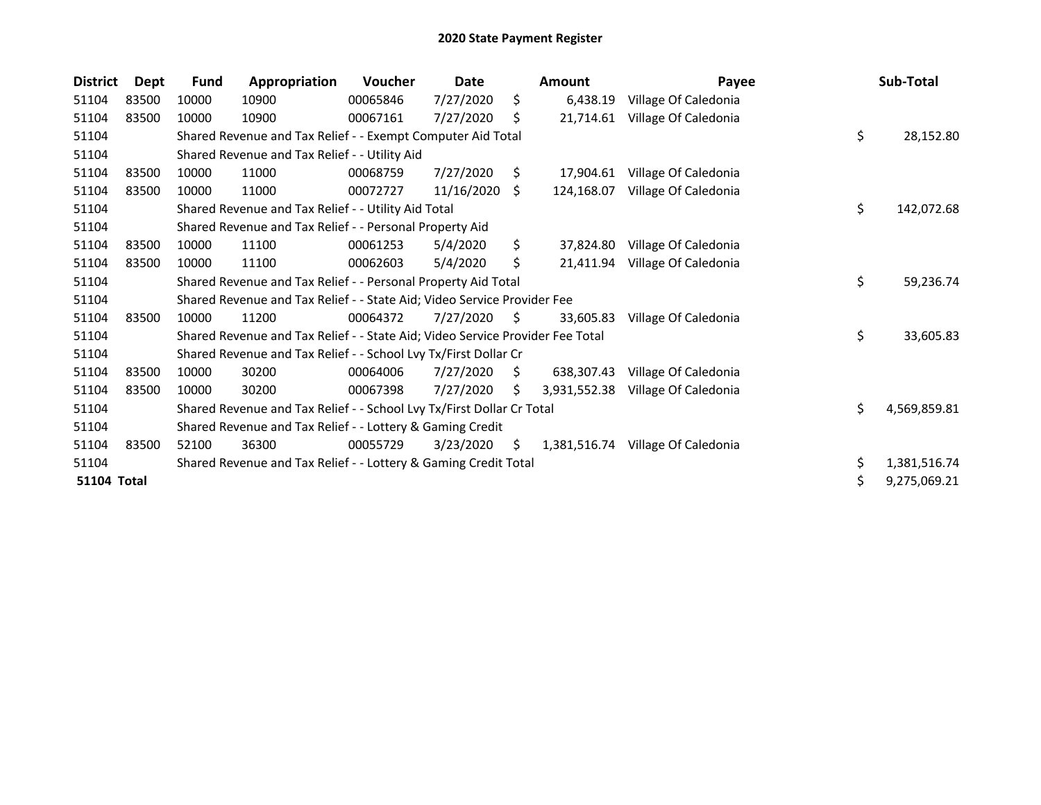# 2020 State Payment Register

| District | Dept | Fund | Appropriation | Voucher | Date | Amount | Payee | Sub-Total |
|---|---|---|---|---|---|---|---|---|
| 51104 | 83500 | 10000 | 10900 | 00065846 | 7/27/2020 | $ 6,438.19 | Village Of Caledonia | |
| 51104 | 83500 | 10000 | 10900 | 00067161 | 7/27/2020 | $ 21,714.61 | Village Of Caledonia | |
| 51104 | | Shared Revenue and Tax Relief - - Exempt Computer Aid Total | | | | | | $ 28,152.80 |
| 51104 | | Shared Revenue and Tax Relief - - Utility Aid | | | | | | |
| 51104 | 83500 | 10000 | 11000 | 00068759 | 7/27/2020 | $ 17,904.61 | Village Of Caledonia | |
| 51104 | 83500 | 10000 | 11000 | 00072727 | 11/16/2020 | $ 124,168.07 | Village Of Caledonia | |
| 51104 | | Shared Revenue and Tax Relief - - Utility Aid Total | | | | | | $ 142,072.68 |
| 51104 | | Shared Revenue and Tax Relief - - Personal Property Aid | | | | | | |
| 51104 | 83500 | 10000 | 11100 | 00061253 | 5/4/2020 | $ 37,824.80 | Village Of Caledonia | |
| 51104 | 83500 | 10000 | 11100 | 00062603 | 5/4/2020 | $ 21,411.94 | Village Of Caledonia | |
| 51104 | | Shared Revenue and Tax Relief - - Personal Property Aid Total | | | | | | $ 59,236.74 |
| 51104 | | Shared Revenue and Tax Relief - - State Aid; Video Service Provider Fee | | | | | | |
| 51104 | 83500 | 10000 | 11200 | 00064372 | 7/27/2020 | $ 33,605.83 | Village Of Caledonia | |
| 51104 | | Shared Revenue and Tax Relief - - State Aid; Video Service Provider Fee Total | | | | | | $ 33,605.83 |
| 51104 | | Shared Revenue and Tax Relief - - School Lvy Tx/First Dollar Cr | | | | | | |
| 51104 | 83500 | 10000 | 30200 | 00064006 | 7/27/2020 | $ 638,307.43 | Village Of Caledonia | |
| 51104 | 83500 | 10000 | 30200 | 00067398 | 7/27/2020 | $ 3,931,552.38 | Village Of Caledonia | |
| 51104 | | Shared Revenue and Tax Relief - - School Lvy Tx/First Dollar Cr Total | | | | | | $ 4,569,859.81 |
| 51104 | | Shared Revenue and Tax Relief - - Lottery & Gaming Credit | | | | | | |
| 51104 | 83500 | 52100 | 36300 | 00055729 | 3/23/2020 | $ 1,381,516.74 | Village Of Caledonia | |
| 51104 | | Shared Revenue and Tax Relief - - Lottery & Gaming Credit Total | | | | | | $ 1,381,516.74 |
| **51104 Total** | | | | | | | | $ 9,275,069.21 |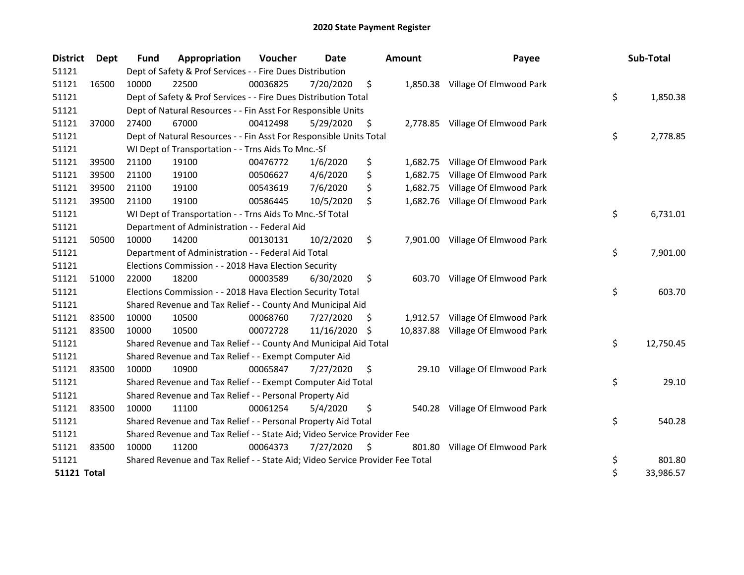# 2020 State Payment Register

| District | Dept | Fund | Appropriation | Voucher | Date | Amount | Payee | Sub-Total |
|---|---|---|---|---|---|---|---|---|
| 51121 | | Dept of Safety & Prof Services - - Fire Dues Distribution | | | | | | |
| 51121 | 16500 | 10000 | 22500 | 00036825 | 7/20/2020 | $ 1,850.38 | Village Of Elmwood Park | |
| 51121 | | Dept of Safety & Prof Services - - Fire Dues Distribution Total | | | | | | $ 1,850.38 |
| 51121 | | Dept of Natural Resources - - Fin Asst For Responsible Units | | | | | | |
| 51121 | 37000 | 27400 | 67000 | 00412498 | 5/29/2020 | $ 2,778.85 | Village Of Elmwood Park | |
| 51121 | | Dept of Natural Resources - - Fin Asst For Responsible Units Total | | | | | | $ 2,778.85 |
| 51121 | | WI Dept of Transportation - - Trns Aids To Mnc.-Sf | | | | | | |
| 51121 | 39500 | 21100 | 19100 | 00476772 | 1/6/2020 | $ 1,682.75 | Village Of Elmwood Park | |
| 51121 | 39500 | 21100 | 19100 | 00506627 | 4/6/2020 | $ 1,682.75 | Village Of Elmwood Park | |
| 51121 | 39500 | 21100 | 19100 | 00543619 | 7/6/2020 | $ 1,682.75 | Village Of Elmwood Park | |
| 51121 | 39500 | 21100 | 19100 | 00586445 | 10/5/2020 | $ 1,682.76 | Village Of Elmwood Park | |
| 51121 | | WI Dept of Transportation - - Trns Aids To Mnc.-Sf Total | | | | | | $ 6,731.01 |
| 51121 | | Department of Administration - - Federal Aid | | | | | | |
| 51121 | 50500 | 10000 | 14200 | 00130131 | 10/2/2020 | $ 7,901.00 | Village Of Elmwood Park | |
| 51121 | | Department of Administration - - Federal Aid Total | | | | | | $ 7,901.00 |
| 51121 | | Elections Commission - - 2018 Hava Election Security | | | | | | |
| 51121 | 51000 | 22000 | 18200 | 00003589 | 6/30/2020 | $ 603.70 | Village Of Elmwood Park | |
| 51121 | | Elections Commission - - 2018 Hava Election Security Total | | | | | | $ 603.70 |
| 51121 | | Shared Revenue and Tax Relief - - County And Municipal Aid | | | | | | |
| 51121 | 83500 | 10000 | 10500 | 00068760 | 7/27/2020 | $ 1,912.57 | Village Of Elmwood Park | |
| 51121 | 83500 | 10000 | 10500 | 00072728 | 11/16/2020 | $ 10,837.88 | Village Of Elmwood Park | |
| 51121 | | Shared Revenue and Tax Relief - - County And Municipal Aid Total | | | | | | $ 12,750.45 |
| 51121 | | Shared Revenue and Tax Relief - - Exempt Computer Aid | | | | | | |
| 51121 | 83500 | 10000 | 10900 | 00065847 | 7/27/2020 | $ 29.10 | Village Of Elmwood Park | |
| 51121 | | Shared Revenue and Tax Relief - - Exempt Computer Aid Total | | | | | | $ 29.10 |
| 51121 | | Shared Revenue and Tax Relief - - Personal Property Aid | | | | | | |
| 51121 | 83500 | 10000 | 11100 | 00061254 | 5/4/2020 | $ 540.28 | Village Of Elmwood Park | |
| 51121 | | Shared Revenue and Tax Relief - - Personal Property Aid Total | | | | | | $ 540.28 |
| 51121 | | Shared Revenue and Tax Relief - - State Aid; Video Service Provider Fee | | | | | | |
| 51121 | 83500 | 10000 | 11200 | 00064373 | 7/27/2020 | $ 801.80 | Village Of Elmwood Park | |
| 51121 | | Shared Revenue and Tax Relief - - State Aid; Video Service Provider Fee Total | | | | | | $ 801.80 |
| **51121 Total** | | | | | | | | $ 33,986.57 |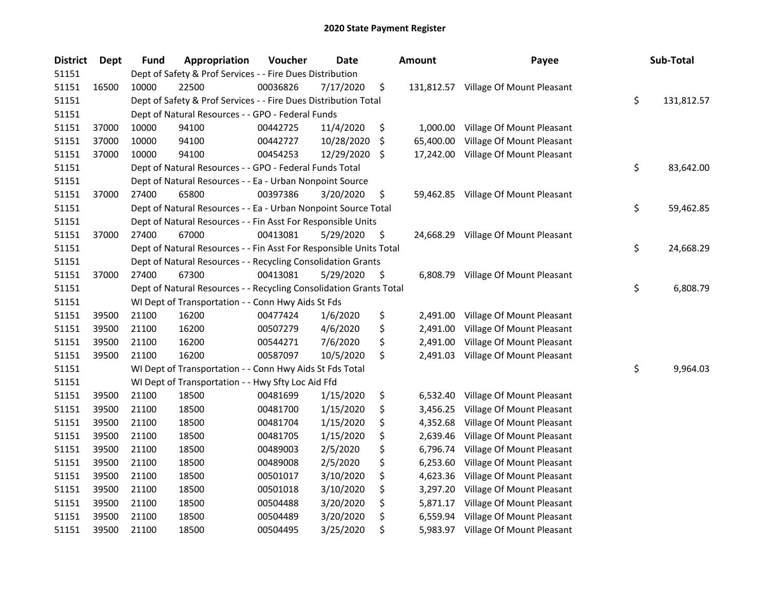# 2020 State Payment Register

| District | Dept | Fund | Appropriation | Voucher | Date | Amount | Payee | Sub-Total |
|---|---|---|---|---|---|---|---|---|
| 51151 | | Dept of Safety & Prof Services - - Fire Dues Distribution | | | | | | |
| 51151 | 16500 | 10000 | 22500 | 00036826 | 7/17/2020 | $ 131,812.57 | Village Of Mount Pleasant | |
| 51151 | | Dept of Safety & Prof Services - - Fire Dues Distribution Total | | | | | | $ 131,812.57 |
| 51151 | | Dept of Natural Resources - - GPO - Federal Funds | | | | | | |
| 51151 | 37000 | 10000 | 94100 | 00442725 | 11/4/2020 | $ 1,000.00 | Village Of Mount Pleasant | |
| 51151 | 37000 | 10000 | 94100 | 00442727 | 10/28/2020 | $ 65,400.00 | Village Of Mount Pleasant | |
| 51151 | 37000 | 10000 | 94100 | 00454253 | 12/29/2020 | $ 17,242.00 | Village Of Mount Pleasant | |
| 51151 | | Dept of Natural Resources - - GPO - Federal Funds Total | | | | | | $ 83,642.00 |
| 51151 | | Dept of Natural Resources - - Ea - Urban Nonpoint Source | | | | | | |
| 51151 | 37000 | 27400 | 65800 | 00397386 | 3/20/2020 | $ 59,462.85 | Village Of Mount Pleasant | |
| 51151 | | Dept of Natural Resources - - Ea - Urban Nonpoint Source Total | | | | | | $ 59,462.85 |
| 51151 | | Dept of Natural Resources - - Fin Asst For Responsible Units | | | | | | |
| 51151 | 37000 | 27400 | 67000 | 00413081 | 5/29/2020 | $ 24,668.29 | Village Of Mount Pleasant | |
| 51151 | | Dept of Natural Resources - - Fin Asst For Responsible Units Total | | | | | | $ 24,668.29 |
| 51151 | | Dept of Natural Resources - - Recycling Consolidation Grants | | | | | | |
| 51151 | 37000 | 27400 | 67300 | 00413081 | 5/29/2020 | $ 6,808.79 | Village Of Mount Pleasant | |
| 51151 | | Dept of Natural Resources - - Recycling Consolidation Grants Total | | | | | | $ 6,808.79 |
| 51151 | | WI Dept of Transportation - - Conn Hwy Aids St Fds | | | | | | |
| 51151 | 39500 | 21100 | 16200 | 00477424 | 1/6/2020 | $ 2,491.00 | Village Of Mount Pleasant | |
| 51151 | 39500 | 21100 | 16200 | 00507279 | 4/6/2020 | $ 2,491.00 | Village Of Mount Pleasant | |
| 51151 | 39500 | 21100 | 16200 | 00544271 | 7/6/2020 | $ 2,491.00 | Village Of Mount Pleasant | |
| 51151 | 39500 | 21100 | 16200 | 00587097 | 10/5/2020 | $ 2,491.03 | Village Of Mount Pleasant | |
| 51151 | | WI Dept of Transportation - - Conn Hwy Aids St Fds Total | | | | | | $ 9,964.03 |
| 51151 | | WI Dept of Transportation - - Hwy Sfty Loc Aid Ffd | | | | | | |
| 51151 | 39500 | 21100 | 18500 | 00481699 | 1/15/2020 | $ 6,532.40 | Village Of Mount Pleasant | |
| 51151 | 39500 | 21100 | 18500 | 00481700 | 1/15/2020 | $ 3,456.25 | Village Of Mount Pleasant | |
| 51151 | 39500 | 21100 | 18500 | 00481704 | 1/15/2020 | $ 4,352.68 | Village Of Mount Pleasant | |
| 51151 | 39500 | 21100 | 18500 | 00481705 | 1/15/2020 | $ 2,639.46 | Village Of Mount Pleasant | |
| 51151 | 39500 | 21100 | 18500 | 00489003 | 2/5/2020 | $ 6,796.74 | Village Of Mount Pleasant | |
| 51151 | 39500 | 21100 | 18500 | 00489008 | 2/5/2020 | $ 6,253.60 | Village Of Mount Pleasant | |
| 51151 | 39500 | 21100 | 18500 | 00501017 | 3/10/2020 | $ 4,623.36 | Village Of Mount Pleasant | |
| 51151 | 39500 | 21100 | 18500 | 00501018 | 3/10/2020 | $ 3,297.20 | Village Of Mount Pleasant | |
| 51151 | 39500 | 21100 | 18500 | 00504488 | 3/20/2020 | $ 5,871.17 | Village Of Mount Pleasant | |
| 51151 | 39500 | 21100 | 18500 | 00504489 | 3/20/2020 | $ 6,559.94 | Village Of Mount Pleasant | |
| 51151 | 39500 | 21100 | 18500 | 00504495 | 3/25/2020 | $ 5,983.97 | Village Of Mount Pleasant | |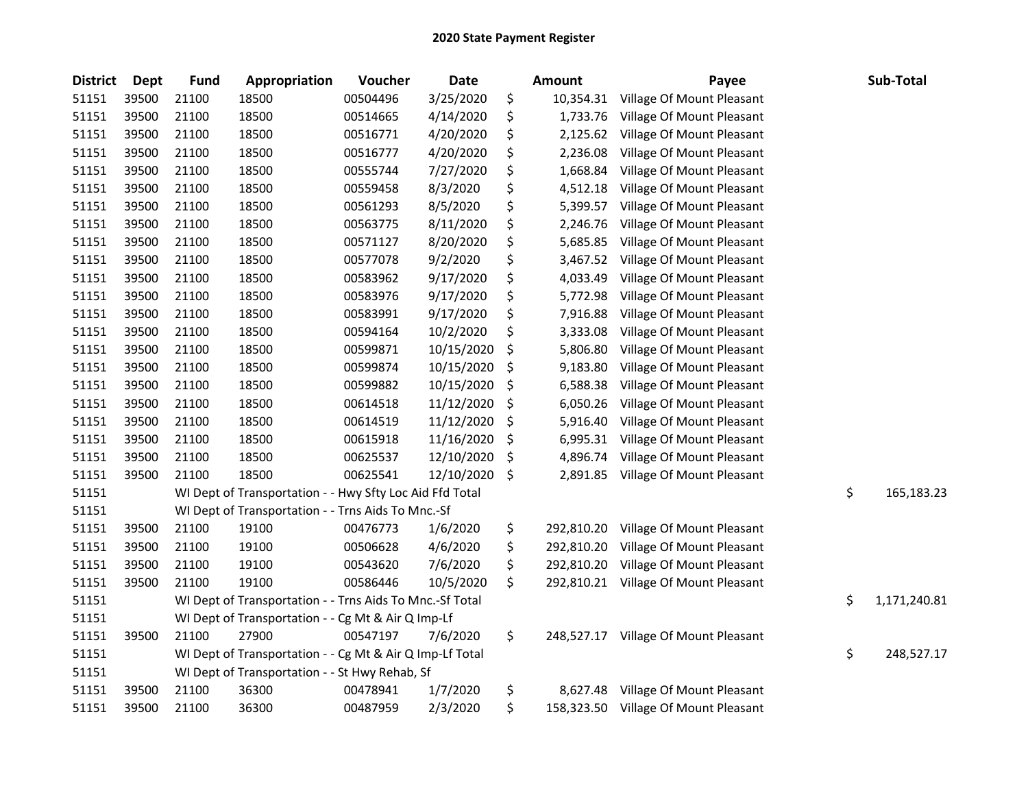# 2020 State Payment Register

| District | Dept | Fund | Appropriation | Voucher | Date | Amount | Payee | Sub-Total |
|---|---|---|---|---|---|---|---|---|
| 51151 | 39500 | 21100 | 18500 | 00504496 | 3/25/2020 | $ 10,354.31 | Village Of Mount Pleasant | |
| 51151 | 39500 | 21100 | 18500 | 00514665 | 4/14/2020 | $ 1,733.76 | Village Of Mount Pleasant | |
| 51151 | 39500 | 21100 | 18500 | 00516771 | 4/20/2020 | $ 2,125.62 | Village Of Mount Pleasant | |
| 51151 | 39500 | 21100 | 18500 | 00516777 | 4/20/2020 | $ 2,236.08 | Village Of Mount Pleasant | |
| 51151 | 39500 | 21100 | 18500 | 00555744 | 7/27/2020 | $ 1,668.84 | Village Of Mount Pleasant | |
| 51151 | 39500 | 21100 | 18500 | 00559458 | 8/3/2020 | $ 4,512.18 | Village Of Mount Pleasant | |
| 51151 | 39500 | 21100 | 18500 | 00561293 | 8/5/2020 | $ 5,399.57 | Village Of Mount Pleasant | |
| 51151 | 39500 | 21100 | 18500 | 00563775 | 8/11/2020 | $ 2,246.76 | Village Of Mount Pleasant | |
| 51151 | 39500 | 21100 | 18500 | 00571127 | 8/20/2020 | $ 5,685.85 | Village Of Mount Pleasant | |
| 51151 | 39500 | 21100 | 18500 | 00577078 | 9/2/2020 | $ 3,467.52 | Village Of Mount Pleasant | |
| 51151 | 39500 | 21100 | 18500 | 00583962 | 9/17/2020 | $ 4,033.49 | Village Of Mount Pleasant | |
| 51151 | 39500 | 21100 | 18500 | 00583976 | 9/17/2020 | $ 5,772.98 | Village Of Mount Pleasant | |
| 51151 | 39500 | 21100 | 18500 | 00583991 | 9/17/2020 | $ 7,916.88 | Village Of Mount Pleasant | |
| 51151 | 39500 | 21100 | 18500 | 00594164 | 10/2/2020 | $ 3,333.08 | Village Of Mount Pleasant | |
| 51151 | 39500 | 21100 | 18500 | 00599871 | 10/15/2020 | $ 5,806.80 | Village Of Mount Pleasant | |
| 51151 | 39500 | 21100 | 18500 | 00599874 | 10/15/2020 | $ 9,183.80 | Village Of Mount Pleasant | |
| 51151 | 39500 | 21100 | 18500 | 00599882 | 10/15/2020 | $ 6,588.38 | Village Of Mount Pleasant | |
| 51151 | 39500 | 21100 | 18500 | 00614518 | 11/12/2020 | $ 6,050.26 | Village Of Mount Pleasant | |
| 51151 | 39500 | 21100 | 18500 | 00614519 | 11/12/2020 | $ 5,916.40 | Village Of Mount Pleasant | |
| 51151 | 39500 | 21100 | 18500 | 00615918 | 11/16/2020 | $ 6,995.31 | Village Of Mount Pleasant | |
| 51151 | 39500 | 21100 | 18500 | 00625537 | 12/10/2020 | $ 4,896.74 | Village Of Mount Pleasant | |
| 51151 | 39500 | 21100 | 18500 | 00625541 | 12/10/2020 | $ 2,891.85 | Village Of Mount Pleasant | |
| 51151 | | WI Dept of Transportation - - Hwy Sfty Loc Aid Ffd Total | | | | | | $ 165,183.23 |
| 51151 | | WI Dept of Transportation - - Trns Aids To Mnc.-Sf | | | | | | |
| 51151 | 39500 | 21100 | 19100 | 00476773 | 1/6/2020 | $ 292,810.20 | Village Of Mount Pleasant | |
| 51151 | 39500 | 21100 | 19100 | 00506628 | 4/6/2020 | $ 292,810.20 | Village Of Mount Pleasant | |
| 51151 | 39500 | 21100 | 19100 | 00543620 | 7/6/2020 | $ 292,810.20 | Village Of Mount Pleasant | |
| 51151 | 39500 | 21100 | 19100 | 00586446 | 10/5/2020 | $ 292,810.21 | Village Of Mount Pleasant | |
| 51151 | | WI Dept of Transportation - - Trns Aids To Mnc.-Sf Total | | | | | | $ 1,171,240.81 |
| 51151 | | WI Dept of Transportation - - Cg Mt & Air Q Imp-Lf | | | | | | |
| 51151 | 39500 | 21100 | 27900 | 00547197 | 7/6/2020 | $ 248,527.17 | Village Of Mount Pleasant | |
| 51151 | | WI Dept of Transportation - - Cg Mt & Air Q Imp-Lf Total | | | | | | $ 248,527.17 |
| 51151 | | WI Dept of Transportation - - St Hwy Rehab, Sf | | | | | | |
| 51151 | 39500 | 21100 | 36300 | 00478941 | 1/7/2020 | $ 8,627.48 | Village Of Mount Pleasant | |
| 51151 | 39500 | 21100 | 36300 | 00487959 | 2/3/2020 | $ 158,323.50 | Village Of Mount Pleasant | |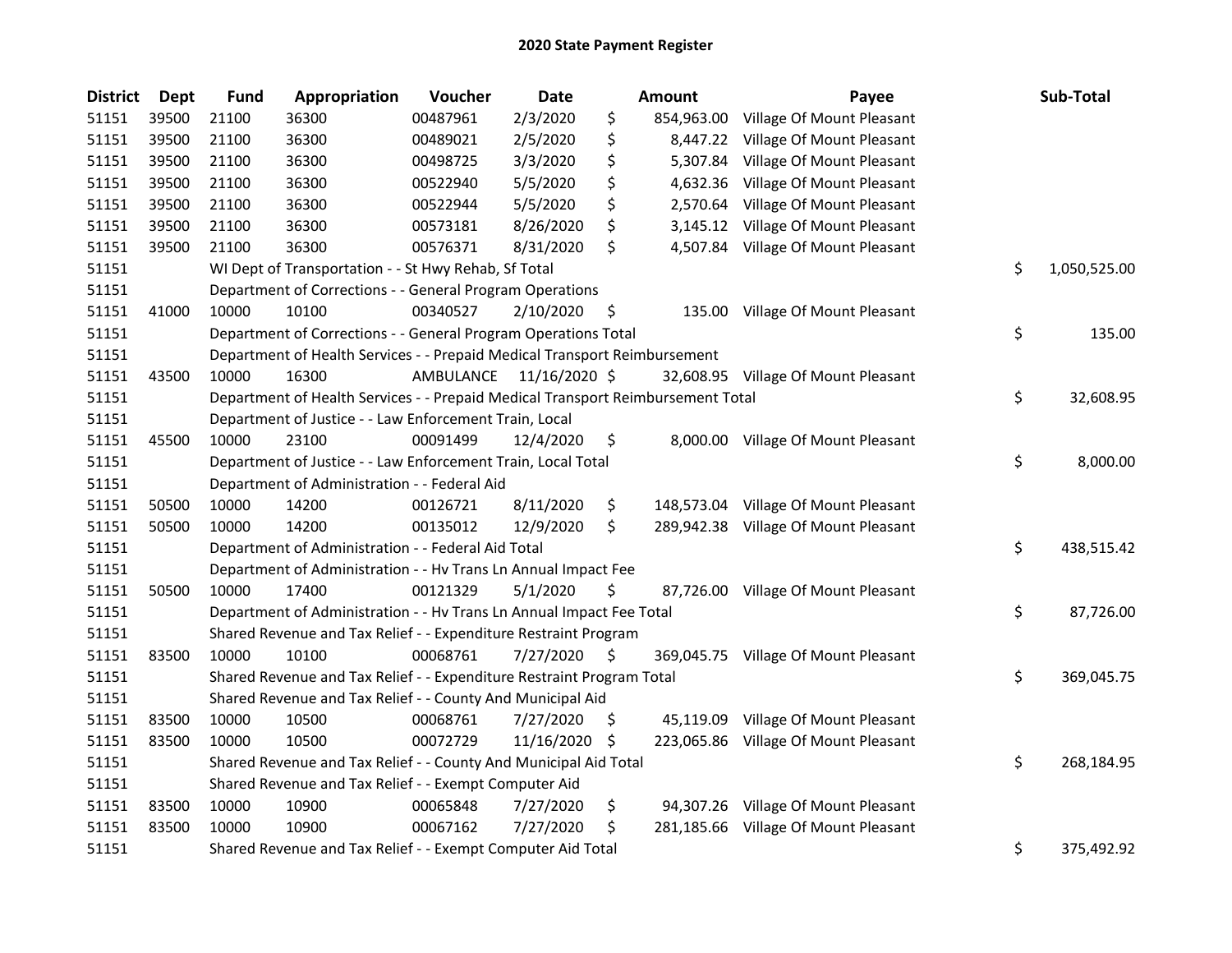## 2020 State Payment Register

| District | Dept | Fund | Appropriation | Voucher | Date | Amount | Payee | Sub-Total |
|---|---|---|---|---|---|---|---|---|
| 51151 | 39500 | 21100 | 36300 | 00487961 | 2/3/2020 | $ 854,963.00 | Village Of Mount Pleasant | |
| 51151 | 39500 | 21100 | 36300 | 00489021 | 2/5/2020 | $ 8,447.22 | Village Of Mount Pleasant | |
| 51151 | 39500 | 21100 | 36300 | 00498725 | 3/3/2020 | $ 5,307.84 | Village Of Mount Pleasant | |
| 51151 | 39500 | 21100 | 36300 | 00522940 | 5/5/2020 | $ 4,632.36 | Village Of Mount Pleasant | |
| 51151 | 39500 | 21100 | 36300 | 00522944 | 5/5/2020 | $ 2,570.64 | Village Of Mount Pleasant | |
| 51151 | 39500 | 21100 | 36300 | 00573181 | 8/26/2020 | $ 3,145.12 | Village Of Mount Pleasant | |
| 51151 | 39500 | 21100 | 36300 | 00576371 | 8/31/2020 | $ 4,507.84 | Village Of Mount Pleasant | |
| 51151 | | WI Dept of Transportation - - St Hwy Rehab, Sf Total | | | | | | $ 1,050,525.00 |
| 51151 | | Department of Corrections - - General Program Operations | | | | | | |
| 51151 | 41000 | 10000 | 10100 | 00340527 | 2/10/2020 | $ 135.00 | Village Of Mount Pleasant | |
| 51151 | | Department of Corrections - - General Program Operations Total | | | | | | $ 135.00 |
| 51151 | | Department of Health Services - - Prepaid Medical Transport Reimbursement | | | | | | |
| 51151 | 43500 | 10000 | 16300 | AMBULANCE | 11/16/2020 | $ 32,608.95 | Village Of Mount Pleasant | |
| 51151 | | Department of Health Services - - Prepaid Medical Transport Reimbursement Total | | | | | | $ 32,608.95 |
| 51151 | | Department of Justice - - Law Enforcement Train, Local | | | | | | |
| 51151 | 45500 | 10000 | 23100 | 00091499 | 12/4/2020 | $ 8,000.00 | Village Of Mount Pleasant | |
| 51151 | | Department of Justice - - Law Enforcement Train, Local Total | | | | | | $ 8,000.00 |
| 51151 | | Department of Administration - - Federal Aid | | | | | | |
| 51151 | 50500 | 10000 | 14200 | 00126721 | 8/11/2020 | $ 148,573.04 | Village Of Mount Pleasant | |
| 51151 | 50500 | 10000 | 14200 | 00135012 | 12/9/2020 | $ 289,942.38 | Village Of Mount Pleasant | |
| 51151 | | Department of Administration - - Federal Aid Total | | | | | | $ 438,515.42 |
| 51151 | | Department of Administration - - Hv Trans Ln Annual Impact Fee | | | | | | |
| 51151 | 50500 | 10000 | 17400 | 00121329 | 5/1/2020 | $ 87,726.00 | Village Of Mount Pleasant | |
| 51151 | | Department of Administration - - Hv Trans Ln Annual Impact Fee Total | | | | | | $ 87,726.00 |
| 51151 | | Shared Revenue and Tax Relief - - Expenditure Restraint Program | | | | | | |
| 51151 | 83500 | 10000 | 10100 | 00068761 | 7/27/2020 | $ 369,045.75 | Village Of Mount Pleasant | |
| 51151 | | Shared Revenue and Tax Relief - - Expenditure Restraint Program Total | | | | | | $ 369,045.75 |
| 51151 | | Shared Revenue and Tax Relief - - County And Municipal Aid | | | | | | |
| 51151 | 83500 | 10000 | 10500 | 00068761 | 7/27/2020 | $ 45,119.09 | Village Of Mount Pleasant | |
| 51151 | 83500 | 10000 | 10500 | 00072729 | 11/16/2020 | $ 223,065.86 | Village Of Mount Pleasant | |
| 51151 | | Shared Revenue and Tax Relief - - County And Municipal Aid Total | | | | | | $ 268,184.95 |
| 51151 | | Shared Revenue and Tax Relief - - Exempt Computer Aid | | | | | | |
| 51151 | 83500 | 10000 | 10900 | 00065848 | 7/27/2020 | $ 94,307.26 | Village Of Mount Pleasant | |
| 51151 | 83500 | 10000 | 10900 | 00067162 | 7/27/2020 | $ 281,185.66 | Village Of Mount Pleasant | |
| 51151 | | Shared Revenue and Tax Relief - - Exempt Computer Aid Total | | | | | | $ 375,492.92 |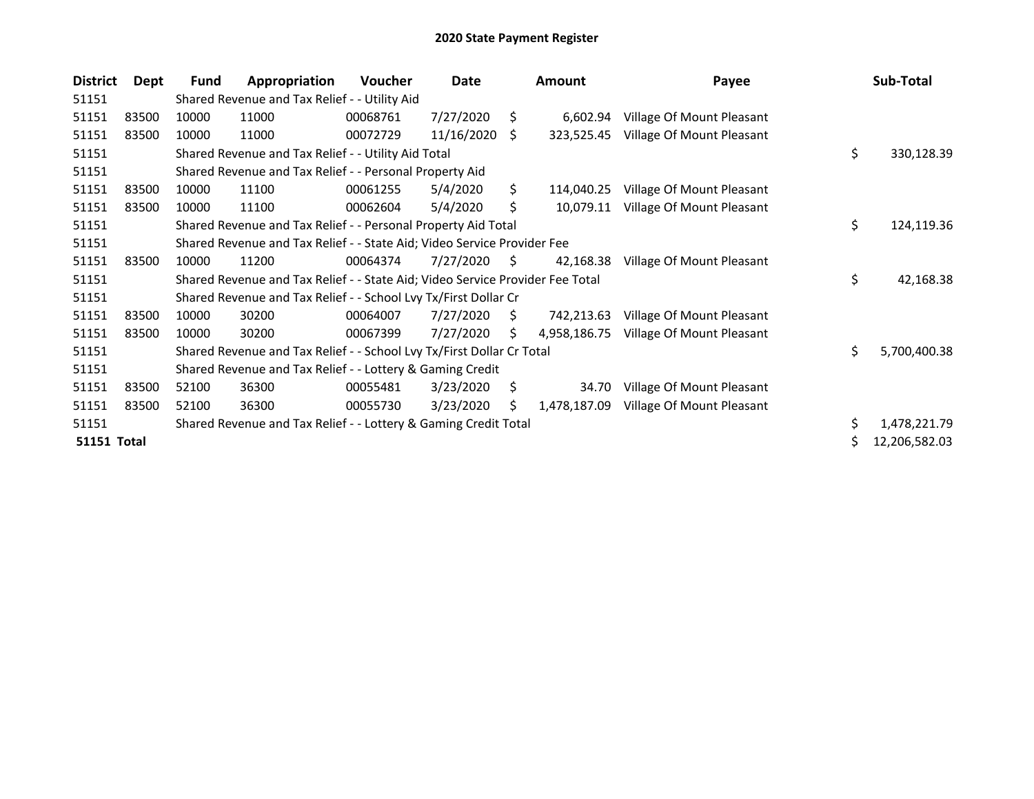# 2020 State Payment Register

| District | Dept | Fund | Appropriation | Voucher | Date | Amount | Payee | Sub-Total |
|---|---|---|---|---|---|---|---|---|
| 51151 | | Shared Revenue and Tax Relief - - Utility Aid | | | | | | |
| 51151 | 83500 | 10000 | 11000 | 00068761 | 7/27/2020 | $ 6,602.94 | Village Of Mount Pleasant | |
| 51151 | 83500 | 10000 | 11000 | 00072729 | 11/16/2020 | $ 323,525.45 | Village Of Mount Pleasant | |
| 51151 | | Shared Revenue and Tax Relief - - Utility Aid Total | | | | | | $ 330,128.39 |
| 51151 | | Shared Revenue and Tax Relief - - Personal Property Aid | | | | | | |
| 51151 | 83500 | 10000 | 11100 | 00061255 | 5/4/2020 | $ 114,040.25 | Village Of Mount Pleasant | |
| 51151 | 83500 | 10000 | 11100 | 00062604 | 5/4/2020 | $ 10,079.11 | Village Of Mount Pleasant | |
| 51151 | | Shared Revenue and Tax Relief - - Personal Property Aid Total | | | | | | $ 124,119.36 |
| 51151 | | Shared Revenue and Tax Relief - - State Aid; Video Service Provider Fee | | | | | | |
| 51151 | 83500 | 10000 | 11200 | 00064374 | 7/27/2020 | $ 42,168.38 | Village Of Mount Pleasant | |
| 51151 | | Shared Revenue and Tax Relief - - State Aid; Video Service Provider Fee Total | | | | | | $ 42,168.38 |
| 51151 | | Shared Revenue and Tax Relief - - School Lvy Tx/First Dollar Cr | | | | | | |
| 51151 | 83500 | 10000 | 30200 | 00064007 | 7/27/2020 | $ 742,213.63 | Village Of Mount Pleasant | |
| 51151 | 83500 | 10000 | 30200 | 00067399 | 7/27/2020 | $ 4,958,186.75 | Village Of Mount Pleasant | |
| 51151 | | Shared Revenue and Tax Relief - - School Lvy Tx/First Dollar Cr Total | | | | | | $ 5,700,400.38 |
| 51151 | | Shared Revenue and Tax Relief - - Lottery & Gaming Credit | | | | | | |
| 51151 | 83500 | 52100 | 36300 | 00055481 | 3/23/2020 | $ 34.70 | Village Of Mount Pleasant | |
| 51151 | 83500 | 52100 | 36300 | 00055730 | 3/23/2020 | $ 1,478,187.09 | Village Of Mount Pleasant | |
| 51151 | | Shared Revenue and Tax Relief - - Lottery & Gaming Credit Total | | | | | | $ 1,478,221.79 |
| **51151 Total** | | | | | | | | $ 12,206,582.03 |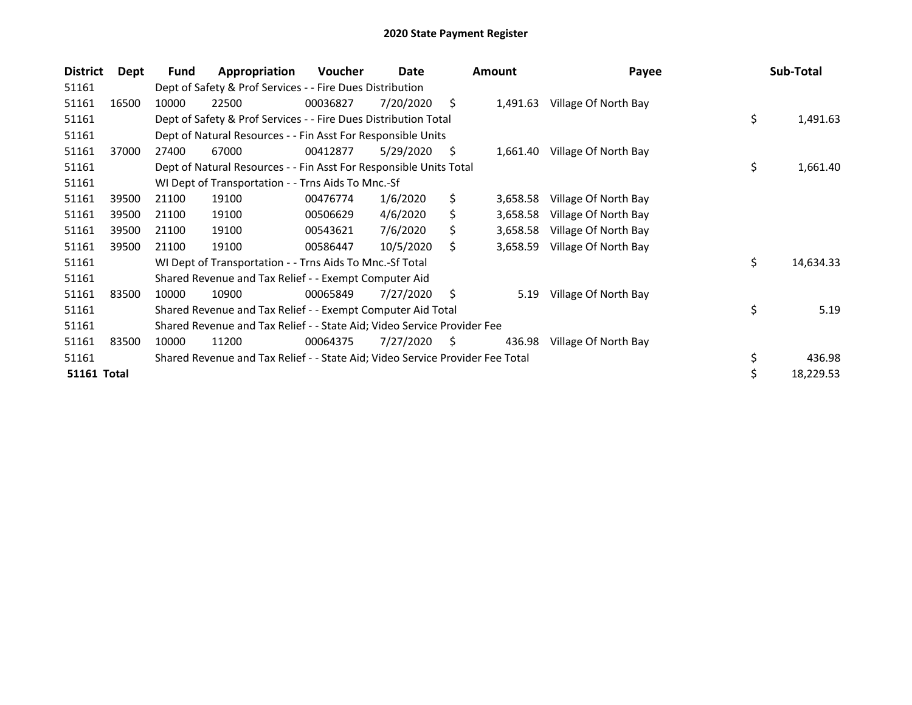# 2020 State Payment Register

| District | Dept | Fund | Appropriation | Voucher | Date | Amount | Payee | Sub-Total |
|---|---|---|---|---|---|---|---|---|
| 51161 | | Dept of Safety & Prof Services - - Fire Dues Distribution | | | | | | |
| 51161 | 16500 | 10000 | 22500 | 00036827 | 7/20/2020 | $ 1,491.63 | Village Of North Bay | |
| 51161 | | Dept of Safety & Prof Services - - Fire Dues Distribution Total | | | | | | $ 1,491.63 |
| 51161 | | Dept of Natural Resources - - Fin Asst For Responsible Units | | | | | | |
| 51161 | 37000 | 27400 | 67000 | 00412877 | 5/29/2020 | $ 1,661.40 | Village Of North Bay | |
| 51161 | | Dept of Natural Resources - - Fin Asst For Responsible Units Total | | | | | | $ 1,661.40 |
| 51161 | | WI Dept of Transportation - - Trns Aids To Mnc.-Sf | | | | | | |
| 51161 | 39500 | 21100 | 19100 | 00476774 | 1/6/2020 | $ 3,658.58 | Village Of North Bay | |
| 51161 | 39500 | 21100 | 19100 | 00506629 | 4/6/2020 | $ 3,658.58 | Village Of North Bay | |
| 51161 | 39500 | 21100 | 19100 | 00543621 | 7/6/2020 | $ 3,658.58 | Village Of North Bay | |
| 51161 | 39500 | 21100 | 19100 | 00586447 | 10/5/2020 | $ 3,658.59 | Village Of North Bay | |
| 51161 | | WI Dept of Transportation - - Trns Aids To Mnc.-Sf Total | | | | | | $ 14,634.33 |
| 51161 | | Shared Revenue and Tax Relief - - Exempt Computer Aid | | | | | | |
| 51161 | 83500 | 10000 | 10900 | 00065849 | 7/27/2020 | $ 5.19 | Village Of North Bay | |
| 51161 | | Shared Revenue and Tax Relief - - Exempt Computer Aid Total | | | | | | $ 5.19 |
| 51161 | | Shared Revenue and Tax Relief - - State Aid; Video Service Provider Fee | | | | | | |
| 51161 | 83500 | 10000 | 11200 | 00064375 | 7/27/2020 | $ 436.98 | Village Of North Bay | |
| 51161 | | Shared Revenue and Tax Relief - - State Aid; Video Service Provider Fee Total | | | | | | $ 436.98 |
| **51161 Total** | | | | | | | | $ 18,229.53 |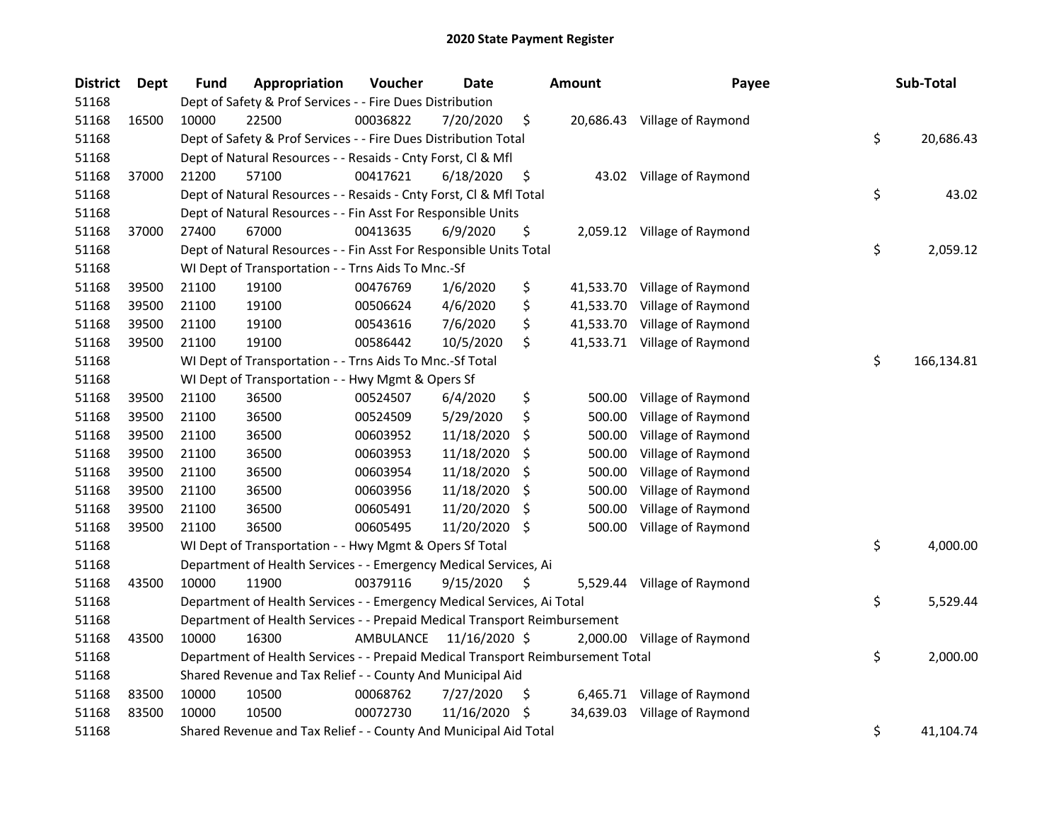# 2020 State Payment Register

| District | Dept | Fund | Appropriation | Voucher | Date | Amount | Payee | Sub-Total |
|---|---|---|---|---|---|---|---|---|
| 51168 | | Dept of Safety & Prof Services - - Fire Dues Distribution | | | | | | |
| 51168 | 16500 | 10000 | 22500 | 00036822 | 7/20/2020 | $ 20,686.43 | Village of Raymond | |
| 51168 | | Dept of Safety & Prof Services - - Fire Dues Distribution Total | | | | | | $ 20,686.43 |
| 51168 | | Dept of Natural Resources - - Resaids - Cnty Forst, Cl & Mfl | | | | | | |
| 51168 | 37000 | 21200 | 57100 | 00417621 | 6/18/2020 | $ 43.02 | Village of Raymond | |
| 51168 | | Dept of Natural Resources - - Resaids - Cnty Forst, Cl & Mfl Total | | | | | | $ 43.02 |
| 51168 | | Dept of Natural Resources - - Fin Asst For Responsible Units | | | | | | |
| 51168 | 37000 | 27400 | 67000 | 00413635 | 6/9/2020 | $ 2,059.12 | Village of Raymond | |
| 51168 | | Dept of Natural Resources - - Fin Asst For Responsible Units Total | | | | | | $ 2,059.12 |
| 51168 | | WI Dept of Transportation - - Trns Aids To Mnc.-Sf | | | | | | |
| 51168 | 39500 | 21100 | 19100 | 00476769 | 1/6/2020 | $ 41,533.70 | Village of Raymond | |
| 51168 | 39500 | 21100 | 19100 | 00506624 | 4/6/2020 | $ 41,533.70 | Village of Raymond | |
| 51168 | 39500 | 21100 | 19100 | 00543616 | 7/6/2020 | $ 41,533.70 | Village of Raymond | |
| 51168 | 39500 | 21100 | 19100 | 00586442 | 10/5/2020 | $ 41,533.71 | Village of Raymond | |
| 51168 | | WI Dept of Transportation - - Trns Aids To Mnc.-Sf Total | | | | | | $ 166,134.81 |
| 51168 | | WI Dept of Transportation - - Hwy Mgmt & Opers Sf | | | | | | |
| 51168 | 39500 | 21100 | 36500 | 00524507 | 6/4/2020 | $ 500.00 | Village of Raymond | |
| 51168 | 39500 | 21100 | 36500 | 00524509 | 5/29/2020 | $ 500.00 | Village of Raymond | |
| 51168 | 39500 | 21100 | 36500 | 00603952 | 11/18/2020 | $ 500.00 | Village of Raymond | |
| 51168 | 39500 | 21100 | 36500 | 00603953 | 11/18/2020 | $ 500.00 | Village of Raymond | |
| 51168 | 39500 | 21100 | 36500 | 00603954 | 11/18/2020 | $ 500.00 | Village of Raymond | |
| 51168 | 39500 | 21100 | 36500 | 00603956 | 11/18/2020 | $ 500.00 | Village of Raymond | |
| 51168 | 39500 | 21100 | 36500 | 00605491 | 11/20/2020 | $ 500.00 | Village of Raymond | |
| 51168 | 39500 | 21100 | 36500 | 00605495 | 11/20/2020 | $ 500.00 | Village of Raymond | |
| 51168 | | WI Dept of Transportation - - Hwy Mgmt & Opers Sf Total | | | | | | $ 4,000.00 |
| 51168 | | Department of Health Services - - Emergency Medical Services, Ai | | | | | | |
| 51168 | 43500 | 10000 | 11900 | 00379116 | 9/15/2020 | $ 5,529.44 | Village of Raymond | |
| 51168 | | Department of Health Services - - Emergency Medical Services, Ai Total | | | | | | $ 5,529.44 |
| 51168 | | Department of Health Services - - Prepaid Medical Transport Reimbursement | | | | | | |
| 51168 | 43500 | 10000 | 16300 | AMBULANCE | 11/16/2020 | $ 2,000.00 | Village of Raymond | |
| 51168 | | Department of Health Services - - Prepaid Medical Transport Reimbursement Total | | | | | | $ 2,000.00 |
| 51168 | | Shared Revenue and Tax Relief - - County And Municipal Aid | | | | | | |
| 51168 | 83500 | 10000 | 10500 | 00068762 | 7/27/2020 | $ 6,465.71 | Village of Raymond | |
| 51168 | 83500 | 10000 | 10500 | 00072730 | 11/16/2020 | $ 34,639.03 | Village of Raymond | |
| 51168 | | Shared Revenue and Tax Relief - - County And Municipal Aid Total | | | | | | $ 41,104.74 |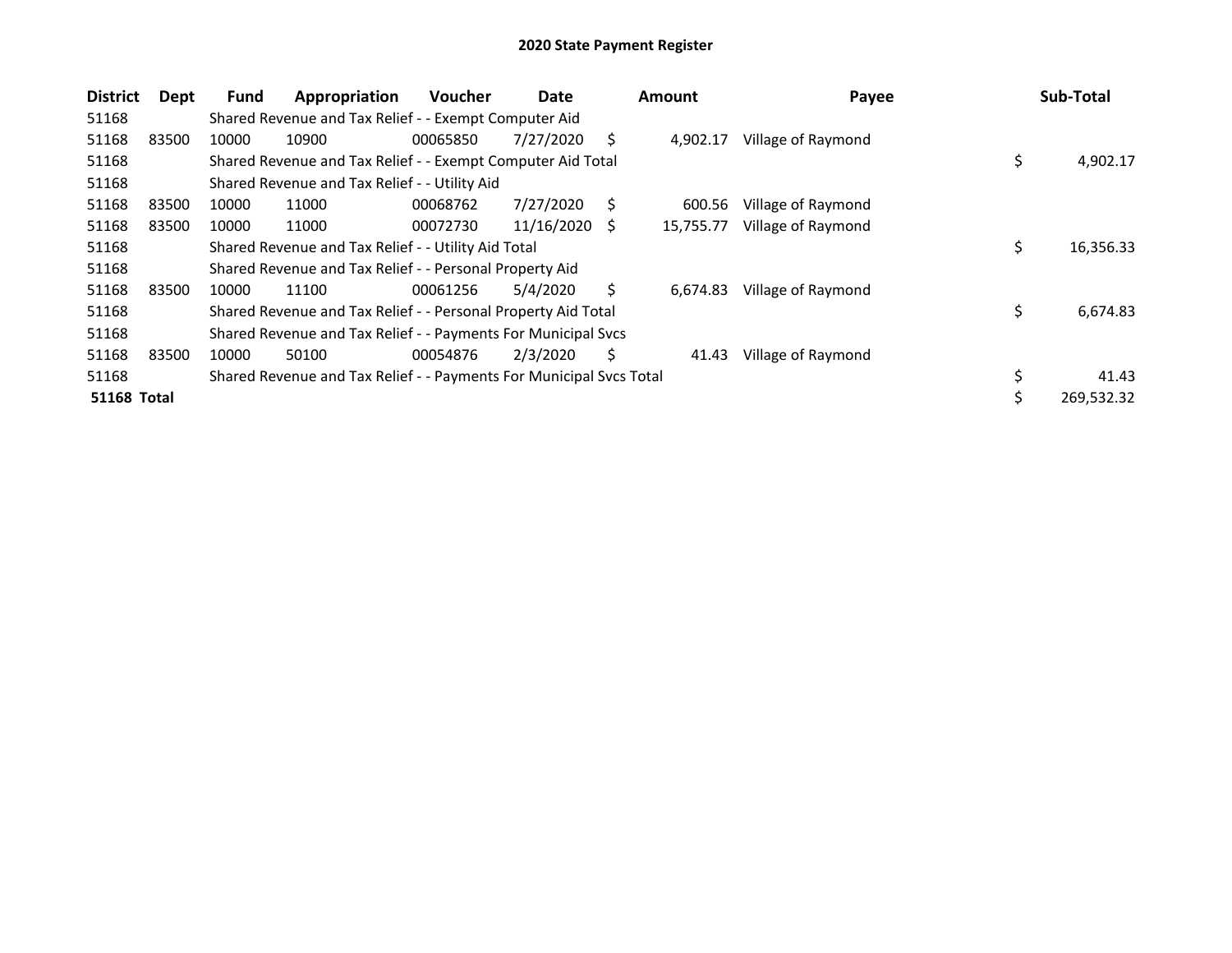## 2020 State Payment Register

| District | Dept | Fund | Appropriation | Voucher | Date | Amount | Payee | Sub-Total |
|---|---|---|---|---|---|---|---|---|
| 51168 | | Shared Revenue and Tax Relief - - Exempt Computer Aid | | | | | | |
| 51168 | 83500 | 10000 | 10900 | 00065850 | 7/27/2020 | $ 4,902.17 | Village of Raymond | |
| 51168 | | Shared Revenue and Tax Relief - - Exempt Computer Aid Total | | | | | | $ 4,902.17 |
| 51168 | | Shared Revenue and Tax Relief - - Utility Aid | | | | | | |
| 51168 | 83500 | 10000 | 11000 | 00068762 | 7/27/2020 | $ 600.56 | Village of Raymond | |
| 51168 | 83500 | 10000 | 11000 | 00072730 | 11/16/2020 | $ 15,755.77 | Village of Raymond | |
| 51168 | | Shared Revenue and Tax Relief - - Utility Aid Total | | | | | | $ 16,356.33 |
| 51168 | | Shared Revenue and Tax Relief - - Personal Property Aid | | | | | | |
| 51168 | 83500 | 10000 | 11100 | 00061256 | 5/4/2020 | $ 6,674.83 | Village of Raymond | |
| 51168 | | Shared Revenue and Tax Relief - - Personal Property Aid Total | | | | | | $ 6,674.83 |
| 51168 | | Shared Revenue and Tax Relief - - Payments For Municipal Svcs | | | | | | |
| 51168 | 83500 | 10000 | 50100 | 00054876 | 2/3/2020 | $ 41.43 | Village of Raymond | |
| 51168 | | Shared Revenue and Tax Relief - - Payments For Municipal Svcs Total | | | | | | $ 41.43 |
| **51168 Total** | | | | | | | | $ 269,532.32 |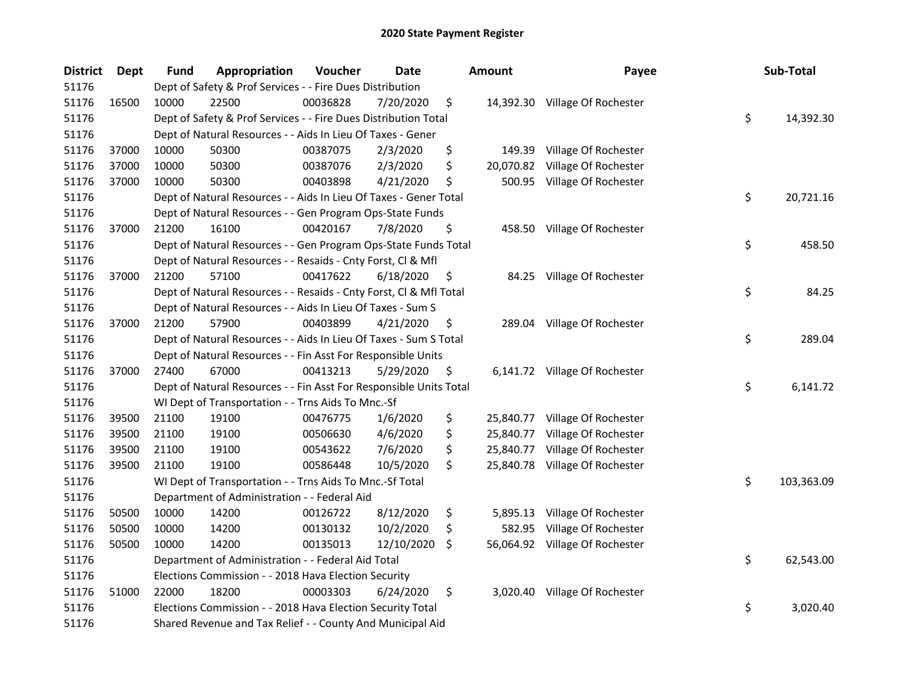# 2020 State Payment Register

| District | Dept | Fund | Appropriation | Voucher | Date | Amount | Payee | Sub-Total |
|---|---|---|---|---|---|---|---|---|
| 51176 | | Dept of Safety & Prof Services - - Fire Dues Distribution | | | | | | |
| 51176 | 16500 | 10000 | 22500 | 00036828 | 7/20/2020 | $ 14,392.30 | Village Of Rochester | |
| 51176 | | Dept of Safety & Prof Services - - Fire Dues Distribution Total | | | | | | $ 14,392.30 |
| 51176 | | Dept of Natural Resources - - Aids In Lieu Of Taxes - Gener | | | | | | |
| 51176 | 37000 | 10000 | 50300 | 00387075 | 2/3/2020 | $ 149.39 | Village Of Rochester | |
| 51176 | 37000 | 10000 | 50300 | 00387076 | 2/3/2020 | $ 20,070.82 | Village Of Rochester | |
| 51176 | 37000 | 10000 | 50300 | 00403898 | 4/21/2020 | $ 500.95 | Village Of Rochester | |
| 51176 | | Dept of Natural Resources - - Aids In Lieu Of Taxes - Gener Total | | | | | | $ 20,721.16 |
| 51176 | | Dept of Natural Resources - - Gen Program Ops-State Funds | | | | | | |
| 51176 | 37000 | 21200 | 16100 | 00420167 | 7/8/2020 | $ 458.50 | Village Of Rochester | |
| 51176 | | Dept of Natural Resources - - Gen Program Ops-State Funds Total | | | | | | $ 458.50 |
| 51176 | | Dept of Natural Resources - - Resaids - Cnty Forst, Cl & Mfl | | | | | | |
| 51176 | 37000 | 21200 | 57100 | 00417622 | 6/18/2020 | $ 84.25 | Village Of Rochester | |
| 51176 | | Dept of Natural Resources - - Resaids - Cnty Forst, Cl & Mfl Total | | | | | | $ 84.25 |
| 51176 | | Dept of Natural Resources - - Aids In Lieu Of Taxes - Sum S | | | | | | |
| 51176 | 37000 | 21200 | 57900 | 00403899 | 4/21/2020 | $ 289.04 | Village Of Rochester | |
| 51176 | | Dept of Natural Resources - - Aids In Lieu Of Taxes - Sum S Total | | | | | | $ 289.04 |
| 51176 | | Dept of Natural Resources - - Fin Asst For Responsible Units | | | | | | |
| 51176 | 37000 | 27400 | 67000 | 00413213 | 5/29/2020 | $ 6,141.72 | Village Of Rochester | |
| 51176 | | Dept of Natural Resources - - Fin Asst For Responsible Units Total | | | | | | $ 6,141.72 |
| 51176 | | WI Dept of Transportation - - Trns Aids To Mnc.-Sf | | | | | | |
| 51176 | 39500 | 21100 | 19100 | 00476775 | 1/6/2020 | $ 25,840.77 | Village Of Rochester | |
| 51176 | 39500 | 21100 | 19100 | 00506630 | 4/6/2020 | $ 25,840.77 | Village Of Rochester | |
| 51176 | 39500 | 21100 | 19100 | 00543622 | 7/6/2020 | $ 25,840.77 | Village Of Rochester | |
| 51176 | 39500 | 21100 | 19100 | 00586448 | 10/5/2020 | $ 25,840.78 | Village Of Rochester | |
| 51176 | | WI Dept of Transportation - - Trns Aids To Mnc.-Sf Total | | | | | | $ 103,363.09 |
| 51176 | | Department of Administration - - Federal Aid | | | | | | |
| 51176 | 50500 | 10000 | 14200 | 00126722 | 8/12/2020 | $ 5,895.13 | Village Of Rochester | |
| 51176 | 50500 | 10000 | 14200 | 00130132 | 10/2/2020 | $ 582.95 | Village Of Rochester | |
| 51176 | 50500 | 10000 | 14200 | 00135013 | 12/10/2020 | $ 56,064.92 | Village Of Rochester | |
| 51176 | | Department of Administration - - Federal Aid Total | | | | | | $ 62,543.00 |
| 51176 | | Elections Commission - - 2018 Hava Election Security | | | | | | |
| 51176 | 51000 | 22000 | 18200 | 00003303 | 6/24/2020 | $ 3,020.40 | Village Of Rochester | |
| 51176 | | Elections Commission - - 2018 Hava Election Security Total | | | | | | $ 3,020.40 |
| 51176 | | Shared Revenue and Tax Relief - - County And Municipal Aid | | | | | | |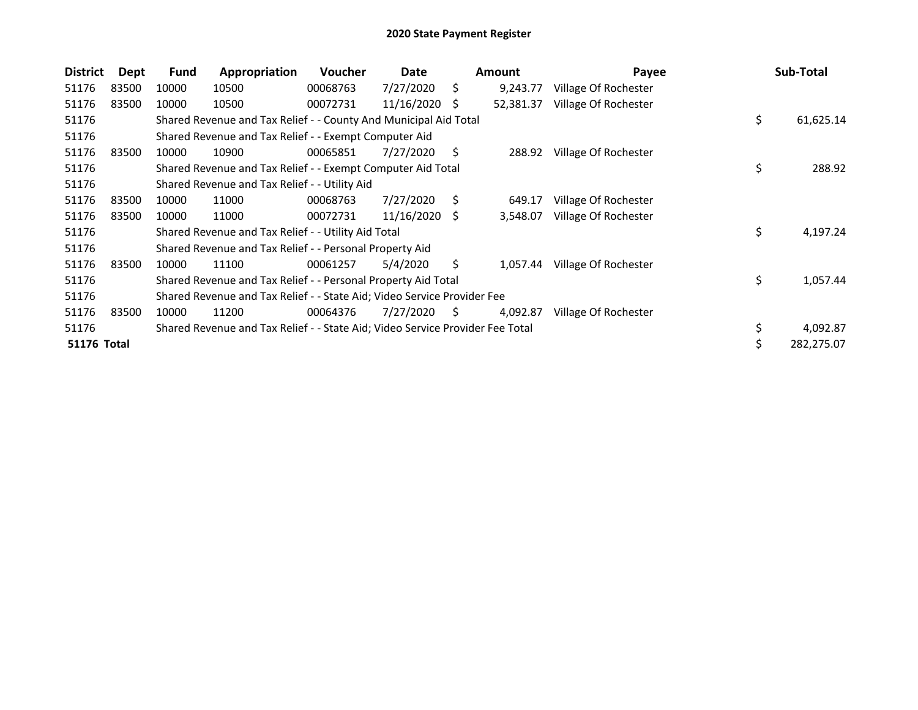## 2020 State Payment Register

| District | Dept | Fund | Appropriation | Voucher | Date | Amount | Payee | Sub-Total |
|---|---|---|---|---|---|---|---|---|
| 51176 | 83500 | 10000 | 10500 | 00068763 | 7/27/2020 | $ 9,243.77 | Village Of Rochester | |
| 51176 | 83500 | 10000 | 10500 | 00072731 | 11/16/2020 | $ 52,381.37 | Village Of Rochester | |
| 51176 | | Shared Revenue and Tax Relief - - County And Municipal Aid Total | | | | | | $ 61,625.14 |
| 51176 | | Shared Revenue and Tax Relief - - Exempt Computer Aid | | | | | | |
| 51176 | 83500 | 10000 | 10900 | 00065851 | 7/27/2020 | $ 288.92 | Village Of Rochester | |
| 51176 | | Shared Revenue and Tax Relief - - Exempt Computer Aid Total | | | | | | $ 288.92 |
| 51176 | | Shared Revenue and Tax Relief - - Utility Aid | | | | | | |
| 51176 | 83500 | 10000 | 11000 | 00068763 | 7/27/2020 | $ 649.17 | Village Of Rochester | |
| 51176 | 83500 | 10000 | 11000 | 00072731 | 11/16/2020 | $ 3,548.07 | Village Of Rochester | |
| 51176 | | Shared Revenue and Tax Relief - - Utility Aid Total | | | | | | $ 4,197.24 |
| 51176 | | Shared Revenue and Tax Relief - - Personal Property Aid | | | | | | |
| 51176 | 83500 | 10000 | 11100 | 00061257 | 5/4/2020 | $ 1,057.44 | Village Of Rochester | |
| 51176 | | Shared Revenue and Tax Relief - - Personal Property Aid Total | | | | | | $ 1,057.44 |
| 51176 | | Shared Revenue and Tax Relief - - State Aid; Video Service Provider Fee | | | | | | |
| 51176 | 83500 | 10000 | 11200 | 00064376 | 7/27/2020 | $ 4,092.87 | Village Of Rochester | |
| 51176 | | Shared Revenue and Tax Relief - - State Aid; Video Service Provider Fee Total | | | | | | $ 4,092.87 |
| **51176 Total** | | | | | | | | $ 282,275.07 |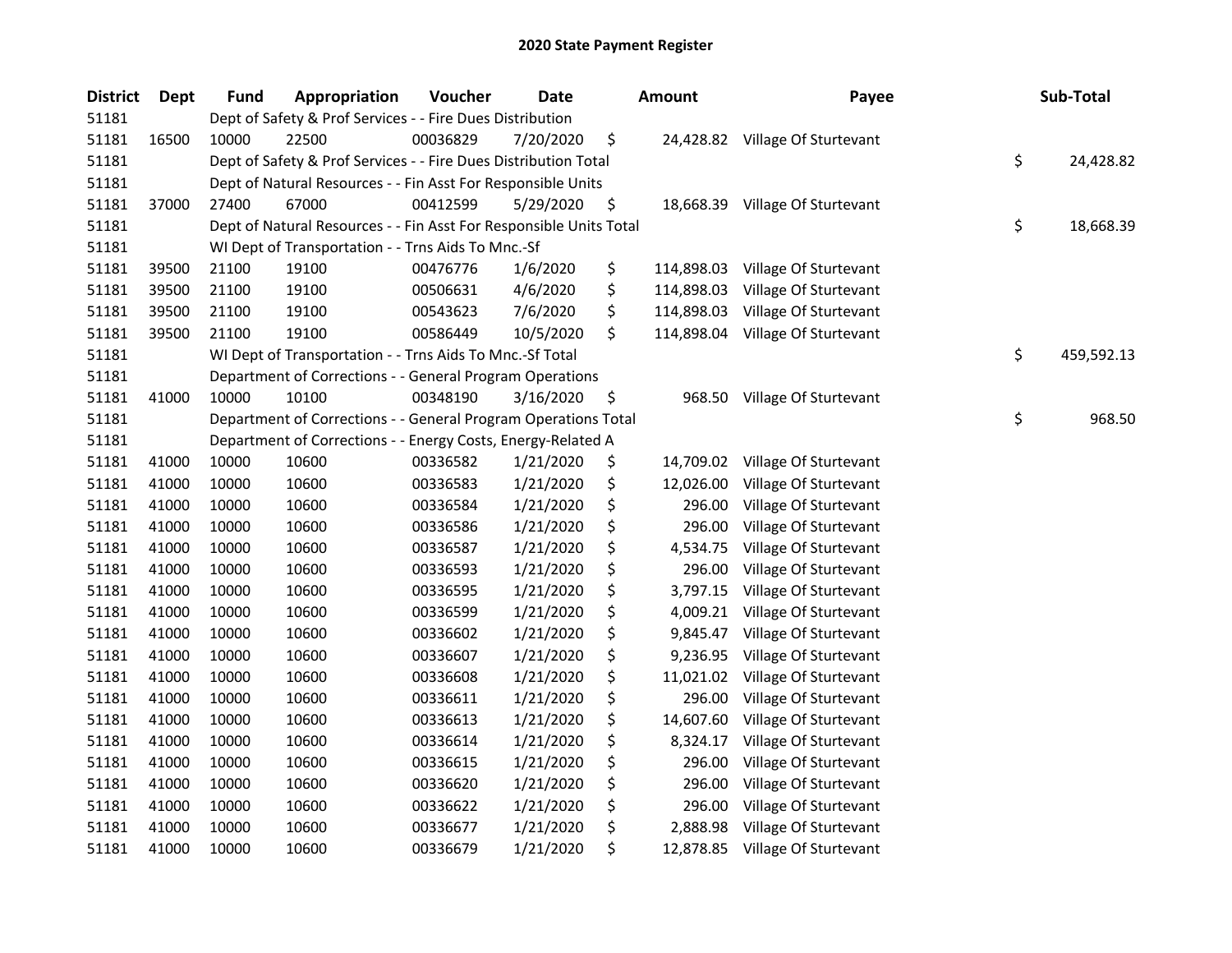## 2020 State Payment Register

| District | Dept | Fund | Appropriation | Voucher | Date | Amount | Payee | Sub-Total |
|---|---|---|---|---|---|---|---|---|
| 51181 | | Dept of Safety & Prof Services - - Fire Dues Distribution | | | | | | |
| 51181 | 16500 | 10000 | 22500 | 00036829 | 7/20/2020 | $ 24,428.82 | Village Of Sturtevant | |
| 51181 | | Dept of Safety & Prof Services - - Fire Dues Distribution Total | | | | | | $ 24,428.82 |
| 51181 | | Dept of Natural Resources - - Fin Asst For Responsible Units | | | | | | |
| 51181 | 37000 | 27400 | 67000 | 00412599 | 5/29/2020 | $ 18,668.39 | Village Of Sturtevant | |
| 51181 | | Dept of Natural Resources - - Fin Asst For Responsible Units Total | | | | | | $ 18,668.39 |
| 51181 | | WI Dept of Transportation - - Trns Aids To Mnc.-Sf | | | | | | |
| 51181 | 39500 | 21100 | 19100 | 00476776 | 1/6/2020 | $ 114,898.03 | Village Of Sturtevant | |
| 51181 | 39500 | 21100 | 19100 | 00506631 | 4/6/2020 | $ 114,898.03 | Village Of Sturtevant | |
| 51181 | 39500 | 21100 | 19100 | 00543623 | 7/6/2020 | $ 114,898.03 | Village Of Sturtevant | |
| 51181 | 39500 | 21100 | 19100 | 00586449 | 10/5/2020 | $ 114,898.04 | Village Of Sturtevant | |
| 51181 | | WI Dept of Transportation - - Trns Aids To Mnc.-Sf Total | | | | | | $ 459,592.13 |
| 51181 | | Department of Corrections - - General Program Operations | | | | | | |
| 51181 | 41000 | 10000 | 10100 | 00348190 | 3/16/2020 | $ 968.50 | Village Of Sturtevant | |
| 51181 | | Department of Corrections - - General Program Operations Total | | | | | | $ 968.50 |
| 51181 | | Department of Corrections - - Energy Costs, Energy-Related A | | | | | | |
| 51181 | 41000 | 10000 | 10600 | 00336582 | 1/21/2020 | $ 14,709.02 | Village Of Sturtevant | |
| 51181 | 41000 | 10000 | 10600 | 00336583 | 1/21/2020 | $ 12,026.00 | Village Of Sturtevant | |
| 51181 | 41000 | 10000 | 10600 | 00336584 | 1/21/2020 | $ 296.00 | Village Of Sturtevant | |
| 51181 | 41000 | 10000 | 10600 | 00336586 | 1/21/2020 | $ 296.00 | Village Of Sturtevant | |
| 51181 | 41000 | 10000 | 10600 | 00336587 | 1/21/2020 | $ 4,534.75 | Village Of Sturtevant | |
| 51181 | 41000 | 10000 | 10600 | 00336593 | 1/21/2020 | $ 296.00 | Village Of Sturtevant | |
| 51181 | 41000 | 10000 | 10600 | 00336595 | 1/21/2020 | $ 3,797.15 | Village Of Sturtevant | |
| 51181 | 41000 | 10000 | 10600 | 00336599 | 1/21/2020 | $ 4,009.21 | Village Of Sturtevant | |
| 51181 | 41000 | 10000 | 10600 | 00336602 | 1/21/2020 | $ 9,845.47 | Village Of Sturtevant | |
| 51181 | 41000 | 10000 | 10600 | 00336607 | 1/21/2020 | $ 9,236.95 | Village Of Sturtevant | |
| 51181 | 41000 | 10000 | 10600 | 00336608 | 1/21/2020 | $ 11,021.02 | Village Of Sturtevant | |
| 51181 | 41000 | 10000 | 10600 | 00336611 | 1/21/2020 | $ 296.00 | Village Of Sturtevant | |
| 51181 | 41000 | 10000 | 10600 | 00336613 | 1/21/2020 | $ 14,607.60 | Village Of Sturtevant | |
| 51181 | 41000 | 10000 | 10600 | 00336614 | 1/21/2020 | $ 8,324.17 | Village Of Sturtevant | |
| 51181 | 41000 | 10000 | 10600 | 00336615 | 1/21/2020 | $ 296.00 | Village Of Sturtevant | |
| 51181 | 41000 | 10000 | 10600 | 00336620 | 1/21/2020 | $ 296.00 | Village Of Sturtevant | |
| 51181 | 41000 | 10000 | 10600 | 00336622 | 1/21/2020 | $ 296.00 | Village Of Sturtevant | |
| 51181 | 41000 | 10000 | 10600 | 00336677 | 1/21/2020 | $ 2,888.98 | Village Of Sturtevant | |
| 51181 | 41000 | 10000 | 10600 | 00336679 | 1/21/2020 | $ 12,878.85 | Village Of Sturtevant | |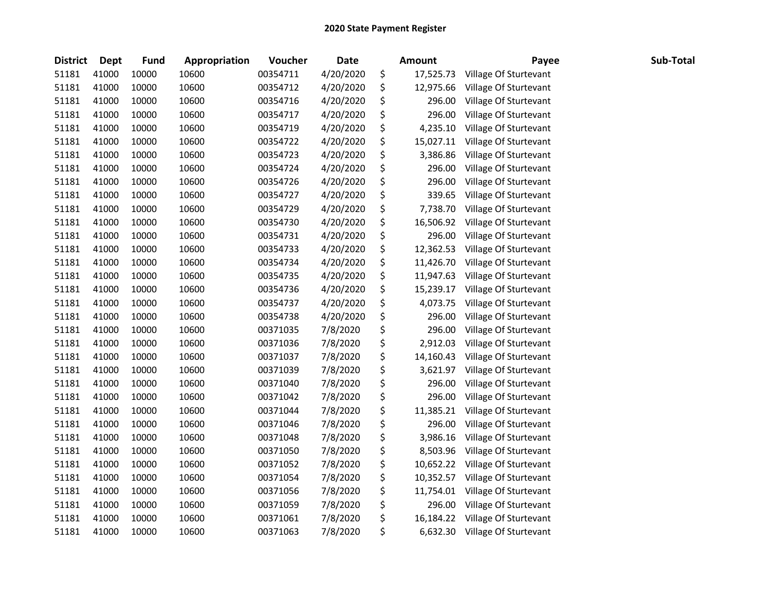# 2020 State Payment Register

| District | Dept | Fund | Appropriation | Voucher | Date | Amount | Payee | Sub-Total |
|---|---|---|---|---|---|---|---|---|
| 51181 | 41000 | 10000 | 10600 | 00354711 | 4/20/2020 | $ 17,525.73 | Village Of Sturtevant | |
| 51181 | 41000 | 10000 | 10600 | 00354712 | 4/20/2020 | $ 12,975.66 | Village Of Sturtevant | |
| 51181 | 41000 | 10000 | 10600 | 00354716 | 4/20/2020 | $ 296.00 | Village Of Sturtevant | |
| 51181 | 41000 | 10000 | 10600 | 00354717 | 4/20/2020 | $ 296.00 | Village Of Sturtevant | |
| 51181 | 41000 | 10000 | 10600 | 00354719 | 4/20/2020 | $ 4,235.10 | Village Of Sturtevant | |
| 51181 | 41000 | 10000 | 10600 | 00354722 | 4/20/2020 | $ 15,027.11 | Village Of Sturtevant | |
| 51181 | 41000 | 10000 | 10600 | 00354723 | 4/20/2020 | $ 3,386.86 | Village Of Sturtevant | |
| 51181 | 41000 | 10000 | 10600 | 00354724 | 4/20/2020 | $ 296.00 | Village Of Sturtevant | |
| 51181 | 41000 | 10000 | 10600 | 00354726 | 4/20/2020 | $ 296.00 | Village Of Sturtevant | |
| 51181 | 41000 | 10000 | 10600 | 00354727 | 4/20/2020 | $ 339.65 | Village Of Sturtevant | |
| 51181 | 41000 | 10000 | 10600 | 00354729 | 4/20/2020 | $ 7,738.70 | Village Of Sturtevant | |
| 51181 | 41000 | 10000 | 10600 | 00354730 | 4/20/2020 | $ 16,506.92 | Village Of Sturtevant | |
| 51181 | 41000 | 10000 | 10600 | 00354731 | 4/20/2020 | $ 296.00 | Village Of Sturtevant | |
| 51181 | 41000 | 10000 | 10600 | 00354733 | 4/20/2020 | $ 12,362.53 | Village Of Sturtevant | |
| 51181 | 41000 | 10000 | 10600 | 00354734 | 4/20/2020 | $ 11,426.70 | Village Of Sturtevant | |
| 51181 | 41000 | 10000 | 10600 | 00354735 | 4/20/2020 | $ 11,947.63 | Village Of Sturtevant | |
| 51181 | 41000 | 10000 | 10600 | 00354736 | 4/20/2020 | $ 15,239.17 | Village Of Sturtevant | |
| 51181 | 41000 | 10000 | 10600 | 00354737 | 4/20/2020 | $ 4,073.75 | Village Of Sturtevant | |
| 51181 | 41000 | 10000 | 10600 | 00354738 | 4/20/2020 | $ 296.00 | Village Of Sturtevant | |
| 51181 | 41000 | 10000 | 10600 | 00371035 | 7/8/2020 | $ 296.00 | Village Of Sturtevant | |
| 51181 | 41000 | 10000 | 10600 | 00371036 | 7/8/2020 | $ 2,912.03 | Village Of Sturtevant | |
| 51181 | 41000 | 10000 | 10600 | 00371037 | 7/8/2020 | $ 14,160.43 | Village Of Sturtevant | |
| 51181 | 41000 | 10000 | 10600 | 00371039 | 7/8/2020 | $ 3,621.97 | Village Of Sturtevant | |
| 51181 | 41000 | 10000 | 10600 | 00371040 | 7/8/2020 | $ 296.00 | Village Of Sturtevant | |
| 51181 | 41000 | 10000 | 10600 | 00371042 | 7/8/2020 | $ 296.00 | Village Of Sturtevant | |
| 51181 | 41000 | 10000 | 10600 | 00371044 | 7/8/2020 | $ 11,385.21 | Village Of Sturtevant | |
| 51181 | 41000 | 10000 | 10600 | 00371046 | 7/8/2020 | $ 296.00 | Village Of Sturtevant | |
| 51181 | 41000 | 10000 | 10600 | 00371048 | 7/8/2020 | $ 3,986.16 | Village Of Sturtevant | |
| 51181 | 41000 | 10000 | 10600 | 00371050 | 7/8/2020 | $ 8,503.96 | Village Of Sturtevant | |
| 51181 | 41000 | 10000 | 10600 | 00371052 | 7/8/2020 | $ 10,652.22 | Village Of Sturtevant | |
| 51181 | 41000 | 10000 | 10600 | 00371054 | 7/8/2020 | $ 10,352.57 | Village Of Sturtevant | |
| 51181 | 41000 | 10000 | 10600 | 00371056 | 7/8/2020 | $ 11,754.01 | Village Of Sturtevant | |
| 51181 | 41000 | 10000 | 10600 | 00371059 | 7/8/2020 | $ 296.00 | Village Of Sturtevant | |
| 51181 | 41000 | 10000 | 10600 | 00371061 | 7/8/2020 | $ 16,184.22 | Village Of Sturtevant | |
| 51181 | 41000 | 10000 | 10600 | 00371063 | 7/8/2020 | $ 6,632.30 | Village Of Sturtevant | |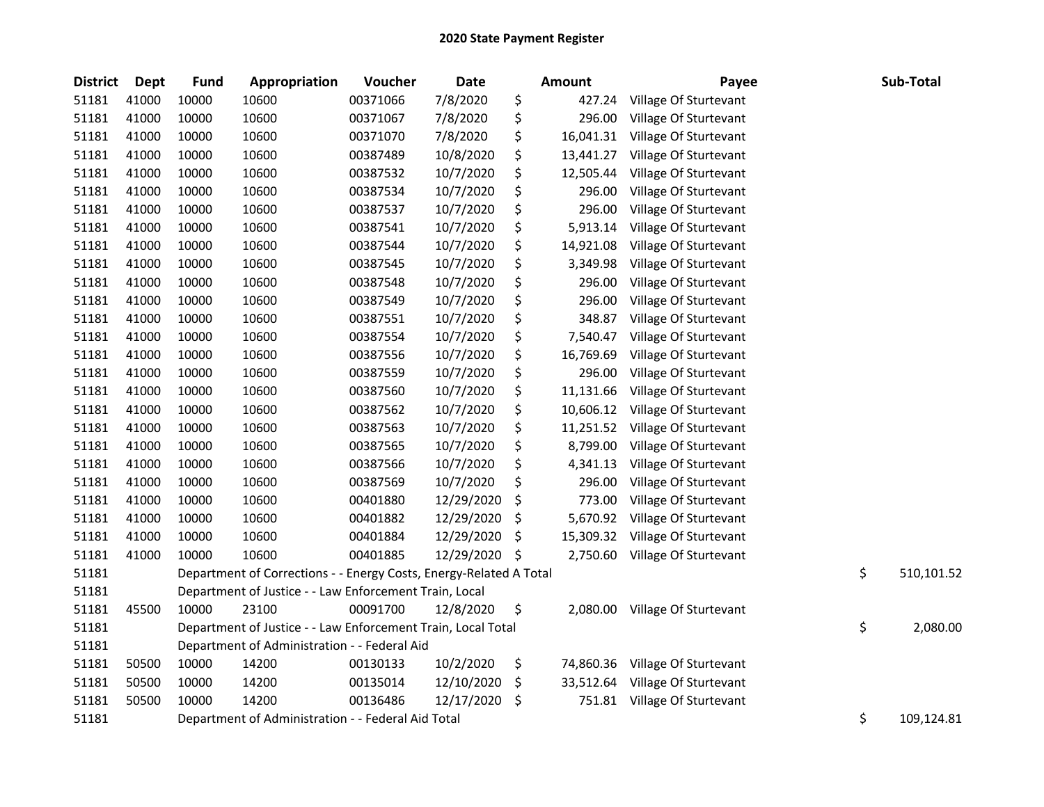# 2020 State Payment Register

| District | Dept | Fund | Appropriation | Voucher | Date | Amount | Payee | Sub-Total |
|---|---|---|---|---|---|---|---|---|
| 51181 | 41000 | 10000 | 10600 | 00371066 | 7/8/2020 | $ 427.24 | Village Of Sturtevant | |
| 51181 | 41000 | 10000 | 10600 | 00371067 | 7/8/2020 | $ 296.00 | Village Of Sturtevant | |
| 51181 | 41000 | 10000 | 10600 | 00371070 | 7/8/2020 | $ 16,041.31 | Village Of Sturtevant | |
| 51181 | 41000 | 10000 | 10600 | 00387489 | 10/8/2020 | $ 13,441.27 | Village Of Sturtevant | |
| 51181 | 41000 | 10000 | 10600 | 00387532 | 10/7/2020 | $ 12,505.44 | Village Of Sturtevant | |
| 51181 | 41000 | 10000 | 10600 | 00387534 | 10/7/2020 | $ 296.00 | Village Of Sturtevant | |
| 51181 | 41000 | 10000 | 10600 | 00387537 | 10/7/2020 | $ 296.00 | Village Of Sturtevant | |
| 51181 | 41000 | 10000 | 10600 | 00387541 | 10/7/2020 | $ 5,913.14 | Village Of Sturtevant | |
| 51181 | 41000 | 10000 | 10600 | 00387544 | 10/7/2020 | $ 14,921.08 | Village Of Sturtevant | |
| 51181 | 41000 | 10000 | 10600 | 00387545 | 10/7/2020 | $ 3,349.98 | Village Of Sturtevant | |
| 51181 | 41000 | 10000 | 10600 | 00387548 | 10/7/2020 | $ 296.00 | Village Of Sturtevant | |
| 51181 | 41000 | 10000 | 10600 | 00387549 | 10/7/2020 | $ 296.00 | Village Of Sturtevant | |
| 51181 | 41000 | 10000 | 10600 | 00387551 | 10/7/2020 | $ 348.87 | Village Of Sturtevant | |
| 51181 | 41000 | 10000 | 10600 | 00387554 | 10/7/2020 | $ 7,540.47 | Village Of Sturtevant | |
| 51181 | 41000 | 10000 | 10600 | 00387556 | 10/7/2020 | $ 16,769.69 | Village Of Sturtevant | |
| 51181 | 41000 | 10000 | 10600 | 00387559 | 10/7/2020 | $ 296.00 | Village Of Sturtevant | |
| 51181 | 41000 | 10000 | 10600 | 00387560 | 10/7/2020 | $ 11,131.66 | Village Of Sturtevant | |
| 51181 | 41000 | 10000 | 10600 | 00387562 | 10/7/2020 | $ 10,606.12 | Village Of Sturtevant | |
| 51181 | 41000 | 10000 | 10600 | 00387563 | 10/7/2020 | $ 11,251.52 | Village Of Sturtevant | |
| 51181 | 41000 | 10000 | 10600 | 00387565 | 10/7/2020 | $ 8,799.00 | Village Of Sturtevant | |
| 51181 | 41000 | 10000 | 10600 | 00387566 | 10/7/2020 | $ 4,341.13 | Village Of Sturtevant | |
| 51181 | 41000 | 10000 | 10600 | 00387569 | 10/7/2020 | $ 296.00 | Village Of Sturtevant | |
| 51181 | 41000 | 10000 | 10600 | 00401880 | 12/29/2020 | $ 773.00 | Village Of Sturtevant | |
| 51181 | 41000 | 10000 | 10600 | 00401882 | 12/29/2020 | $ 5,670.92 | Village Of Sturtevant | |
| 51181 | 41000 | 10000 | 10600 | 00401884 | 12/29/2020 | $ 15,309.32 | Village Of Sturtevant | |
| 51181 | 41000 | 10000 | 10600 | 00401885 | 12/29/2020 | $ 2,750.60 | Village Of Sturtevant | |
| 51181 | | Department of Corrections - - Energy Costs, Energy-Related A Total | | | | | | $ 510,101.52 |
| 51181 | | Department of Justice - - Law Enforcement Train, Local | | | | | | |
| 51181 | 45500 | 10000 | 23100 | 00091700 | 12/8/2020 | $ 2,080.00 | Village Of Sturtevant | |
| 51181 | | Department of Justice - - Law Enforcement Train, Local Total | | | | | | $ 2,080.00 |
| 51181 | | Department of Administration - - Federal Aid | | | | | | |
| 51181 | 50500 | 10000 | 14200 | 00130133 | 10/2/2020 | $ 74,860.36 | Village Of Sturtevant | |
| 51181 | 50500 | 10000 | 14200 | 00135014 | 12/10/2020 | $ 33,512.64 | Village Of Sturtevant | |
| 51181 | 50500 | 10000 | 14200 | 00136486 | 12/17/2020 | $ 751.81 | Village Of Sturtevant | |
| 51181 | | Department of Administration - - Federal Aid Total | | | | | | $ 109,124.81 |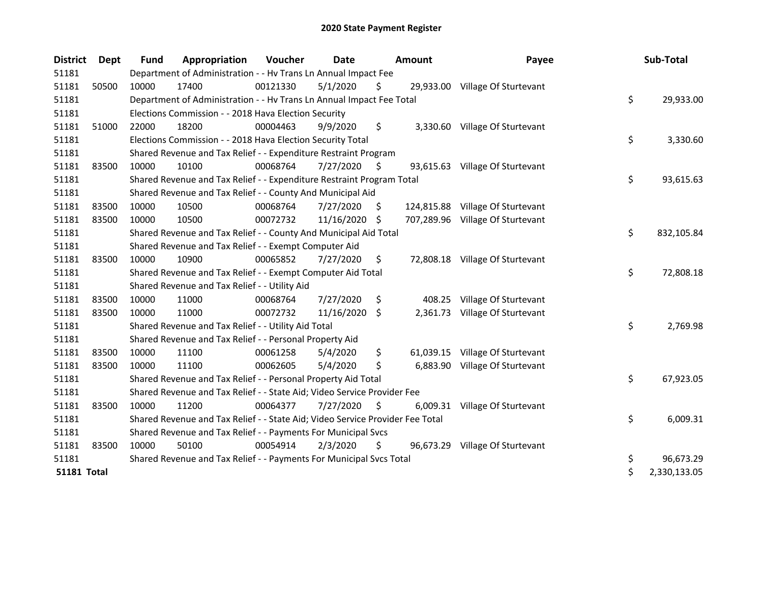# 2020 State Payment Register

| District | Dept | Fund | Appropriation | Voucher | Date | Amount | Payee | Sub-Total |
|---|---|---|---|---|---|---|---|---|
| 51181 | | Department of Administration - - Hv Trans Ln Annual Impact Fee | | | | | | |
| 51181 | 50500 | 10000 | 17400 | 00121330 | 5/1/2020 | $ 29,933.00 | Village Of Sturtevant | |
| 51181 | | Department of Administration - - Hv Trans Ln Annual Impact Fee Total | | | | | | $ 29,933.00 |
| 51181 | | Elections Commission - - 2018 Hava Election Security | | | | | | |
| 51181 | 51000 | 22000 | 18200 | 00004463 | 9/9/2020 | $ 3,330.60 | Village Of Sturtevant | |
| 51181 | | Elections Commission - - 2018 Hava Election Security Total | | | | | | $ 3,330.60 |
| 51181 | | Shared Revenue and Tax Relief - - Expenditure Restraint Program | | | | | | |
| 51181 | 83500 | 10000 | 10100 | 00068764 | 7/27/2020 | $ 93,615.63 | Village Of Sturtevant | |
| 51181 | | Shared Revenue and Tax Relief - - Expenditure Restraint Program Total | | | | | | $ 93,615.63 |
| 51181 | | Shared Revenue and Tax Relief - - County And Municipal Aid | | | | | | |
| 51181 | 83500 | 10000 | 10500 | 00068764 | 7/27/2020 | $ 124,815.88 | Village Of Sturtevant | |
| 51181 | 83500 | 10000 | 10500 | 00072732 | 11/16/2020 | $ 707,289.96 | Village Of Sturtevant | |
| 51181 | | Shared Revenue and Tax Relief - - County And Municipal Aid Total | | | | | | $ 832,105.84 |
| 51181 | | Shared Revenue and Tax Relief - - Exempt Computer Aid | | | | | | |
| 51181 | 83500 | 10000 | 10900 | 00065852 | 7/27/2020 | $ 72,808.18 | Village Of Sturtevant | |
| 51181 | | Shared Revenue and Tax Relief - - Exempt Computer Aid Total | | | | | | $ 72,808.18 |
| 51181 | | Shared Revenue and Tax Relief - - Utility Aid | | | | | | |
| 51181 | 83500 | 10000 | 11000 | 00068764 | 7/27/2020 | $ 408.25 | Village Of Sturtevant | |
| 51181 | 83500 | 10000 | 11000 | 00072732 | 11/16/2020 | $ 2,361.73 | Village Of Sturtevant | |
| 51181 | | Shared Revenue and Tax Relief - - Utility Aid Total | | | | | | $ 2,769.98 |
| 51181 | | Shared Revenue and Tax Relief - - Personal Property Aid | | | | | | |
| 51181 | 83500 | 10000 | 11100 | 00061258 | 5/4/2020 | $ 61,039.15 | Village Of Sturtevant | |
| 51181 | 83500 | 10000 | 11100 | 00062605 | 5/4/2020 | $ 6,883.90 | Village Of Sturtevant | |
| 51181 | | Shared Revenue and Tax Relief - - Personal Property Aid Total | | | | | | $ 67,923.05 |
| 51181 | | Shared Revenue and Tax Relief - - State Aid; Video Service Provider Fee | | | | | | |
| 51181 | 83500 | 10000 | 11200 | 00064377 | 7/27/2020 | $ 6,009.31 | Village Of Sturtevant | |
| 51181 | | Shared Revenue and Tax Relief - - State Aid; Video Service Provider Fee Total | | | | | | $ 6,009.31 |
| 51181 | | Shared Revenue and Tax Relief - - Payments For Municipal Svcs | | | | | | |
| 51181 | 83500 | 10000 | 50100 | 00054914 | 2/3/2020 | $ 96,673.29 | Village Of Sturtevant | |
| 51181 | | Shared Revenue and Tax Relief - - Payments For Municipal Svcs Total | | | | | | $ 96,673.29 |
| **51181 Total** | | | | | | | | $ 2,330,133.05 |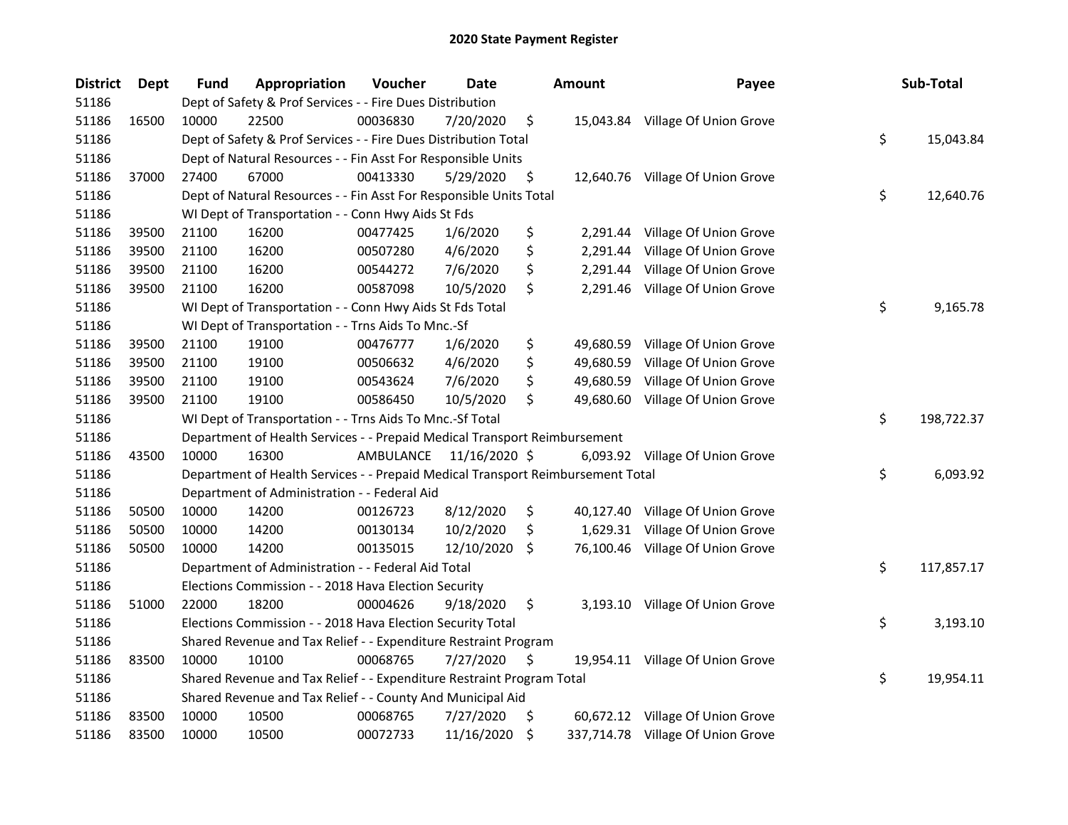# 2020 State Payment Register

| District | Dept | Fund | Appropriation | Voucher | Date | Amount | Payee | Sub-Total |
|---|---|---|---|---|---|---|---|---|
| 51186 | | Dept of Safety & Prof Services - - Fire Dues Distribution | | | | | | |
| 51186 | 16500 | 10000 | 22500 | 00036830 | 7/20/2020 | $ 15,043.84 | Village Of Union Grove | |
| 51186 | | Dept of Safety & Prof Services - - Fire Dues Distribution Total | | | | | | $ 15,043.84 |
| 51186 | | Dept of Natural Resources - - Fin Asst For Responsible Units | | | | | | |
| 51186 | 37000 | 27400 | 67000 | 00413330 | 5/29/2020 | $ 12,640.76 | Village Of Union Grove | |
| 51186 | | Dept of Natural Resources - - Fin Asst For Responsible Units Total | | | | | | $ 12,640.76 |
| 51186 | | WI Dept of Transportation - - Conn Hwy Aids St Fds | | | | | | |
| 51186 | 39500 | 21100 | 16200 | 00477425 | 1/6/2020 | $ 2,291.44 | Village Of Union Grove | |
| 51186 | 39500 | 21100 | 16200 | 00507280 | 4/6/2020 | $ 2,291.44 | Village Of Union Grove | |
| 51186 | 39500 | 21100 | 16200 | 00544272 | 7/6/2020 | $ 2,291.44 | Village Of Union Grove | |
| 51186 | 39500 | 21100 | 16200 | 00587098 | 10/5/2020 | $ 2,291.46 | Village Of Union Grove | |
| 51186 | | WI Dept of Transportation - - Conn Hwy Aids St Fds Total | | | | | | $ 9,165.78 |
| 51186 | | WI Dept of Transportation - - Trns Aids To Mnc.-Sf | | | | | | |
| 51186 | 39500 | 21100 | 19100 | 00476777 | 1/6/2020 | $ 49,680.59 | Village Of Union Grove | |
| 51186 | 39500 | 21100 | 19100 | 00506632 | 4/6/2020 | $ 49,680.59 | Village Of Union Grove | |
| 51186 | 39500 | 21100 | 19100 | 00543624 | 7/6/2020 | $ 49,680.59 | Village Of Union Grove | |
| 51186 | 39500 | 21100 | 19100 | 00586450 | 10/5/2020 | $ 49,680.60 | Village Of Union Grove | |
| 51186 | | WI Dept of Transportation - - Trns Aids To Mnc.-Sf Total | | | | | | $ 198,722.37 |
| 51186 | | Department of Health Services - - Prepaid Medical Transport Reimbursement | | | | | | |
| 51186 | 43500 | 10000 | 16300 | AMBULANCE | 11/16/2020 | $ 6,093.92 | Village Of Union Grove | |
| 51186 | | Department of Health Services - - Prepaid Medical Transport Reimbursement Total | | | | | | $ 6,093.92 |
| 51186 | | Department of Administration - - Federal Aid | | | | | | |
| 51186 | 50500 | 10000 | 14200 | 00126723 | 8/12/2020 | $ 40,127.40 | Village Of Union Grove | |
| 51186 | 50500 | 10000 | 14200 | 00130134 | 10/2/2020 | $ 1,629.31 | Village Of Union Grove | |
| 51186 | 50500 | 10000 | 14200 | 00135015 | 12/10/2020 | $ 76,100.46 | Village Of Union Grove | |
| 51186 | | Department of Administration - - Federal Aid Total | | | | | | $ 117,857.17 |
| 51186 | | Elections Commission - - 2018 Hava Election Security | | | | | | |
| 51186 | 51000 | 22000 | 18200 | 00004626 | 9/18/2020 | $ 3,193.10 | Village Of Union Grove | |
| 51186 | | Elections Commission - - 2018 Hava Election Security Total | | | | | | $ 3,193.10 |
| 51186 | | Shared Revenue and Tax Relief - - Expenditure Restraint Program | | | | | | |
| 51186 | 83500 | 10000 | 10100 | 00068765 | 7/27/2020 | $ 19,954.11 | Village Of Union Grove | |
| 51186 | | Shared Revenue and Tax Relief - - Expenditure Restraint Program Total | | | | | | $ 19,954.11 |
| 51186 | | Shared Revenue and Tax Relief - - County And Municipal Aid | | | | | | |
| 51186 | 83500 | 10000 | 10500 | 00068765 | 7/27/2020 | $ 60,672.12 | Village Of Union Grove | |
| 51186 | 83500 | 10000 | 10500 | 00072733 | 11/16/2020 | $ 337,714.78 | Village Of Union Grove | |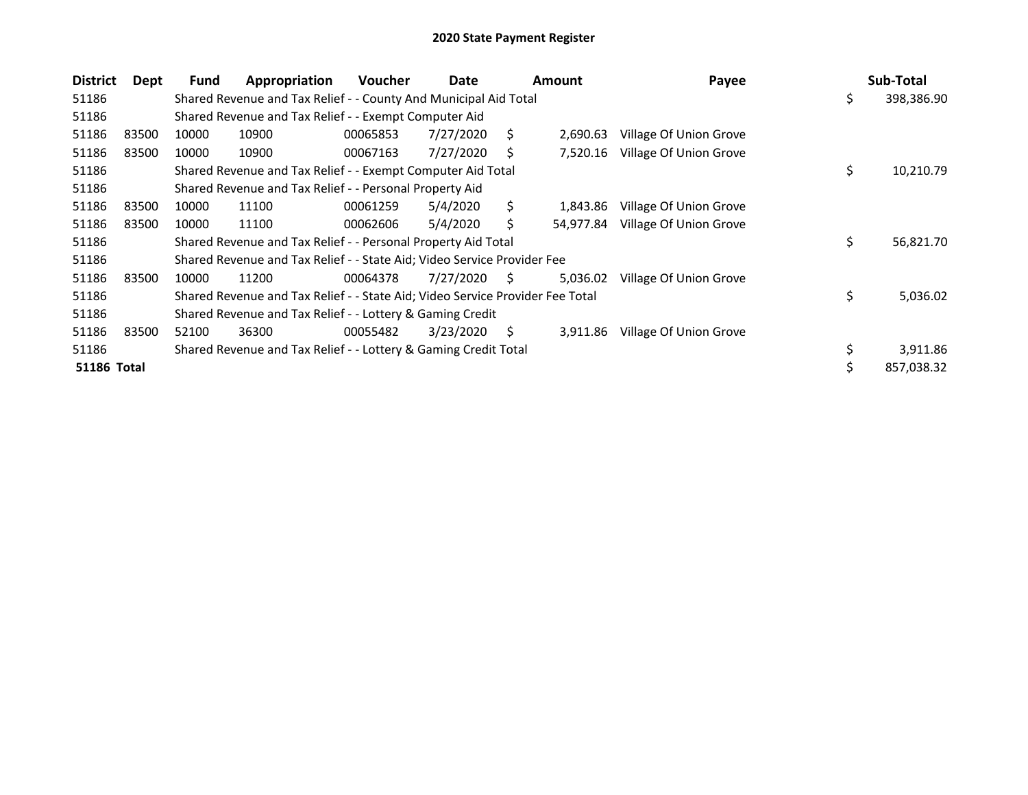# 2020 State Payment Register

| District | Dept | Fund | Appropriation | Voucher | Date | Amount | Payee | Sub-Total |
|---|---|---|---|---|---|---|---|---|
| 51186 | | Shared Revenue and Tax Relief - - County And Municipal Aid Total | | | | | | $ 398,386.90 |
| 51186 | | Shared Revenue and Tax Relief - - Exempt Computer Aid | | | | | | |
| 51186 | 83500 | 10000 | 10900 | 00065853 | 7/27/2020 | $ 2,690.63 | Village Of Union Grove | |
| 51186 | 83500 | 10000 | 10900 | 00067163 | 7/27/2020 | $ 7,520.16 | Village Of Union Grove | |
| 51186 | | Shared Revenue and Tax Relief - - Exempt Computer Aid Total | | | | | | $ 10,210.79 |
| 51186 | | Shared Revenue and Tax Relief - - Personal Property Aid | | | | | | |
| 51186 | 83500 | 10000 | 11100 | 00061259 | 5/4/2020 | $ 1,843.86 | Village Of Union Grove | |
| 51186 | 83500 | 10000 | 11100 | 00062606 | 5/4/2020 | $ 54,977.84 | Village Of Union Grove | |
| 51186 | | Shared Revenue and Tax Relief - - Personal Property Aid Total | | | | | | $ 56,821.70 |
| 51186 | | Shared Revenue and Tax Relief - - State Aid; Video Service Provider Fee | | | | | | |
| 51186 | 83500 | 10000 | 11200 | 00064378 | 7/27/2020 | $ 5,036.02 | Village Of Union Grove | |
| 51186 | | Shared Revenue and Tax Relief - - State Aid; Video Service Provider Fee Total | | | | | | $ 5,036.02 |
| 51186 | | Shared Revenue and Tax Relief - - Lottery & Gaming Credit | | | | | | |
| 51186 | 83500 | 52100 | 36300 | 00055482 | 3/23/2020 | $ 3,911.86 | Village Of Union Grove | |
| 51186 | | Shared Revenue and Tax Relief - - Lottery & Gaming Credit Total | | | | | | $ 3,911.86 |
| **51186 Total** | | | | | | | | $ 857,038.32 |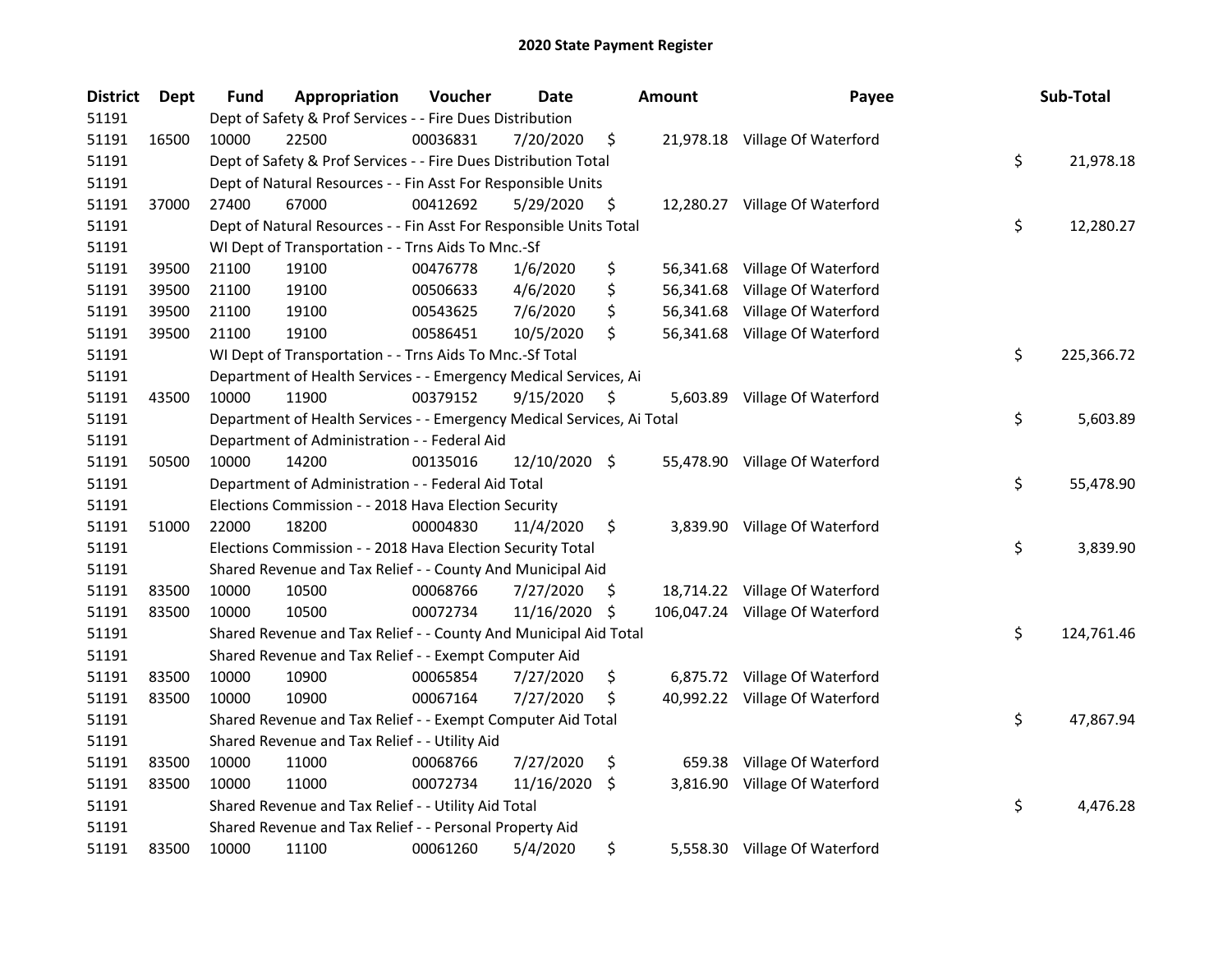# 2020 State Payment Register

| District | Dept | Fund | Appropriation | Voucher | Date | Amount | Payee | Sub-Total |
|---|---|---|---|---|---|---|---|---|
| 51191 | | Dept of Safety & Prof Services - - Fire Dues Distribution | | | | | | |
| 51191 | 16500 | 10000 | 22500 | 00036831 | 7/20/2020 | $ 21,978.18 | Village Of Waterford | |
| 51191 | | Dept of Safety & Prof Services - - Fire Dues Distribution Total | | | | | | $ 21,978.18 |
| 51191 | | Dept of Natural Resources - - Fin Asst For Responsible Units | | | | | | |
| 51191 | 37000 | 27400 | 67000 | 00412692 | 5/29/2020 | $ 12,280.27 | Village Of Waterford | |
| 51191 | | Dept of Natural Resources - - Fin Asst For Responsible Units Total | | | | | | $ 12,280.27 |
| 51191 | | WI Dept of Transportation - - Trns Aids To Mnc.-Sf | | | | | | |
| 51191 | 39500 | 21100 | 19100 | 00476778 | 1/6/2020 | $ 56,341.68 | Village Of Waterford | |
| 51191 | 39500 | 21100 | 19100 | 00506633 | 4/6/2020 | $ 56,341.68 | Village Of Waterford | |
| 51191 | 39500 | 21100 | 19100 | 00543625 | 7/6/2020 | $ 56,341.68 | Village Of Waterford | |
| 51191 | 39500 | 21100 | 19100 | 00586451 | 10/5/2020 | $ 56,341.68 | Village Of Waterford | |
| 51191 | | WI Dept of Transportation - - Trns Aids To Mnc.-Sf Total | | | | | | $ 225,366.72 |
| 51191 | | Department of Health Services - - Emergency Medical Services, Ai | | | | | | |
| 51191 | 43500 | 10000 | 11900 | 00379152 | 9/15/2020 | $ 5,603.89 | Village Of Waterford | |
| 51191 | | Department of Health Services - - Emergency Medical Services, Ai Total | | | | | | $ 5,603.89 |
| 51191 | | Department of Administration - - Federal Aid | | | | | | |
| 51191 | 50500 | 10000 | 14200 | 00135016 | 12/10/2020 | $ 55,478.90 | Village Of Waterford | |
| 51191 | | Department of Administration - - Federal Aid Total | | | | | | $ 55,478.90 |
| 51191 | | Elections Commission - - 2018 Hava Election Security | | | | | | |
| 51191 | 51000 | 22000 | 18200 | 00004830 | 11/4/2020 | $ 3,839.90 | Village Of Waterford | |
| 51191 | | Elections Commission - - 2018 Hava Election Security Total | | | | | | $ 3,839.90 |
| 51191 | | Shared Revenue and Tax Relief - - County And Municipal Aid | | | | | | |
| 51191 | 83500 | 10000 | 10500 | 00068766 | 7/27/2020 | $ 18,714.22 | Village Of Waterford | |
| 51191 | 83500 | 10000 | 10500 | 00072734 | 11/16/2020 | $ 106,047.24 | Village Of Waterford | |
| 51191 | | Shared Revenue and Tax Relief - - County And Municipal Aid Total | | | | | | $ 124,761.46 |
| 51191 | | Shared Revenue and Tax Relief - - Exempt Computer Aid | | | | | | |
| 51191 | 83500 | 10000 | 10900 | 00065854 | 7/27/2020 | $ 6,875.72 | Village Of Waterford | |
| 51191 | 83500 | 10000 | 10900 | 00067164 | 7/27/2020 | $ 40,992.22 | Village Of Waterford | |
| 51191 | | Shared Revenue and Tax Relief - - Exempt Computer Aid Total | | | | | | $ 47,867.94 |
| 51191 | | Shared Revenue and Tax Relief - - Utility Aid | | | | | | |
| 51191 | 83500 | 10000 | 11000 | 00068766 | 7/27/2020 | $ 659.38 | Village Of Waterford | |
| 51191 | 83500 | 10000 | 11000 | 00072734 | 11/16/2020 | $ 3,816.90 | Village Of Waterford | |
| 51191 | | Shared Revenue and Tax Relief - - Utility Aid Total | | | | | | $ 4,476.28 |
| 51191 | | Shared Revenue and Tax Relief - - Personal Property Aid | | | | | | |
| 51191 | 83500 | 10000 | 11100 | 00061260 | 5/4/2020 | $ 5,558.30 | Village Of Waterford | |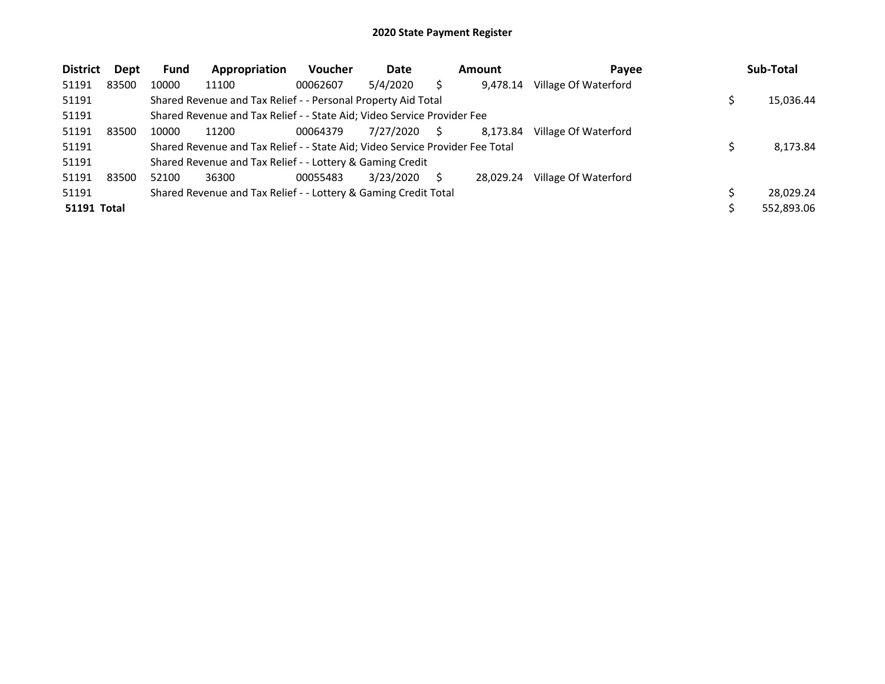## 2020 State Payment Register

| District | Dept | Fund | Appropriation | Voucher | Date | Amount | Payee | Sub-Total |
|---|---|---|---|---|---|---|---|---|
| 51191 | 83500 | 10000 | 11100 | 00062607 | 5/4/2020 | $ 9,478.14 | Village Of Waterford | |
| 51191 | | Shared Revenue and Tax Relief - - Personal Property Aid Total | | | | | | $ 15,036.44 |
| 51191 | | Shared Revenue and Tax Relief - - State Aid; Video Service Provider Fee | | | | | | |
| 51191 | 83500 | 10000 | 11200 | 00064379 | 7/27/2020 | $ 8,173.84 | Village Of Waterford | |
| 51191 | | Shared Revenue and Tax Relief - - State Aid; Video Service Provider Fee Total | | | | | | $ 8,173.84 |
| 51191 | | Shared Revenue and Tax Relief - - Lottery & Gaming Credit | | | | | | |
| 51191 | 83500 | 52100 | 36300 | 00055483 | 3/23/2020 | $ 28,029.24 | Village Of Waterford | |
| 51191 | | Shared Revenue and Tax Relief - - Lottery & Gaming Credit Total | | | | | | $ 28,029.24 |
| **51191 Total** | | | | | | | | $ 552,893.06 |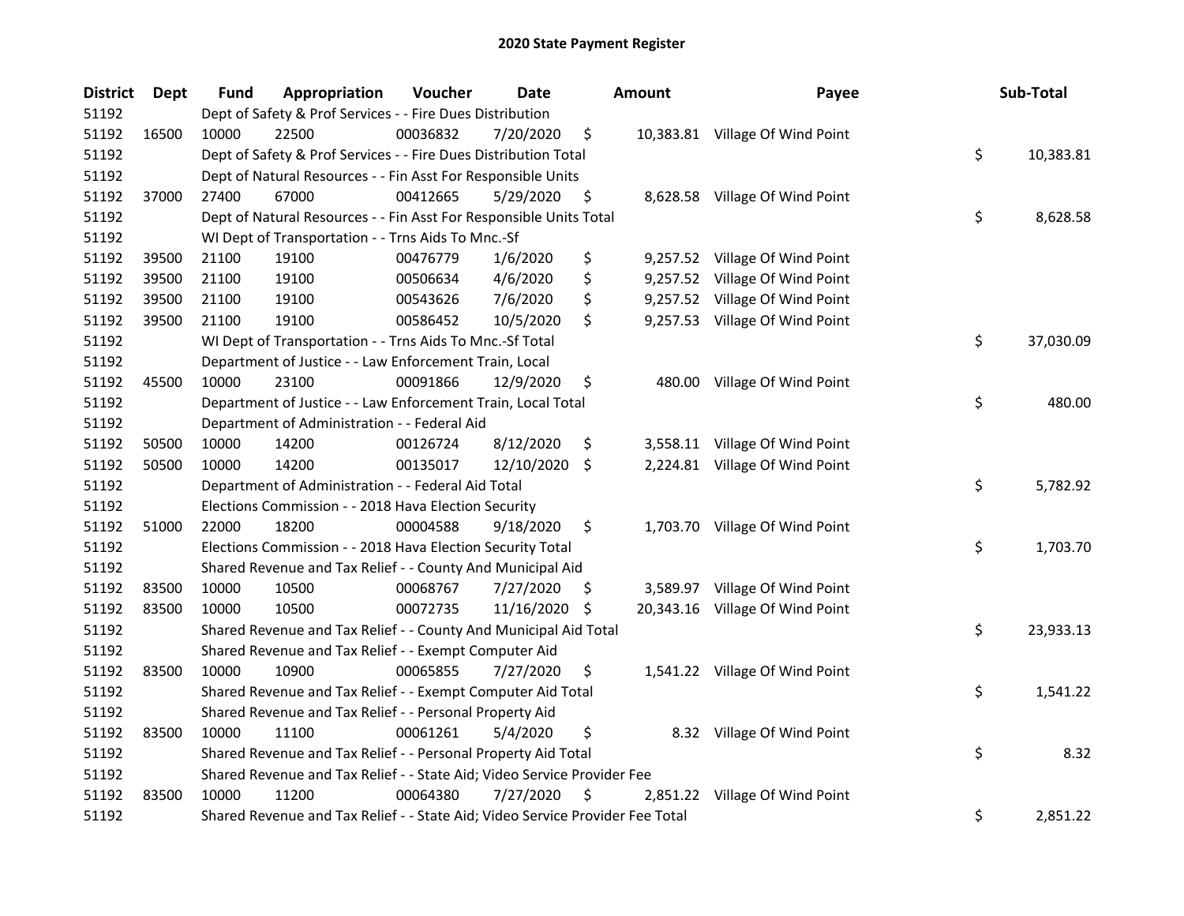# 2020 State Payment Register

| District | Dept | Fund | Appropriation | Voucher | Date | Amount | Payee | Sub-Total |
|---|---|---|---|---|---|---|---|---|
| 51192 | | Dept of Safety & Prof Services - - Fire Dues Distribution | | | | | | |
| 51192 | 16500 | 10000 | 22500 | 00036832 | 7/20/2020 | $ 10,383.81 | Village Of Wind Point | |
| 51192 | | Dept of Safety & Prof Services - - Fire Dues Distribution Total | | | | | | $ 10,383.81 |
| 51192 | | Dept of Natural Resources - - Fin Asst For Responsible Units | | | | | | |
| 51192 | 37000 | 27400 | 67000 | 00412665 | 5/29/2020 | $ 8,628.58 | Village Of Wind Point | |
| 51192 | | Dept of Natural Resources - - Fin Asst For Responsible Units Total | | | | | | $ 8,628.58 |
| 51192 | | WI Dept of Transportation - - Trns Aids To Mnc.-Sf | | | | | | |
| 51192 | 39500 | 21100 | 19100 | 00476779 | 1/6/2020 | $ 9,257.52 | Village Of Wind Point | |
| 51192 | 39500 | 21100 | 19100 | 00506634 | 4/6/2020 | $ 9,257.52 | Village Of Wind Point | |
| 51192 | 39500 | 21100 | 19100 | 00543626 | 7/6/2020 | $ 9,257.52 | Village Of Wind Point | |
| 51192 | 39500 | 21100 | 19100 | 00586452 | 10/5/2020 | $ 9,257.53 | Village Of Wind Point | |
| 51192 | | WI Dept of Transportation - - Trns Aids To Mnc.-Sf Total | | | | | | $ 37,030.09 |
| 51192 | | Department of Justice - - Law Enforcement Train, Local | | | | | | |
| 51192 | 45500 | 10000 | 23100 | 00091866 | 12/9/2020 | $ 480.00 | Village Of Wind Point | |
| 51192 | | Department of Justice - - Law Enforcement Train, Local Total | | | | | | $ 480.00 |
| 51192 | | Department of Administration - - Federal Aid | | | | | | |
| 51192 | 50500 | 10000 | 14200 | 00126724 | 8/12/2020 | $ 3,558.11 | Village Of Wind Point | |
| 51192 | 50500 | 10000 | 14200 | 00135017 | 12/10/2020 | $ 2,224.81 | Village Of Wind Point | |
| 51192 | | Department of Administration - - Federal Aid Total | | | | | | $ 5,782.92 |
| 51192 | | Elections Commission - - 2018 Hava Election Security | | | | | | |
| 51192 | 51000 | 22000 | 18200 | 00004588 | 9/18/2020 | $ 1,703.70 | Village Of Wind Point | |
| 51192 | | Elections Commission - - 2018 Hava Election Security Total | | | | | | $ 1,703.70 |
| 51192 | | Shared Revenue and Tax Relief - - County And Municipal Aid | | | | | | |
| 51192 | 83500 | 10000 | 10500 | 00068767 | 7/27/2020 | $ 3,589.97 | Village Of Wind Point | |
| 51192 | 83500 | 10000 | 10500 | 00072735 | 11/16/2020 | $ 20,343.16 | Village Of Wind Point | |
| 51192 | | Shared Revenue and Tax Relief - - County And Municipal Aid Total | | | | | | $ 23,933.13 |
| 51192 | | Shared Revenue and Tax Relief - - Exempt Computer Aid | | | | | | |
| 51192 | 83500 | 10000 | 10900 | 00065855 | 7/27/2020 | $ 1,541.22 | Village Of Wind Point | |
| 51192 | | Shared Revenue and Tax Relief - - Exempt Computer Aid Total | | | | | | $ 1,541.22 |
| 51192 | | Shared Revenue and Tax Relief - - Personal Property Aid | | | | | | |
| 51192 | 83500 | 10000 | 11100 | 00061261 | 5/4/2020 | $ 8.32 | Village Of Wind Point | |
| 51192 | | Shared Revenue and Tax Relief - - Personal Property Aid Total | | | | | | $ 8.32 |
| 51192 | | Shared Revenue and Tax Relief - - State Aid; Video Service Provider Fee | | | | | | |
| 51192 | 83500 | 10000 | 11200 | 00064380 | 7/27/2020 | $ 2,851.22 | Village Of Wind Point | |
| 51192 | | Shared Revenue and Tax Relief - - State Aid; Video Service Provider Fee Total | | | | | | $ 2,851.22 |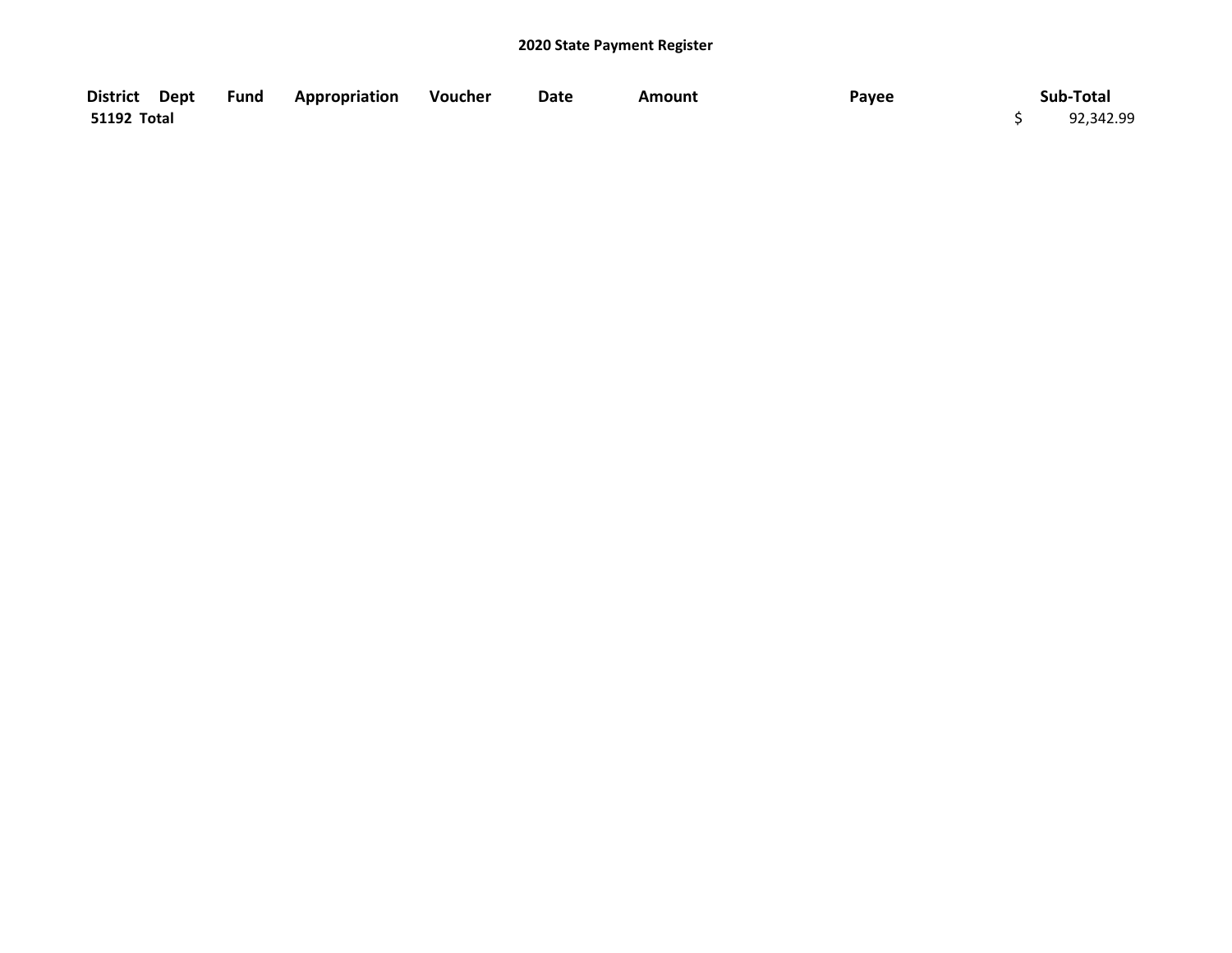## 2020 State Payment Register

| District | Dept | Fund | Appropriation | Voucher | Date | Amount | Payee | Sub-Total |
|---|---|---|---|---|---|---|---|---|
| 51192 Total | | | | | | | | $ 92,342.99 |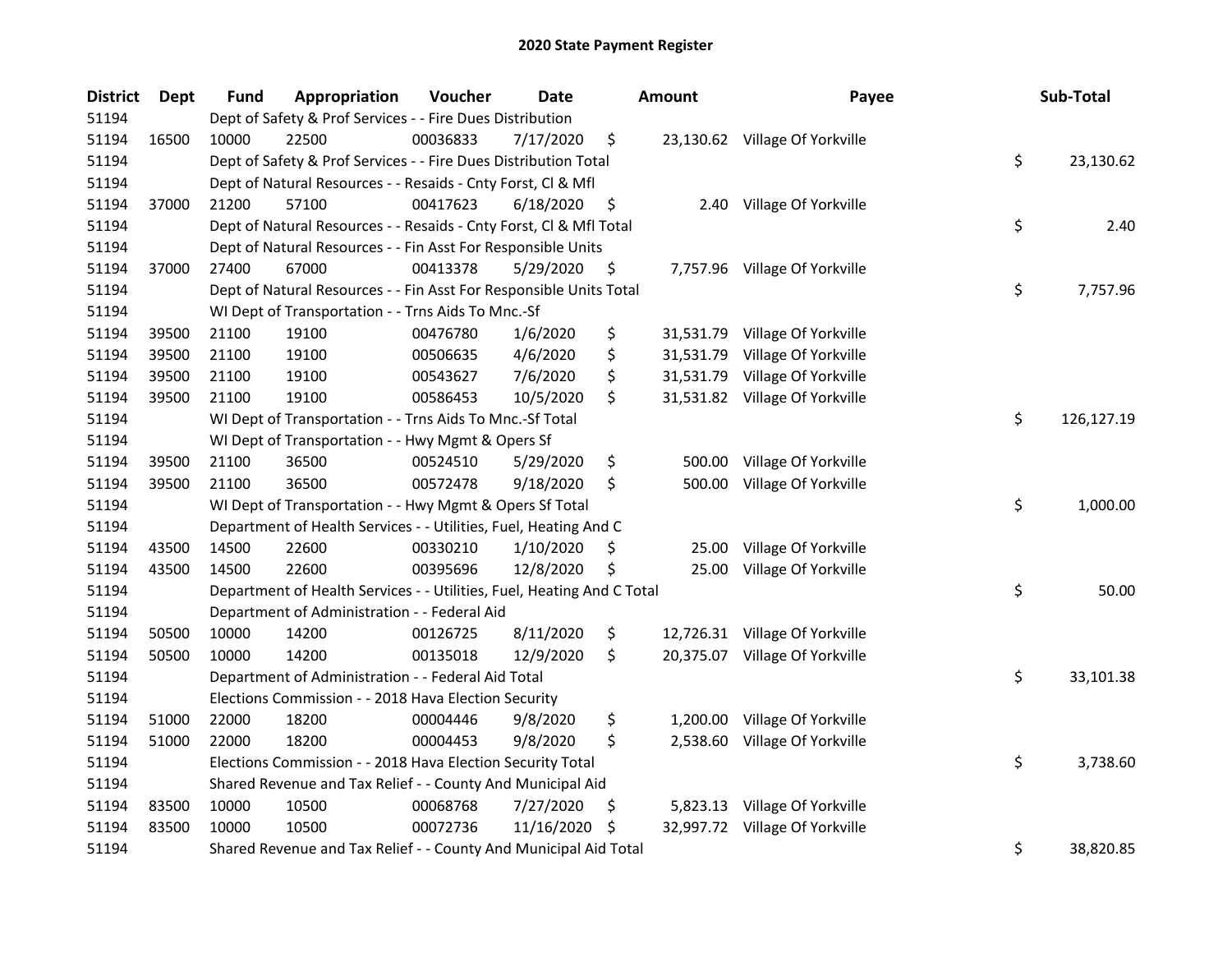# 2020 State Payment Register

| District | Dept | Fund | Appropriation | Voucher | Date | Amount | Payee | Sub-Total |
|---|---|---|---|---|---|---|---|---|
| 51194 | | Dept of Safety & Prof Services - - Fire Dues Distribution | | | | | | |
| 51194 | 16500 | 10000 | 22500 | 00036833 | 7/17/2020 | $ 23,130.62 | Village Of Yorkville | |
| 51194 | | Dept of Safety & Prof Services - - Fire Dues Distribution Total | | | | | | $ 23,130.62 |
| 51194 | | Dept of Natural Resources - - Resaids - Cnty Forst, Cl & Mfl | | | | | | |
| 51194 | 37000 | 21200 | 57100 | 00417623 | 6/18/2020 | $ 2.40 | Village Of Yorkville | |
| 51194 | | Dept of Natural Resources - - Resaids - Cnty Forst, Cl & Mfl Total | | | | | | $ 2.40 |
| 51194 | | Dept of Natural Resources - - Fin Asst For Responsible Units | | | | | | |
| 51194 | 37000 | 27400 | 67000 | 00413378 | 5/29/2020 | $ 7,757.96 | Village Of Yorkville | |
| 51194 | | Dept of Natural Resources - - Fin Asst For Responsible Units Total | | | | | | $ 7,757.96 |
| 51194 | | WI Dept of Transportation - - Trns Aids To Mnc.-Sf | | | | | | |
| 51194 | 39500 | 21100 | 19100 | 00476780 | 1/6/2020 | $ 31,531.79 | Village Of Yorkville | |
| 51194 | 39500 | 21100 | 19100 | 00506635 | 4/6/2020 | $ 31,531.79 | Village Of Yorkville | |
| 51194 | 39500 | 21100 | 19100 | 00543627 | 7/6/2020 | $ 31,531.79 | Village Of Yorkville | |
| 51194 | 39500 | 21100 | 19100 | 00586453 | 10/5/2020 | $ 31,531.82 | Village Of Yorkville | |
| 51194 | | WI Dept of Transportation - - Trns Aids To Mnc.-Sf Total | | | | | | $ 126,127.19 |
| 51194 | | WI Dept of Transportation - - Hwy Mgmt & Opers Sf | | | | | | |
| 51194 | 39500 | 21100 | 36500 | 00524510 | 5/29/2020 | $ 500.00 | Village Of Yorkville | |
| 51194 | 39500 | 21100 | 36500 | 00572478 | 9/18/2020 | $ 500.00 | Village Of Yorkville | |
| 51194 | | WI Dept of Transportation - - Hwy Mgmt & Opers Sf Total | | | | | | $ 1,000.00 |
| 51194 | | Department of Health Services - - Utilities, Fuel, Heating And C | | | | | | |
| 51194 | 43500 | 14500 | 22600 | 00330210 | 1/10/2020 | $ 25.00 | Village Of Yorkville | |
| 51194 | 43500 | 14500 | 22600 | 00395696 | 12/8/2020 | $ 25.00 | Village Of Yorkville | |
| 51194 | | Department of Health Services - - Utilities, Fuel, Heating And C Total | | | | | | $ 50.00 |
| 51194 | | Department of Administration - - Federal Aid | | | | | | |
| 51194 | 50500 | 10000 | 14200 | 00126725 | 8/11/2020 | $ 12,726.31 | Village Of Yorkville | |
| 51194 | 50500 | 10000 | 14200 | 00135018 | 12/9/2020 | $ 20,375.07 | Village Of Yorkville | |
| 51194 | | Department of Administration - - Federal Aid Total | | | | | | $ 33,101.38 |
| 51194 | | Elections Commission - - 2018 Hava Election Security | | | | | | |
| 51194 | 51000 | 22000 | 18200 | 00004446 | 9/8/2020 | $ 1,200.00 | Village Of Yorkville | |
| 51194 | 51000 | 22000 | 18200 | 00004453 | 9/8/2020 | $ 2,538.60 | Village Of Yorkville | |
| 51194 | | Elections Commission - - 2018 Hava Election Security Total | | | | | | $ 3,738.60 |
| 51194 | | Shared Revenue and Tax Relief - - County And Municipal Aid | | | | | | |
| 51194 | 83500 | 10000 | 10500 | 00068768 | 7/27/2020 | $ 5,823.13 | Village Of Yorkville | |
| 51194 | 83500 | 10000 | 10500 | 00072736 | 11/16/2020 | $ 32,997.72 | Village Of Yorkville | |
| 51194 | | Shared Revenue and Tax Relief - - County And Municipal Aid Total | | | | | | $ 38,820.85 |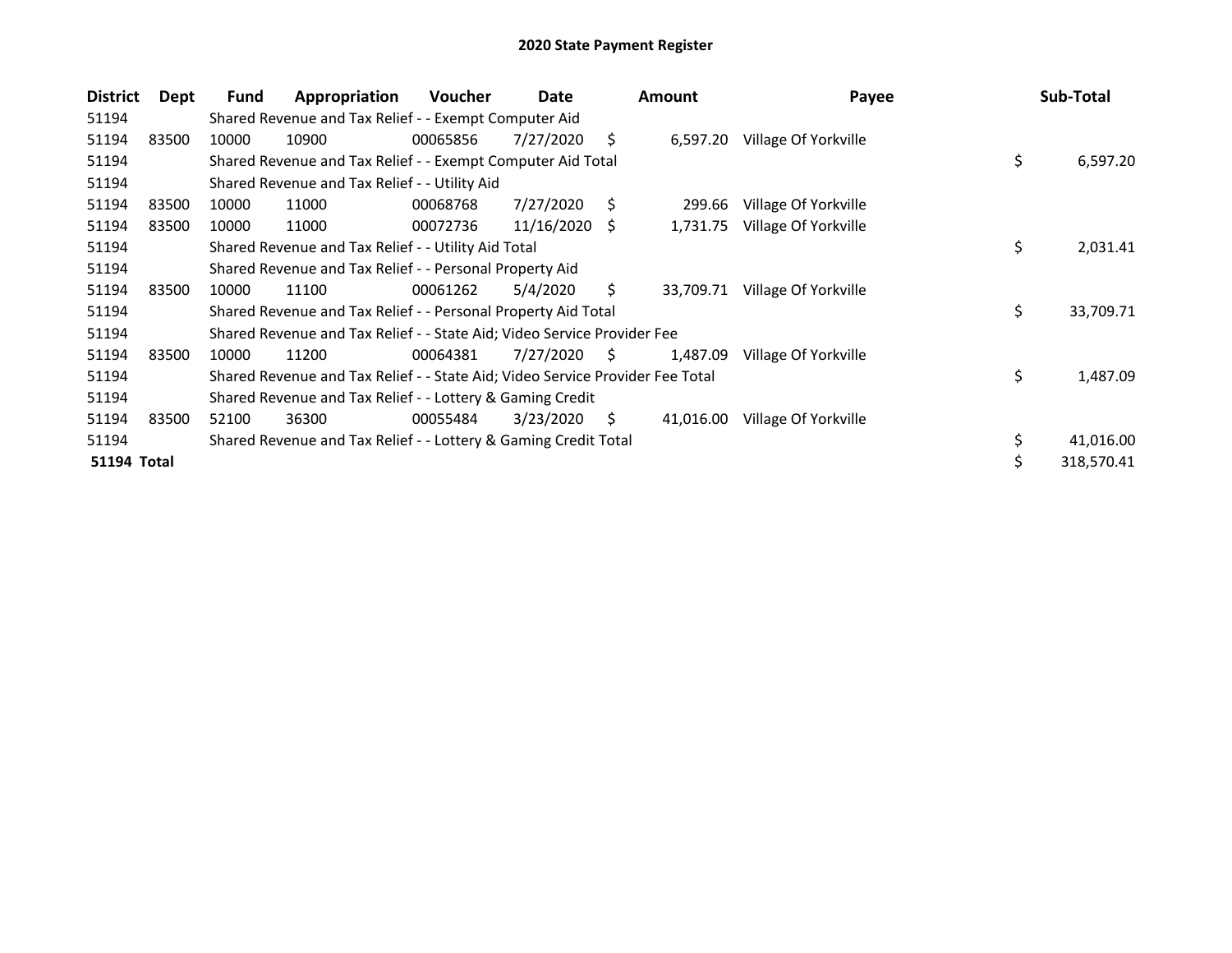## 2020 State Payment Register

| District | Dept | Fund | Appropriation | Voucher | Date | Amount | Payee | Sub-Total |
|---|---|---|---|---|---|---|---|---|
| 51194 | | Shared Revenue and Tax Relief - - Exempt Computer Aid | | | | | | |
| 51194 | 83500 | 10000 | 10900 | 00065856 | 7/27/2020 | $ 6,597.20 | Village Of Yorkville | |
| 51194 | | Shared Revenue and Tax Relief - - Exempt Computer Aid Total | | | | | | $ 6,597.20 |
| 51194 | | Shared Revenue and Tax Relief - - Utility Aid | | | | | | |
| 51194 | 83500 | 10000 | 11000 | 00068768 | 7/27/2020 | $ 299.66 | Village Of Yorkville | |
| 51194 | 83500 | 10000 | 11000 | 00072736 | 11/16/2020 | $ 1,731.75 | Village Of Yorkville | |
| 51194 | | Shared Revenue and Tax Relief - - Utility Aid Total | | | | | | $ 2,031.41 |
| 51194 | | Shared Revenue and Tax Relief - - Personal Property Aid | | | | | | |
| 51194 | 83500 | 10000 | 11100 | 00061262 | 5/4/2020 | $ 33,709.71 | Village Of Yorkville | |
| 51194 | | Shared Revenue and Tax Relief - - Personal Property Aid Total | | | | | | $ 33,709.71 |
| 51194 | | Shared Revenue and Tax Relief - - State Aid; Video Service Provider Fee | | | | | | |
| 51194 | 83500 | 10000 | 11200 | 00064381 | 7/27/2020 | $ 1,487.09 | Village Of Yorkville | |
| 51194 | | Shared Revenue and Tax Relief - - State Aid; Video Service Provider Fee Total | | | | | | $ 1,487.09 |
| 51194 | | Shared Revenue and Tax Relief - - Lottery & Gaming Credit | | | | | | |
| 51194 | 83500 | 52100 | 36300 | 00055484 | 3/23/2020 | $ 41,016.00 | Village Of Yorkville | |
| 51194 | | Shared Revenue and Tax Relief - - Lottery & Gaming Credit Total | | | | | | $ 41,016.00 |
| **51194 Total** | | | | | | | | $ 318,570.41 |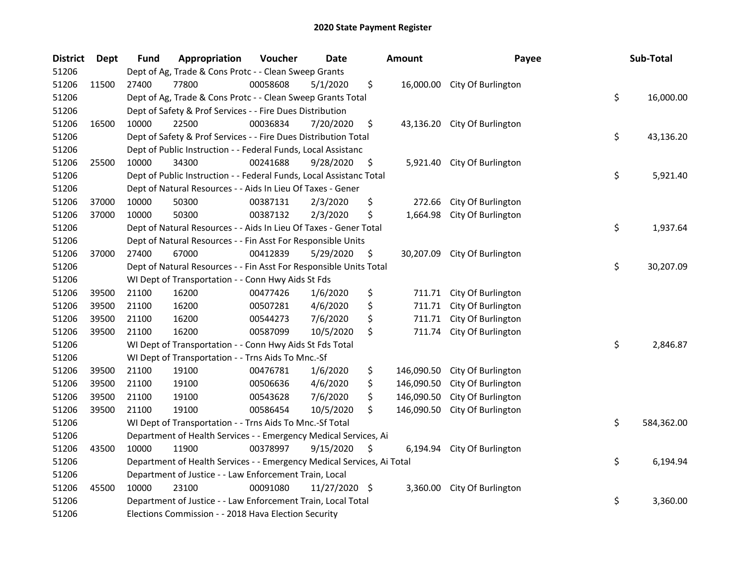# 2020 State Payment Register

| District | Dept | Fund | Appropriation | Voucher | Date | Amount | Payee | Sub-Total |
|---|---|---|---|---|---|---|---|---|
| 51206 | | Dept of Ag, Trade & Cons Protc - - Clean Sweep Grants | | | | | | |
| 51206 | 11500 | 27400 | 77800 | 00058608 | 5/1/2020 | $ 16,000.00 | City Of Burlington | |
| 51206 | | Dept of Ag, Trade & Cons Protc - - Clean Sweep Grants Total | | | | | | $ 16,000.00 |
| 51206 | | Dept of Safety & Prof Services - - Fire Dues Distribution | | | | | | |
| 51206 | 16500 | 10000 | 22500 | 00036834 | 7/20/2020 | $ 43,136.20 | City Of Burlington | |
| 51206 | | Dept of Safety & Prof Services - - Fire Dues Distribution Total | | | | | | $ 43,136.20 |
| 51206 | | Dept of Public Instruction - - Federal Funds, Local Assistanc | | | | | | |
| 51206 | 25500 | 10000 | 34300 | 00241688 | 9/28/2020 | $ 5,921.40 | City Of Burlington | |
| 51206 | | Dept of Public Instruction - - Federal Funds, Local Assistanc Total | | | | | | $ 5,921.40 |
| 51206 | | Dept of Natural Resources - - Aids In Lieu Of Taxes - Gener | | | | | | |
| 51206 | 37000 | 10000 | 50300 | 00387131 | 2/3/2020 | $ 272.66 | City Of Burlington | |
| 51206 | 37000 | 10000 | 50300 | 00387132 | 2/3/2020 | $ 1,664.98 | City Of Burlington | |
| 51206 | | Dept of Natural Resources - - Aids In Lieu Of Taxes - Gener Total | | | | | | $ 1,937.64 |
| 51206 | | Dept of Natural Resources - - Fin Asst For Responsible Units | | | | | | |
| 51206 | 37000 | 27400 | 67000 | 00412839 | 5/29/2020 | $ 30,207.09 | City Of Burlington | |
| 51206 | | Dept of Natural Resources - - Fin Asst For Responsible Units Total | | | | | | $ 30,207.09 |
| 51206 | | WI Dept of Transportation - - Conn Hwy Aids St Fds | | | | | | |
| 51206 | 39500 | 21100 | 16200 | 00477426 | 1/6/2020 | $ 711.71 | City Of Burlington | |
| 51206 | 39500 | 21100 | 16200 | 00507281 | 4/6/2020 | $ 711.71 | City Of Burlington | |
| 51206 | 39500 | 21100 | 16200 | 00544273 | 7/6/2020 | $ 711.71 | City Of Burlington | |
| 51206 | 39500 | 21100 | 16200 | 00587099 | 10/5/2020 | $ 711.74 | City Of Burlington | |
| 51206 | | WI Dept of Transportation - - Conn Hwy Aids St Fds Total | | | | | | $ 2,846.87 |
| 51206 | | WI Dept of Transportation - - Trns Aids To Mnc.-Sf | | | | | | |
| 51206 | 39500 | 21100 | 19100 | 00476781 | 1/6/2020 | $ 146,090.50 | City Of Burlington | |
| 51206 | 39500 | 21100 | 19100 | 00506636 | 4/6/2020 | $ 146,090.50 | City Of Burlington | |
| 51206 | 39500 | 21100 | 19100 | 00543628 | 7/6/2020 | $ 146,090.50 | City Of Burlington | |
| 51206 | 39500 | 21100 | 19100 | 00586454 | 10/5/2020 | $ 146,090.50 | City Of Burlington | |
| 51206 | | WI Dept of Transportation - - Trns Aids To Mnc.-Sf Total | | | | | | $ 584,362.00 |
| 51206 | | Department of Health Services - - Emergency Medical Services, Ai | | | | | | |
| 51206 | 43500 | 10000 | 11900 | 00378997 | 9/15/2020 | $ 6,194.94 | City Of Burlington | |
| 51206 | | Department of Health Services - - Emergency Medical Services, Ai Total | | | | | | $ 6,194.94 |
| 51206 | | Department of Justice - - Law Enforcement Train, Local | | | | | | |
| 51206 | 45500 | 10000 | 23100 | 00091080 | 11/27/2020 | $ 3,360.00 | City Of Burlington | |
| 51206 | | Department of Justice - - Law Enforcement Train, Local Total | | | | | | $ 3,360.00 |
| 51206 | | Elections Commission - - 2018 Hava Election Security | | | | | | |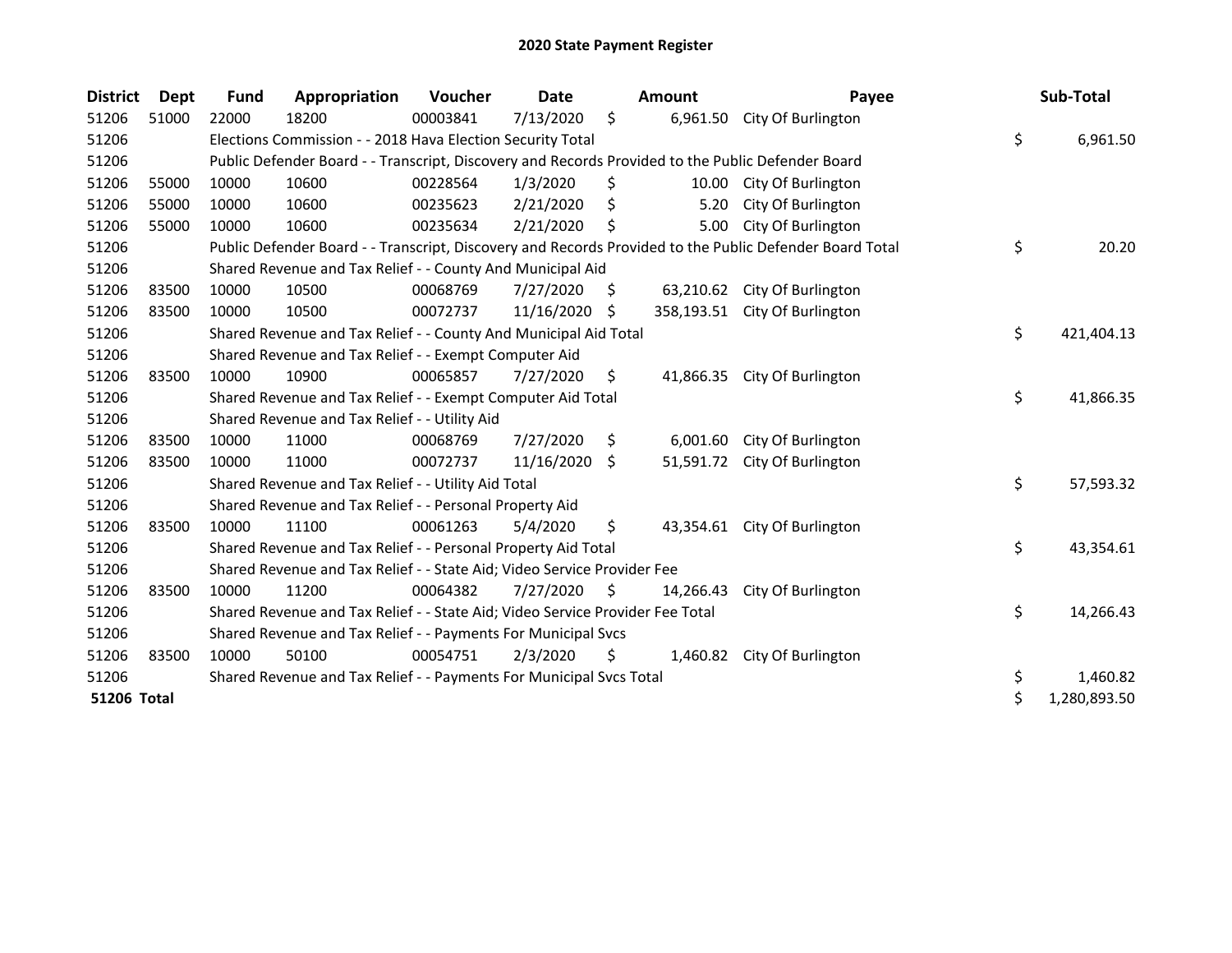# 2020 State Payment Register

| District | Dept | Fund | Appropriation | Voucher | Date | Amount | Payee | Sub-Total |
|---|---|---|---|---|---|---|---|---|
| 51206 | 51000 | 22000 | 18200 | 00003841 | 7/13/2020 | $ 6,961.50 | City Of Burlington | |
| 51206 | | Elections Commission - - 2018 Hava Election Security Total | | | | | | $ 6,961.50 |
| 51206 | | Public Defender Board - - Transcript, Discovery and Records Provided to the Public Defender Board | | | | | | |
| 51206 | 55000 | 10000 | 10600 | 00228564 | 1/3/2020 | $ 10.00 | City Of Burlington | |
| 51206 | 55000 | 10000 | 10600 | 00235623 | 2/21/2020 | $ 5.20 | City Of Burlington | |
| 51206 | 55000 | 10000 | 10600 | 00235634 | 2/21/2020 | $ 5.00 | City Of Burlington | |
| 51206 | | Public Defender Board - - Transcript, Discovery and Records Provided to the Public Defender Board Total | | | | | | $ 20.20 |
| 51206 | | Shared Revenue and Tax Relief - - County And Municipal Aid | | | | | | |
| 51206 | 83500 | 10000 | 10500 | 00068769 | 7/27/2020 | $ 63,210.62 | City Of Burlington | |
| 51206 | 83500 | 10000 | 10500 | 00072737 | 11/16/2020 | $ 358,193.51 | City Of Burlington | |
| 51206 | | Shared Revenue and Tax Relief - - County And Municipal Aid Total | | | | | | $ 421,404.13 |
| 51206 | | Shared Revenue and Tax Relief - - Exempt Computer Aid | | | | | | |
| 51206 | 83500 | 10000 | 10900 | 00065857 | 7/27/2020 | $ 41,866.35 | City Of Burlington | |
| 51206 | | Shared Revenue and Tax Relief - - Exempt Computer Aid Total | | | | | | $ 41,866.35 |
| 51206 | | Shared Revenue and Tax Relief - - Utility Aid | | | | | | |
| 51206 | 83500 | 10000 | 11000 | 00068769 | 7/27/2020 | $ 6,001.60 | City Of Burlington | |
| 51206 | 83500 | 10000 | 11000 | 00072737 | 11/16/2020 | $ 51,591.72 | City Of Burlington | |
| 51206 | | Shared Revenue and Tax Relief - - Utility Aid Total | | | | | | $ 57,593.32 |
| 51206 | | Shared Revenue and Tax Relief - - Personal Property Aid | | | | | | |
| 51206 | 83500 | 10000 | 11100 | 00061263 | 5/4/2020 | $ 43,354.61 | City Of Burlington | |
| 51206 | | Shared Revenue and Tax Relief - - Personal Property Aid Total | | | | | | $ 43,354.61 |
| 51206 | | Shared Revenue and Tax Relief - - State Aid; Video Service Provider Fee | | | | | | |
| 51206 | 83500 | 10000 | 11200 | 00064382 | 7/27/2020 | $ 14,266.43 | City Of Burlington | |
| 51206 | | Shared Revenue and Tax Relief - - State Aid; Video Service Provider Fee Total | | | | | | $ 14,266.43 |
| 51206 | | Shared Revenue and Tax Relief - - Payments For Municipal Svcs | | | | | | |
| 51206 | 83500 | 10000 | 50100 | 00054751 | 2/3/2020 | $ 1,460.82 | City Of Burlington | |
| 51206 | | Shared Revenue and Tax Relief - - Payments For Municipal Svcs Total | | | | | | $ 1,460.82 |
| **51206 Total** | | | | | | | | $ 1,280,893.50 |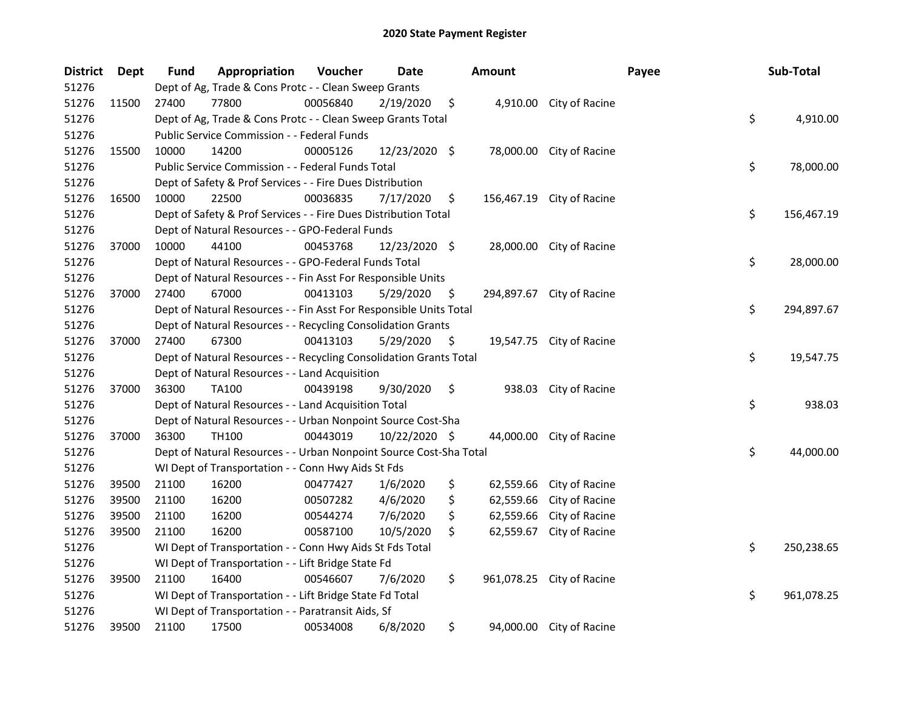# 2020 State Payment Register

| District | Dept | Fund | Appropriation | Voucher | Date | Amount | Payee | Sub-Total |
|---|---|---|---|---|---|---|---|---|
| 51276 | | Dept of Ag, Trade & Cons Protc - - Clean Sweep Grants | | | | | | |
| 51276 | 11500 | 27400 | 77800 | 00056840 | 2/19/2020 | $ 4,910.00 | City of Racine | |
| 51276 | | Dept of Ag, Trade & Cons Protc - - Clean Sweep Grants Total | | | | | | $ 4,910.00 |
| 51276 | | Public Service Commission - - Federal Funds | | | | | | |
| 51276 | 15500 | 10000 | 14200 | 00005126 | 12/23/2020 | $ 78,000.00 | City of Racine | |
| 51276 | | Public Service Commission - - Federal Funds Total | | | | | | $ 78,000.00 |
| 51276 | | Dept of Safety & Prof Services - - Fire Dues Distribution | | | | | | |
| 51276 | 16500 | 10000 | 22500 | 00036835 | 7/17/2020 | $ 156,467.19 | City of Racine | |
| 51276 | | Dept of Safety & Prof Services - - Fire Dues Distribution Total | | | | | | $ 156,467.19 |
| 51276 | | Dept of Natural Resources - - GPO-Federal Funds | | | | | | |
| 51276 | 37000 | 10000 | 44100 | 00453768 | 12/23/2020 | $ 28,000.00 | City of Racine | |
| 51276 | | Dept of Natural Resources - - GPO-Federal Funds Total | | | | | | $ 28,000.00 |
| 51276 | | Dept of Natural Resources - - Fin Asst For Responsible Units | | | | | | |
| 51276 | 37000 | 27400 | 67000 | 00413103 | 5/29/2020 | $ 294,897.67 | City of Racine | |
| 51276 | | Dept of Natural Resources - - Fin Asst For Responsible Units Total | | | | | | $ 294,897.67 |
| 51276 | | Dept of Natural Resources - - Recycling Consolidation Grants | | | | | | |
| 51276 | 37000 | 27400 | 67300 | 00413103 | 5/29/2020 | $ 19,547.75 | City of Racine | |
| 51276 | | Dept of Natural Resources - - Recycling Consolidation Grants Total | | | | | | $ 19,547.75 |
| 51276 | | Dept of Natural Resources - - Land Acquisition | | | | | | |
| 51276 | 37000 | 36300 | TA100 | 00439198 | 9/30/2020 | $ 938.03 | City of Racine | |
| 51276 | | Dept of Natural Resources - - Land Acquisition Total | | | | | | $ 938.03 |
| 51276 | | Dept of Natural Resources - - Urban Nonpoint Source Cost-Sha | | | | | | |
| 51276 | 37000 | 36300 | TH100 | 00443019 | 10/22/2020 | $ 44,000.00 | City of Racine | |
| 51276 | | Dept of Natural Resources - - Urban Nonpoint Source Cost-Sha Total | | | | | | $ 44,000.00 |
| 51276 | | WI Dept of Transportation - - Conn Hwy Aids St Fds | | | | | | |
| 51276 | 39500 | 21100 | 16200 | 00477427 | 1/6/2020 | $ 62,559.66 | City of Racine | |
| 51276 | 39500 | 21100 | 16200 | 00507282 | 4/6/2020 | $ 62,559.66 | City of Racine | |
| 51276 | 39500 | 21100 | 16200 | 00544274 | 7/6/2020 | $ 62,559.66 | City of Racine | |
| 51276 | 39500 | 21100 | 16200 | 00587100 | 10/5/2020 | $ 62,559.67 | City of Racine | |
| 51276 | | WI Dept of Transportation - - Conn Hwy Aids St Fds Total | | | | | | $ 250,238.65 |
| 51276 | | WI Dept of Transportation - - Lift Bridge State Fd | | | | | | |
| 51276 | 39500 | 21100 | 16400 | 00546607 | 7/6/2020 | $ 961,078.25 | City of Racine | |
| 51276 | | WI Dept of Transportation - - Lift Bridge State Fd Total | | | | | | $ 961,078.25 |
| 51276 | | WI Dept of Transportation - - Paratransit Aids, Sf | | | | | | |
| 51276 | 39500 | 21100 | 17500 | 00534008 | 6/8/2020 | $ 94,000.00 | City of Racine | |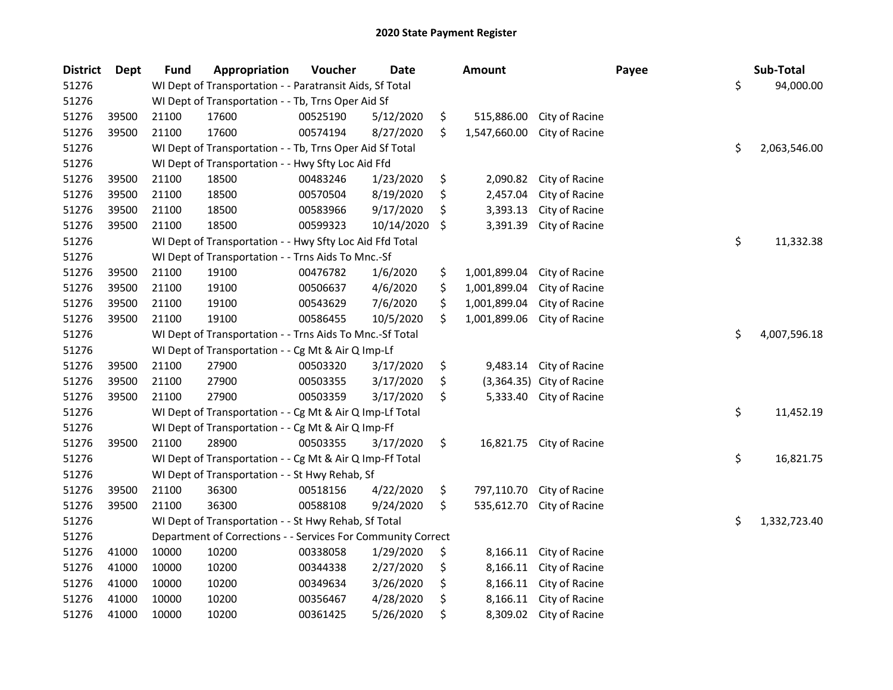## 2020 State Payment Register

| District | Dept | Fund | Appropriation | Voucher | Date | Amount | Payee | Sub-Total |
|---|---|---|---|---|---|---|---|---|
| 51276 | | WI Dept of Transportation - - Paratransit Aids, Sf Total | | | | | | $ 94,000.00 |
| 51276 | | WI Dept of Transportation - - Tb, Trns Oper Aid Sf | | | | | | |
| 51276 | 39500 | 21100 | 17600 | 00525190 | 5/12/2020 | $ 515,886.00 | City of Racine | |
| 51276 | 39500 | 21100 | 17600 | 00574194 | 8/27/2020 | $ 1,547,660.00 | City of Racine | |
| 51276 | | WI Dept of Transportation - - Tb, Trns Oper Aid Sf Total | | | | | | $ 2,063,546.00 |
| 51276 | | WI Dept of Transportation - - Hwy Sfty Loc Aid Ffd | | | | | | |
| 51276 | 39500 | 21100 | 18500 | 00483246 | 1/23/2020 | $ 2,090.82 | City of Racine | |
| 51276 | 39500 | 21100 | 18500 | 00570504 | 8/19/2020 | $ 2,457.04 | City of Racine | |
| 51276 | 39500 | 21100 | 18500 | 00583966 | 9/17/2020 | $ 3,393.13 | City of Racine | |
| 51276 | 39500 | 21100 | 18500 | 00599323 | 10/14/2020 | $ 3,391.39 | City of Racine | |
| 51276 | | WI Dept of Transportation - - Hwy Sfty Loc Aid Ffd Total | | | | | | $ 11,332.38 |
| 51276 | | WI Dept of Transportation - - Trns Aids To Mnc.-Sf | | | | | | |
| 51276 | 39500 | 21100 | 19100 | 00476782 | 1/6/2020 | $ 1,001,899.04 | City of Racine | |
| 51276 | 39500 | 21100 | 19100 | 00506637 | 4/6/2020 | $ 1,001,899.04 | City of Racine | |
| 51276 | 39500 | 21100 | 19100 | 00543629 | 7/6/2020 | $ 1,001,899.04 | City of Racine | |
| 51276 | 39500 | 21100 | 19100 | 00586455 | 10/5/2020 | $ 1,001,899.06 | City of Racine | |
| 51276 | | WI Dept of Transportation - - Trns Aids To Mnc.-Sf Total | | | | | | $ 4,007,596.18 |
| 51276 | | WI Dept of Transportation - - Cg Mt & Air Q Imp-Lf | | | | | | |
| 51276 | 39500 | 21100 | 27900 | 00503320 | 3/17/2020 | $ 9,483.14 | City of Racine | |
| 51276 | 39500 | 21100 | 27900 | 00503355 | 3/17/2020 | $ (3,364.35) | City of Racine | |
| 51276 | 39500 | 21100 | 27900 | 00503359 | 3/17/2020 | $ 5,333.40 | City of Racine | |
| 51276 | | WI Dept of Transportation - - Cg Mt & Air Q Imp-Lf Total | | | | | | $ 11,452.19 |
| 51276 | | WI Dept of Transportation - - Cg Mt & Air Q Imp-Ff | | | | | | |
| 51276 | 39500 | 21100 | 28900 | 00503355 | 3/17/2020 | $ 16,821.75 | City of Racine | |
| 51276 | | WI Dept of Transportation - - Cg Mt & Air Q Imp-Ff Total | | | | | | $ 16,821.75 |
| 51276 | | WI Dept of Transportation - - St Hwy Rehab, Sf | | | | | | |
| 51276 | 39500 | 21100 | 36300 | 00518156 | 4/22/2020 | $ 797,110.70 | City of Racine | |
| 51276 | 39500 | 21100 | 36300 | 00588108 | 9/24/2020 | $ 535,612.70 | City of Racine | |
| 51276 | | WI Dept of Transportation - - St Hwy Rehab, Sf Total | | | | | | $ 1,332,723.40 |
| 51276 | | Department of Corrections - - Services For Community Correct | | | | | | |
| 51276 | 41000 | 10000 | 10200 | 00338058 | 1/29/2020 | $ 8,166.11 | City of Racine | |
| 51276 | 41000 | 10000 | 10200 | 00344338 | 2/27/2020 | $ 8,166.11 | City of Racine | |
| 51276 | 41000 | 10000 | 10200 | 00349634 | 3/26/2020 | $ 8,166.11 | City of Racine | |
| 51276 | 41000 | 10000 | 10200 | 00356467 | 4/28/2020 | $ 8,166.11 | City of Racine | |
| 51276 | 41000 | 10000 | 10200 | 00361425 | 5/26/2020 | $ 8,309.02 | City of Racine | |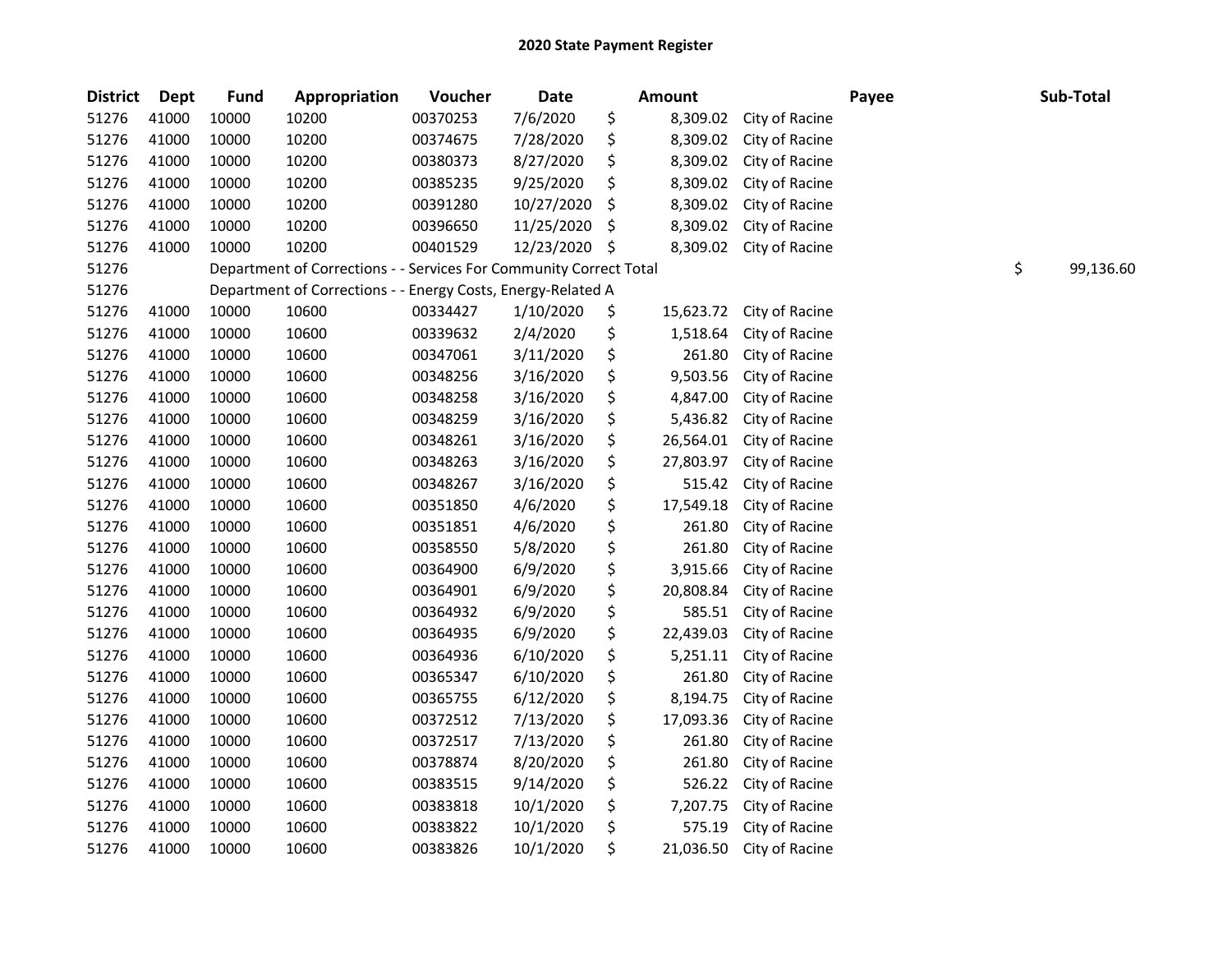# 2020 State Payment Register

| District | Dept | Fund | Appropriation | Voucher | Date | Amount | Payee | Sub-Total |
|---|---|---|---|---|---|---|---|---|
| 51276 | 41000 | 10000 | 10200 | 00370253 | 7/6/2020 | $ 8,309.02 | City of Racine | |
| 51276 | 41000 | 10000 | 10200 | 00374675 | 7/28/2020 | $ 8,309.02 | City of Racine | |
| 51276 | 41000 | 10000 | 10200 | 00380373 | 8/27/2020 | $ 8,309.02 | City of Racine | |
| 51276 | 41000 | 10000 | 10200 | 00385235 | 9/25/2020 | $ 8,309.02 | City of Racine | |
| 51276 | 41000 | 10000 | 10200 | 00391280 | 10/27/2020 | $ 8,309.02 | City of Racine | |
| 51276 | 41000 | 10000 | 10200 | 00396650 | 11/25/2020 | $ 8,309.02 | City of Racine | |
| 51276 | 41000 | 10000 | 10200 | 00401529 | 12/23/2020 | $ 8,309.02 | City of Racine | |
| 51276 | | Department of Corrections - - Services For Community Correct Total | | | | | | $ 99,136.60 |
| 51276 | | Department of Corrections - - Energy Costs, Energy-Related A | | | | | | |
| 51276 | 41000 | 10000 | 10600 | 00334427 | 1/10/2020 | $ 15,623.72 | City of Racine | |
| 51276 | 41000 | 10000 | 10600 | 00339632 | 2/4/2020 | $ 1,518.64 | City of Racine | |
| 51276 | 41000 | 10000 | 10600 | 00347061 | 3/11/2020 | $ 261.80 | City of Racine | |
| 51276 | 41000 | 10000 | 10600 | 00348256 | 3/16/2020 | $ 9,503.56 | City of Racine | |
| 51276 | 41000 | 10000 | 10600 | 00348258 | 3/16/2020 | $ 4,847.00 | City of Racine | |
| 51276 | 41000 | 10000 | 10600 | 00348259 | 3/16/2020 | $ 5,436.82 | City of Racine | |
| 51276 | 41000 | 10000 | 10600 | 00348261 | 3/16/2020 | $ 26,564.01 | City of Racine | |
| 51276 | 41000 | 10000 | 10600 | 00348263 | 3/16/2020 | $ 27,803.97 | City of Racine | |
| 51276 | 41000 | 10000 | 10600 | 00348267 | 3/16/2020 | $ 515.42 | City of Racine | |
| 51276 | 41000 | 10000 | 10600 | 00351850 | 4/6/2020 | $ 17,549.18 | City of Racine | |
| 51276 | 41000 | 10000 | 10600 | 00351851 | 4/6/2020 | $ 261.80 | City of Racine | |
| 51276 | 41000 | 10000 | 10600 | 00358550 | 5/8/2020 | $ 261.80 | City of Racine | |
| 51276 | 41000 | 10000 | 10600 | 00364900 | 6/9/2020 | $ 3,915.66 | City of Racine | |
| 51276 | 41000 | 10000 | 10600 | 00364901 | 6/9/2020 | $ 20,808.84 | City of Racine | |
| 51276 | 41000 | 10000 | 10600 | 00364932 | 6/9/2020 | $ 585.51 | City of Racine | |
| 51276 | 41000 | 10000 | 10600 | 00364935 | 6/9/2020 | $ 22,439.03 | City of Racine | |
| 51276 | 41000 | 10000 | 10600 | 00364936 | 6/10/2020 | $ 5,251.11 | City of Racine | |
| 51276 | 41000 | 10000 | 10600 | 00365347 | 6/10/2020 | $ 261.80 | City of Racine | |
| 51276 | 41000 | 10000 | 10600 | 00365755 | 6/12/2020 | $ 8,194.75 | City of Racine | |
| 51276 | 41000 | 10000 | 10600 | 00372512 | 7/13/2020 | $ 17,093.36 | City of Racine | |
| 51276 | 41000 | 10000 | 10600 | 00372517 | 7/13/2020 | $ 261.80 | City of Racine | |
| 51276 | 41000 | 10000 | 10600 | 00378874 | 8/20/2020 | $ 261.80 | City of Racine | |
| 51276 | 41000 | 10000 | 10600 | 00383515 | 9/14/2020 | $ 526.22 | City of Racine | |
| 51276 | 41000 | 10000 | 10600 | 00383818 | 10/1/2020 | $ 7,207.75 | City of Racine | |
| 51276 | 41000 | 10000 | 10600 | 00383822 | 10/1/2020 | $ 575.19 | City of Racine | |
| 51276 | 41000 | 10000 | 10600 | 00383826 | 10/1/2020 | $ 21,036.50 | City of Racine | |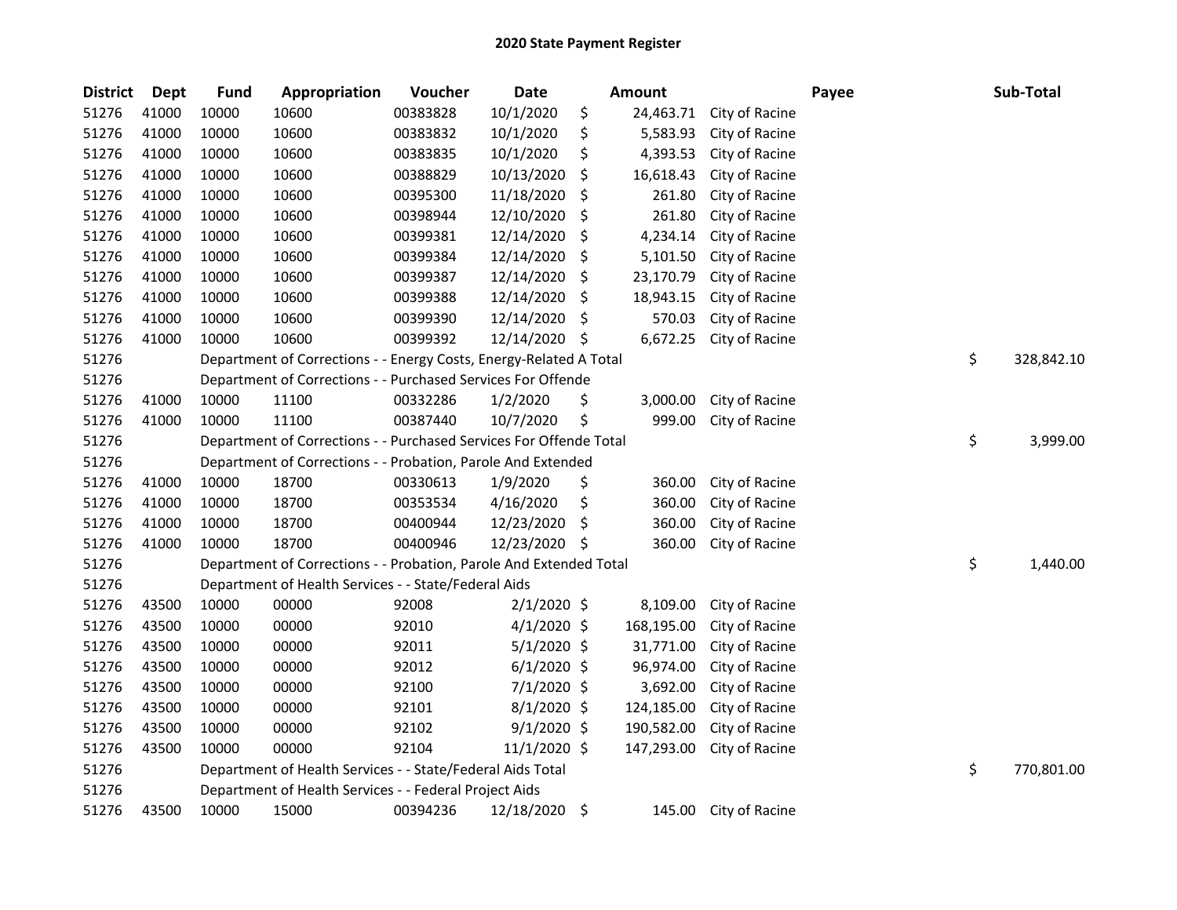# 2020 State Payment Register

| District | Dept | Fund | Appropriation | Voucher | Date | Amount | Payee | Sub-Total |
|---|---|---|---|---|---|---|---|---|
| 51276 | 41000 | 10000 | 10600 | 00383828 | 10/1/2020 | $ 24,463.71 | City of Racine | |
| 51276 | 41000 | 10000 | 10600 | 00383832 | 10/1/2020 | $ 5,583.93 | City of Racine | |
| 51276 | 41000 | 10000 | 10600 | 00383835 | 10/1/2020 | $ 4,393.53 | City of Racine | |
| 51276 | 41000 | 10000 | 10600 | 00388829 | 10/13/2020 | $ 16,618.43 | City of Racine | |
| 51276 | 41000 | 10000 | 10600 | 00395300 | 11/18/2020 | $ 261.80 | City of Racine | |
| 51276 | 41000 | 10000 | 10600 | 00398944 | 12/10/2020 | $ 261.80 | City of Racine | |
| 51276 | 41000 | 10000 | 10600 | 00399381 | 12/14/2020 | $ 4,234.14 | City of Racine | |
| 51276 | 41000 | 10000 | 10600 | 00399384 | 12/14/2020 | $ 5,101.50 | City of Racine | |
| 51276 | 41000 | 10000 | 10600 | 00399387 | 12/14/2020 | $ 23,170.79 | City of Racine | |
| 51276 | 41000 | 10000 | 10600 | 00399388 | 12/14/2020 | $ 18,943.15 | City of Racine | |
| 51276 | 41000 | 10000 | 10600 | 00399390 | 12/14/2020 | $ 570.03 | City of Racine | |
| 51276 | 41000 | 10000 | 10600 | 00399392 | 12/14/2020 | $ 6,672.25 | City of Racine | |
| 51276 | | Department of Corrections - - Energy Costs, Energy-Related A Total | | | | | | $ 328,842.10 |
| 51276 | | Department of Corrections - - Purchased Services For Offende | | | | | | |
| 51276 | 41000 | 10000 | 11100 | 00332286 | 1/2/2020 | $ 3,000.00 | City of Racine | |
| 51276 | 41000 | 10000 | 11100 | 00387440 | 10/7/2020 | $ 999.00 | City of Racine | |
| 51276 | | Department of Corrections - - Purchased Services For Offende Total | | | | | | $ 3,999.00 |
| 51276 | | Department of Corrections - - Probation, Parole And Extended | | | | | | |
| 51276 | 41000 | 10000 | 18700 | 00330613 | 1/9/2020 | $ 360.00 | City of Racine | |
| 51276 | 41000 | 10000 | 18700 | 00353534 | 4/16/2020 | $ 360.00 | City of Racine | |
| 51276 | 41000 | 10000 | 18700 | 00400944 | 12/23/2020 | $ 360.00 | City of Racine | |
| 51276 | 41000 | 10000 | 18700 | 00400946 | 12/23/2020 | $ 360.00 | City of Racine | |
| 51276 | | Department of Corrections - - Probation, Parole And Extended Total | | | | | | $ 1,440.00 |
| 51276 | | Department of Health Services - - State/Federal Aids | | | | | | |
| 51276 | 43500 | 10000 | 00000 | 92008 | 2/1/2020 | $ 8,109.00 | City of Racine | |
| 51276 | 43500 | 10000 | 00000 | 92010 | 4/1/2020 | $ 168,195.00 | City of Racine | |
| 51276 | 43500 | 10000 | 00000 | 92011 | 5/1/2020 | $ 31,771.00 | City of Racine | |
| 51276 | 43500 | 10000 | 00000 | 92012 | 6/1/2020 | $ 96,974.00 | City of Racine | |
| 51276 | 43500 | 10000 | 00000 | 92100 | 7/1/2020 | $ 3,692.00 | City of Racine | |
| 51276 | 43500 | 10000 | 00000 | 92101 | 8/1/2020 | $ 124,185.00 | City of Racine | |
| 51276 | 43500 | 10000 | 00000 | 92102 | 9/1/2020 | $ 190,582.00 | City of Racine | |
| 51276 | 43500 | 10000 | 00000 | 92104 | 11/1/2020 | $ 147,293.00 | City of Racine | |
| 51276 | | Department of Health Services - - State/Federal Aids Total | | | | | | $ 770,801.00 |
| 51276 | | Department of Health Services - - Federal Project Aids | | | | | | |
| 51276 | 43500 | 10000 | 15000 | 00394236 | 12/18/2020 | $ 145.00 | City of Racine | |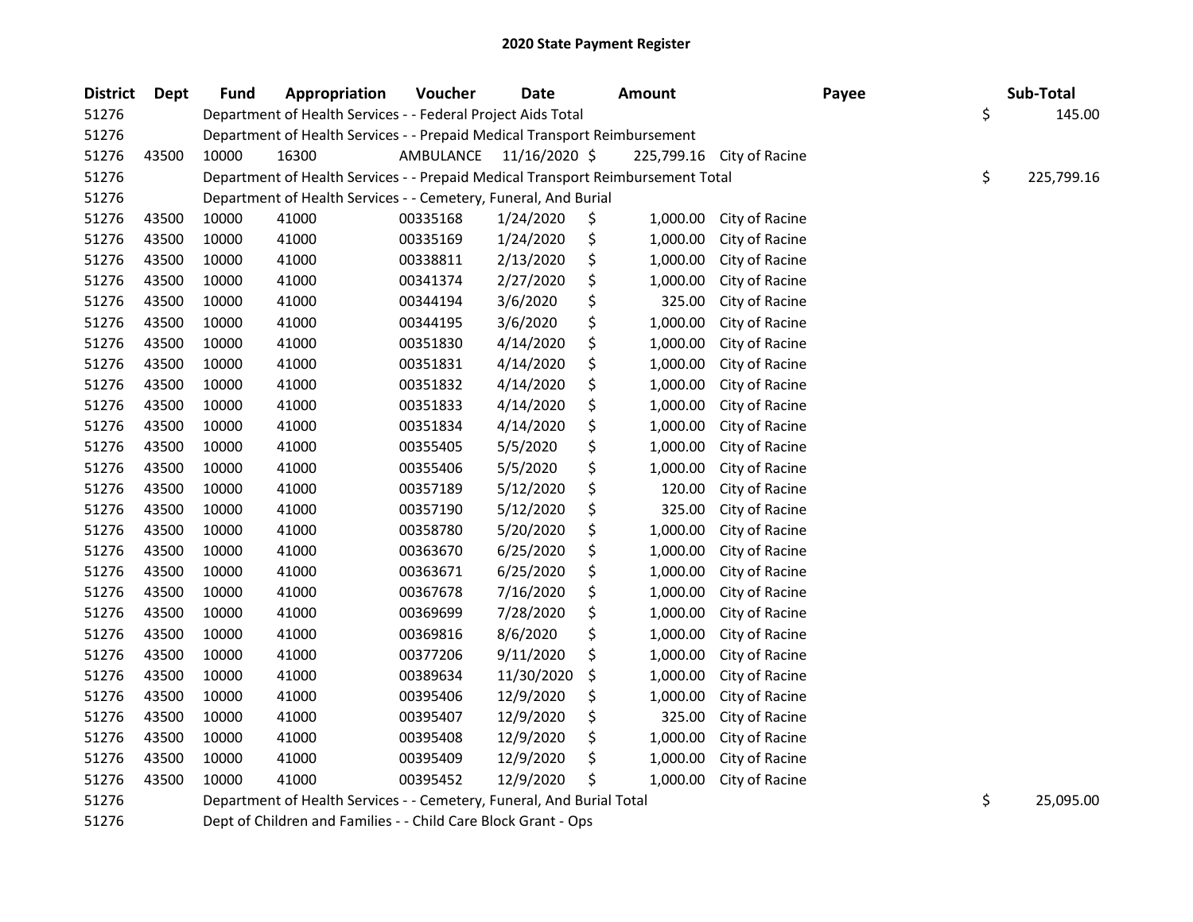# 2020 State Payment Register

| District | Dept | Fund | Appropriation | Voucher | Date | Amount | Payee | Sub-Total |
|---|---|---|---|---|---|---|---|---|
| 51276 | | Department of Health Services - - Federal Project Aids Total | | | | | | $ 145.00 |
| 51276 | | Department of Health Services - - Prepaid Medical Transport Reimbursement | | | | | | |
| 51276 | 43500 | 10000 | 16300 | AMBULANCE | 11/16/2020 | $ 225,799.16 | City of Racine | |
| 51276 | | Department of Health Services - - Prepaid Medical Transport Reimbursement Total | | | | | | $ 225,799.16 |
| 51276 | | Department of Health Services - - Cemetery, Funeral, And Burial | | | | | | |
| 51276 | 43500 | 10000 | 41000 | 00335168 | 1/24/2020 | $ 1,000.00 | City of Racine | |
| 51276 | 43500 | 10000 | 41000 | 00335169 | 1/24/2020 | $ 1,000.00 | City of Racine | |
| 51276 | 43500 | 10000 | 41000 | 00338811 | 2/13/2020 | $ 1,000.00 | City of Racine | |
| 51276 | 43500 | 10000 | 41000 | 00341374 | 2/27/2020 | $ 1,000.00 | City of Racine | |
| 51276 | 43500 | 10000 | 41000 | 00344194 | 3/6/2020 | $ 325.00 | City of Racine | |
| 51276 | 43500 | 10000 | 41000 | 00344195 | 3/6/2020 | $ 1,000.00 | City of Racine | |
| 51276 | 43500 | 10000 | 41000 | 00351830 | 4/14/2020 | $ 1,000.00 | City of Racine | |
| 51276 | 43500 | 10000 | 41000 | 00351831 | 4/14/2020 | $ 1,000.00 | City of Racine | |
| 51276 | 43500 | 10000 | 41000 | 00351832 | 4/14/2020 | $ 1,000.00 | City of Racine | |
| 51276 | 43500 | 10000 | 41000 | 00351833 | 4/14/2020 | $ 1,000.00 | City of Racine | |
| 51276 | 43500 | 10000 | 41000 | 00351834 | 4/14/2020 | $ 1,000.00 | City of Racine | |
| 51276 | 43500 | 10000 | 41000 | 00355405 | 5/5/2020 | $ 1,000.00 | City of Racine | |
| 51276 | 43500 | 10000 | 41000 | 00355406 | 5/5/2020 | $ 1,000.00 | City of Racine | |
| 51276 | 43500 | 10000 | 41000 | 00357189 | 5/12/2020 | $ 120.00 | City of Racine | |
| 51276 | 43500 | 10000 | 41000 | 00357190 | 5/12/2020 | $ 325.00 | City of Racine | |
| 51276 | 43500 | 10000 | 41000 | 00358780 | 5/20/2020 | $ 1,000.00 | City of Racine | |
| 51276 | 43500 | 10000 | 41000 | 00363670 | 6/25/2020 | $ 1,000.00 | City of Racine | |
| 51276 | 43500 | 10000 | 41000 | 00363671 | 6/25/2020 | $ 1,000.00 | City of Racine | |
| 51276 | 43500 | 10000 | 41000 | 00367678 | 7/16/2020 | $ 1,000.00 | City of Racine | |
| 51276 | 43500 | 10000 | 41000 | 00369699 | 7/28/2020 | $ 1,000.00 | City of Racine | |
| 51276 | 43500 | 10000 | 41000 | 00369816 | 8/6/2020 | $ 1,000.00 | City of Racine | |
| 51276 | 43500 | 10000 | 41000 | 00377206 | 9/11/2020 | $ 1,000.00 | City of Racine | |
| 51276 | 43500 | 10000 | 41000 | 00389634 | 11/30/2020 | $ 1,000.00 | City of Racine | |
| 51276 | 43500 | 10000 | 41000 | 00395406 | 12/9/2020 | $ 1,000.00 | City of Racine | |
| 51276 | 43500 | 10000 | 41000 | 00395407 | 12/9/2020 | $ 325.00 | City of Racine | |
| 51276 | 43500 | 10000 | 41000 | 00395408 | 12/9/2020 | $ 1,000.00 | City of Racine | |
| 51276 | 43500 | 10000 | 41000 | 00395409 | 12/9/2020 | $ 1,000.00 | City of Racine | |
| 51276 | 43500 | 10000 | 41000 | 00395452 | 12/9/2020 | $ 1,000.00 | City of Racine | |
| 51276 | | Department of Health Services - - Cemetery, Funeral, And Burial Total | | | | | | $ 25,095.00 |
| 51276 | | Dept of Children and Families - - Child Care Block Grant - Ops | | | | | | |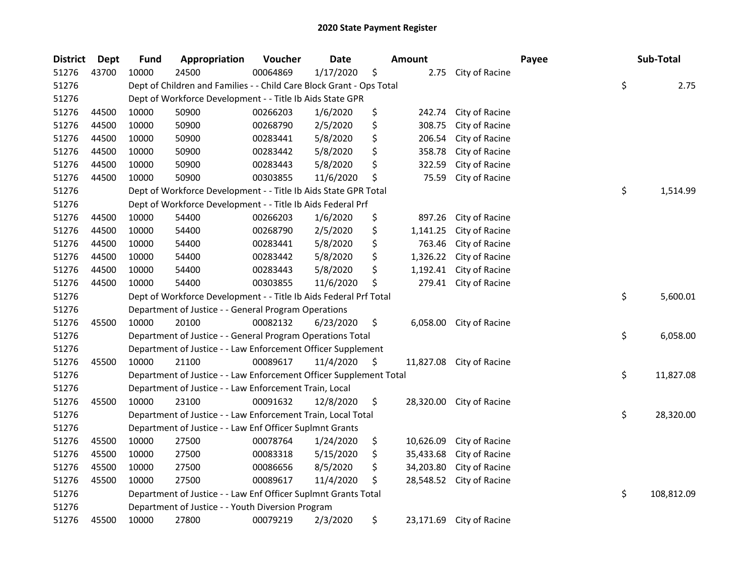# 2020 State Payment Register

| District | Dept | Fund | Appropriation | Voucher | Date | Amount | | Payee | Sub-Total | |
|---|---|---|---|---|---|---|---|---|---|---|
| 51276 | 43700 | 10000 | 24500 | 00064869 | 1/17/2020 | $ | 2.75 | City of Racine | | |
| 51276 | | Dept of Children and Families - - Child Care Block Grant - Ops Total | | | | | | | $ | 2.75 |
| 51276 | | Dept of Workforce Development - - Title Ib Aids State GPR | | | | | | | | |
| 51276 | 44500 | 10000 | 50900 | 00266203 | 1/6/2020 | $ | 242.74 | City of Racine | | |
| 51276 | 44500 | 10000 | 50900 | 00268790 | 2/5/2020 | $ | 308.75 | City of Racine | | |
| 51276 | 44500 | 10000 | 50900 | 00283441 | 5/8/2020 | $ | 206.54 | City of Racine | | |
| 51276 | 44500 | 10000 | 50900 | 00283442 | 5/8/2020 | $ | 358.78 | City of Racine | | |
| 51276 | 44500 | 10000 | 50900 | 00283443 | 5/8/2020 | $ | 322.59 | City of Racine | | |
| 51276 | 44500 | 10000 | 50900 | 00303855 | 11/6/2020 | $ | 75.59 | City of Racine | | |
| 51276 | | Dept of Workforce Development - - Title Ib Aids State GPR Total | | | | | | | $ | 1,514.99 |
| 51276 | | Dept of Workforce Development - - Title Ib Aids Federal Prf | | | | | | | | |
| 51276 | 44500 | 10000 | 54400 | 00266203 | 1/6/2020 | $ | 897.26 | City of Racine | | |
| 51276 | 44500 | 10000 | 54400 | 00268790 | 2/5/2020 | $ | 1,141.25 | City of Racine | | |
| 51276 | 44500 | 10000 | 54400 | 00283441 | 5/8/2020 | $ | 763.46 | City of Racine | | |
| 51276 | 44500 | 10000 | 54400 | 00283442 | 5/8/2020 | $ | 1,326.22 | City of Racine | | |
| 51276 | 44500 | 10000 | 54400 | 00283443 | 5/8/2020 | $ | 1,192.41 | City of Racine | | |
| 51276 | 44500 | 10000 | 54400 | 00303855 | 11/6/2020 | $ | 279.41 | City of Racine | | |
| 51276 | | Dept of Workforce Development - - Title Ib Aids Federal Prf Total | | | | | | | $ | 5,600.01 |
| 51276 | | Department of Justice - - General Program Operations | | | | | | | | |
| 51276 | 45500 | 10000 | 20100 | 00082132 | 6/23/2020 | $ | 6,058.00 | City of Racine | | |
| 51276 | | Department of Justice - - General Program Operations Total | | | | | | | $ | 6,058.00 |
| 51276 | | Department of Justice - - Law Enforcement Officer Supplement | | | | | | | | |
| 51276 | 45500 | 10000 | 21100 | 00089617 | 11/4/2020 | $ | 11,827.08 | City of Racine | | |
| 51276 | | Department of Justice - - Law Enforcement Officer Supplement Total | | | | | | | $ | 11,827.08 |
| 51276 | | Department of Justice - - Law Enforcement Train, Local | | | | | | | | |
| 51276 | 45500 | 10000 | 23100 | 00091632 | 12/8/2020 | $ | 28,320.00 | City of Racine | | |
| 51276 | | Department of Justice - - Law Enforcement Train, Local Total | | | | | | | $ | 28,320.00 |
| 51276 | | Department of Justice - - Law Enf Officer Suplmnt Grants | | | | | | | | |
| 51276 | 45500 | 10000 | 27500 | 00078764 | 1/24/2020 | $ | 10,626.09 | City of Racine | | |
| 51276 | 45500 | 10000 | 27500 | 00083318 | 5/15/2020 | $ | 35,433.68 | City of Racine | | |
| 51276 | 45500 | 10000 | 27500 | 00086656 | 8/5/2020 | $ | 34,203.80 | City of Racine | | |
| 51276 | 45500 | 10000 | 27500 | 00089617 | 11/4/2020 | $ | 28,548.52 | City of Racine | | |
| 51276 | | Department of Justice - - Law Enf Officer Suplmnt Grants Total | | | | | | | $ | 108,812.09 |
| 51276 | | Department of Justice - - Youth Diversion Program | | | | | | | | |
| 51276 | 45500 | 10000 | 27800 | 00079219 | 2/3/2020 | $ | 23,171.69 | City of Racine | | |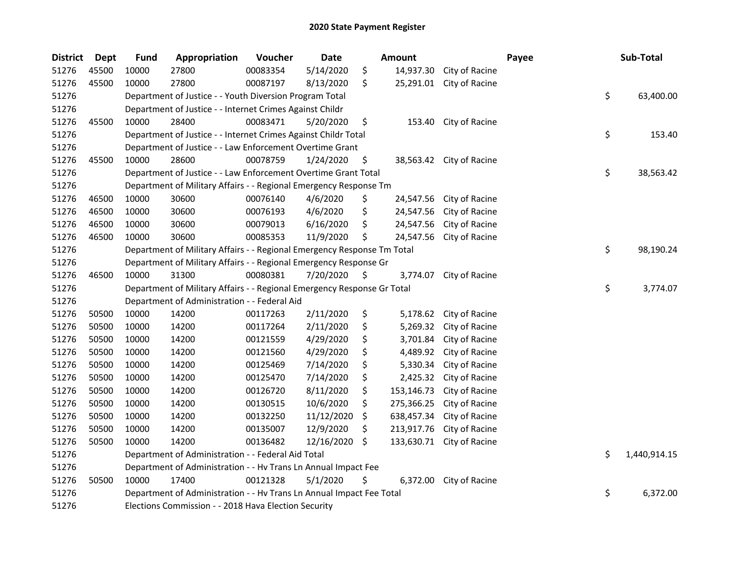# 2020 State Payment Register

| District | Dept | Fund | Appropriation | Voucher | Date | Amount | Payee | Sub-Total |
|---|---|---|---|---|---|---|---|---|
| 51276 | 45500 | 10000 | 27800 | 00083354 | 5/14/2020 | $ 14,937.30 | City of Racine | |
| 51276 | 45500 | 10000 | 27800 | 00087197 | 8/13/2020 | $ 25,291.01 | City of Racine | |
| 51276 | | Department of Justice - - Youth Diversion Program Total | | | | | | $ 63,400.00 |
| 51276 | | Department of Justice - - Internet Crimes Against Childr | | | | | | |
| 51276 | 45500 | 10000 | 28400 | 00083471 | 5/20/2020 | $ 153.40 | City of Racine | |
| 51276 | | Department of Justice - - Internet Crimes Against Childr Total | | | | | | $ 153.40 |
| 51276 | | Department of Justice - - Law Enforcement Overtime Grant | | | | | | |
| 51276 | 45500 | 10000 | 28600 | 00078759 | 1/24/2020 | $ 38,563.42 | City of Racine | |
| 51276 | | Department of Justice - - Law Enforcement Overtime Grant Total | | | | | | $ 38,563.42 |
| 51276 | | Department of Military Affairs - - Regional Emergency Response Tm | | | | | | |
| 51276 | 46500 | 10000 | 30600 | 00076140 | 4/6/2020 | $ 24,547.56 | City of Racine | |
| 51276 | 46500 | 10000 | 30600 | 00076193 | 4/6/2020 | $ 24,547.56 | City of Racine | |
| 51276 | 46500 | 10000 | 30600 | 00079013 | 6/16/2020 | $ 24,547.56 | City of Racine | |
| 51276 | 46500 | 10000 | 30600 | 00085353 | 11/9/2020 | $ 24,547.56 | City of Racine | |
| 51276 | | Department of Military Affairs - - Regional Emergency Response Tm Total | | | | | | $ 98,190.24 |
| 51276 | | Department of Military Affairs - - Regional Emergency Response Gr | | | | | | |
| 51276 | 46500 | 10000 | 31300 | 00080381 | 7/20/2020 | $ 3,774.07 | City of Racine | |
| 51276 | | Department of Military Affairs - - Regional Emergency Response Gr Total | | | | | | $ 3,774.07 |
| 51276 | | Department of Administration - - Federal Aid | | | | | | |
| 51276 | 50500 | 10000 | 14200 | 00117263 | 2/11/2020 | $ 5,178.62 | City of Racine | |
| 51276 | 50500 | 10000 | 14200 | 00117264 | 2/11/2020 | $ 5,269.32 | City of Racine | |
| 51276 | 50500 | 10000 | 14200 | 00121559 | 4/29/2020 | $ 3,701.84 | City of Racine | |
| 51276 | 50500 | 10000 | 14200 | 00121560 | 4/29/2020 | $ 4,489.92 | City of Racine | |
| 51276 | 50500 | 10000 | 14200 | 00125469 | 7/14/2020 | $ 5,330.34 | City of Racine | |
| 51276 | 50500 | 10000 | 14200 | 00125470 | 7/14/2020 | $ 2,425.32 | City of Racine | |
| 51276 | 50500 | 10000 | 14200 | 00126720 | 8/11/2020 | $ 153,146.73 | City of Racine | |
| 51276 | 50500 | 10000 | 14200 | 00130515 | 10/6/2020 | $ 275,366.25 | City of Racine | |
| 51276 | 50500 | 10000 | 14200 | 00132250 | 11/12/2020 | $ 638,457.34 | City of Racine | |
| 51276 | 50500 | 10000 | 14200 | 00135007 | 12/9/2020 | $ 213,917.76 | City of Racine | |
| 51276 | 50500 | 10000 | 14200 | 00136482 | 12/16/2020 | $ 133,630.71 | City of Racine | |
| 51276 | | Department of Administration - - Federal Aid Total | | | | | | $ 1,440,914.15 |
| 51276 | | Department of Administration - - Hv Trans Ln Annual Impact Fee | | | | | | |
| 51276 | 50500 | 10000 | 17400 | 00121328 | 5/1/2020 | $ 6,372.00 | City of Racine | |
| 51276 | | Department of Administration - - Hv Trans Ln Annual Impact Fee Total | | | | | | $ 6,372.00 |
| 51276 | | Elections Commission - - 2018 Hava Election Security | | | | | | |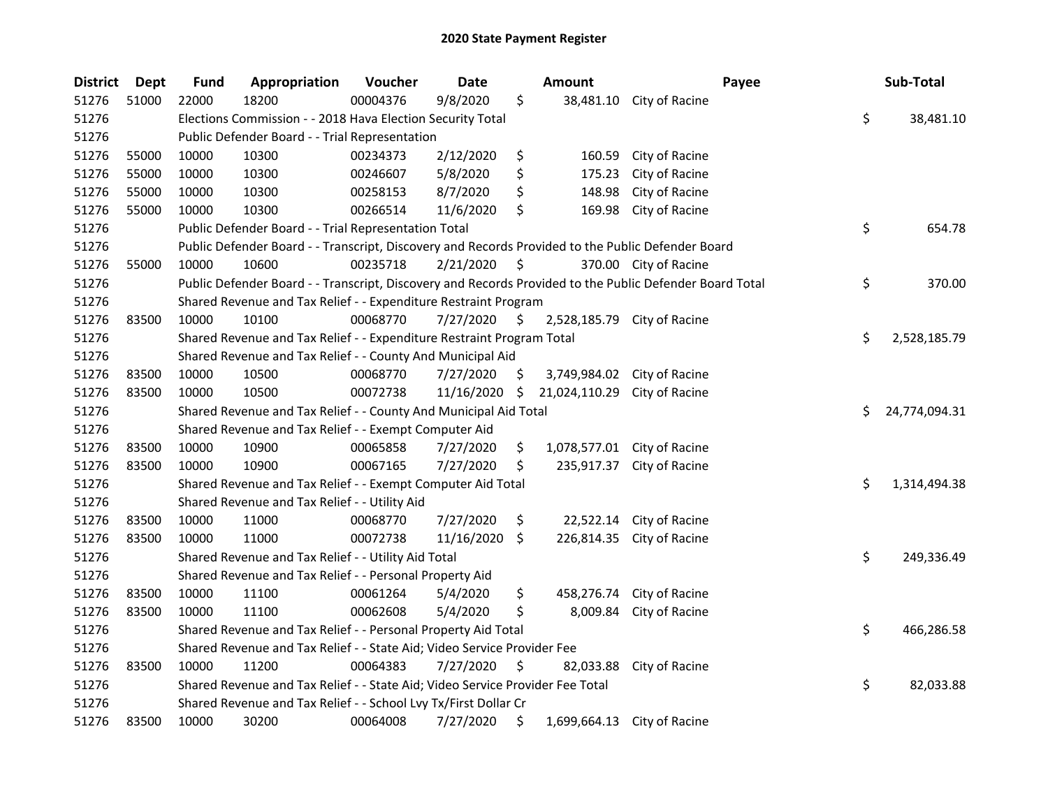# 2020 State Payment Register

| District | Dept | Fund | Appropriation | Voucher | Date | Amount | Payee | Sub-Total |
|---|---|---|---|---|---|---|---|---|
| 51276 | 51000 | 22000 | 18200 | 00004376 | 9/8/2020 | $ 38,481.10 | City of Racine | |
| 51276 | | Elections Commission - - 2018 Hava Election Security Total | | | | | | $ 38,481.10 |
| 51276 | | Public Defender Board - - Trial Representation | | | | | | |
| 51276 | 55000 | 10000 | 10300 | 00234373 | 2/12/2020 | $ 160.59 | City of Racine | |
| 51276 | 55000 | 10000 | 10300 | 00246607 | 5/8/2020 | $ 175.23 | City of Racine | |
| 51276 | 55000 | 10000 | 10300 | 00258153 | 8/7/2020 | $ 148.98 | City of Racine | |
| 51276 | 55000 | 10000 | 10300 | 00266514 | 11/6/2020 | $ 169.98 | City of Racine | |
| 51276 | | Public Defender Board - - Trial Representation Total | | | | | | $ 654.78 |
| 51276 | | Public Defender Board - - Transcript, Discovery and Records Provided to the Public Defender Board | | | | | | |
| 51276 | 55000 | 10000 | 10600 | 00235718 | 2/21/2020 | $ 370.00 | City of Racine | |
| 51276 | | Public Defender Board - - Transcript, Discovery and Records Provided to the Public Defender Board Total | | | | | | $ 370.00 |
| 51276 | | Shared Revenue and Tax Relief - - Expenditure Restraint Program | | | | | | |
| 51276 | 83500 | 10000 | 10100 | 00068770 | 7/27/2020 | $ 2,528,185.79 | City of Racine | |
| 51276 | | Shared Revenue and Tax Relief - - Expenditure Restraint Program Total | | | | | | $ 2,528,185.79 |
| 51276 | | Shared Revenue and Tax Relief - - County And Municipal Aid | | | | | | |
| 51276 | 83500 | 10000 | 10500 | 00068770 | 7/27/2020 | $ 3,749,984.02 | City of Racine | |
| 51276 | 83500 | 10000 | 10500 | 00072738 | 11/16/2020 | $ 21,024,110.29 | City of Racine | |
| 51276 | | Shared Revenue and Tax Relief - - County And Municipal Aid Total | | | | | | $ 24,774,094.31 |
| 51276 | | Shared Revenue and Tax Relief - - Exempt Computer Aid | | | | | | |
| 51276 | 83500 | 10000 | 10900 | 00065858 | 7/27/2020 | $ 1,078,577.01 | City of Racine | |
| 51276 | 83500 | 10000 | 10900 | 00067165 | 7/27/2020 | $ 235,917.37 | City of Racine | |
| 51276 | | Shared Revenue and Tax Relief - - Exempt Computer Aid Total | | | | | | $ 1,314,494.38 |
| 51276 | | Shared Revenue and Tax Relief - - Utility Aid | | | | | | |
| 51276 | 83500 | 10000 | 11000 | 00068770 | 7/27/2020 | $ 22,522.14 | City of Racine | |
| 51276 | 83500 | 10000 | 11000 | 00072738 | 11/16/2020 | $ 226,814.35 | City of Racine | |
| 51276 | | Shared Revenue and Tax Relief - - Utility Aid Total | | | | | | $ 249,336.49 |
| 51276 | | Shared Revenue and Tax Relief - - Personal Property Aid | | | | | | |
| 51276 | 83500 | 10000 | 11100 | 00061264 | 5/4/2020 | $ 458,276.74 | City of Racine | |
| 51276 | 83500 | 10000 | 11100 | 00062608 | 5/4/2020 | $ 8,009.84 | City of Racine | |
| 51276 | | Shared Revenue and Tax Relief - - Personal Property Aid Total | | | | | | $ 466,286.58 |
| 51276 | | Shared Revenue and Tax Relief - - State Aid; Video Service Provider Fee | | | | | | |
| 51276 | 83500 | 10000 | 11200 | 00064383 | 7/27/2020 | $ 82,033.88 | City of Racine | |
| 51276 | | Shared Revenue and Tax Relief - - State Aid; Video Service Provider Fee Total | | | | | | $ 82,033.88 |
| 51276 | | Shared Revenue and Tax Relief - - School Lvy Tx/First Dollar Cr | | | | | | |
| 51276 | 83500 | 10000 | 30200 | 00064008 | 7/27/2020 | $ 1,699,664.13 | City of Racine | |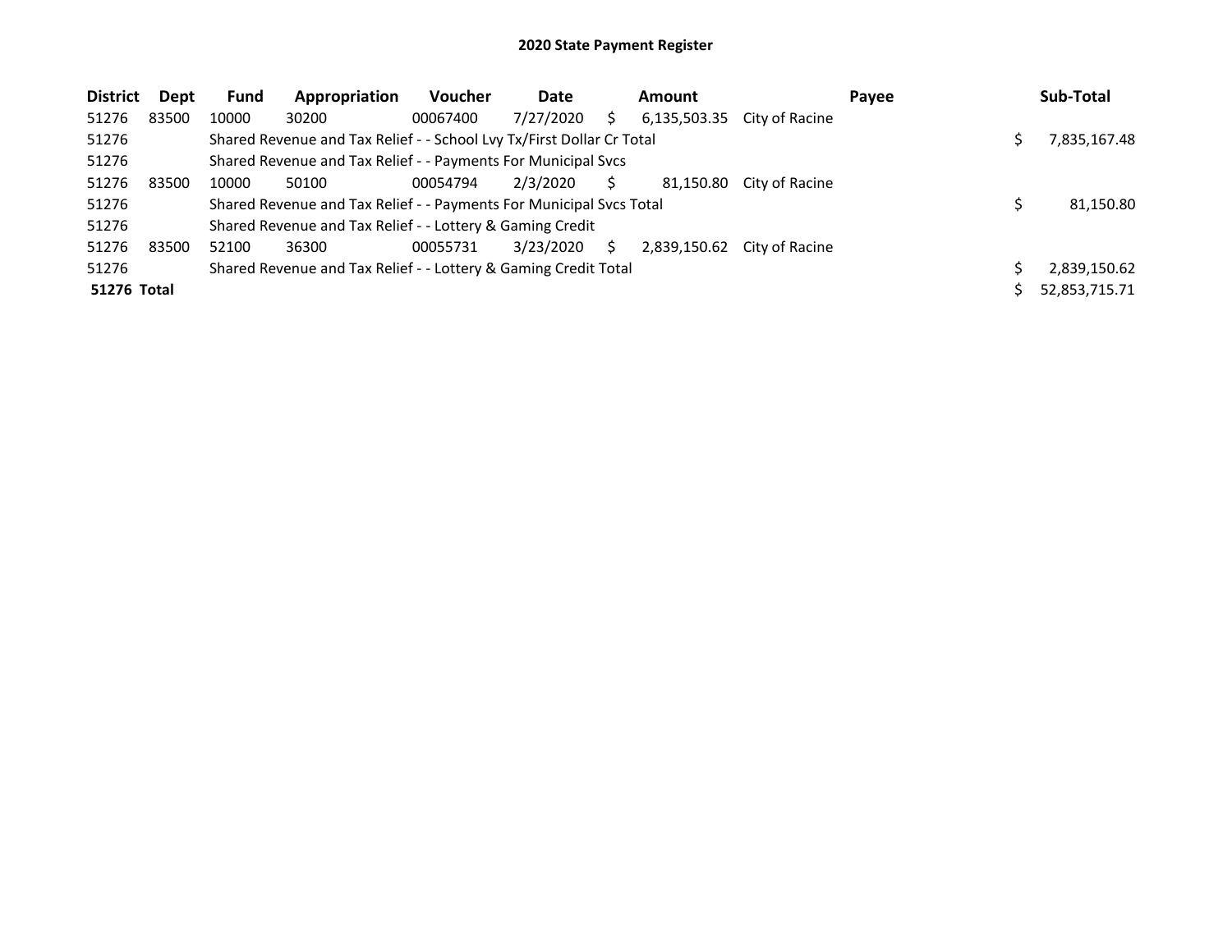# 2020 State Payment Register

| District | Dept | Fund | Appropriation | Voucher | Date | Amount | Payee | Sub-Total |
|---|---|---|---|---|---|---|---|---|
| 51276 | 83500 | 10000 | 30200 | 00067400 | 7/27/2020 | $ 6,135,503.35 | City of Racine | |
| 51276 | | Shared Revenue and Tax Relief - - School Lvy Tx/First Dollar Cr Total | | | | | | $ 7,835,167.48 |
| 51276 | | Shared Revenue and Tax Relief - - Payments For Municipal Svcs | | | | | | |
| 51276 | 83500 | 10000 | 50100 | 00054794 | 2/3/2020 | $ 81,150.80 | City of Racine | |
| 51276 | | Shared Revenue and Tax Relief - - Payments For Municipal Svcs Total | | | | | | $ 81,150.80 |
| 51276 | | Shared Revenue and Tax Relief - - Lottery & Gaming Credit | | | | | | |
| 51276 | 83500 | 52100 | 36300 | 00055731 | 3/23/2020 | $ 2,839,150.62 | City of Racine | |
| 51276 | | Shared Revenue and Tax Relief - - Lottery & Gaming Credit Total | | | | | | $ 2,839,150.62 |
| **51276 Total** | | | | | | | | $ 52,853,715.71 |